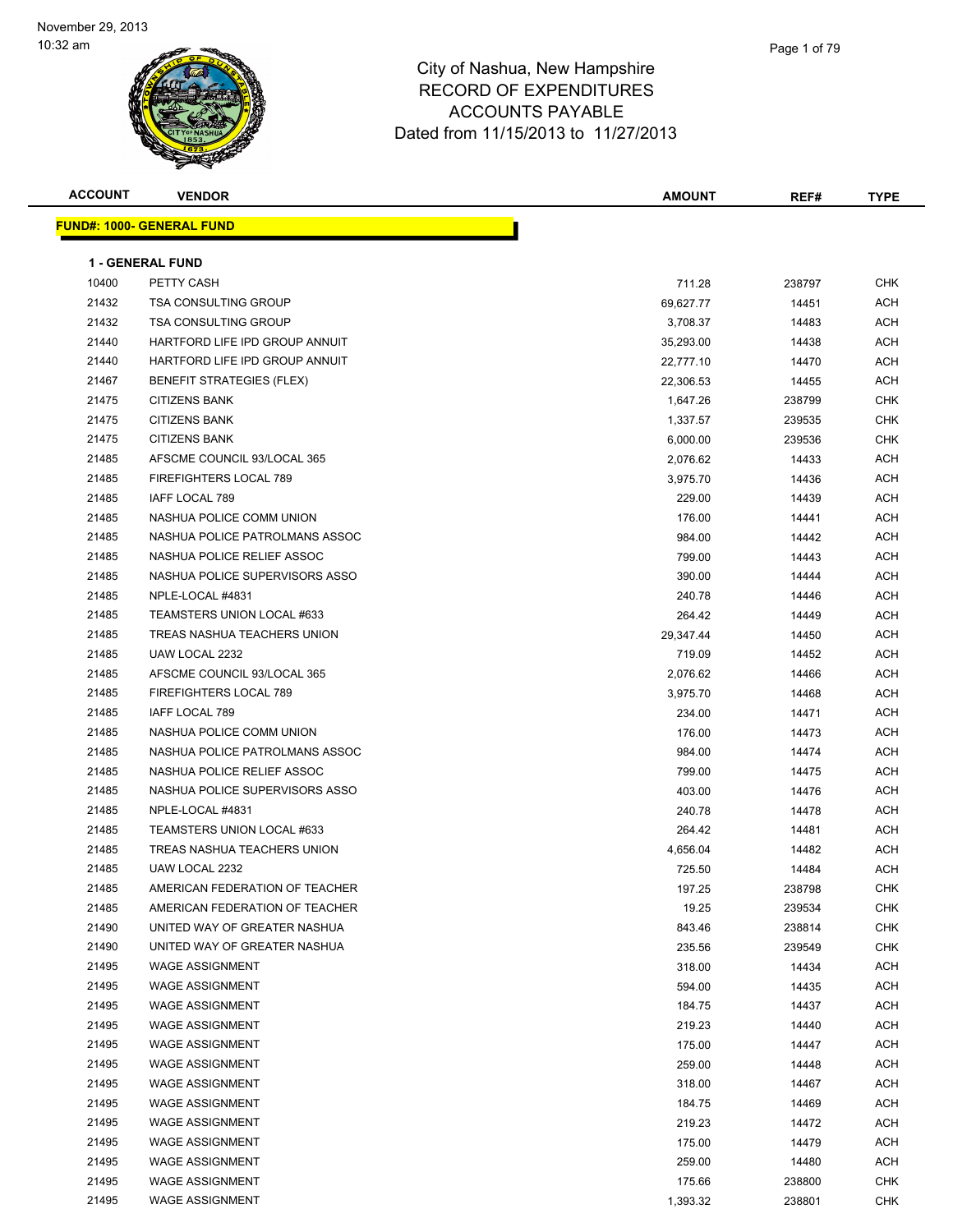November 29, 2013
10:32 am

# City of Nashua, New Hampshire
## RECORD OF EXPENDITURES
## ACCOUNTS PAYABLE
## Dated from 11/15/2013 to 11/27/2013

| ACCOUNT | VENDOR | AMOUNT | REF# | TYPE |
|---|---|---|---|---|

**FUND#: 1000- GENERAL FUND**

**1 - GENERAL FUND**

| ACCOUNT | VENDOR | AMOUNT | REF# | TYPE |
|---|---|---|---|---|
| 10400 | PETTY CASH | 711.28 | 238797 | CHK |
| 21432 | TSA CONSULTING GROUP | 69,627.77 | 14451 | ACH |
| 21432 | TSA CONSULTING GROUP | 3,708.37 | 14483 | ACH |
| 21440 | HARTFORD LIFE IPD GROUP ANNUIT | 35,293.00 | 14438 | ACH |
| 21440 | HARTFORD LIFE IPD GROUP ANNUIT | 22,777.10 | 14470 | ACH |
| 21467 | BENEFIT STRATEGIES (FLEX) | 22,306.53 | 14455 | ACH |
| 21475 | CITIZENS BANK | 1,647.26 | 238799 | CHK |
| 21475 | CITIZENS BANK | 1,337.57 | 239535 | CHK |
| 21475 | CITIZENS BANK | 6,000.00 | 239536 | CHK |
| 21485 | AFSCME COUNCIL 93/LOCAL 365 | 2,076.62 | 14433 | ACH |
| 21485 | FIREFIGHTERS LOCAL 789 | 3,975.70 | 14436 | ACH |
| 21485 | IAFF LOCAL 789 | 229.00 | 14439 | ACH |
| 21485 | NASHUA POLICE COMM UNION | 176.00 | 14441 | ACH |
| 21485 | NASHUA POLICE PATROLMANS ASSOC | 984.00 | 14442 | ACH |
| 21485 | NASHUA POLICE RELIEF ASSOC | 799.00 | 14443 | ACH |
| 21485 | NASHUA POLICE SUPERVISORS ASSO | 390.00 | 14444 | ACH |
| 21485 | NPLE-LOCAL #4831 | 240.78 | 14446 | ACH |
| 21485 | TEAMSTERS UNION LOCAL #633 | 264.42 | 14449 | ACH |
| 21485 | TREAS NASHUA TEACHERS UNION | 29,347.44 | 14450 | ACH |
| 21485 | UAW LOCAL 2232 | 719.09 | 14452 | ACH |
| 21485 | AFSCME COUNCIL 93/LOCAL 365 | 2,076.62 | 14466 | ACH |
| 21485 | FIREFIGHTERS LOCAL 789 | 3,975.70 | 14468 | ACH |
| 21485 | IAFF LOCAL 789 | 234.00 | 14471 | ACH |
| 21485 | NASHUA POLICE COMM UNION | 176.00 | 14473 | ACH |
| 21485 | NASHUA POLICE PATROLMANS ASSOC | 984.00 | 14474 | ACH |
| 21485 | NASHUA POLICE RELIEF ASSOC | 799.00 | 14475 | ACH |
| 21485 | NASHUA POLICE SUPERVISORS ASSO | 403.00 | 14476 | ACH |
| 21485 | NPLE-LOCAL #4831 | 240.78 | 14478 | ACH |
| 21485 | TEAMSTERS UNION LOCAL #633 | 264.42 | 14481 | ACH |
| 21485 | TREAS NASHUA TEACHERS UNION | 4,656.04 | 14482 | ACH |
| 21485 | UAW LOCAL 2232 | 725.50 | 14484 | ACH |
| 21485 | AMERICAN FEDERATION OF TEACHER | 197.25 | 238798 | CHK |
| 21485 | AMERICAN FEDERATION OF TEACHER | 19.25 | 239534 | CHK |
| 21490 | UNITED WAY OF GREATER NASHUA | 843.46 | 238814 | CHK |
| 21490 | UNITED WAY OF GREATER NASHUA | 235.56 | 239549 | CHK |
| 21495 | WAGE ASSIGNMENT | 318.00 | 14434 | ACH |
| 21495 | WAGE ASSIGNMENT | 594.00 | 14435 | ACH |
| 21495 | WAGE ASSIGNMENT | 184.75 | 14437 | ACH |
| 21495 | WAGE ASSIGNMENT | 219.23 | 14440 | ACH |
| 21495 | WAGE ASSIGNMENT | 175.00 | 14447 | ACH |
| 21495 | WAGE ASSIGNMENT | 259.00 | 14448 | ACH |
| 21495 | WAGE ASSIGNMENT | 318.00 | 14467 | ACH |
| 21495 | WAGE ASSIGNMENT | 184.75 | 14469 | ACH |
| 21495 | WAGE ASSIGNMENT | 219.23 | 14472 | ACH |
| 21495 | WAGE ASSIGNMENT | 175.00 | 14479 | ACH |
| 21495 | WAGE ASSIGNMENT | 259.00 | 14480 | ACH |
| 21495 | WAGE ASSIGNMENT | 175.66 | 238800 | CHK |
| 21495 | WAGE ASSIGNMENT | 1,393.32 | 238801 | CHK |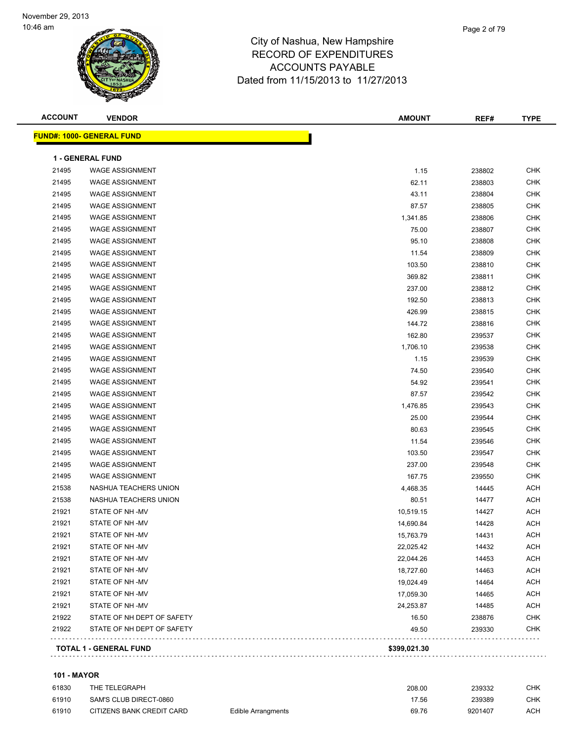# City of Nashua, New Hampshire
## RECORD OF EXPENDITURES
## ACCOUNTS PAYABLE
Dated from 11/15/2013 to 11/27/2013

November 29, 2013
10:46 am

| ACCOUNT | VENDOR | | AMOUNT | REF# | TYPE |
|---|---|---|---|---|---|
| **FUND#: 1000- GENERAL FUND** | | | | | |
| **1 - GENERAL FUND** | | | | | |
| 21495 | WAGE ASSIGNMENT | | 1.15 | 238802 | CHK |
| 21495 | WAGE ASSIGNMENT | | 62.11 | 238803 | CHK |
| 21495 | WAGE ASSIGNMENT | | 43.11 | 238804 | CHK |
| 21495 | WAGE ASSIGNMENT | | 87.57 | 238805 | CHK |
| 21495 | WAGE ASSIGNMENT | | 1,341.85 | 238806 | CHK |
| 21495 | WAGE ASSIGNMENT | | 75.00 | 238807 | CHK |
| 21495 | WAGE ASSIGNMENT | | 95.10 | 238808 | CHK |
| 21495 | WAGE ASSIGNMENT | | 11.54 | 238809 | CHK |
| 21495 | WAGE ASSIGNMENT | | 103.50 | 238810 | CHK |
| 21495 | WAGE ASSIGNMENT | | 369.82 | 238811 | CHK |
| 21495 | WAGE ASSIGNMENT | | 237.00 | 238812 | CHK |
| 21495 | WAGE ASSIGNMENT | | 192.50 | 238813 | CHK |
| 21495 | WAGE ASSIGNMENT | | 426.99 | 238815 | CHK |
| 21495 | WAGE ASSIGNMENT | | 144.72 | 238816 | CHK |
| 21495 | WAGE ASSIGNMENT | | 162.80 | 239537 | CHK |
| 21495 | WAGE ASSIGNMENT | | 1,706.10 | 239538 | CHK |
| 21495 | WAGE ASSIGNMENT | | 1.15 | 239539 | CHK |
| 21495 | WAGE ASSIGNMENT | | 74.50 | 239540 | CHK |
| 21495 | WAGE ASSIGNMENT | | 54.92 | 239541 | CHK |
| 21495 | WAGE ASSIGNMENT | | 87.57 | 239542 | CHK |
| 21495 | WAGE ASSIGNMENT | | 1,476.85 | 239543 | CHK |
| 21495 | WAGE ASSIGNMENT | | 25.00 | 239544 | CHK |
| 21495 | WAGE ASSIGNMENT | | 80.63 | 239545 | CHK |
| 21495 | WAGE ASSIGNMENT | | 11.54 | 239546 | CHK |
| 21495 | WAGE ASSIGNMENT | | 103.50 | 239547 | CHK |
| 21495 | WAGE ASSIGNMENT | | 237.00 | 239548 | CHK |
| 21495 | WAGE ASSIGNMENT | | 167.75 | 239550 | CHK |
| 21538 | NASHUA TEACHERS UNION | | 4,468.35 | 14445 | ACH |
| 21538 | NASHUA TEACHERS UNION | | 80.51 | 14477 | ACH |
| 21921 | STATE OF NH -MV | | 10,519.15 | 14427 | ACH |
| 21921 | STATE OF NH -MV | | 14,690.84 | 14428 | ACH |
| 21921 | STATE OF NH -MV | | 15,763.79 | 14431 | ACH |
| 21921 | STATE OF NH -MV | | 22,025.42 | 14432 | ACH |
| 21921 | STATE OF NH -MV | | 22,044.26 | 14453 | ACH |
| 21921 | STATE OF NH -MV | | 18,727.60 | 14463 | ACH |
| 21921 | STATE OF NH -MV | | 19,024.49 | 14464 | ACH |
| 21921 | STATE OF NH -MV | | 17,059.30 | 14465 | ACH |
| 21921 | STATE OF NH -MV | | 24,253.87 | 14485 | ACH |
| 21922 | STATE OF NH DEPT OF SAFETY | | 16.50 | 238876 | CHK |
| 21922 | STATE OF NH DEPT OF SAFETY | | 49.50 | 239330 | CHK |
| **TOTAL 1 - GENERAL FUND** | | | **$399,021.30** | | |
| **101 - MAYOR** | | | | | |
| 61830 | THE TELEGRAPH | | 208.00 | 239332 | CHK |
| 61910 | SAM'S CLUB DIRECT-0860 | | 17.56 | 239389 | CHK |
| 61910 | CITIZENS BANK CREDIT CARD | Edible Arrangments | 69.76 | 9201407 | ACH |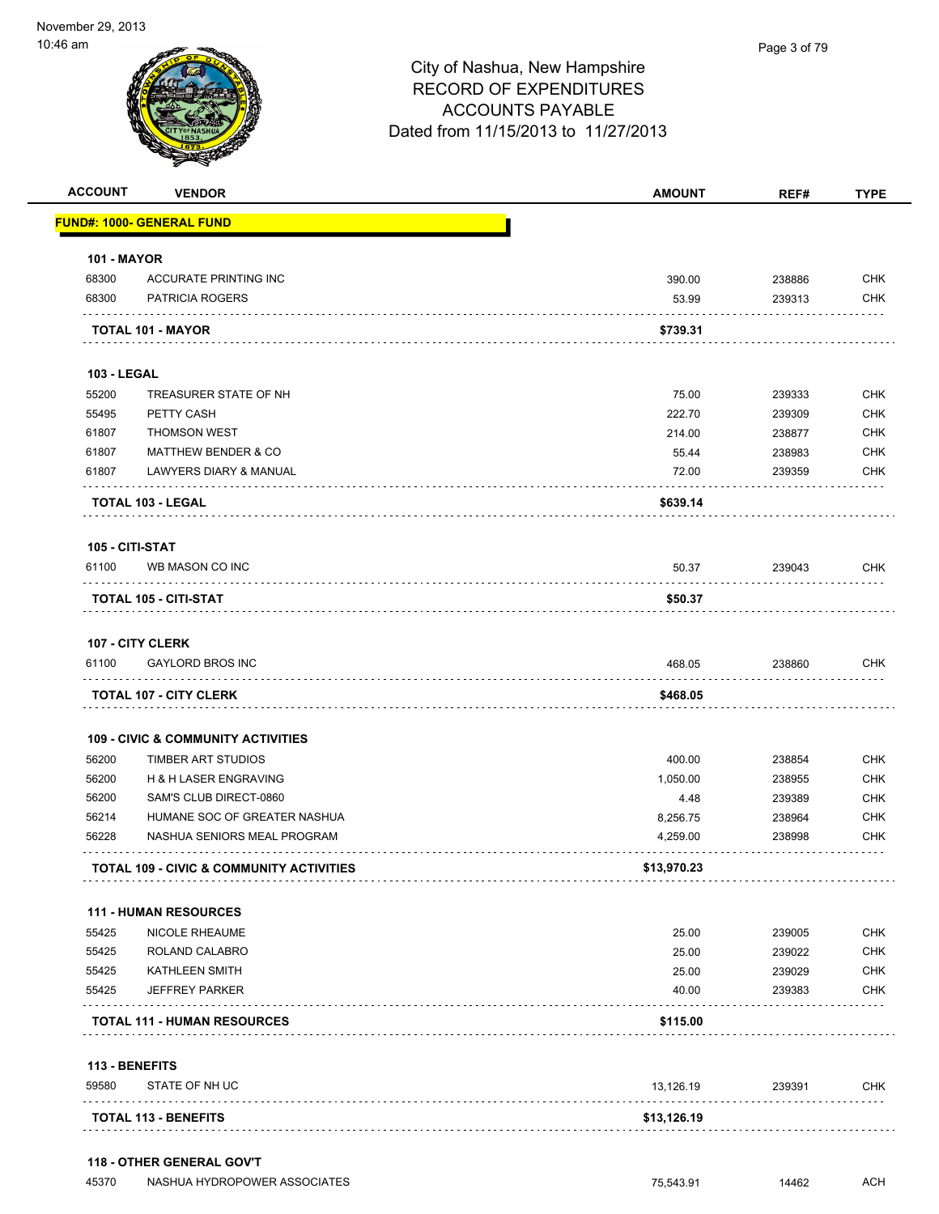# City of Nashua, New Hampshire
## RECORD OF EXPENDITURES
## ACCOUNTS PAYABLE
### Dated from 11/15/2013 to 11/27/2013

| ACCOUNT | VENDOR | AMOUNT | REF# | TYPE |
|---|---|---|---|---|
| **FUND#: 1000- GENERAL FUND** | | | | |
| **101 - MAYOR** | | | | |
| 68300 | ACCURATE PRINTING INC | 390.00 | 238886 | CHK |
| 68300 | PATRICIA ROGERS | 53.99 | 239313 | CHK |
| | **TOTAL 101 - MAYOR** | **$739.31** | | |
| **103 - LEGAL** | | | | |
| 55200 | TREASURER STATE OF NH | 75.00 | 239333 | CHK |
| 55495 | PETTY CASH | 222.70 | 239309 | CHK |
| 61807 | THOMSON WEST | 214.00 | 238877 | CHK |
| 61807 | MATTHEW BENDER & CO | 55.44 | 238983 | CHK |
| 61807 | LAWYERS DIARY & MANUAL | 72.00 | 239359 | CHK |
| | **TOTAL 103 - LEGAL** | **$639.14** | | |
| **105 - CITI-STAT** | | | | |
| 61100 | WB MASON CO INC | 50.37 | 239043 | CHK |
| | **TOTAL 105 - CITI-STAT** | **$50.37** | | |
| **107 - CITY CLERK** | | | | |
| 61100 | GAYLORD BROS INC | 468.05 | 238860 | CHK |
| | **TOTAL 107 - CITY CLERK** | **$468.05** | | |
| **109 - CIVIC & COMMUNITY ACTIVITIES** | | | | |
| 56200 | TIMBER ART STUDIOS | 400.00 | 238854 | CHK |
| 56200 | H & H LASER ENGRAVING | 1,050.00 | 238955 | CHK |
| 56200 | SAM'S CLUB DIRECT-0860 | 4.48 | 239389 | CHK |
| 56214 | HUMANE SOC OF GREATER NASHUA | 8,256.75 | 238964 | CHK |
| 56228 | NASHUA SENIORS MEAL PROGRAM | 4,259.00 | 238998 | CHK |
| | **TOTAL 109 - CIVIC & COMMUNITY ACTIVITIES** | **$13,970.23** | | |
| **111 - HUMAN RESOURCES** | | | | |
| 55425 | NICOLE RHEAUME | 25.00 | 239005 | CHK |
| 55425 | ROLAND CALABRO | 25.00 | 239022 | CHK |
| 55425 | KATHLEEN SMITH | 25.00 | 239029 | CHK |
| 55425 | JEFFREY PARKER | 40.00 | 239383 | CHK |
| | **TOTAL 111 - HUMAN RESOURCES** | **$115.00** | | |
| **113 - BENEFITS** | | | | |
| 59580 | STATE OF NH UC | 13,126.19 | 239391 | CHK |
| | **TOTAL 113 - BENEFITS** | **$13,126.19** | | |
| **118 - OTHER GENERAL GOV'T** | | | | |
| 45370 | NASHUA HYDROPOWER ASSOCIATES | 75,543.91 | 14462 | ACH |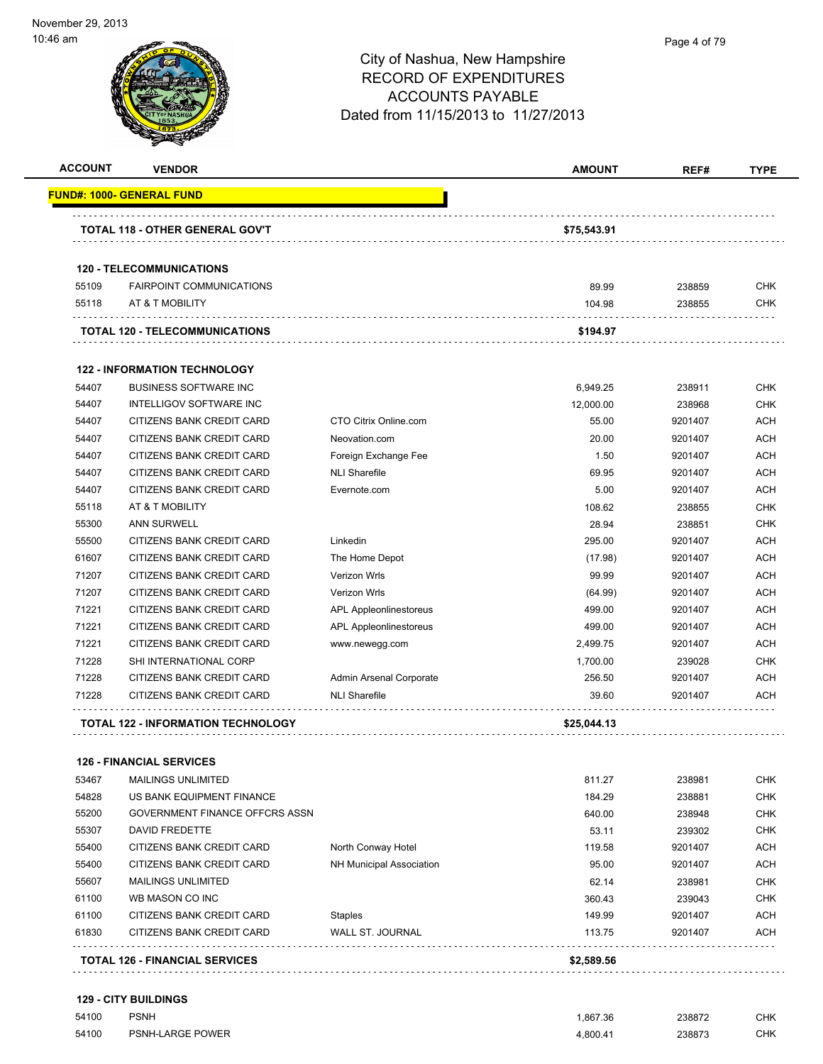City of Nashua, New Hampshire
RECORD OF EXPENDITURES
ACCOUNTS PAYABLE
Dated from 11/15/2013 to 11/27/2013

| ACCOUNT | VENDOR | | AMOUNT | REF# | TYPE |
|---|---|---|---|---|---|
| **FUND#: 1000- GENERAL FUND** | | | | | |
| **TOTAL 118 - OTHER GENERAL GOV'T** | | | **$75,543.91** | | |
| **120 - TELECOMMUNICATIONS** | | | | | |
| 55109 | FAIRPOINT COMMUNICATIONS | | 89.99 | 238859 | CHK |
| 55118 | AT & T MOBILITY | | 104.98 | 238855 | CHK |
| **TOTAL 120 - TELECOMMUNICATIONS** | | | **$194.97** | | |
| **122 - INFORMATION TECHNOLOGY** | | | | | |
| 54407 | BUSINESS SOFTWARE INC | | 6,949.25 | 238911 | CHK |
| 54407 | INTELLIGOV SOFTWARE INC | | 12,000.00 | 238968 | CHK |
| 54407 | CITIZENS BANK CREDIT CARD | CTO Citrix Online.com | 55.00 | 9201407 | ACH |
| 54407 | CITIZENS BANK CREDIT CARD | Neovation.com | 20.00 | 9201407 | ACH |
| 54407 | CITIZENS BANK CREDIT CARD | Foreign Exchange Fee | 1.50 | 9201407 | ACH |
| 54407 | CITIZENS BANK CREDIT CARD | NLI Sharefile | 69.95 | 9201407 | ACH |
| 54407 | CITIZENS BANK CREDIT CARD | Evernote.com | 5.00 | 9201407 | ACH |
| 55118 | AT & T MOBILITY | | 108.62 | 238855 | CHK |
| 55300 | ANN SURWELL | | 28.94 | 238851 | CHK |
| 55500 | CITIZENS BANK CREDIT CARD | Linkedin | 295.00 | 9201407 | ACH |
| 61607 | CITIZENS BANK CREDIT CARD | The Home Depot | (17.98) | 9201407 | ACH |
| 71207 | CITIZENS BANK CREDIT CARD | Verizon Wrls | 99.99 | 9201407 | ACH |
| 71207 | CITIZENS BANK CREDIT CARD | Verizon Wrls | (64.99) | 9201407 | ACH |
| 71221 | CITIZENS BANK CREDIT CARD | APL Appleonlinestoreus | 499.00 | 9201407 | ACH |
| 71221 | CITIZENS BANK CREDIT CARD | APL Appleonlinestoreus | 499.00 | 9201407 | ACH |
| 71221 | CITIZENS BANK CREDIT CARD | www.newegg.com | 2,499.75 | 9201407 | ACH |
| 71228 | SHI INTERNATIONAL CORP | | 1,700.00 | 239028 | CHK |
| 71228 | CITIZENS BANK CREDIT CARD | Admin Arsenal Corporate | 256.50 | 9201407 | ACH |
| 71228 | CITIZENS BANK CREDIT CARD | NLI Sharefile | 39.60 | 9201407 | ACH |
| **TOTAL 122 - INFORMATION TECHNOLOGY** | | | **$25,044.13** | | |
| **126 - FINANCIAL SERVICES** | | | | | |
| 53467 | MAILINGS UNLIMITED | | 811.27 | 238981 | CHK |
| 54828 | US BANK EQUIPMENT FINANCE | | 184.29 | 238881 | CHK |
| 55200 | GOVERNMENT FINANCE OFFCRS ASSN | | 640.00 | 238948 | CHK |
| 55307 | DAVID FREDETTE | | 53.11 | 239302 | CHK |
| 55400 | CITIZENS BANK CREDIT CARD | North Conway Hotel | 119.58 | 9201407 | ACH |
| 55400 | CITIZENS BANK CREDIT CARD | NH Municipal Association | 95.00 | 9201407 | ACH |
| 55607 | MAILINGS UNLIMITED | | 62.14 | 238981 | CHK |
| 61100 | WB MASON CO INC | | 360.43 | 239043 | CHK |
| 61100 | CITIZENS BANK CREDIT CARD | Staples | 149.99 | 9201407 | ACH |
| 61830 | CITIZENS BANK CREDIT CARD | WALL ST. JOURNAL | 113.75 | 9201407 | ACH |
| **TOTAL 126 - FINANCIAL SERVICES** | | | **$2,589.56** | | |
| **129 - CITY BUILDINGS** | | | | | |
| 54100 | PSNH | | 1,867.36 | 238872 | CHK |
| 54100 | PSNH-LARGE POWER | | 4,800.41 | 238873 | CHK |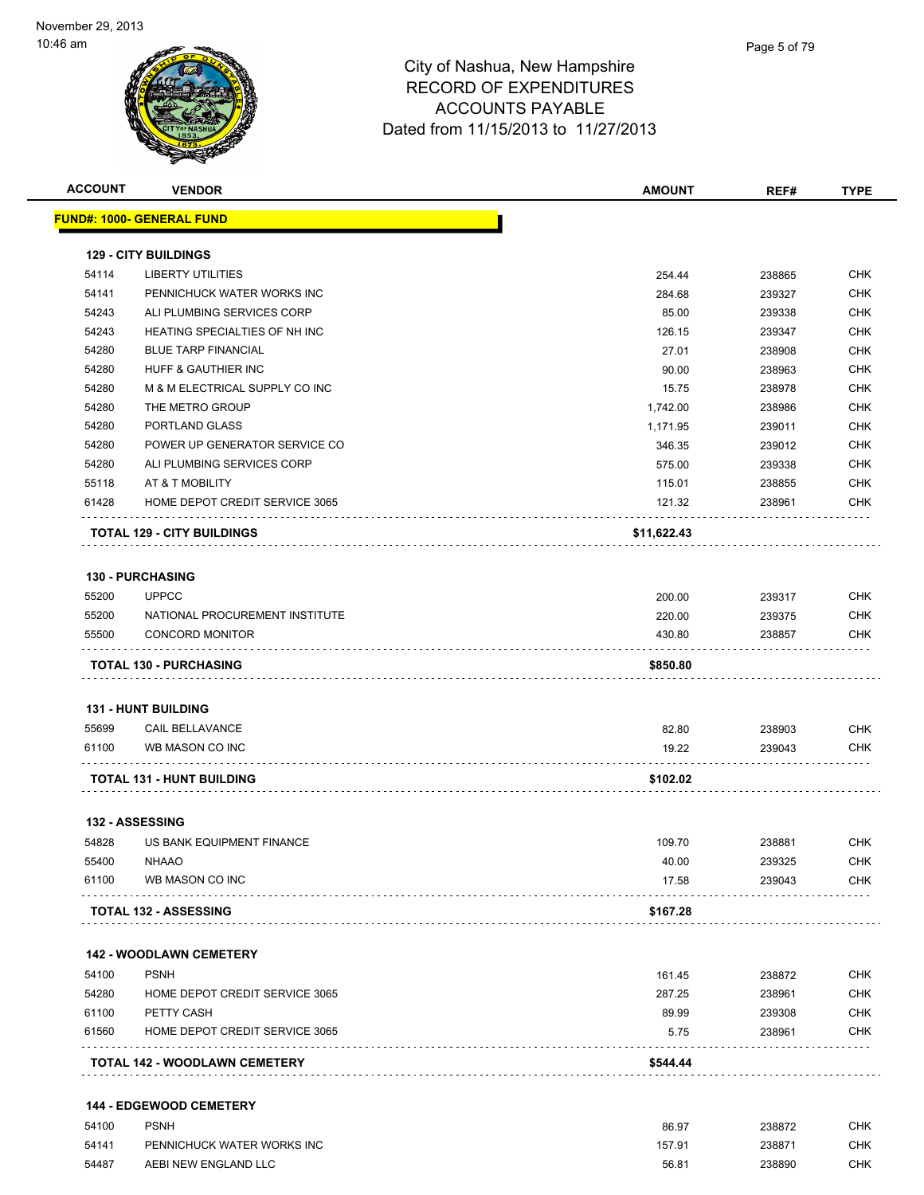City of Nashua, New Hampshire
RECORD OF EXPENDITURES
ACCOUNTS PAYABLE
Dated from 11/15/2013 to 11/27/2013

| ACCOUNT | VENDOR | AMOUNT | REF# | TYPE |
|---|---|---|---|---|
| **FUND#: 1000- GENERAL FUND** | | | | |
| **129 - CITY BUILDINGS** | | | | |
| 54114 | LIBERTY UTILITIES | 254.44 | 238865 | CHK |
| 54141 | PENNICHUCK WATER WORKS INC | 284.68 | 239327 | CHK |
| 54243 | ALI PLUMBING SERVICES CORP | 85.00 | 239338 | CHK |
| 54243 | HEATING SPECIALTIES OF NH INC | 126.15 | 239347 | CHK |
| 54280 | BLUE TARP FINANCIAL | 27.01 | 238908 | CHK |
| 54280 | HUFF & GAUTHIER INC | 90.00 | 238963 | CHK |
| 54280 | M & M ELECTRICAL SUPPLY CO INC | 15.75 | 238978 | CHK |
| 54280 | THE METRO GROUP | 1,742.00 | 238986 | CHK |
| 54280 | PORTLAND GLASS | 1,171.95 | 239011 | CHK |
| 54280 | POWER UP GENERATOR SERVICE CO | 346.35 | 239012 | CHK |
| 54280 | ALI PLUMBING SERVICES CORP | 575.00 | 239338 | CHK |
| 55118 | AT & T MOBILITY | 115.01 | 238855 | CHK |
| 61428 | HOME DEPOT CREDIT SERVICE 3065 | 121.32 | 238961 | CHK |
| | **TOTAL 129 - CITY BUILDINGS** | **$11,622.43** | | |
| **130 - PURCHASING** | | | | |
| 55200 | UPPCC | 200.00 | 239317 | CHK |
| 55200 | NATIONAL PROCUREMENT INSTITUTE | 220.00 | 239375 | CHK |
| 55500 | CONCORD MONITOR | 430.80 | 238857 | CHK |
| | **TOTAL 130 - PURCHASING** | **$850.80** | | |
| **131 - HUNT BUILDING** | | | | |
| 55699 | CAIL BELLAVANCE | 82.80 | 238903 | CHK |
| 61100 | WB MASON CO INC | 19.22 | 239043 | CHK |
| | **TOTAL 131 - HUNT BUILDING** | **$102.02** | | |
| **132 - ASSESSING** | | | | |
| 54828 | US BANK EQUIPMENT FINANCE | 109.70 | 238881 | CHK |
| 55400 | NHAAO | 40.00 | 239325 | CHK |
| 61100 | WB MASON CO INC | 17.58 | 239043 | CHK |
| | **TOTAL 132 - ASSESSING** | **$167.28** | | |
| **142 - WOODLAWN CEMETERY** | | | | |
| 54100 | PSNH | 161.45 | 238872 | CHK |
| 54280 | HOME DEPOT CREDIT SERVICE 3065 | 287.25 | 238961 | CHK |
| 61100 | PETTY CASH | 89.99 | 239308 | CHK |
| 61560 | HOME DEPOT CREDIT SERVICE 3065 | 5.75 | 238961 | CHK |
| | **TOTAL 142 - WOODLAWN CEMETERY** | **$544.44** | | |
| **144 - EDGEWOOD CEMETERY** | | | | |
| 54100 | PSNH | 86.97 | 238872 | CHK |
| 54141 | PENNICHUCK WATER WORKS INC | 157.91 | 238871 | CHK |
| 54487 | AEBI NEW ENGLAND LLC | 56.81 | 238890 | CHK |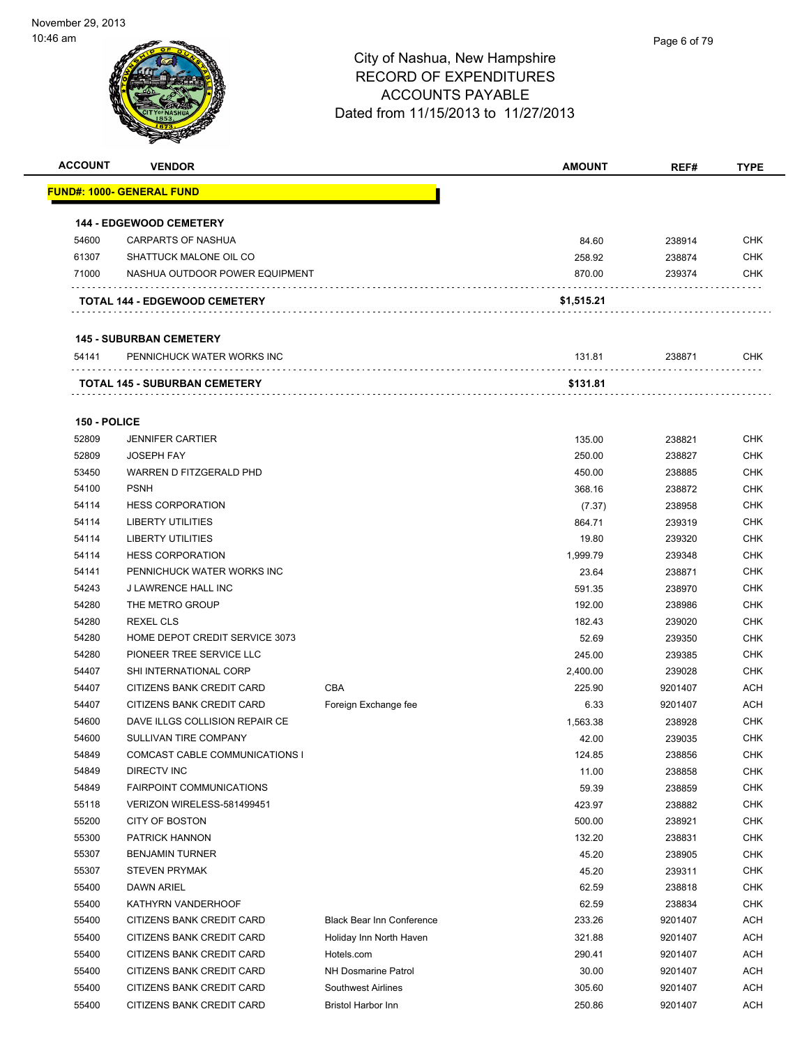# City of Nashua, New Hampshire
## RECORD OF EXPENDITURES
## ACCOUNTS PAYABLE
## Dated from 11/15/2013 to 11/27/2013

November 29, 2013
10:46 am

| ACCOUNT | VENDOR | | AMOUNT | REF# | TYPE |
|---|---|---|---|---|---|
| **FUND#: 1000- GENERAL FUND** | | | | | |
| **144 - EDGEWOOD CEMETERY** | | | | | |
| 54600 | CARPARTS OF NASHUA | | 84.60 | 238914 | CHK |
| 61307 | SHATTUCK MALONE OIL CO | | 258.92 | 238874 | CHK |
| 71000 | NASHUA OUTDOOR POWER EQUIPMENT | | 870.00 | 239374 | CHK |
| **TOTAL 144 - EDGEWOOD CEMETERY** | | | **$1,515.21** | | |
| **145 - SUBURBAN CEMETERY** | | | | | |
| 54141 | PENNICHUCK WATER WORKS INC | | 131.81 | 238871 | CHK |
| **TOTAL 145 - SUBURBAN CEMETERY** | | | **$131.81** | | |
| **150 - POLICE** | | | | | |
| 52809 | JENNIFER CARTIER | | 135.00 | 238821 | CHK |
| 52809 | JOSEPH FAY | | 250.00 | 238827 | CHK |
| 53450 | WARREN D FITZGERALD PHD | | 450.00 | 238885 | CHK |
| 54100 | PSNH | | 368.16 | 238872 | CHK |
| 54114 | HESS CORPORATION | | (7.37) | 238958 | CHK |
| 54114 | LIBERTY UTILITIES | | 864.71 | 239319 | CHK |
| 54114 | LIBERTY UTILITIES | | 19.80 | 239320 | CHK |
| 54114 | HESS CORPORATION | | 1,999.79 | 239348 | CHK |
| 54141 | PENNICHUCK WATER WORKS INC | | 23.64 | 238871 | CHK |
| 54243 | J LAWRENCE HALL INC | | 591.35 | 238970 | CHK |
| 54280 | THE METRO GROUP | | 192.00 | 238986 | CHK |
| 54280 | REXEL CLS | | 182.43 | 239020 | CHK |
| 54280 | HOME DEPOT CREDIT SERVICE 3073 | | 52.69 | 239350 | CHK |
| 54280 | PIONEER TREE SERVICE LLC | | 245.00 | 239385 | CHK |
| 54407 | SHI INTERNATIONAL CORP | | 2,400.00 | 239028 | CHK |
| 54407 | CITIZENS BANK CREDIT CARD | CBA | 225.90 | 9201407 | ACH |
| 54407 | CITIZENS BANK CREDIT CARD | Foreign Exchange fee | 6.33 | 9201407 | ACH |
| 54600 | DAVE ILLGS COLLISION REPAIR CE | | 1,563.38 | 238928 | CHK |
| 54600 | SULLIVAN TIRE COMPANY | | 42.00 | 239035 | CHK |
| 54849 | COMCAST CABLE COMMUNICATIONS I | | 124.85 | 238856 | CHK |
| 54849 | DIRECTV INC | | 11.00 | 238858 | CHK |
| 54849 | FAIRPOINT COMMUNICATIONS | | 59.39 | 238859 | CHK |
| 55118 | VERIZON WIRELESS-581499451 | | 423.97 | 238882 | CHK |
| 55200 | CITY OF BOSTON | | 500.00 | 238921 | CHK |
| 55300 | PATRICK HANNON | | 132.20 | 238831 | CHK |
| 55307 | BENJAMIN TURNER | | 45.20 | 238905 | CHK |
| 55307 | STEVEN PRYMAK | | 45.20 | 239311 | CHK |
| 55400 | DAWN ARIEL | | 62.59 | 238818 | CHK |
| 55400 | KATHYRN VANDERHOOF | | 62.59 | 238834 | CHK |
| 55400 | CITIZENS BANK CREDIT CARD | Black Bear Inn Conference | 233.26 | 9201407 | ACH |
| 55400 | CITIZENS BANK CREDIT CARD | Holiday Inn North Haven | 321.88 | 9201407 | ACH |
| 55400 | CITIZENS BANK CREDIT CARD | Hotels.com | 290.41 | 9201407 | ACH |
| 55400 | CITIZENS BANK CREDIT CARD | NH Dosmarine Patrol | 30.00 | 9201407 | ACH |
| 55400 | CITIZENS BANK CREDIT CARD | Southwest Airlines | 305.60 | 9201407 | ACH |
| 55400 | CITIZENS BANK CREDIT CARD | Bristol Harbor Inn | 250.86 | 9201407 | ACH |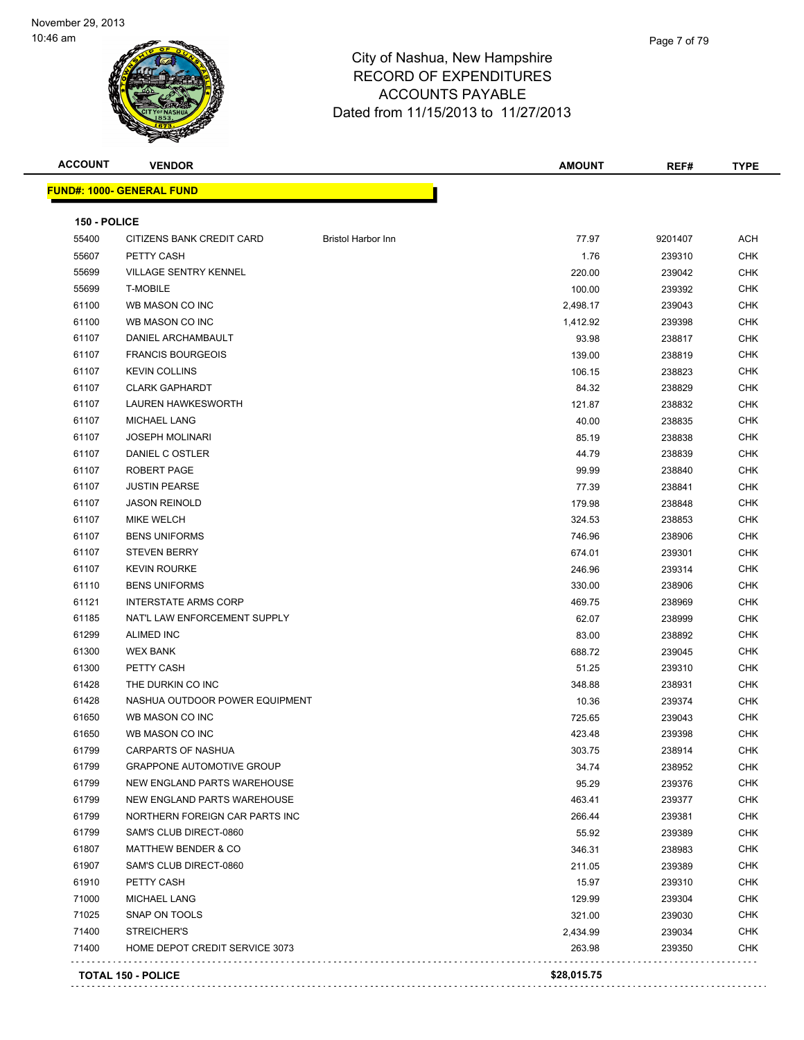# City of Nashua, New Hampshire
## RECORD OF EXPENDITURES
## ACCOUNTS PAYABLE
### Dated from 11/15/2013 to 11/27/2013

November 29, 2013
10:46 am

**FUND#: 1000- GENERAL FUND**

**150 - POLICE**

| ACCOUNT | VENDOR | | AMOUNT | REF# | TYPE |
|---|---|---|---|---|---|
| 55400 | CITIZENS BANK CREDIT CARD | Bristol Harbor Inn | 77.97 | 9201407 | ACH |
| 55607 | PETTY CASH | | 1.76 | 239310 | CHK |
| 55699 | VILLAGE SENTRY KENNEL | | 220.00 | 239042 | CHK |
| 55699 | T-MOBILE | | 100.00 | 239392 | CHK |
| 61100 | WB MASON CO INC | | 2,498.17 | 239043 | CHK |
| 61100 | WB MASON CO INC | | 1,412.92 | 239398 | CHK |
| 61107 | DANIEL ARCHAMBAULT | | 93.98 | 238817 | CHK |
| 61107 | FRANCIS BOURGEOIS | | 139.00 | 238819 | CHK |
| 61107 | KEVIN COLLINS | | 106.15 | 238823 | CHK |
| 61107 | CLARK GAPHARDT | | 84.32 | 238829 | CHK |
| 61107 | LAUREN HAWKESWORTH | | 121.87 | 238832 | CHK |
| 61107 | MICHAEL LANG | | 40.00 | 238835 | CHK |
| 61107 | JOSEPH MOLINARI | | 85.19 | 238838 | CHK |
| 61107 | DANIEL C OSTLER | | 44.79 | 238839 | CHK |
| 61107 | ROBERT PAGE | | 99.99 | 238840 | CHK |
| 61107 | JUSTIN PEARSE | | 77.39 | 238841 | CHK |
| 61107 | JASON REINOLD | | 179.98 | 238848 | CHK |
| 61107 | MIKE WELCH | | 324.53 | 238853 | CHK |
| 61107 | BENS UNIFORMS | | 746.96 | 238906 | CHK |
| 61107 | STEVEN BERRY | | 674.01 | 239301 | CHK |
| 61107 | KEVIN ROURKE | | 246.96 | 239314 | CHK |
| 61110 | BENS UNIFORMS | | 330.00 | 238906 | CHK |
| 61121 | INTERSTATE ARMS CORP | | 469.75 | 238969 | CHK |
| 61185 | NAT'L LAW ENFORCEMENT SUPPLY | | 62.07 | 238999 | CHK |
| 61299 | ALIMED INC | | 83.00 | 238892 | CHK |
| 61300 | WEX BANK | | 688.72 | 239045 | CHK |
| 61300 | PETTY CASH | | 51.25 | 239310 | CHK |
| 61428 | THE DURKIN CO INC | | 348.88 | 238931 | CHK |
| 61428 | NASHUA OUTDOOR POWER EQUIPMENT | | 10.36 | 239374 | CHK |
| 61650 | WB MASON CO INC | | 725.65 | 239043 | CHK |
| 61650 | WB MASON CO INC | | 423.48 | 239398 | CHK |
| 61799 | CARPARTS OF NASHUA | | 303.75 | 238914 | CHK |
| 61799 | GRAPPONE AUTOMOTIVE GROUP | | 34.74 | 238952 | CHK |
| 61799 | NEW ENGLAND PARTS WAREHOUSE | | 95.29 | 239376 | CHK |
| 61799 | NEW ENGLAND PARTS WAREHOUSE | | 463.41 | 239377 | CHK |
| 61799 | NORTHERN FOREIGN CAR PARTS INC | | 266.44 | 239381 | CHK |
| 61799 | SAM'S CLUB DIRECT-0860 | | 55.92 | 239389 | CHK |
| 61807 | MATTHEW BENDER & CO | | 346.31 | 238983 | CHK |
| 61907 | SAM'S CLUB DIRECT-0860 | | 211.05 | 239389 | CHK |
| 61910 | PETTY CASH | | 15.97 | 239310 | CHK |
| 71000 | MICHAEL LANG | | 129.99 | 239304 | CHK |
| 71025 | SNAP ON TOOLS | | 321.00 | 239030 | CHK |
| 71400 | STREICHER'S | | 2,434.99 | 239034 | CHK |
| 71400 | HOME DEPOT CREDIT SERVICE 3073 | | 263.98 | 239350 | CHK |
| | **TOTAL 150 - POLICE** | | **$28,015.75** | | |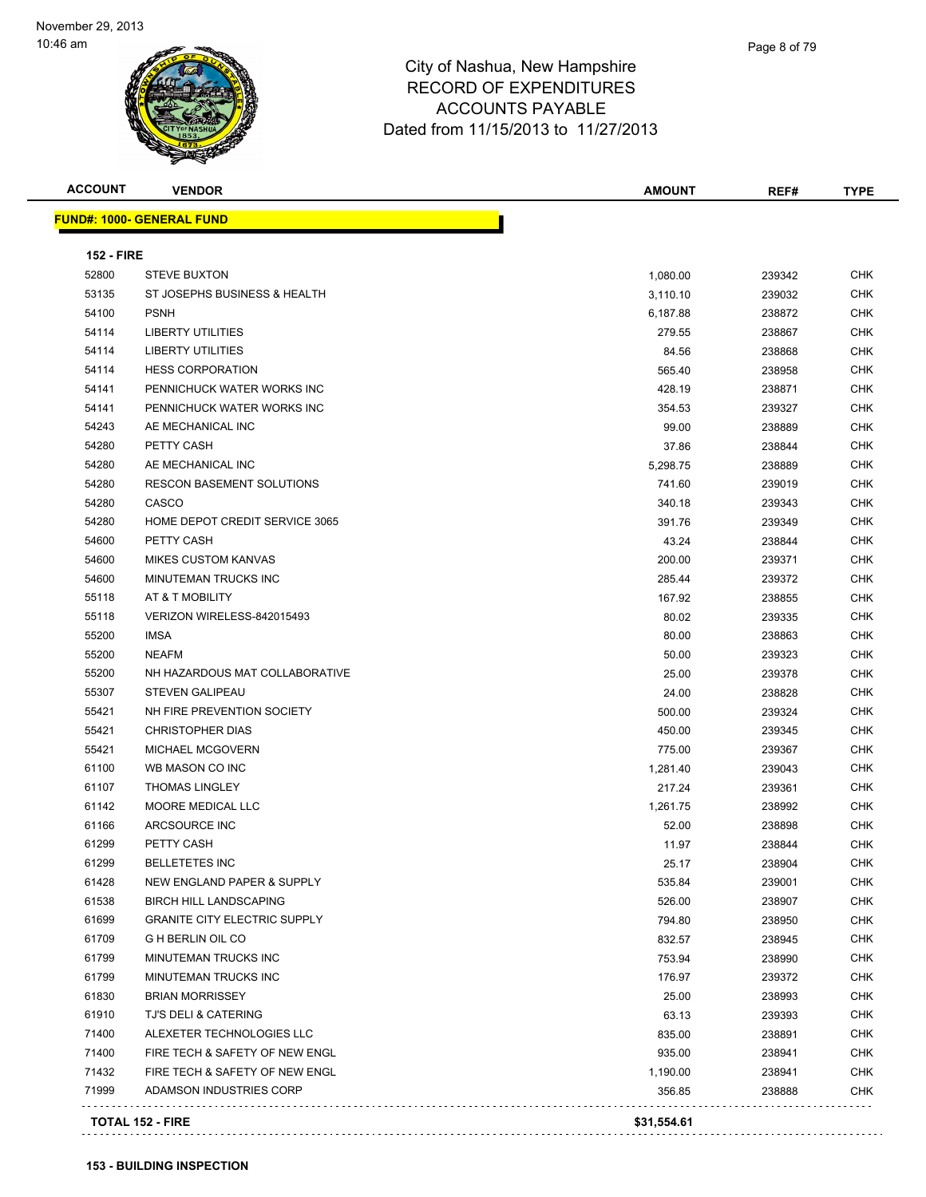# City of Nashua, New Hampshire
## RECORD OF EXPENDITURES
## ACCOUNTS PAYABLE
## Dated from 11/15/2013 to 11/27/2013

November 29, 2013
10:46 am

| ACCOUNT | VENDOR | AMOUNT | REF# | TYPE |
|---|---|---|---|---|
| **FUND#: 1000- GENERAL FUND** | | | | |
| **152 - FIRE** | | | | |
| 52800 | STEVE BUXTON | 1,080.00 | 239342 | CHK |
| 53135 | ST JOSEPHS BUSINESS & HEALTH | 3,110.10 | 239032 | CHK |
| 54100 | PSNH | 6,187.88 | 238872 | CHK |
| 54114 | LIBERTY UTILITIES | 279.55 | 238867 | CHK |
| 54114 | LIBERTY UTILITIES | 84.56 | 238868 | CHK |
| 54114 | HESS CORPORATION | 565.40 | 238958 | CHK |
| 54141 | PENNICHUCK WATER WORKS INC | 428.19 | 238871 | CHK |
| 54141 | PENNICHUCK WATER WORKS INC | 354.53 | 239327 | CHK |
| 54243 | AE MECHANICAL INC | 99.00 | 238889 | CHK |
| 54280 | PETTY CASH | 37.86 | 238844 | CHK |
| 54280 | AE MECHANICAL INC | 5,298.75 | 238889 | CHK |
| 54280 | RESCON BASEMENT SOLUTIONS | 741.60 | 239019 | CHK |
| 54280 | CASCO | 340.18 | 239343 | CHK |
| 54280 | HOME DEPOT CREDIT SERVICE 3065 | 391.76 | 239349 | CHK |
| 54600 | PETTY CASH | 43.24 | 238844 | CHK |
| 54600 | MIKES CUSTOM KANVAS | 200.00 | 239371 | CHK |
| 54600 | MINUTEMAN TRUCKS INC | 285.44 | 239372 | CHK |
| 55118 | AT & T MOBILITY | 167.92 | 238855 | CHK |
| 55118 | VERIZON WIRELESS-842015493 | 80.02 | 239335 | CHK |
| 55200 | IMSA | 80.00 | 238863 | CHK |
| 55200 | NEAFM | 50.00 | 239323 | CHK |
| 55200 | NH HAZARDOUS MAT COLLABORATIVE | 25.00 | 239378 | CHK |
| 55307 | STEVEN GALIPEAU | 24.00 | 238828 | CHK |
| 55421 | NH FIRE PREVENTION SOCIETY | 500.00 | 239324 | CHK |
| 55421 | CHRISTOPHER DIAS | 450.00 | 239345 | CHK |
| 55421 | MICHAEL MCGOVERN | 775.00 | 239367 | CHK |
| 61100 | WB MASON CO INC | 1,281.40 | 239043 | CHK |
| 61107 | THOMAS LINGLEY | 217.24 | 239361 | CHK |
| 61142 | MOORE MEDICAL LLC | 1,261.75 | 238992 | CHK |
| 61166 | ARCSOURCE INC | 52.00 | 238898 | CHK |
| 61299 | PETTY CASH | 11.97 | 238844 | CHK |
| 61299 | BELLETETES INC | 25.17 | 238904 | CHK |
| 61428 | NEW ENGLAND PAPER & SUPPLY | 535.84 | 239001 | CHK |
| 61538 | BIRCH HILL LANDSCAPING | 526.00 | 238907 | CHK |
| 61699 | GRANITE CITY ELECTRIC SUPPLY | 794.80 | 238950 | CHK |
| 61709 | G H BERLIN OIL CO | 832.57 | 238945 | CHK |
| 61799 | MINUTEMAN TRUCKS INC | 753.94 | 238990 | CHK |
| 61799 | MINUTEMAN TRUCKS INC | 176.97 | 239372 | CHK |
| 61830 | BRIAN MORRISSEY | 25.00 | 238993 | CHK |
| 61910 | TJ'S DELI & CATERING | 63.13 | 239393 | CHK |
| 71400 | ALEXETER TECHNOLOGIES LLC | 835.00 | 238891 | CHK |
| 71400 | FIRE TECH & SAFETY OF NEW ENGL | 935.00 | 238941 | CHK |
| 71432 | FIRE TECH & SAFETY OF NEW ENGL | 1,190.00 | 238941 | CHK |
| 71999 | ADAMSON INDUSTRIES CORP | 356.85 | 238888 | CHK |
| **TOTAL 152 - FIRE** | | **$31,554.61** | | |

**153 - BUILDING INSPECTION**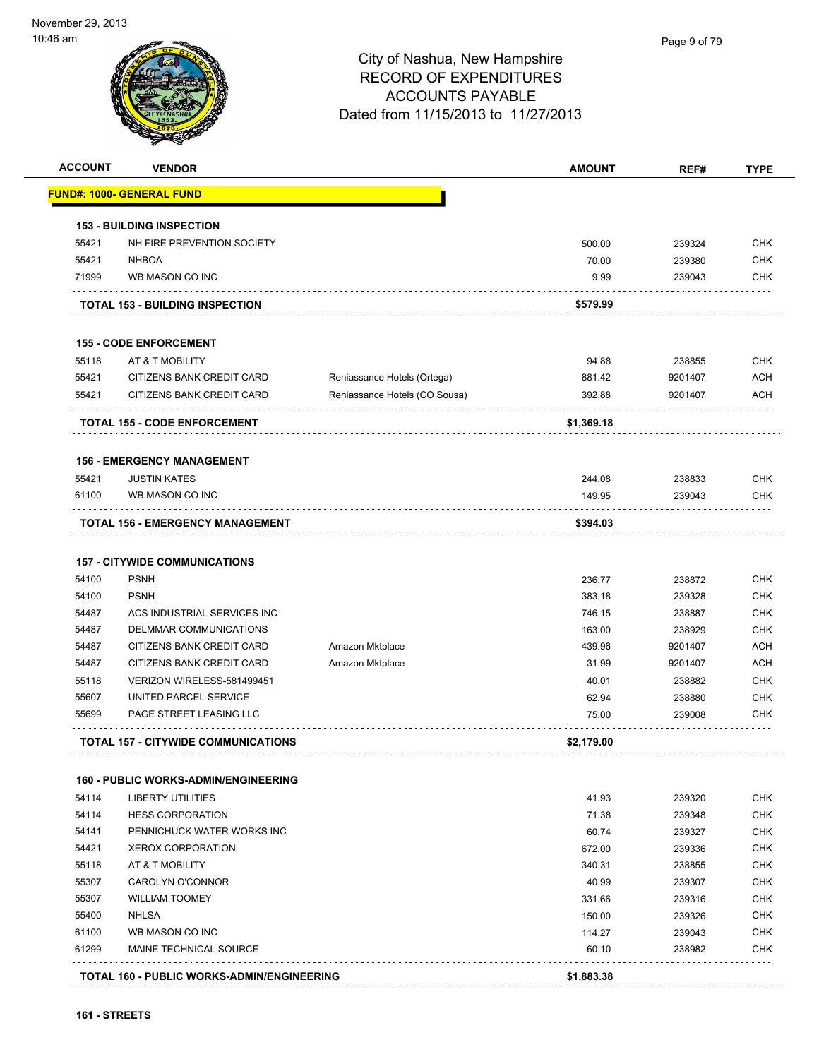# City of Nashua, New Hampshire
## RECORD OF EXPENDITURES
## ACCOUNTS PAYABLE
## Dated from 11/15/2013 to 11/27/2013

November 29, 2013
10:46 am

| ACCOUNT | VENDOR | | AMOUNT | REF# | TYPE |
|---|---|---|---|---|---|
| **FUND#: 1000- GENERAL FUND** | | | | | |
| **153 - BUILDING INSPECTION** | | | | | |
| 55421 | NH FIRE PREVENTION SOCIETY | | 500.00 | 239324 | CHK |
| 55421 | NHBOA | | 70.00 | 239380 | CHK |
| 71999 | WB MASON CO INC | | 9.99 | 239043 | CHK |
| **TOTAL 153 - BUILDING INSPECTION** | | | **$579.99** | | |
| **155 - CODE ENFORCEMENT** | | | | | |
| 55118 | AT & T MOBILITY | | 94.88 | 238855 | CHK |
| 55421 | CITIZENS BANK CREDIT CARD | Reniassance Hotels (Ortega) | 881.42 | 9201407 | ACH |
| 55421 | CITIZENS BANK CREDIT CARD | Reniassance Hotels (CO Sousa) | 392.88 | 9201407 | ACH |
| **TOTAL 155 - CODE ENFORCEMENT** | | | **$1,369.18** | | |
| **156 - EMERGENCY MANAGEMENT** | | | | | |
| 55421 | JUSTIN KATES | | 244.08 | 238833 | CHK |
| 61100 | WB MASON CO INC | | 149.95 | 239043 | CHK |
| **TOTAL 156 - EMERGENCY MANAGEMENT** | | | **$394.03** | | |
| **157 - CITYWIDE COMMUNICATIONS** | | | | | |
| 54100 | PSNH | | 236.77 | 238872 | CHK |
| 54100 | PSNH | | 383.18 | 239328 | CHK |
| 54487 | ACS INDUSTRIAL SERVICES INC | | 746.15 | 238887 | CHK |
| 54487 | DELMMAR COMMUNICATIONS | | 163.00 | 238929 | CHK |
| 54487 | CITIZENS BANK CREDIT CARD | Amazon Mktplace | 439.96 | 9201407 | ACH |
| 54487 | CITIZENS BANK CREDIT CARD | Amazon Mktplace | 31.99 | 9201407 | ACH |
| 55118 | VERIZON WIRELESS-581499451 | | 40.01 | 238882 | CHK |
| 55607 | UNITED PARCEL SERVICE | | 62.94 | 238880 | CHK |
| 55699 | PAGE STREET LEASING LLC | | 75.00 | 239008 | CHK |
| **TOTAL 157 - CITYWIDE COMMUNICATIONS** | | | **$2,179.00** | | |
| **160 - PUBLIC WORKS-ADMIN/ENGINEERING** | | | | | |
| 54114 | LIBERTY UTILITIES | | 41.93 | 239320 | CHK |
| 54114 | HESS CORPORATION | | 71.38 | 239348 | CHK |
| 54141 | PENNICHUCK WATER WORKS INC | | 60.74 | 239327 | CHK |
| 54421 | XEROX CORPORATION | | 672.00 | 239336 | CHK |
| 55118 | AT & T MOBILITY | | 340.31 | 238855 | CHK |
| 55307 | CAROLYN O'CONNOR | | 40.99 | 239307 | CHK |
| 55307 | WILLIAM TOOMEY | | 331.66 | 239316 | CHK |
| 55400 | NHLSA | | 150.00 | 239326 | CHK |
| 61100 | WB MASON CO INC | | 114.27 | 239043 | CHK |
| 61299 | MAINE TECHNICAL SOURCE | | 60.10 | 238982 | CHK |
| **TOTAL 160 - PUBLIC WORKS-ADMIN/ENGINEERING** | | | **$1,883.38** | | |
| **161 - STREETS** | | | | | |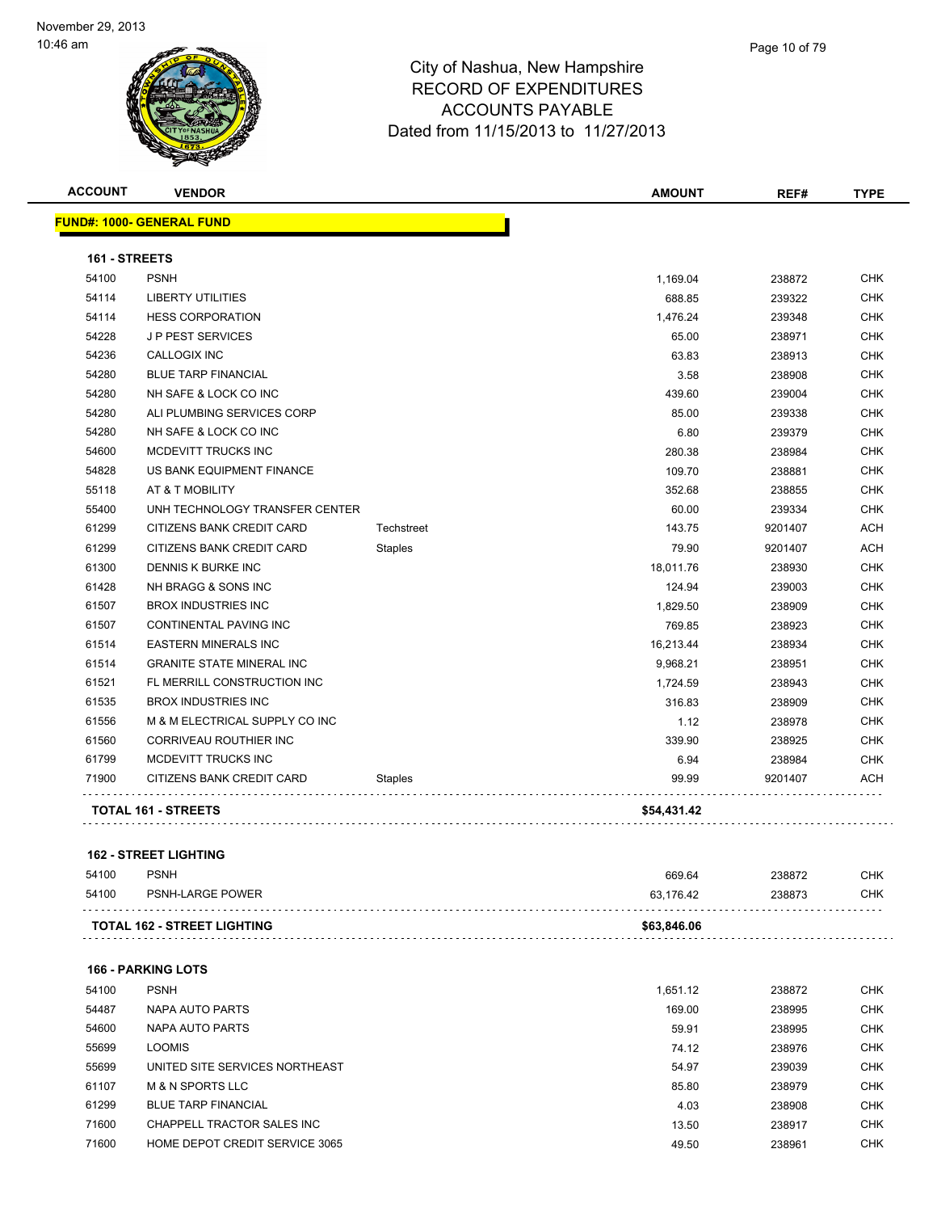City of Nashua, New Hampshire
RECORD OF EXPENDITURES
ACCOUNTS PAYABLE
Dated from 11/15/2013 to 11/27/2013

November 29, 2013
10:46 am

| ACCOUNT | VENDOR | | AMOUNT | REF# | TYPE |
|---|---|---|---|---|---|
| **FUND#: 1000- GENERAL FUND** | | | | | |
| **161 - STREETS** | | | | | |
| 54100 | PSNH | | 1,169.04 | 238872 | CHK |
| 54114 | LIBERTY UTILITIES | | 688.85 | 239322 | CHK |
| 54114 | HESS CORPORATION | | 1,476.24 | 239348 | CHK |
| 54228 | J P PEST SERVICES | | 65.00 | 238971 | CHK |
| 54236 | CALLOGIX INC | | 63.83 | 238913 | CHK |
| 54280 | BLUE TARP FINANCIAL | | 3.58 | 238908 | CHK |
| 54280 | NH SAFE & LOCK CO INC | | 439.60 | 239004 | CHK |
| 54280 | ALI PLUMBING SERVICES CORP | | 85.00 | 239338 | CHK |
| 54280 | NH SAFE & LOCK CO INC | | 6.80 | 239379 | CHK |
| 54600 | MCDEVITT TRUCKS INC | | 280.38 | 238984 | CHK |
| 54828 | US BANK EQUIPMENT FINANCE | | 109.70 | 238881 | CHK |
| 55118 | AT & T MOBILITY | | 352.68 | 238855 | CHK |
| 55400 | UNH TECHNOLOGY TRANSFER CENTER | | 60.00 | 239334 | CHK |
| 61299 | CITIZENS BANK CREDIT CARD | Techstreet | 143.75 | 9201407 | ACH |
| 61299 | CITIZENS BANK CREDIT CARD | Staples | 79.90 | 9201407 | ACH |
| 61300 | DENNIS K BURKE INC | | 18,011.76 | 238930 | CHK |
| 61428 | NH BRAGG & SONS INC | | 124.94 | 239003 | CHK |
| 61507 | BROX INDUSTRIES INC | | 1,829.50 | 238909 | CHK |
| 61507 | CONTINENTAL PAVING INC | | 769.85 | 238923 | CHK |
| 61514 | EASTERN MINERALS INC | | 16,213.44 | 238934 | CHK |
| 61514 | GRANITE STATE MINERAL INC | | 9,968.21 | 238951 | CHK |
| 61521 | FL MERRILL CONSTRUCTION INC | | 1,724.59 | 238943 | CHK |
| 61535 | BROX INDUSTRIES INC | | 316.83 | 238909 | CHK |
| 61556 | M & M ELECTRICAL SUPPLY CO INC | | 1.12 | 238978 | CHK |
| 61560 | CORRIVEAU ROUTHIER INC | | 339.90 | 238925 | CHK |
| 61799 | MCDEVITT TRUCKS INC | | 6.94 | 238984 | CHK |
| 71900 | CITIZENS BANK CREDIT CARD | Staples | 99.99 | 9201407 | ACH |
| **TOTAL 161 - STREETS** | | | **$54,431.42** | | |
| **162 - STREET LIGHTING** | | | | | |
| 54100 | PSNH | | 669.64 | 238872 | CHK |
| 54100 | PSNH-LARGE POWER | | 63,176.42 | 238873 | CHK |
| **TOTAL 162 - STREET LIGHTING** | | | **$63,846.06** | | |
| **166 - PARKING LOTS** | | | | | |
| 54100 | PSNH | | 1,651.12 | 238872 | CHK |
| 54487 | NAPA AUTO PARTS | | 169.00 | 238995 | CHK |
| 54600 | NAPA AUTO PARTS | | 59.91 | 238995 | CHK |
| 55699 | LOOMIS | | 74.12 | 238976 | CHK |
| 55699 | UNITED SITE SERVICES NORTHEAST | | 54.97 | 239039 | CHK |
| 61107 | M & N SPORTS LLC | | 85.80 | 238979 | CHK |
| 61299 | BLUE TARP FINANCIAL | | 4.03 | 238908 | CHK |
| 71600 | CHAPPELL TRACTOR SALES INC | | 13.50 | 238917 | CHK |
| 71600 | HOME DEPOT CREDIT SERVICE 3065 | | 49.50 | 238961 | CHK |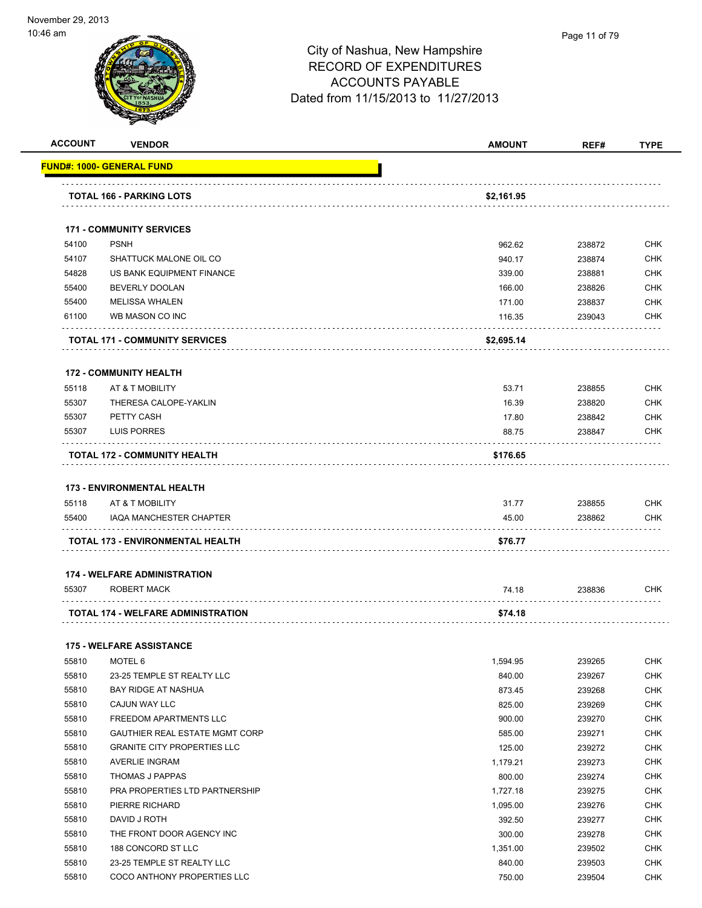# City of Nashua, New Hampshire
## RECORD OF EXPENDITURES
## ACCOUNTS PAYABLE
### Dated from 11/15/2013 to 11/27/2013

| ACCOUNT | VENDOR | AMOUNT | REF# | TYPE |
|---|---|---|---|---|
| **FUND#: 1000- GENERAL FUND** | | | | |
| | **TOTAL 166 - PARKING LOTS** | **$2,161.95** | | |
| | **171 - COMMUNITY SERVICES** | | | |
| 54100 | PSNH | 962.62 | 238872 | CHK |
| 54107 | SHATTUCK MALONE OIL CO | 940.17 | 238874 | CHK |
| 54828 | US BANK EQUIPMENT FINANCE | 339.00 | 238881 | CHK |
| 55400 | BEVERLY DOOLAN | 166.00 | 238826 | CHK |
| 55400 | MELISSA WHALEN | 171.00 | 238837 | CHK |
| 61100 | WB MASON CO INC | 116.35 | 239043 | CHK |
| | **TOTAL 171 - COMMUNITY SERVICES** | **$2,695.14** | | |
| | **172 - COMMUNITY HEALTH** | | | |
| 55118 | AT & T MOBILITY | 53.71 | 238855 | CHK |
| 55307 | THERESA CALOPE-YAKLIN | 16.39 | 238820 | CHK |
| 55307 | PETTY CASH | 17.80 | 238842 | CHK |
| 55307 | LUIS PORRES | 88.75 | 238847 | CHK |
| | **TOTAL 172 - COMMUNITY HEALTH** | **$176.65** | | |
| | **173 - ENVIRONMENTAL HEALTH** | | | |
| 55118 | AT & T MOBILITY | 31.77 | 238855 | CHK |
| 55400 | IAQA MANCHESTER CHAPTER | 45.00 | 238862 | CHK |
| | **TOTAL 173 - ENVIRONMENTAL HEALTH** | **$76.77** | | |
| | **174 - WELFARE ADMINISTRATION** | | | |
| 55307 | ROBERT MACK | 74.18 | 238836 | CHK |
| | **TOTAL 174 - WELFARE ADMINISTRATION** | **$74.18** | | |
| | **175 - WELFARE ASSISTANCE** | | | |
| 55810 | MOTEL 6 | 1,594.95 | 239265 | CHK |
| 55810 | 23-25 TEMPLE ST REALTY LLC | 840.00 | 239267 | CHK |
| 55810 | BAY RIDGE AT NASHUA | 873.45 | 239268 | CHK |
| 55810 | CAJUN WAY LLC | 825.00 | 239269 | CHK |
| 55810 | FREEDOM APARTMENTS LLC | 900.00 | 239270 | CHK |
| 55810 | GAUTHIER REAL ESTATE MGMT CORP | 585.00 | 239271 | CHK |
| 55810 | GRANITE CITY PROPERTIES LLC | 125.00 | 239272 | CHK |
| 55810 | AVERLIE INGRAM | 1,179.21 | 239273 | CHK |
| 55810 | THOMAS J PAPPAS | 800.00 | 239274 | CHK |
| 55810 | PRA PROPERTIES LTD PARTNERSHIP | 1,727.18 | 239275 | CHK |
| 55810 | PIERRE RICHARD | 1,095.00 | 239276 | CHK |
| 55810 | DAVID J ROTH | 392.50 | 239277 | CHK |
| 55810 | THE FRONT DOOR AGENCY INC | 300.00 | 239278 | CHK |
| 55810 | 188 CONCORD ST LLC | 1,351.00 | 239502 | CHK |
| 55810 | 23-25 TEMPLE ST REALTY LLC | 840.00 | 239503 | CHK |
| 55810 | COCO ANTHONY PROPERTIES LLC | 750.00 | 239504 | CHK |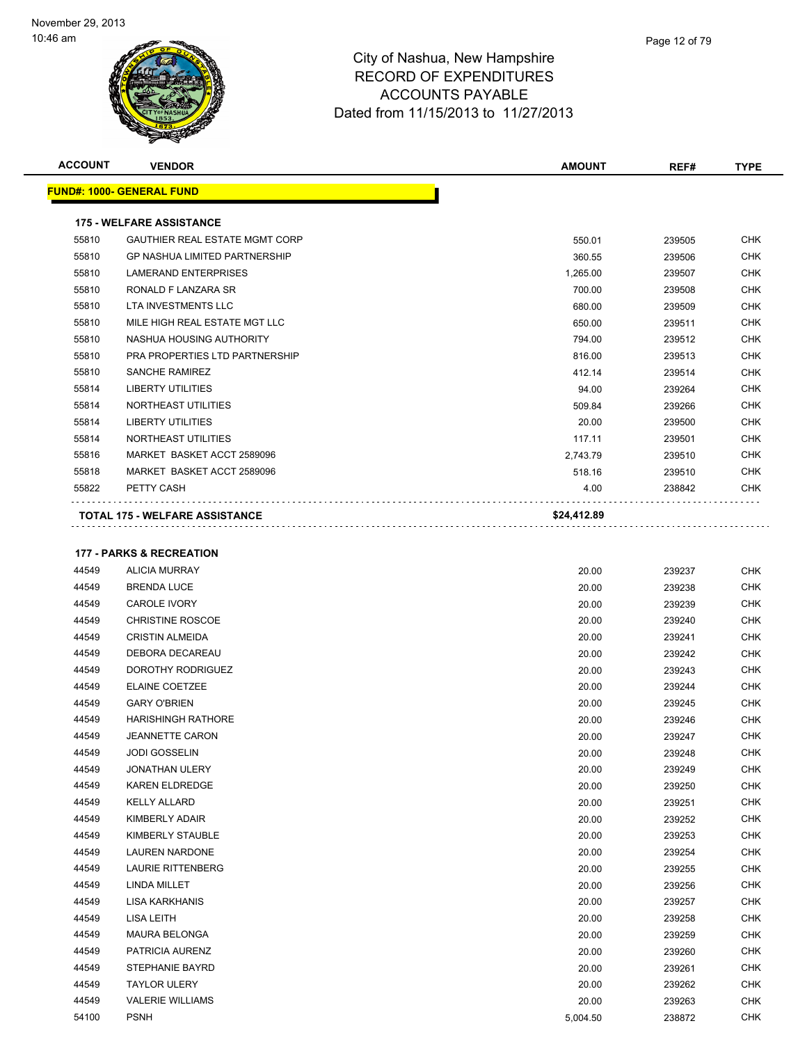November 29, 2013
10:46 am

# City of Nashua, New Hampshire
## RECORD OF EXPENDITURES
## ACCOUNTS PAYABLE
### Dated from 11/15/2013 to 11/27/2013

| ACCOUNT | VENDOR | AMOUNT | REF# | TYPE |
|---|---|---|---|---|
| **FUND#: 1000- GENERAL FUND** | | | | |
| **175 - WELFARE ASSISTANCE** | | | | |
| 55810 | GAUTHIER REAL ESTATE MGMT CORP | 550.01 | 239505 | CHK |
| 55810 | GP NASHUA LIMITED PARTNERSHIP | 360.55 | 239506 | CHK |
| 55810 | LAMERAND ENTERPRISES | 1,265.00 | 239507 | CHK |
| 55810 | RONALD F LANZARA SR | 700.00 | 239508 | CHK |
| 55810 | LTA INVESTMENTS LLC | 680.00 | 239509 | CHK |
| 55810 | MILE HIGH REAL ESTATE MGT LLC | 650.00 | 239511 | CHK |
| 55810 | NASHUA HOUSING AUTHORITY | 794.00 | 239512 | CHK |
| 55810 | PRA PROPERTIES LTD PARTNERSHIP | 816.00 | 239513 | CHK |
| 55810 | SANCHE RAMIREZ | 412.14 | 239514 | CHK |
| 55814 | LIBERTY UTILITIES | 94.00 | 239264 | CHK |
| 55814 | NORTHEAST UTILITIES | 509.84 | 239266 | CHK |
| 55814 | LIBERTY UTILITIES | 20.00 | 239500 | CHK |
| 55814 | NORTHEAST UTILITIES | 117.11 | 239501 | CHK |
| 55816 | MARKET BASKET ACCT 2589096 | 2,743.79 | 239510 | CHK |
| 55818 | MARKET BASKET ACCT 2589096 | 518.16 | 239510 | CHK |
| 55822 | PETTY CASH | 4.00 | 238842 | CHK |
| **TOTAL 175 - WELFARE ASSISTANCE** | | **$24,412.89** | | |
| **177 - PARKS & RECREATION** | | | | |
| 44549 | ALICIA MURRAY | 20.00 | 239237 | CHK |
| 44549 | BRENDA LUCE | 20.00 | 239238 | CHK |
| 44549 | CAROLE IVORY | 20.00 | 239239 | CHK |
| 44549 | CHRISTINE ROSCOE | 20.00 | 239240 | CHK |
| 44549 | CRISTIN ALMEIDA | 20.00 | 239241 | CHK |
| 44549 | DEBORA DECAREAU | 20.00 | 239242 | CHK |
| 44549 | DOROTHY RODRIGUEZ | 20.00 | 239243 | CHK |
| 44549 | ELAINE COETZEE | 20.00 | 239244 | CHK |
| 44549 | GARY O'BRIEN | 20.00 | 239245 | CHK |
| 44549 | HARISHINGH RATHORE | 20.00 | 239246 | CHK |
| 44549 | JEANNETTE CARON | 20.00 | 239247 | CHK |
| 44549 | JODI GOSSELIN | 20.00 | 239248 | CHK |
| 44549 | JONATHAN ULERY | 20.00 | 239249 | CHK |
| 44549 | KAREN ELDREDGE | 20.00 | 239250 | CHK |
| 44549 | KELLY ALLARD | 20.00 | 239251 | CHK |
| 44549 | KIMBERLY ADAIR | 20.00 | 239252 | CHK |
| 44549 | KIMBERLY STAUBLE | 20.00 | 239253 | CHK |
| 44549 | LAUREN NARDONE | 20.00 | 239254 | CHK |
| 44549 | LAURIE RITTENBERG | 20.00 | 239255 | CHK |
| 44549 | LINDA MILLET | 20.00 | 239256 | CHK |
| 44549 | LISA KARKHANIS | 20.00 | 239257 | CHK |
| 44549 | LISA LEITH | 20.00 | 239258 | CHK |
| 44549 | MAURA BELONGA | 20.00 | 239259 | CHK |
| 44549 | PATRICIA AURENZ | 20.00 | 239260 | CHK |
| 44549 | STEPHANIE BAYRD | 20.00 | 239261 | CHK |
| 44549 | TAYLOR ULERY | 20.00 | 239262 | CHK |
| 44549 | VALERIE WILLIAMS | 20.00 | 239263 | CHK |
| 54100 | PSNH | 5,004.50 | 238872 | CHK |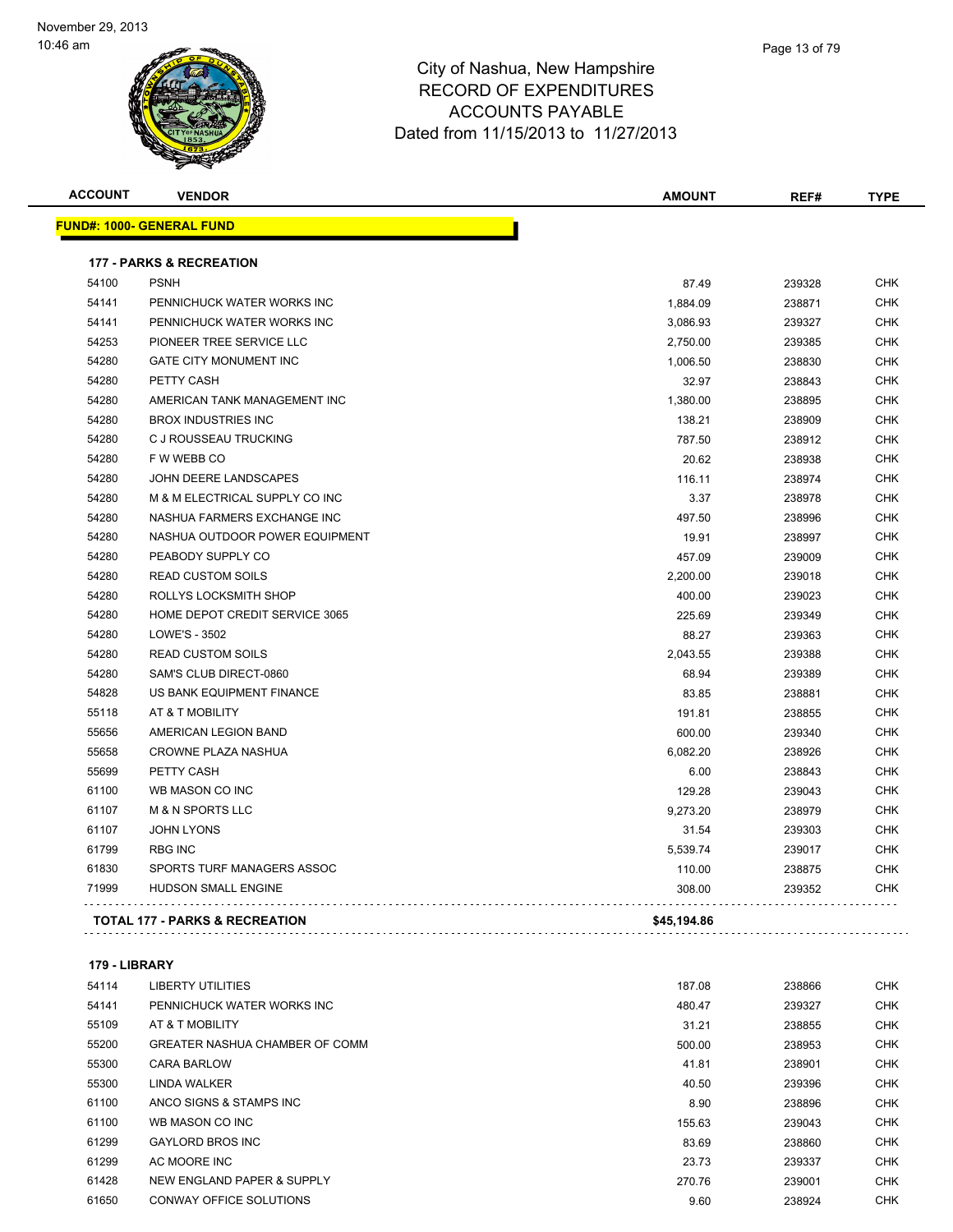# City of Nashua, New Hampshire
## RECORD OF EXPENDITURES
## ACCOUNTS PAYABLE
## Dated from 11/15/2013 to 11/27/2013

November 29, 2013
10:46 am

**FUND#: 1000- GENERAL FUND**

### 177 - PARKS & RECREATION

| ACCOUNT | VENDOR | AMOUNT | REF# | TYPE |
|---|---|---|---|---|
| 54100 | PSNH | 87.49 | 239328 | CHK |
| 54141 | PENNICHUCK WATER WORKS INC | 1,884.09 | 238871 | CHK |
| 54141 | PENNICHUCK WATER WORKS INC | 3,086.93 | 239327 | CHK |
| 54253 | PIONEER TREE SERVICE LLC | 2,750.00 | 239385 | CHK |
| 54280 | GATE CITY MONUMENT INC | 1,006.50 | 238830 | CHK |
| 54280 | PETTY CASH | 32.97 | 238843 | CHK |
| 54280 | AMERICAN TANK MANAGEMENT INC | 1,380.00 | 238895 | CHK |
| 54280 | BROX INDUSTRIES INC | 138.21 | 238909 | CHK |
| 54280 | C J ROUSSEAU TRUCKING | 787.50 | 238912 | CHK |
| 54280 | F W WEBB CO | 20.62 | 238938 | CHK |
| 54280 | JOHN DEERE LANDSCAPES | 116.11 | 238974 | CHK |
| 54280 | M & M ELECTRICAL SUPPLY CO INC | 3.37 | 238978 | CHK |
| 54280 | NASHUA FARMERS EXCHANGE INC | 497.50 | 238996 | CHK |
| 54280 | NASHUA OUTDOOR POWER EQUIPMENT | 19.91 | 238997 | CHK |
| 54280 | PEABODY SUPPLY CO | 457.09 | 239009 | CHK |
| 54280 | READ CUSTOM SOILS | 2,200.00 | 239018 | CHK |
| 54280 | ROLLYS LOCKSMITH SHOP | 400.00 | 239023 | CHK |
| 54280 | HOME DEPOT CREDIT SERVICE 3065 | 225.69 | 239349 | CHK |
| 54280 | LOWE'S - 3502 | 88.27 | 239363 | CHK |
| 54280 | READ CUSTOM SOILS | 2,043.55 | 239388 | CHK |
| 54280 | SAM'S CLUB DIRECT-0860 | 68.94 | 239389 | CHK |
| 54828 | US BANK EQUIPMENT FINANCE | 83.85 | 238881 | CHK |
| 55118 | AT & T MOBILITY | 191.81 | 238855 | CHK |
| 55656 | AMERICAN LEGION BAND | 600.00 | 239340 | CHK |
| 55658 | CROWNE PLAZA NASHUA | 6,082.20 | 238926 | CHK |
| 55699 | PETTY CASH | 6.00 | 238843 | CHK |
| 61100 | WB MASON CO INC | 129.28 | 239043 | CHK |
| 61107 | M & N SPORTS LLC | 9,273.20 | 238979 | CHK |
| 61107 | JOHN LYONS | 31.54 | 239303 | CHK |
| 61799 | RBG INC | 5,539.74 | 239017 | CHK |
| 61830 | SPORTS TURF MANAGERS ASSOC | 110.00 | 238875 | CHK |
| 71999 | HUDSON SMALL ENGINE | 308.00 | 239352 | CHK |
| | **TOTAL 177 - PARKS & RECREATION** | **$45,194.86** | | |

### 179 - LIBRARY

| ACCOUNT | VENDOR | AMOUNT | REF# | TYPE |
|---|---|---|---|---|
| 54114 | LIBERTY UTILITIES | 187.08 | 238866 | CHK |
| 54141 | PENNICHUCK WATER WORKS INC | 480.47 | 239327 | CHK |
| 55109 | AT & T MOBILITY | 31.21 | 238855 | CHK |
| 55200 | GREATER NASHUA CHAMBER OF COMM | 500.00 | 238953 | CHK |
| 55300 | CARA BARLOW | 41.81 | 238901 | CHK |
| 55300 | LINDA WALKER | 40.50 | 239396 | CHK |
| 61100 | ANCO SIGNS & STAMPS INC | 8.90 | 238896 | CHK |
| 61100 | WB MASON CO INC | 155.63 | 239043 | CHK |
| 61299 | GAYLORD BROS INC | 83.69 | 238860 | CHK |
| 61299 | AC MOORE INC | 23.73 | 239337 | CHK |
| 61428 | NEW ENGLAND PAPER & SUPPLY | 270.76 | 239001 | CHK |
| 61650 | CONWAY OFFICE SOLUTIONS | 9.60 | 238924 | CHK |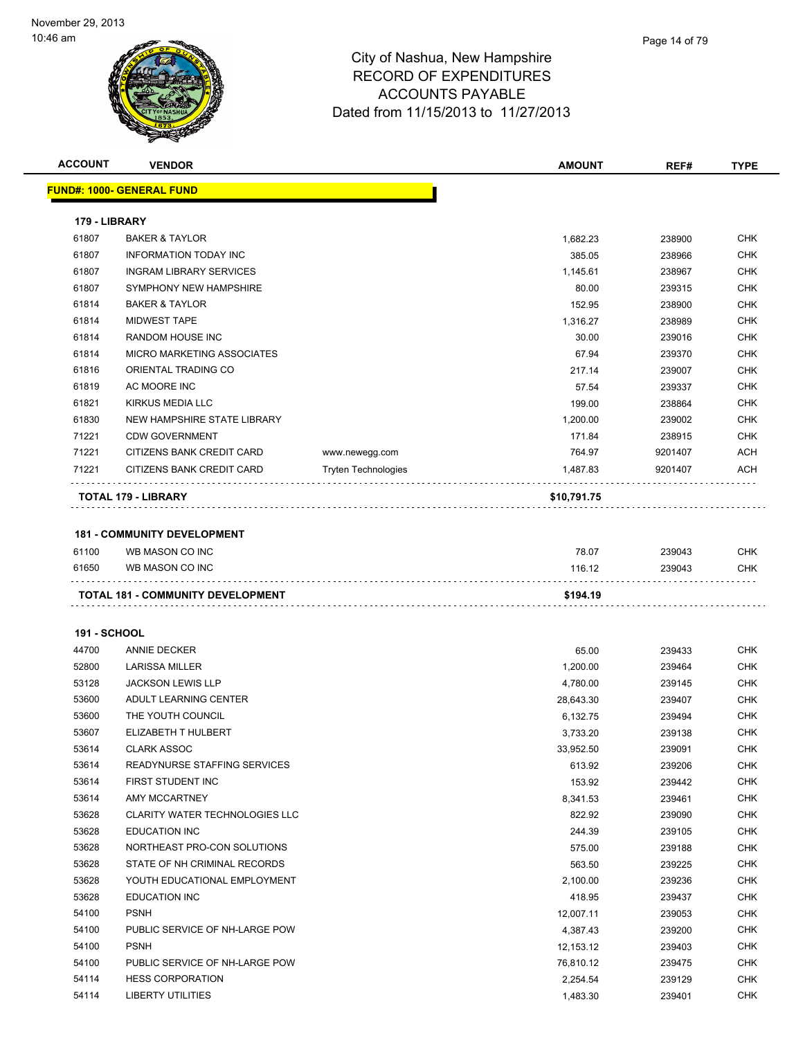# City of Nashua, New Hampshire
## RECORD OF EXPENDITURES
## ACCOUNTS PAYABLE
## Dated from 11/15/2013 to 11/27/2013

| ACCOUNT | VENDOR | | AMOUNT | REF# | TYPE |
|---|---|---|---|---|---|
| **FUND#: 1000- GENERAL FUND** | | | | | |
| **179 - LIBRARY** | | | | | |
| 61807 | BAKER & TAYLOR | | 1,682.23 | 238900 | CHK |
| 61807 | INFORMATION TODAY INC | | 385.05 | 238966 | CHK |
| 61807 | INGRAM LIBRARY SERVICES | | 1,145.61 | 238967 | CHK |
| 61807 | SYMPHONY NEW HAMPSHIRE | | 80.00 | 239315 | CHK |
| 61814 | BAKER & TAYLOR | | 152.95 | 238900 | CHK |
| 61814 | MIDWEST TAPE | | 1,316.27 | 238989 | CHK |
| 61814 | RANDOM HOUSE INC | | 30.00 | 239016 | CHK |
| 61814 | MICRO MARKETING ASSOCIATES | | 67.94 | 239370 | CHK |
| 61816 | ORIENTAL TRADING CO | | 217.14 | 239007 | CHK |
| 61819 | AC MOORE INC | | 57.54 | 239337 | CHK |
| 61821 | KIRKUS MEDIA LLC | | 199.00 | 238864 | CHK |
| 61830 | NEW HAMPSHIRE STATE LIBRARY | | 1,200.00 | 239002 | CHK |
| 71221 | CDW GOVERNMENT | | 171.84 | 238915 | CHK |
| 71221 | CITIZENS BANK CREDIT CARD | www.newegg.com | 764.97 | 9201407 | ACH |
| 71221 | CITIZENS BANK CREDIT CARD | Tryten Technologies | 1,487.83 | 9201407 | ACH |
| **TOTAL 179 - LIBRARY** | | | **$10,791.75** | | |
| **181 - COMMUNITY DEVELOPMENT** | | | | | |
| 61100 | WB MASON CO INC | | 78.07 | 239043 | CHK |
| 61650 | WB MASON CO INC | | 116.12 | 239043 | CHK |
| **TOTAL 181 - COMMUNITY DEVELOPMENT** | | | **$194.19** | | |
| **191 - SCHOOL** | | | | | |
| 44700 | ANNIE DECKER | | 65.00 | 239433 | CHK |
| 52800 | LARISSA MILLER | | 1,200.00 | 239464 | CHK |
| 53128 | JACKSON LEWIS LLP | | 4,780.00 | 239145 | CHK |
| 53600 | ADULT LEARNING CENTER | | 28,643.30 | 239407 | CHK |
| 53600 | THE YOUTH COUNCIL | | 6,132.75 | 239494 | CHK |
| 53607 | ELIZABETH T HULBERT | | 3,733.20 | 239138 | CHK |
| 53614 | CLARK ASSOC | | 33,952.50 | 239091 | CHK |
| 53614 | READYNURSE STAFFING SERVICES | | 613.92 | 239206 | CHK |
| 53614 | FIRST STUDENT INC | | 153.92 | 239442 | CHK |
| 53614 | AMY MCCARTNEY | | 8,341.53 | 239461 | CHK |
| 53628 | CLARITY WATER TECHNOLOGIES LLC | | 822.92 | 239090 | CHK |
| 53628 | EDUCATION INC | | 244.39 | 239105 | CHK |
| 53628 | NORTHEAST PRO-CON SOLUTIONS | | 575.00 | 239188 | CHK |
| 53628 | STATE OF NH CRIMINAL RECORDS | | 563.50 | 239225 | CHK |
| 53628 | YOUTH EDUCATIONAL EMPLOYMENT | | 2,100.00 | 239236 | CHK |
| 53628 | EDUCATION INC | | 418.95 | 239437 | CHK |
| 54100 | PSNH | | 12,007.11 | 239053 | CHK |
| 54100 | PUBLIC SERVICE OF NH-LARGE POW | | 4,387.43 | 239200 | CHK |
| 54100 | PSNH | | 12,153.12 | 239403 | CHK |
| 54100 | PUBLIC SERVICE OF NH-LARGE POW | | 76,810.12 | 239475 | CHK |
| 54114 | HESS CORPORATION | | 2,254.54 | 239129 | CHK |
| 54114 | LIBERTY UTILITIES | | 1,483.30 | 239401 | CHK |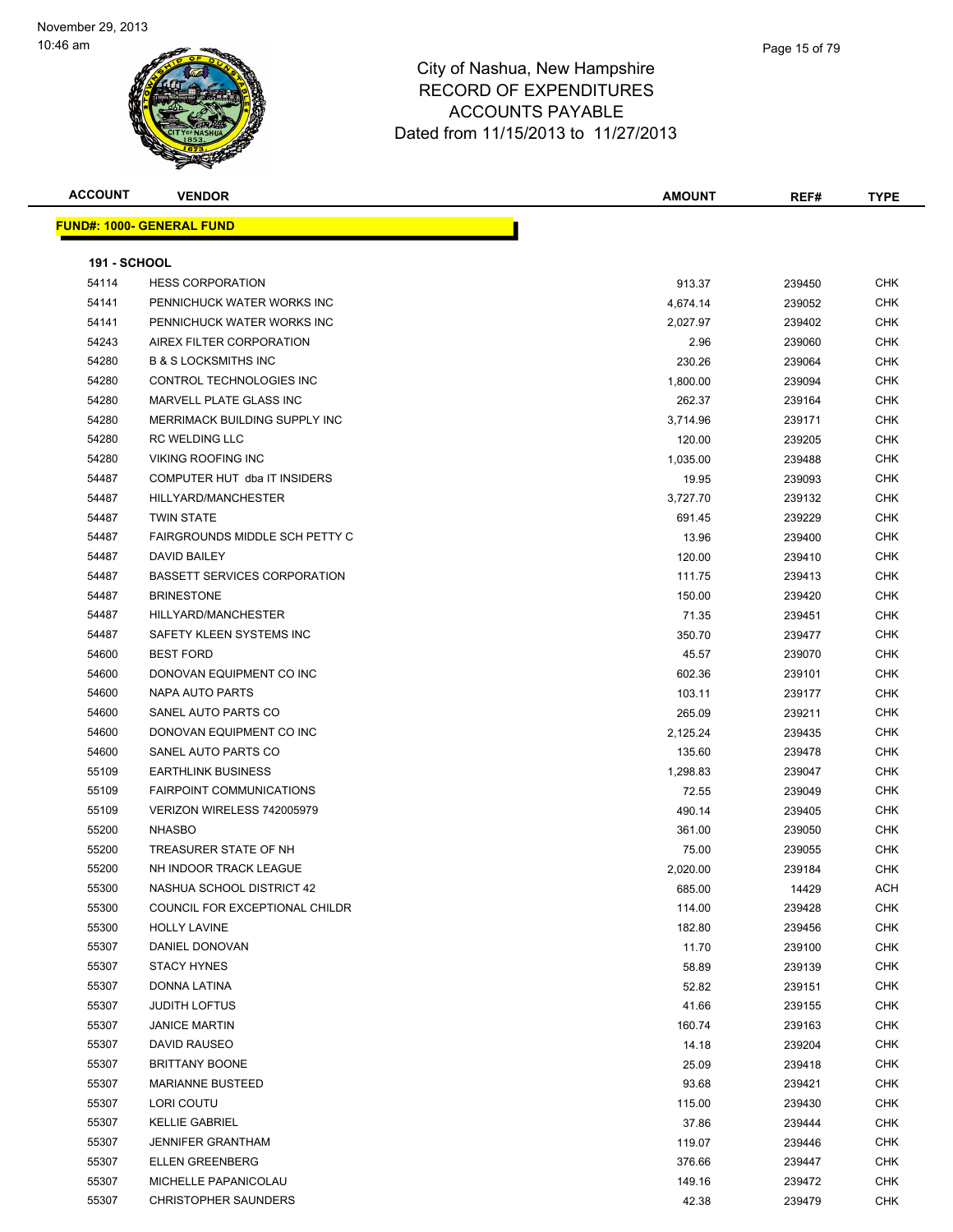# City of Nashua, New Hampshire
## RECORD OF EXPENDITURES
## ACCOUNTS PAYABLE
### Dated from 11/15/2013 to 11/27/2013

November 29, 2013
10:46 am

**FUND#: 1000- GENERAL FUND**

**191 - SCHOOL**

| ACCOUNT | VENDOR | AMOUNT | REF# | TYPE |
|---|---|---|---|---|
| 54114 | HESS CORPORATION | 913.37 | 239450 | CHK |
| 54141 | PENNICHUCK WATER WORKS INC | 4,674.14 | 239052 | CHK |
| 54141 | PENNICHUCK WATER WORKS INC | 2,027.97 | 239402 | CHK |
| 54243 | AIREX FILTER CORPORATION | 2.96 | 239060 | CHK |
| 54280 | B & S LOCKSMITHS INC | 230.26 | 239064 | CHK |
| 54280 | CONTROL TECHNOLOGIES INC | 1,800.00 | 239094 | CHK |
| 54280 | MARVELL PLATE GLASS INC | 262.37 | 239164 | CHK |
| 54280 | MERRIMACK BUILDING SUPPLY INC | 3,714.96 | 239171 | CHK |
| 54280 | RC WELDING LLC | 120.00 | 239205 | CHK |
| 54280 | VIKING ROOFING INC | 1,035.00 | 239488 | CHK |
| 54487 | COMPUTER HUT dba IT INSIDERS | 19.95 | 239093 | CHK |
| 54487 | HILLYARD/MANCHESTER | 3,727.70 | 239132 | CHK |
| 54487 | TWIN STATE | 691.45 | 239229 | CHK |
| 54487 | FAIRGROUNDS MIDDLE SCH PETTY C | 13.96 | 239400 | CHK |
| 54487 | DAVID BAILEY | 120.00 | 239410 | CHK |
| 54487 | BASSETT SERVICES CORPORATION | 111.75 | 239413 | CHK |
| 54487 | BRINESTONE | 150.00 | 239420 | CHK |
| 54487 | HILLYARD/MANCHESTER | 71.35 | 239451 | CHK |
| 54487 | SAFETY KLEEN SYSTEMS INC | 350.70 | 239477 | CHK |
| 54600 | BEST FORD | 45.57 | 239070 | CHK |
| 54600 | DONOVAN EQUIPMENT CO INC | 602.36 | 239101 | CHK |
| 54600 | NAPA AUTO PARTS | 103.11 | 239177 | CHK |
| 54600 | SANEL AUTO PARTS CO | 265.09 | 239211 | CHK |
| 54600 | DONOVAN EQUIPMENT CO INC | 2,125.24 | 239435 | CHK |
| 54600 | SANEL AUTO PARTS CO | 135.60 | 239478 | CHK |
| 55109 | EARTHLINK BUSINESS | 1,298.83 | 239047 | CHK |
| 55109 | FAIRPOINT COMMUNICATIONS | 72.55 | 239049 | CHK |
| 55109 | VERIZON WIRELESS 742005979 | 490.14 | 239405 | CHK |
| 55200 | NHASBO | 361.00 | 239050 | CHK |
| 55200 | TREASURER STATE OF NH | 75.00 | 239055 | CHK |
| 55200 | NH INDOOR TRACK LEAGUE | 2,020.00 | 239184 | CHK |
| 55300 | NASHUA SCHOOL DISTRICT 42 | 685.00 | 14429 | ACH |
| 55300 | COUNCIL FOR EXCEPTIONAL CHILDR | 114.00 | 239428 | CHK |
| 55300 | HOLLY LAVINE | 182.80 | 239456 | CHK |
| 55307 | DANIEL DONOVAN | 11.70 | 239100 | CHK |
| 55307 | STACY HYNES | 58.89 | 239139 | CHK |
| 55307 | DONNA LATINA | 52.82 | 239151 | CHK |
| 55307 | JUDITH LOFTUS | 41.66 | 239155 | CHK |
| 55307 | JANICE MARTIN | 160.74 | 239163 | CHK |
| 55307 | DAVID RAUSEO | 14.18 | 239204 | CHK |
| 55307 | BRITTANY BOONE | 25.09 | 239418 | CHK |
| 55307 | MARIANNE BUSTEED | 93.68 | 239421 | CHK |
| 55307 | LORI COUTU | 115.00 | 239430 | CHK |
| 55307 | KELLIE GABRIEL | 37.86 | 239444 | CHK |
| 55307 | JENNIFER GRANTHAM | 119.07 | 239446 | CHK |
| 55307 | ELLEN GREENBERG | 376.66 | 239447 | CHK |
| 55307 | MICHELLE PAPANICOLAU | 149.16 | 239472 | CHK |
| 55307 | CHRISTOPHER SAUNDERS | 42.38 | 239479 | CHK |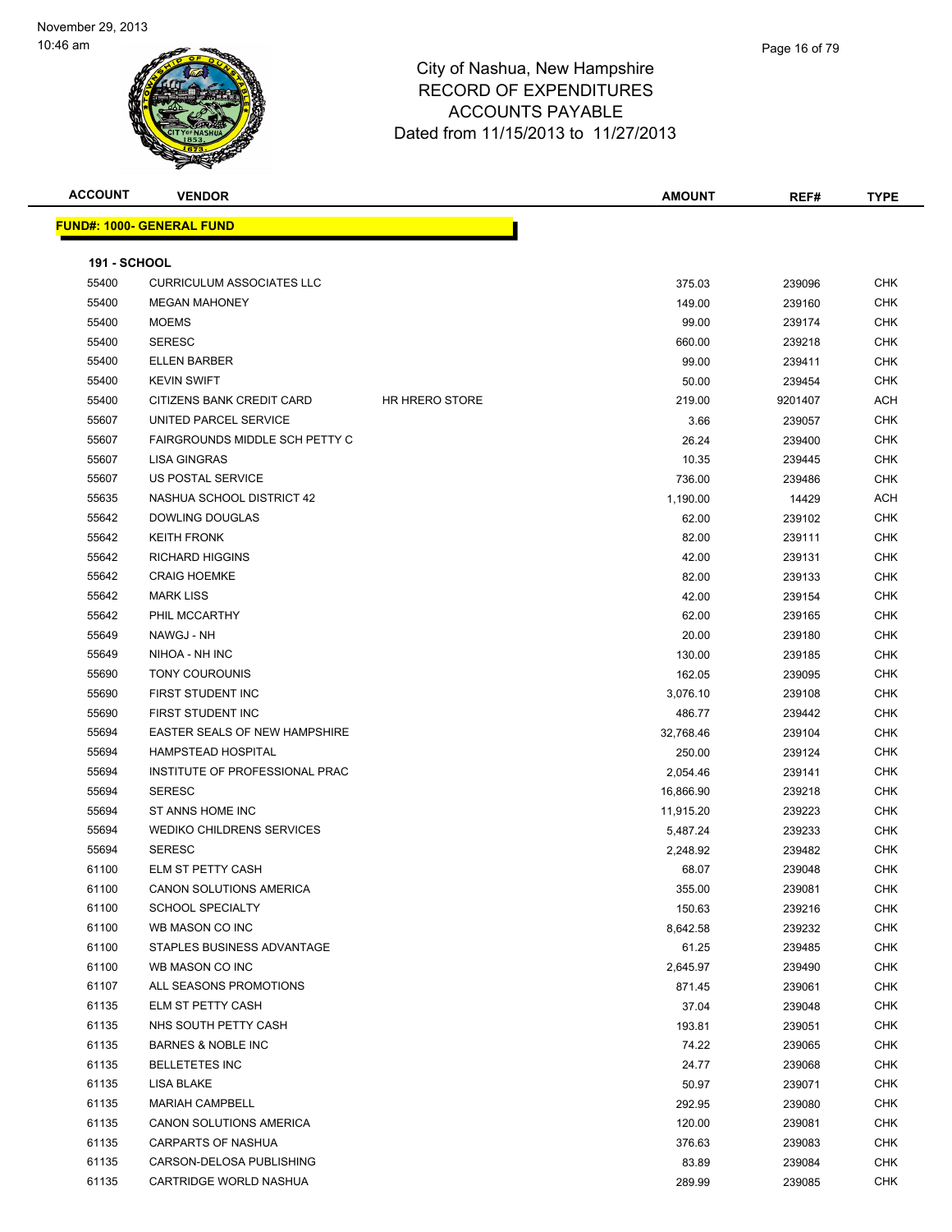# City of Nashua, New Hampshire
## RECORD OF EXPENDITURES
## ACCOUNTS PAYABLE
### Dated from 11/15/2013 to 11/27/2013

| ACCOUNT | VENDOR | | AMOUNT | REF# | TYPE |
|---|---|---|---|---|---|
| **FUND#: 1000- GENERAL FUND** | | | | | |
| **191 - SCHOOL** | | | | | |
| 55400 | CURRICULUM ASSOCIATES LLC | | 375.03 | 239096 | CHK |
| 55400 | MEGAN MAHONEY | | 149.00 | 239160 | CHK |
| 55400 | MOEMS | | 99.00 | 239174 | CHK |
| 55400 | SERESC | | 660.00 | 239218 | CHK |
| 55400 | ELLEN BARBER | | 99.00 | 239411 | CHK |
| 55400 | KEVIN SWIFT | | 50.00 | 239454 | CHK |
| 55400 | CITIZENS BANK CREDIT CARD | HR HRERO STORE | 219.00 | 9201407 | ACH |
| 55607 | UNITED PARCEL SERVICE | | 3.66 | 239057 | CHK |
| 55607 | FAIRGROUNDS MIDDLE SCH PETTY C | | 26.24 | 239400 | CHK |
| 55607 | LISA GINGRAS | | 10.35 | 239445 | CHK |
| 55607 | US POSTAL SERVICE | | 736.00 | 239486 | CHK |
| 55635 | NASHUA SCHOOL DISTRICT 42 | | 1,190.00 | 14429 | ACH |
| 55642 | DOWLING DOUGLAS | | 62.00 | 239102 | CHK |
| 55642 | KEITH FRONK | | 82.00 | 239111 | CHK |
| 55642 | RICHARD HIGGINS | | 42.00 | 239131 | CHK |
| 55642 | CRAIG HOEMKE | | 82.00 | 239133 | CHK |
| 55642 | MARK LISS | | 42.00 | 239154 | CHK |
| 55642 | PHIL MCCARTHY | | 62.00 | 239165 | CHK |
| 55649 | NAWGJ - NH | | 20.00 | 239180 | CHK |
| 55649 | NIHOA - NH INC | | 130.00 | 239185 | CHK |
| 55690 | TONY COUROUNIS | | 162.05 | 239095 | CHK |
| 55690 | FIRST STUDENT INC | | 3,076.10 | 239108 | CHK |
| 55690 | FIRST STUDENT INC | | 486.77 | 239442 | CHK |
| 55694 | EASTER SEALS OF NEW HAMPSHIRE | | 32,768.46 | 239104 | CHK |
| 55694 | HAMPSTEAD HOSPITAL | | 250.00 | 239124 | CHK |
| 55694 | INSTITUTE OF PROFESSIONAL PRAC | | 2,054.46 | 239141 | CHK |
| 55694 | SERESC | | 16,866.90 | 239218 | CHK |
| 55694 | ST ANNS HOME INC | | 11,915.20 | 239223 | CHK |
| 55694 | WEDIKO CHILDRENS SERVICES | | 5,487.24 | 239233 | CHK |
| 55694 | SERESC | | 2,248.92 | 239482 | CHK |
| 61100 | ELM ST PETTY CASH | | 68.07 | 239048 | CHK |
| 61100 | CANON SOLUTIONS AMERICA | | 355.00 | 239081 | CHK |
| 61100 | SCHOOL SPECIALTY | | 150.63 | 239216 | CHK |
| 61100 | WB MASON CO INC | | 8,642.58 | 239232 | CHK |
| 61100 | STAPLES BUSINESS ADVANTAGE | | 61.25 | 239485 | CHK |
| 61100 | WB MASON CO INC | | 2,645.97 | 239490 | CHK |
| 61107 | ALL SEASONS PROMOTIONS | | 871.45 | 239061 | CHK |
| 61135 | ELM ST PETTY CASH | | 37.04 | 239048 | CHK |
| 61135 | NHS SOUTH PETTY CASH | | 193.81 | 239051 | CHK |
| 61135 | BARNES & NOBLE INC | | 74.22 | 239065 | CHK |
| 61135 | BELLETETES INC | | 24.77 | 239068 | CHK |
| 61135 | LISA BLAKE | | 50.97 | 239071 | CHK |
| 61135 | MARIAH CAMPBELL | | 292.95 | 239080 | CHK |
| 61135 | CANON SOLUTIONS AMERICA | | 120.00 | 239081 | CHK |
| 61135 | CARPARTS OF NASHUA | | 376.63 | 239083 | CHK |
| 61135 | CARSON-DELOSA PUBLISHING | | 83.89 | 239084 | CHK |
| 61135 | CARTRIDGE WORLD NASHUA | | 289.99 | 239085 | CHK |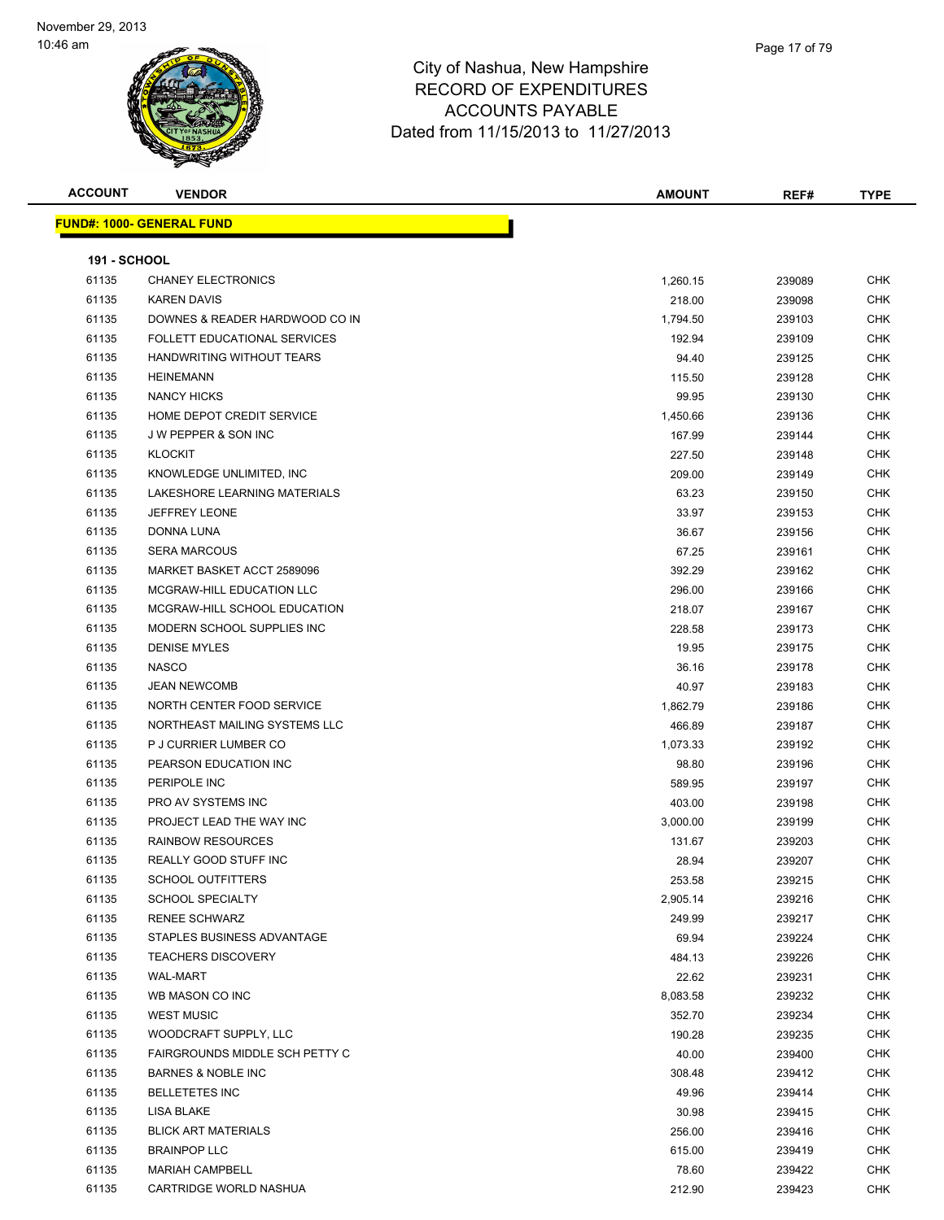# City of Nashua, New Hampshire
## RECORD OF EXPENDITURES
## ACCOUNTS PAYABLE
### Dated from 11/15/2013 to 11/27/2013

November 29, 2013
10:46 am

**FUND#: 1000- GENERAL FUND**

**191 - SCHOOL**

| ACCOUNT | VENDOR | AMOUNT | REF# | TYPE |
|---|---|---|---|---|
| 61135 | CHANEY ELECTRONICS | 1,260.15 | 239089 | CHK |
| 61135 | KAREN DAVIS | 218.00 | 239098 | CHK |
| 61135 | DOWNES & READER HARDWOOD CO IN | 1,794.50 | 239103 | CHK |
| 61135 | FOLLETT EDUCATIONAL SERVICES | 192.94 | 239109 | CHK |
| 61135 | HANDWRITING WITHOUT TEARS | 94.40 | 239125 | CHK |
| 61135 | HEINEMANN | 115.50 | 239128 | CHK |
| 61135 | NANCY HICKS | 99.95 | 239130 | CHK |
| 61135 | HOME DEPOT CREDIT SERVICE | 1,450.66 | 239136 | CHK |
| 61135 | J W PEPPER & SON INC | 167.99 | 239144 | CHK |
| 61135 | KLOCKIT | 227.50 | 239148 | CHK |
| 61135 | KNOWLEDGE UNLIMITED, INC | 209.00 | 239149 | CHK |
| 61135 | LAKESHORE LEARNING MATERIALS | 63.23 | 239150 | CHK |
| 61135 | JEFFREY LEONE | 33.97 | 239153 | CHK |
| 61135 | DONNA LUNA | 36.67 | 239156 | CHK |
| 61135 | SERA MARCOUS | 67.25 | 239161 | CHK |
| 61135 | MARKET BASKET ACCT 2589096 | 392.29 | 239162 | CHK |
| 61135 | MCGRAW-HILL EDUCATION LLC | 296.00 | 239166 | CHK |
| 61135 | MCGRAW-HILL SCHOOL EDUCATION | 218.07 | 239167 | CHK |
| 61135 | MODERN SCHOOL SUPPLIES INC | 228.58 | 239173 | CHK |
| 61135 | DENISE MYLES | 19.95 | 239175 | CHK |
| 61135 | NASCO | 36.16 | 239178 | CHK |
| 61135 | JEAN NEWCOMB | 40.97 | 239183 | CHK |
| 61135 | NORTH CENTER FOOD SERVICE | 1,862.79 | 239186 | CHK |
| 61135 | NORTHEAST MAILING SYSTEMS LLC | 466.89 | 239187 | CHK |
| 61135 | P J CURRIER LUMBER CO | 1,073.33 | 239192 | CHK |
| 61135 | PEARSON EDUCATION INC | 98.80 | 239196 | CHK |
| 61135 | PERIPOLE INC | 589.95 | 239197 | CHK |
| 61135 | PRO AV SYSTEMS INC | 403.00 | 239198 | CHK |
| 61135 | PROJECT LEAD THE WAY INC | 3,000.00 | 239199 | CHK |
| 61135 | RAINBOW RESOURCES | 131.67 | 239203 | CHK |
| 61135 | REALLY GOOD STUFF INC | 28.94 | 239207 | CHK |
| 61135 | SCHOOL OUTFITTERS | 253.58 | 239215 | CHK |
| 61135 | SCHOOL SPECIALTY | 2,905.14 | 239216 | CHK |
| 61135 | RENEE SCHWARZ | 249.99 | 239217 | CHK |
| 61135 | STAPLES BUSINESS ADVANTAGE | 69.94 | 239224 | CHK |
| 61135 | TEACHERS DISCOVERY | 484.13 | 239226 | CHK |
| 61135 | WAL-MART | 22.62 | 239231 | CHK |
| 61135 | WB MASON CO INC | 8,083.58 | 239232 | CHK |
| 61135 | WEST MUSIC | 352.70 | 239234 | CHK |
| 61135 | WOODCRAFT SUPPLY, LLC | 190.28 | 239235 | CHK |
| 61135 | FAIRGROUNDS MIDDLE SCH PETTY C | 40.00 | 239400 | CHK |
| 61135 | BARNES & NOBLE INC | 308.48 | 239412 | CHK |
| 61135 | BELLETETES INC | 49.96 | 239414 | CHK |
| 61135 | LISA BLAKE | 30.98 | 239415 | CHK |
| 61135 | BLICK ART MATERIALS | 256.00 | 239416 | CHK |
| 61135 | BRAINPOP LLC | 615.00 | 239419 | CHK |
| 61135 | MARIAH CAMPBELL | 78.60 | 239422 | CHK |
| 61135 | CARTRIDGE WORLD NASHUA | 212.90 | 239423 | CHK |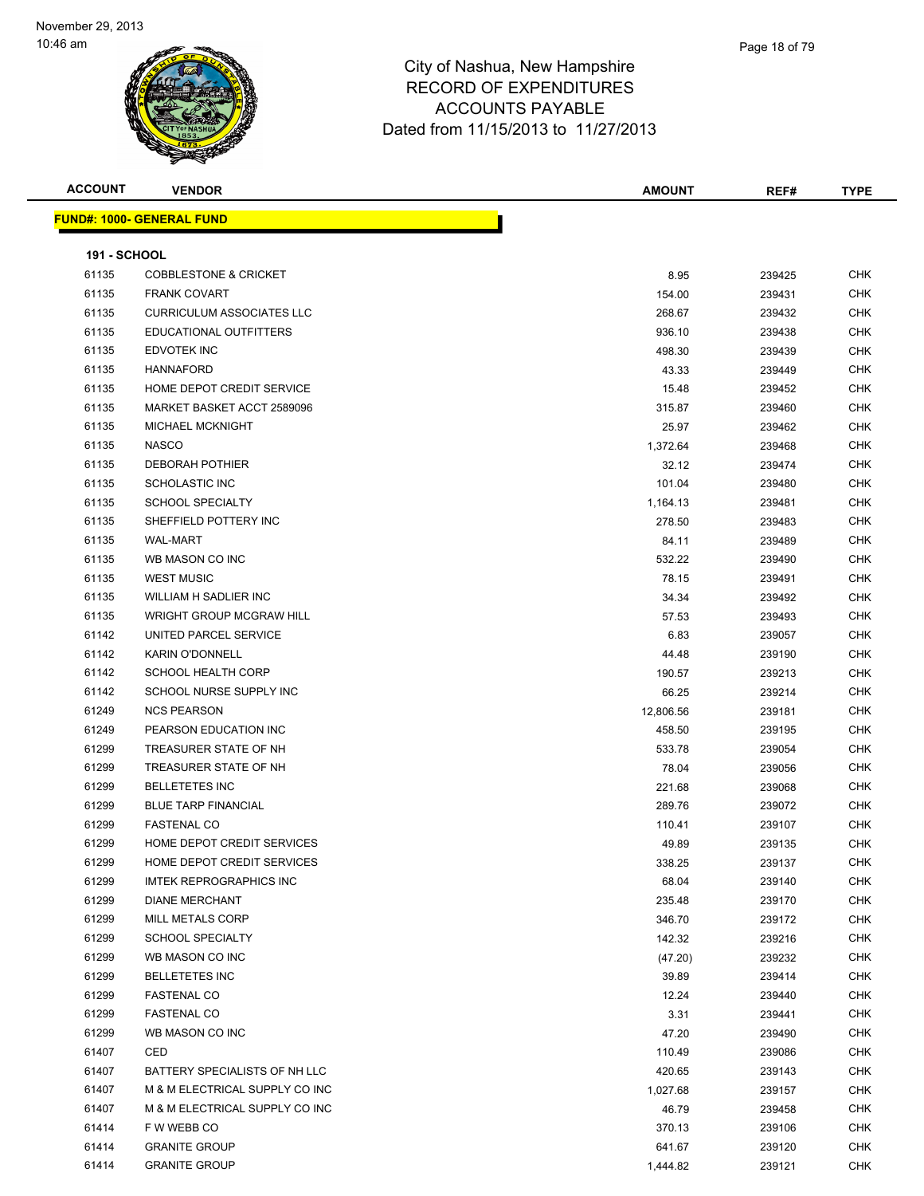# City of Nashua, New Hampshire
## RECORD OF EXPENDITURES
## ACCOUNTS PAYABLE
### Dated from 11/15/2013 to 11/27/2013

| ACCOUNT | VENDOR | AMOUNT | REF# | TYPE |
|---|---|---|---|---|

**FUND#: 1000- GENERAL FUND**

**191 - SCHOOL**

| ACCOUNT | VENDOR | AMOUNT | REF# | TYPE |
|---|---|---|---|---|
| 61135 | COBBLESTONE & CRICKET | 8.95 | 239425 | CHK |
| 61135 | FRANK COVART | 154.00 | 239431 | CHK |
| 61135 | CURRICULUM ASSOCIATES LLC | 268.67 | 239432 | CHK |
| 61135 | EDUCATIONAL OUTFITTERS | 936.10 | 239438 | CHK |
| 61135 | EDVOTEK INC | 498.30 | 239439 | CHK |
| 61135 | HANNAFORD | 43.33 | 239449 | CHK |
| 61135 | HOME DEPOT CREDIT SERVICE | 15.48 | 239452 | CHK |
| 61135 | MARKET BASKET ACCT 2589096 | 315.87 | 239460 | CHK |
| 61135 | MICHAEL MCKNIGHT | 25.97 | 239462 | CHK |
| 61135 | NASCO | 1,372.64 | 239468 | CHK |
| 61135 | DEBORAH POTHIER | 32.12 | 239474 | CHK |
| 61135 | SCHOLASTIC INC | 101.04 | 239480 | CHK |
| 61135 | SCHOOL SPECIALTY | 1,164.13 | 239481 | CHK |
| 61135 | SHEFFIELD POTTERY INC | 278.50 | 239483 | CHK |
| 61135 | WAL-MART | 84.11 | 239489 | CHK |
| 61135 | WB MASON CO INC | 532.22 | 239490 | CHK |
| 61135 | WEST MUSIC | 78.15 | 239491 | CHK |
| 61135 | WILLIAM H SADLIER INC | 34.34 | 239492 | CHK |
| 61135 | WRIGHT GROUP MCGRAW HILL | 57.53 | 239493 | CHK |
| 61142 | UNITED PARCEL SERVICE | 6.83 | 239057 | CHK |
| 61142 | KARIN O'DONNELL | 44.48 | 239190 | CHK |
| 61142 | SCHOOL HEALTH CORP | 190.57 | 239213 | CHK |
| 61142 | SCHOOL NURSE SUPPLY INC | 66.25 | 239214 | CHK |
| 61249 | NCS PEARSON | 12,806.56 | 239181 | CHK |
| 61249 | PEARSON EDUCATION INC | 458.50 | 239195 | CHK |
| 61299 | TREASURER STATE OF NH | 533.78 | 239054 | CHK |
| 61299 | TREASURER STATE OF NH | 78.04 | 239056 | CHK |
| 61299 | BELLETETES INC | 221.68 | 239068 | CHK |
| 61299 | BLUE TARP FINANCIAL | 289.76 | 239072 | CHK |
| 61299 | FASTENAL CO | 110.41 | 239107 | CHK |
| 61299 | HOME DEPOT CREDIT SERVICES | 49.89 | 239135 | CHK |
| 61299 | HOME DEPOT CREDIT SERVICES | 338.25 | 239137 | CHK |
| 61299 | IMTEK REPROGRAPHICS INC | 68.04 | 239140 | CHK |
| 61299 | DIANE MERCHANT | 235.48 | 239170 | CHK |
| 61299 | MILL METALS CORP | 346.70 | 239172 | CHK |
| 61299 | SCHOOL SPECIALTY | 142.32 | 239216 | CHK |
| 61299 | WB MASON CO INC | (47.20) | 239232 | CHK |
| 61299 | BELLETETES INC | 39.89 | 239414 | CHK |
| 61299 | FASTENAL CO | 12.24 | 239440 | CHK |
| 61299 | FASTENAL CO | 3.31 | 239441 | CHK |
| 61299 | WB MASON CO INC | 47.20 | 239490 | CHK |
| 61407 | CED | 110.49 | 239086 | CHK |
| 61407 | BATTERY SPECIALISTS OF NH LLC | 420.65 | 239143 | CHK |
| 61407 | M & M ELECTRICAL SUPPLY CO INC | 1,027.68 | 239157 | CHK |
| 61407 | M & M ELECTRICAL SUPPLY CO INC | 46.79 | 239458 | CHK |
| 61414 | F W WEBB CO | 370.13 | 239106 | CHK |
| 61414 | GRANITE GROUP | 641.67 | 239120 | CHK |
| 61414 | GRANITE GROUP | 1,444.82 | 239121 | CHK |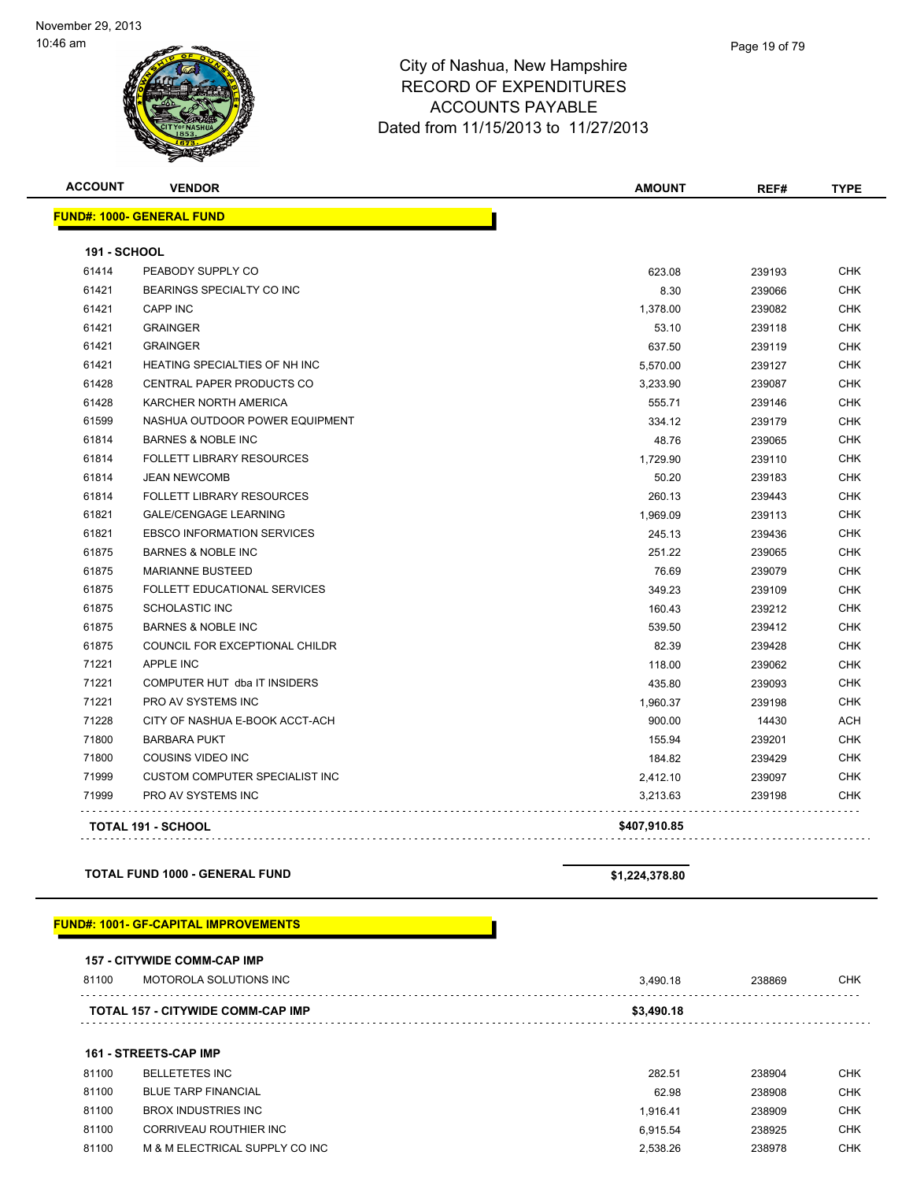# City of Nashua, New Hampshire
## RECORD OF EXPENDITURES
## ACCOUNTS PAYABLE
Dated from 11/15/2013 to 11/27/2013

| ACCOUNT | VENDOR | AMOUNT | REF# | TYPE |
|---|---|---|---|---|
| **FUND#: 1000- GENERAL FUND** | | | | |
| **191 - SCHOOL** | | | | |
| 61414 | PEABODY SUPPLY CO | 623.08 | 239193 | CHK |
| 61421 | BEARINGS SPECIALTY CO INC | 8.30 | 239066 | CHK |
| 61421 | CAPP INC | 1,378.00 | 239082 | CHK |
| 61421 | GRAINGER | 53.10 | 239118 | CHK |
| 61421 | GRAINGER | 637.50 | 239119 | CHK |
| 61421 | HEATING SPECIALTIES OF NH INC | 5,570.00 | 239127 | CHK |
| 61428 | CENTRAL PAPER PRODUCTS CO | 3,233.90 | 239087 | CHK |
| 61428 | KARCHER NORTH AMERICA | 555.71 | 239146 | CHK |
| 61599 | NASHUA OUTDOOR POWER EQUIPMENT | 334.12 | 239179 | CHK |
| 61814 | BARNES & NOBLE INC | 48.76 | 239065 | CHK |
| 61814 | FOLLETT LIBRARY RESOURCES | 1,729.90 | 239110 | CHK |
| 61814 | JEAN NEWCOMB | 50.20 | 239183 | CHK |
| 61814 | FOLLETT LIBRARY RESOURCES | 260.13 | 239443 | CHK |
| 61821 | GALE/CENGAGE LEARNING | 1,969.09 | 239113 | CHK |
| 61821 | EBSCO INFORMATION SERVICES | 245.13 | 239436 | CHK |
| 61875 | BARNES & NOBLE INC | 251.22 | 239065 | CHK |
| 61875 | MARIANNE BUSTEED | 76.69 | 239079 | CHK |
| 61875 | FOLLETT EDUCATIONAL SERVICES | 349.23 | 239109 | CHK |
| 61875 | SCHOLASTIC INC | 160.43 | 239212 | CHK |
| 61875 | BARNES & NOBLE INC | 539.50 | 239412 | CHK |
| 61875 | COUNCIL FOR EXCEPTIONAL CHILDR | 82.39 | 239428 | CHK |
| 71221 | APPLE INC | 118.00 | 239062 | CHK |
| 71221 | COMPUTER HUT dba IT INSIDERS | 435.80 | 239093 | CHK |
| 71221 | PRO AV SYSTEMS INC | 1,960.37 | 239198 | CHK |
| 71228 | CITY OF NASHUA E-BOOK ACCT-ACH | 900.00 | 14430 | ACH |
| 71800 | BARBARA PUKT | 155.94 | 239201 | CHK |
| 71800 | COUSINS VIDEO INC | 184.82 | 239429 | CHK |
| 71999 | CUSTOM COMPUTER SPECIALIST INC | 2,412.10 | 239097 | CHK |
| 71999 | PRO AV SYSTEMS INC | 3,213.63 | 239198 | CHK |
| **TOTAL 191 - SCHOOL** | | **$407,910.85** | | |
| **TOTAL FUND 1000 - GENERAL FUND** | | **$1,224,378.80** | | |
| **FUND#: 1001- GF-CAPITAL IMPROVEMENTS** | | | | |
| **157 - CITYWIDE COMM-CAP IMP** | | | | |
| 81100 | MOTOROLA SOLUTIONS INC | 3,490.18 | 238869 | CHK |
| **TOTAL 157 - CITYWIDE COMM-CAP IMP** | | **$3,490.18** | | |
| **161 - STREETS-CAP IMP** | | | | |
| 81100 | BELLETETES INC | 282.51 | 238904 | CHK |
| 81100 | BLUE TARP FINANCIAL | 62.98 | 238908 | CHK |
| 81100 | BROX INDUSTRIES INC | 1,916.41 | 238909 | CHK |
| 81100 | CORRIVEAU ROUTHIER INC | 6,915.54 | 238925 | CHK |
| 81100 | M & M ELECTRICAL SUPPLY CO INC | 2,538.26 | 238978 | CHK |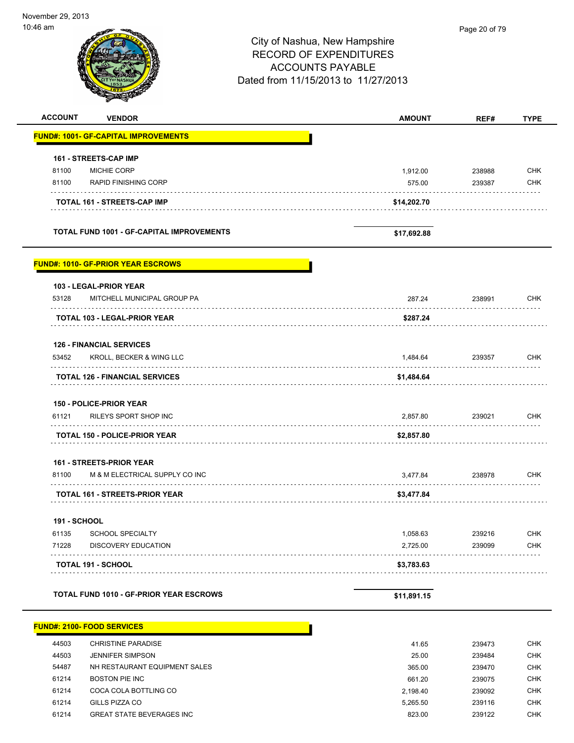City of Nashua, New Hampshire
RECORD OF EXPENDITURES
ACCOUNTS PAYABLE
Dated from 11/15/2013 to 11/27/2013

| ACCOUNT | VENDOR | AMOUNT | REF# | TYPE |
|---|---|---|---|---|
| **FUND#: 1001- GF-CAPITAL IMPROVEMENTS** | | | | |
| **161 - STREETS-CAP IMP** | | | | |
| 81100 | MICHIE CORP | 1,912.00 | 238988 | CHK |
| 81100 | RAPID FINISHING CORP | 575.00 | 239387 | CHK |
| | **TOTAL 161 - STREETS-CAP IMP** | **$14,202.70** | | |
| | **TOTAL FUND 1001 - GF-CAPITAL IMPROVEMENTS** | **$17,692.88** | | |
| **FUND#: 1010- GF-PRIOR YEAR ESCROWS** | | | | |
| **103 - LEGAL-PRIOR YEAR** | | | | |
| 53128 | MITCHELL MUNICIPAL GROUP PA | 287.24 | 238991 | CHK |
| | **TOTAL 103 - LEGAL-PRIOR YEAR** | **$287.24** | | |
| **126 - FINANCIAL SERVICES** | | | | |
| 53452 | KROLL, BECKER & WING LLC | 1,484.64 | 239357 | CHK |
| | **TOTAL 126 - FINANCIAL SERVICES** | **$1,484.64** | | |
| **150 - POLICE-PRIOR YEAR** | | | | |
| 61121 | RILEYS SPORT SHOP INC | 2,857.80 | 239021 | CHK |
| | **TOTAL 150 - POLICE-PRIOR YEAR** | **$2,857.80** | | |
| **161 - STREETS-PRIOR YEAR** | | | | |
| 81100 | M & M ELECTRICAL SUPPLY CO INC | 3,477.84 | 238978 | CHK |
| | **TOTAL 161 - STREETS-PRIOR YEAR** | **$3,477.84** | | |
| **191 - SCHOOL** | | | | |
| 61135 | SCHOOL SPECIALTY | 1,058.63 | 239216 | CHK |
| 71228 | DISCOVERY EDUCATION | 2,725.00 | 239099 | CHK |
| | **TOTAL 191 - SCHOOL** | **$3,783.63** | | |
| | **TOTAL FUND 1010 - GF-PRIOR YEAR ESCROWS** | **$11,891.15** | | |
| **FUND#: 2100- FOOD SERVICES** | | | | |
| 44503 | CHRISTINE PARADISE | 41.65 | 239473 | CHK |
| 44503 | JENNIFER SIMPSON | 25.00 | 239484 | CHK |
| 54487 | NH RESTAURANT EQUIPMENT SALES | 365.00 | 239470 | CHK |
| 61214 | BOSTON PIE INC | 661.20 | 239075 | CHK |
| 61214 | COCA COLA BOTTLING CO | 2,198.40 | 239092 | CHK |
| 61214 | GILLS PIZZA CO | 5,265.50 | 239116 | CHK |
| 61214 | GREAT STATE BEVERAGES INC | 823.00 | 239122 | CHK |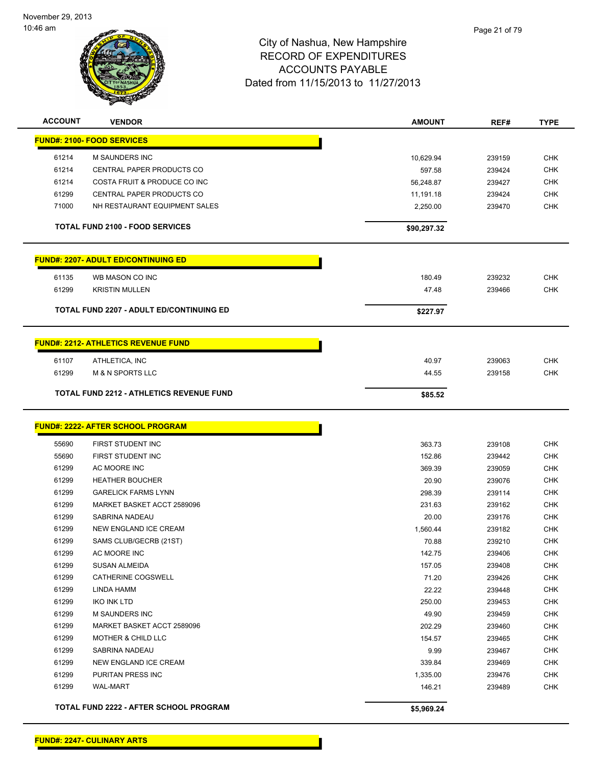# City of Nashua, New Hampshire
## RECORD OF EXPENDITURES
## ACCOUNTS PAYABLE
### Dated from 11/15/2013 to 11/27/2013

November 29, 2013
10:46 am

| ACCOUNT | VENDOR | AMOUNT | REF# | TYPE |
|---|---|---|---|---|
| **FUND#: 2100- FOOD SERVICES** | | | | |
| 61214 | M SAUNDERS INC | 10,629.94 | 239159 | CHK |
| 61214 | CENTRAL PAPER PRODUCTS CO | 597.58 | 239424 | CHK |
| 61214 | COSTA FRUIT & PRODUCE CO INC | 56,248.87 | 239427 | CHK |
| 61299 | CENTRAL PAPER PRODUCTS CO | 11,191.18 | 239424 | CHK |
| 71000 | NH RESTAURANT EQUIPMENT SALES | 2,250.00 | 239470 | CHK |
| **TOTAL FUND 2100 - FOOD SERVICES** | | **$90,297.32** | | |
| **FUND#: 2207- ADULT ED/CONTINUING ED** | | | | |
| 61135 | WB MASON CO INC | 180.49 | 239232 | CHK |
| 61299 | KRISTIN MULLEN | 47.48 | 239466 | CHK |
| **TOTAL FUND 2207 - ADULT ED/CONTINUING ED** | | **$227.97** | | |
| **FUND#: 2212- ATHLETICS REVENUE FUND** | | | | |
| 61107 | ATHLETICA, INC | 40.97 | 239063 | CHK |
| 61299 | M & N SPORTS LLC | 44.55 | 239158 | CHK |
| **TOTAL FUND 2212 - ATHLETICS REVENUE FUND** | | **$85.52** | | |
| **FUND#: 2222- AFTER SCHOOL PROGRAM** | | | | |
| 55690 | FIRST STUDENT INC | 363.73 | 239108 | CHK |
| 55690 | FIRST STUDENT INC | 152.86 | 239442 | CHK |
| 61299 | AC MOORE INC | 369.39 | 239059 | CHK |
| 61299 | HEATHER BOUCHER | 20.90 | 239076 | CHK |
| 61299 | GARELICK FARMS LYNN | 298.39 | 239114 | CHK |
| 61299 | MARKET BASKET ACCT 2589096 | 231.63 | 239162 | CHK |
| 61299 | SABRINA NADEAU | 20.00 | 239176 | CHK |
| 61299 | NEW ENGLAND ICE CREAM | 1,560.44 | 239182 | CHK |
| 61299 | SAMS CLUB/GECRB (21ST) | 70.88 | 239210 | CHK |
| 61299 | AC MOORE INC | 142.75 | 239406 | CHK |
| 61299 | SUSAN ALMEIDA | 157.05 | 239408 | CHK |
| 61299 | CATHERINE COGSWELL | 71.20 | 239426 | CHK |
| 61299 | LINDA HAMM | 22.22 | 239448 | CHK |
| 61299 | IKO INK LTD | 250.00 | 239453 | CHK |
| 61299 | M SAUNDERS INC | 49.90 | 239459 | CHK |
| 61299 | MARKET BASKET ACCT 2589096 | 202.29 | 239460 | CHK |
| 61299 | MOTHER & CHILD LLC | 154.57 | 239465 | CHK |
| 61299 | SABRINA NADEAU | 9.99 | 239467 | CHK |
| 61299 | NEW ENGLAND ICE CREAM | 339.84 | 239469 | CHK |
| 61299 | PURITAN PRESS INC | 1,335.00 | 239476 | CHK |
| 61299 | WAL-MART | 146.21 | 239489 | CHK |
| **TOTAL FUND 2222 - AFTER SCHOOL PROGRAM** | | **$5,969.24** | | |
| **FUND#: 2247- CULINARY ARTS** | | | | |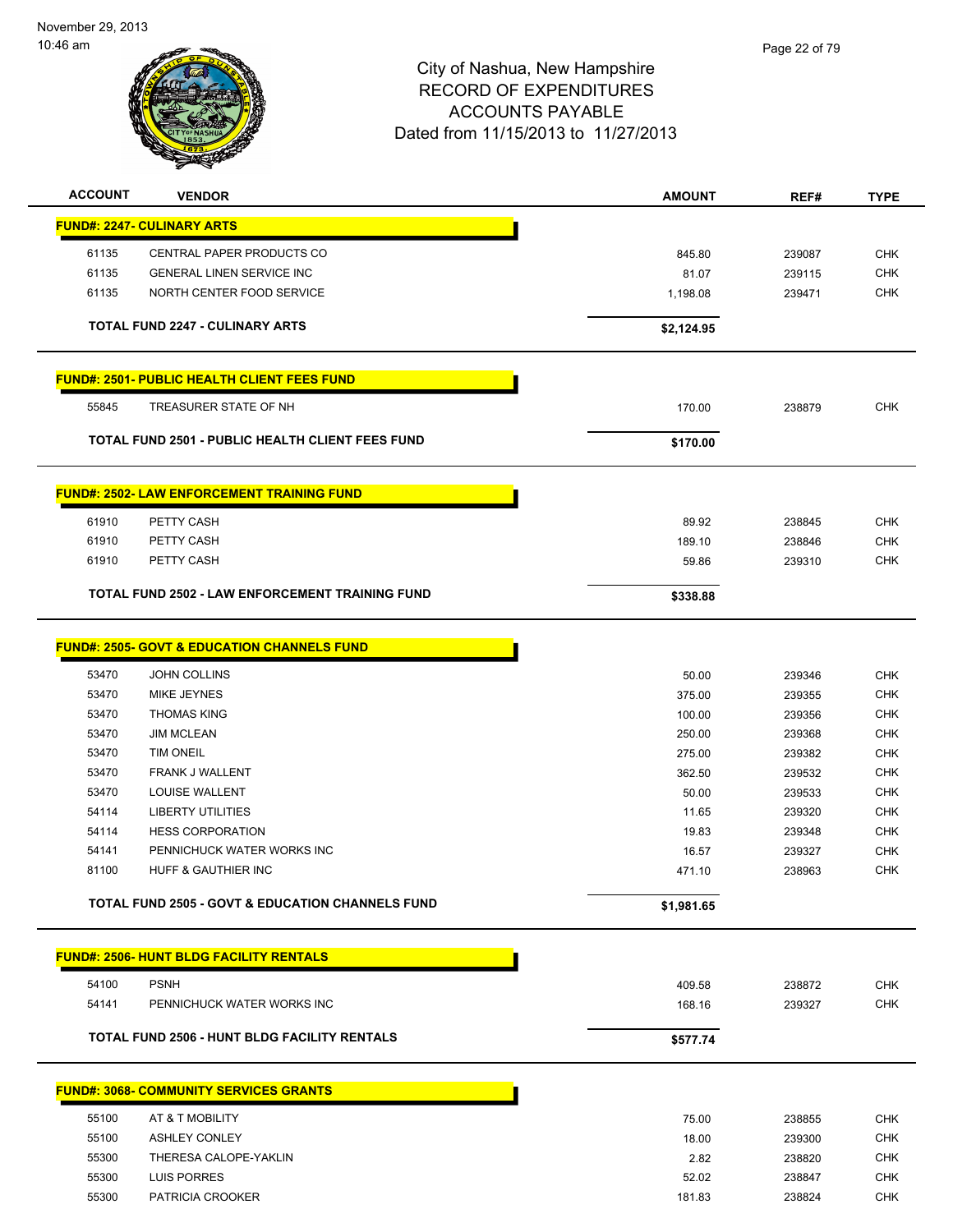# City of Nashua, New Hampshire
## RECORD OF EXPENDITURES
## ACCOUNTS PAYABLE
### Dated from 11/15/2013 to 11/27/2013

| ACCOUNT | VENDOR | AMOUNT | REF# | TYPE |
|---|---|---|---|---|
| **FUND#: 2247- CULINARY ARTS** | | | | |
| 61135 | CENTRAL PAPER PRODUCTS CO | 845.80 | 239087 | CHK |
| 61135 | GENERAL LINEN SERVICE INC | 81.07 | 239115 | CHK |
| 61135 | NORTH CENTER FOOD SERVICE | 1,198.08 | 239471 | CHK |
| | **TOTAL FUND 2247 - CULINARY ARTS** | **$2,124.95** | | |
| **FUND#: 2501- PUBLIC HEALTH CLIENT FEES FUND** | | | | |
| 55845 | TREASURER STATE OF NH | 170.00 | 238879 | CHK |
| | **TOTAL FUND 2501 - PUBLIC HEALTH CLIENT FEES FUND** | **$170.00** | | |
| **FUND#: 2502- LAW ENFORCEMENT TRAINING FUND** | | | | |
| 61910 | PETTY CASH | 89.92 | 238845 | CHK |
| 61910 | PETTY CASH | 189.10 | 238846 | CHK |
| 61910 | PETTY CASH | 59.86 | 239310 | CHK |
| | **TOTAL FUND 2502 - LAW ENFORCEMENT TRAINING FUND** | **$338.88** | | |
| **FUND#: 2505- GOVT & EDUCATION CHANNELS FUND** | | | | |
| 53470 | JOHN COLLINS | 50.00 | 239346 | CHK |
| 53470 | MIKE JEYNES | 375.00 | 239355 | CHK |
| 53470 | THOMAS KING | 100.00 | 239356 | CHK |
| 53470 | JIM MCLEAN | 250.00 | 239368 | CHK |
| 53470 | TIM ONEIL | 275.00 | 239382 | CHK |
| 53470 | FRANK J WALLENT | 362.50 | 239532 | CHK |
| 53470 | LOUISE WALLENT | 50.00 | 239533 | CHK |
| 54114 | LIBERTY UTILITIES | 11.65 | 239320 | CHK |
| 54114 | HESS CORPORATION | 19.83 | 239348 | CHK |
| 54141 | PENNICHUCK WATER WORKS INC | 16.57 | 239327 | CHK |
| 81100 | HUFF & GAUTHIER INC | 471.10 | 238963 | CHK |
| | **TOTAL FUND 2505 - GOVT & EDUCATION CHANNELS FUND** | **$1,981.65** | | |
| **FUND#: 2506- HUNT BLDG FACILITY RENTALS** | | | | |
| 54100 | PSNH | 409.58 | 238872 | CHK |
| 54141 | PENNICHUCK WATER WORKS INC | 168.16 | 239327 | CHK |
| | **TOTAL FUND 2506 - HUNT BLDG FACILITY RENTALS** | **$577.74** | | |
| **FUND#: 3068- COMMUNITY SERVICES GRANTS** | | | | |
| 55100 | AT & T MOBILITY | 75.00 | 238855 | CHK |
| 55100 | ASHLEY CONLEY | 18.00 | 239300 | CHK |
| 55300 | THERESA CALOPE-YAKLIN | 2.82 | 238820 | CHK |
| 55300 | LUIS PORRES | 52.02 | 238847 | CHK |
| 55300 | PATRICIA CROOKER | 181.83 | 238824 | CHK |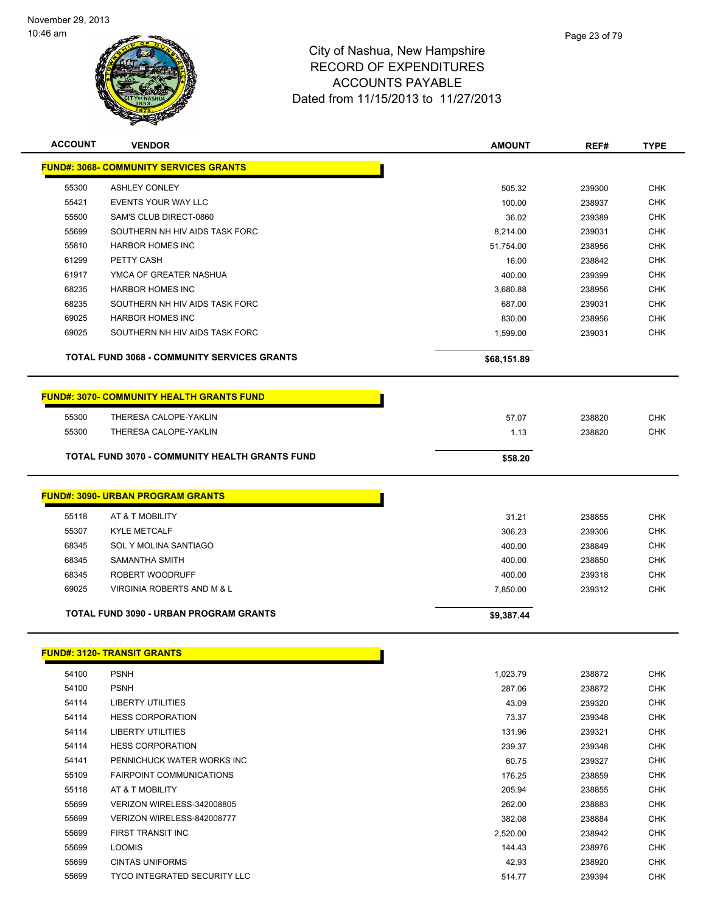City of Nashua, New Hampshire
RECORD OF EXPENDITURES
ACCOUNTS PAYABLE
Dated from 11/15/2013 to 11/27/2013

| ACCOUNT | VENDOR | AMOUNT | REF# | TYPE |
|---|---|---|---|---|
| **FUND#: 3068- COMMUNITY SERVICES GRANTS** | | | | |
| 55300 | ASHLEY CONLEY | 505.32 | 239300 | CHK |
| 55421 | EVENTS YOUR WAY LLC | 100.00 | 238937 | CHK |
| 55500 | SAM'S CLUB DIRECT-0860 | 36.02 | 239389 | CHK |
| 55699 | SOUTHERN NH HIV AIDS TASK FORC | 8,214.00 | 239031 | CHK |
| 55810 | HARBOR HOMES INC | 51,754.00 | 238956 | CHK |
| 61299 | PETTY CASH | 16.00 | 238842 | CHK |
| 61917 | YMCA OF GREATER NASHUA | 400.00 | 239399 | CHK |
| 68235 | HARBOR HOMES INC | 3,680.88 | 238956 | CHK |
| 68235 | SOUTHERN NH HIV AIDS TASK FORC | 687.00 | 239031 | CHK |
| 69025 | HARBOR HOMES INC | 830.00 | 238956 | CHK |
| 69025 | SOUTHERN NH HIV AIDS TASK FORC | 1,599.00 | 239031 | CHK |
| **TOTAL FUND 3068 - COMMUNITY SERVICES GRANTS** | | **$68,151.89** | | |
| **FUND#: 3070- COMMUNITY HEALTH GRANTS FUND** | | | | |
| 55300 | THERESA CALOPE-YAKLIN | 57.07 | 238820 | CHK |
| 55300 | THERESA CALOPE-YAKLIN | 1.13 | 238820 | CHK |
| **TOTAL FUND 3070 - COMMUNITY HEALTH GRANTS FUND** | | **$58.20** | | |
| **FUND#: 3090- URBAN PROGRAM GRANTS** | | | | |
| 55118 | AT & T MOBILITY | 31.21 | 238855 | CHK |
| 55307 | KYLE METCALF | 306.23 | 239306 | CHK |
| 68345 | SOL Y MOLINA SANTIAGO | 400.00 | 238849 | CHK |
| 68345 | SAMANTHA SMITH | 400.00 | 238850 | CHK |
| 68345 | ROBERT WOODRUFF | 400.00 | 239318 | CHK |
| 69025 | VIRGINIA ROBERTS AND M & L | 7,850.00 | 239312 | CHK |
| **TOTAL FUND 3090 - URBAN PROGRAM GRANTS** | | **$9,387.44** | | |
| **FUND#: 3120- TRANSIT GRANTS** | | | | |
| 54100 | PSNH | 1,023.79 | 238872 | CHK |
| 54100 | PSNH | 287.06 | 238872 | CHK |
| 54114 | LIBERTY UTILITIES | 43.09 | 239320 | CHK |
| 54114 | HESS CORPORATION | 73.37 | 239348 | CHK |
| 54114 | LIBERTY UTILITIES | 131.96 | 239321 | CHK |
| 54114 | HESS CORPORATION | 239.37 | 239348 | CHK |
| 54141 | PENNICHUCK WATER WORKS INC | 60.75 | 239327 | CHK |
| 55109 | FAIRPOINT COMMUNICATIONS | 176.25 | 238859 | CHK |
| 55118 | AT & T MOBILITY | 205.94 | 238855 | CHK |
| 55699 | VERIZON WIRELESS-342008805 | 262.00 | 238883 | CHK |
| 55699 | VERIZON WIRELESS-842008777 | 382.08 | 238884 | CHK |
| 55699 | FIRST TRANSIT INC | 2,520.00 | 238942 | CHK |
| 55699 | LOOMIS | 144.43 | 238976 | CHK |
| 55699 | CINTAS UNIFORMS | 42.93 | 238920 | CHK |
| 55699 | TYCO INTEGRATED SECURITY LLC | 514.77 | 239394 | CHK |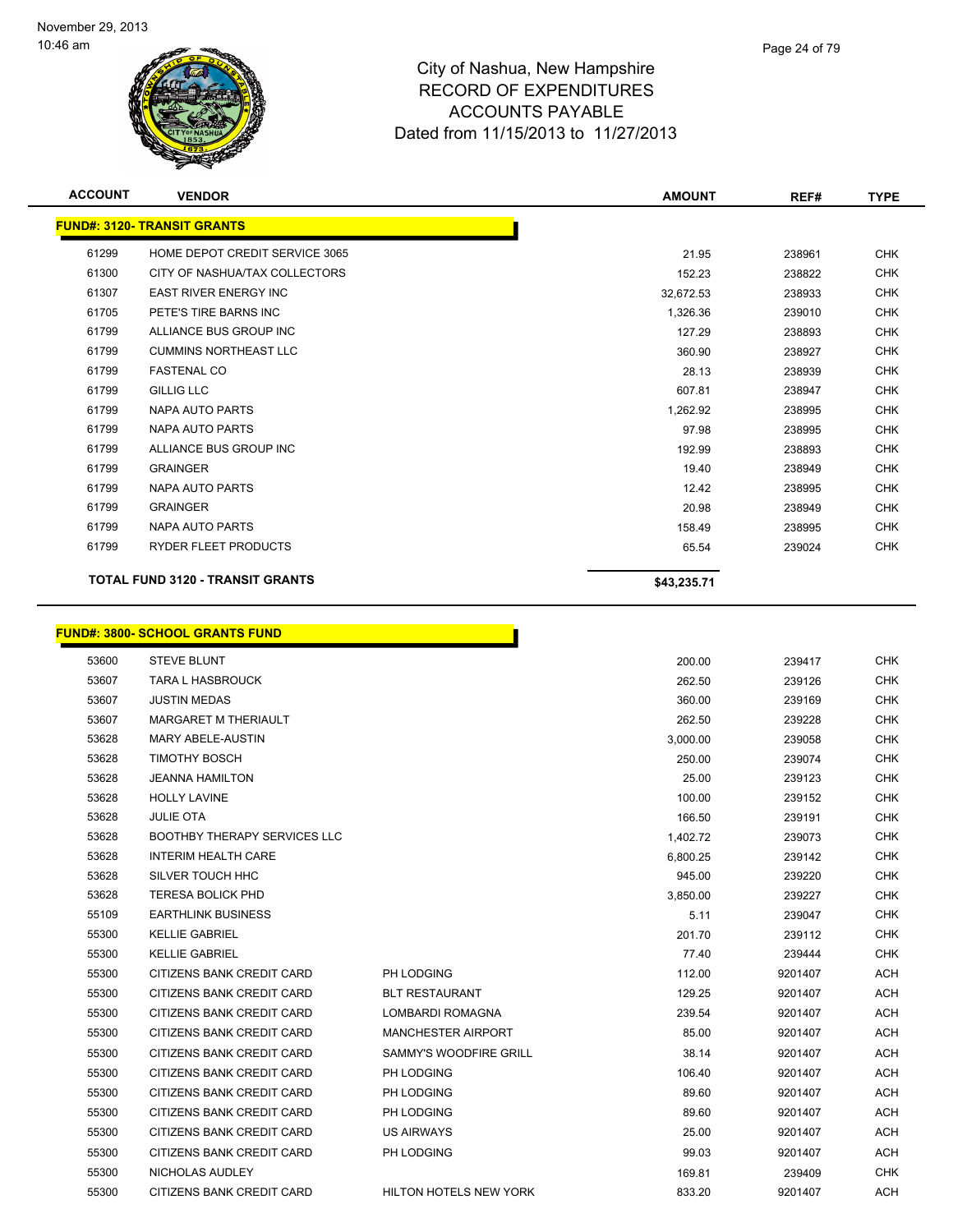# City of Nashua, New Hampshire
## RECORD OF EXPENDITURES
## ACCOUNTS PAYABLE
## Dated from 11/15/2013 to 11/27/2013

| ACCOUNT | VENDOR | | AMOUNT | REF# | TYPE |
|---|---|---|---|---|---|
| **FUND#: 3120- TRANSIT GRANTS** | | | | | |
| 61299 | HOME DEPOT CREDIT SERVICE 3065 | | 21.95 | 238961 | CHK |
| 61300 | CITY OF NASHUA/TAX COLLECTORS | | 152.23 | 238822 | CHK |
| 61307 | EAST RIVER ENERGY INC | | 32,672.53 | 238933 | CHK |
| 61705 | PETE'S TIRE BARNS INC | | 1,326.36 | 239010 | CHK |
| 61799 | ALLIANCE BUS GROUP INC | | 127.29 | 238893 | CHK |
| 61799 | CUMMINS NORTHEAST LLC | | 360.90 | 238927 | CHK |
| 61799 | FASTENAL CO | | 28.13 | 238939 | CHK |
| 61799 | GILLIG LLC | | 607.81 | 238947 | CHK |
| 61799 | NAPA AUTO PARTS | | 1,262.92 | 238995 | CHK |
| 61799 | NAPA AUTO PARTS | | 97.98 | 238995 | CHK |
| 61799 | ALLIANCE BUS GROUP INC | | 192.99 | 238893 | CHK |
| 61799 | GRAINGER | | 19.40 | 238949 | CHK |
| 61799 | NAPA AUTO PARTS | | 12.42 | 238995 | CHK |
| 61799 | GRAINGER | | 20.98 | 238949 | CHK |
| 61799 | NAPA AUTO PARTS | | 158.49 | 238995 | CHK |
| 61799 | RYDER FLEET PRODUCTS | | 65.54 | 239024 | CHK |
| **TOTAL FUND 3120 - TRANSIT GRANTS** | | | **$43,235.71** | | |

| ACCOUNT | VENDOR | | AMOUNT | REF# | TYPE |
|---|---|---|---|---|---|
| **FUND#: 3800- SCHOOL GRANTS FUND** | | | | | |
| 53600 | STEVE BLUNT | | 200.00 | 239417 | CHK |
| 53607 | TARA L HASBROUCK | | 262.50 | 239126 | CHK |
| 53607 | JUSTIN MEDAS | | 360.00 | 239169 | CHK |
| 53607 | MARGARET M THERIAULT | | 262.50 | 239228 | CHK |
| 53628 | MARY ABELE-AUSTIN | | 3,000.00 | 239058 | CHK |
| 53628 | TIMOTHY BOSCH | | 250.00 | 239074 | CHK |
| 53628 | JEANNA HAMILTON | | 25.00 | 239123 | CHK |
| 53628 | HOLLY LAVINE | | 100.00 | 239152 | CHK |
| 53628 | JULIE OTA | | 166.50 | 239191 | CHK |
| 53628 | BOOTHBY THERAPY SERVICES LLC | | 1,402.72 | 239073 | CHK |
| 53628 | INTERIM HEALTH CARE | | 6,800.25 | 239142 | CHK |
| 53628 | SILVER TOUCH HHC | | 945.00 | 239220 | CHK |
| 53628 | TERESA BOLICK PHD | | 3,850.00 | 239227 | CHK |
| 55109 | EARTHLINK BUSINESS | | 5.11 | 239047 | CHK |
| 55300 | KELLIE GABRIEL | | 201.70 | 239112 | CHK |
| 55300 | KELLIE GABRIEL | | 77.40 | 239444 | CHK |
| 55300 | CITIZENS BANK CREDIT CARD | PH LODGING | 112.00 | 9201407 | ACH |
| 55300 | CITIZENS BANK CREDIT CARD | BLT RESTAURANT | 129.25 | 9201407 | ACH |
| 55300 | CITIZENS BANK CREDIT CARD | LOMBARDI ROMAGNA | 239.54 | 9201407 | ACH |
| 55300 | CITIZENS BANK CREDIT CARD | MANCHESTER AIRPORT | 85.00 | 9201407 | ACH |
| 55300 | CITIZENS BANK CREDIT CARD | SAMMY'S WOODFIRE GRILL | 38.14 | 9201407 | ACH |
| 55300 | CITIZENS BANK CREDIT CARD | PH LODGING | 106.40 | 9201407 | ACH |
| 55300 | CITIZENS BANK CREDIT CARD | PH LODGING | 89.60 | 9201407 | ACH |
| 55300 | CITIZENS BANK CREDIT CARD | PH LODGING | 89.60 | 9201407 | ACH |
| 55300 | CITIZENS BANK CREDIT CARD | US AIRWAYS | 25.00 | 9201407 | ACH |
| 55300 | CITIZENS BANK CREDIT CARD | PH LODGING | 99.03 | 9201407 | ACH |
| 55300 | NICHOLAS AUDLEY | | 169.81 | 239409 | CHK |
| 55300 | CITIZENS BANK CREDIT CARD | HILTON HOTELS NEW YORK | 833.20 | 9201407 | ACH |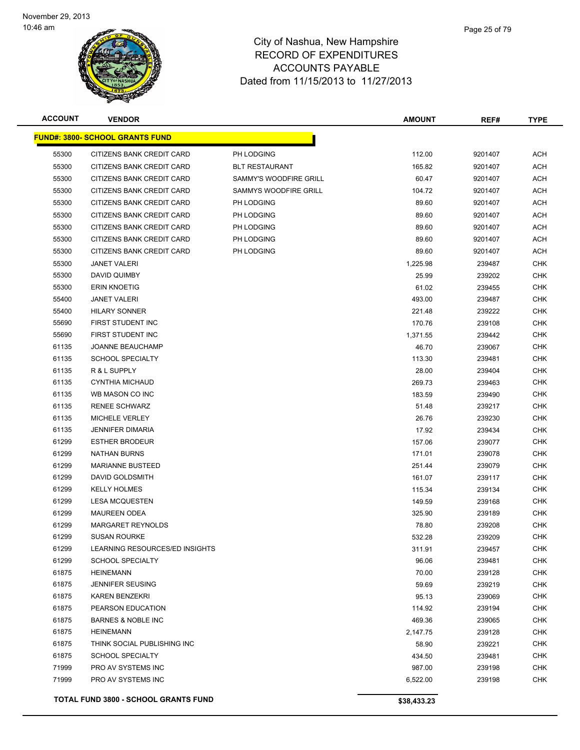City of Nashua, New Hampshire
RECORD OF EXPENDITURES
ACCOUNTS PAYABLE
Dated from 11/15/2013 to 11/27/2013

| ACCOUNT | VENDOR | | AMOUNT | REF# | TYPE |
|---|---|---|---|---|---|
| **FUND#: 3800- SCHOOL GRANTS FUND** | | | | | |
| 55300 | CITIZENS BANK CREDIT CARD | PH LODGING | 112.00 | 9201407 | ACH |
| 55300 | CITIZENS BANK CREDIT CARD | BLT RESTAURANT | 165.82 | 9201407 | ACH |
| 55300 | CITIZENS BANK CREDIT CARD | SAMMY'S WOODFIRE GRILL | 60.47 | 9201407 | ACH |
| 55300 | CITIZENS BANK CREDIT CARD | SAMMYS WOODFIRE GRILL | 104.72 | 9201407 | ACH |
| 55300 | CITIZENS BANK CREDIT CARD | PH LODGING | 89.60 | 9201407 | ACH |
| 55300 | CITIZENS BANK CREDIT CARD | PH LODGING | 89.60 | 9201407 | ACH |
| 55300 | CITIZENS BANK CREDIT CARD | PH LODGING | 89.60 | 9201407 | ACH |
| 55300 | CITIZENS BANK CREDIT CARD | PH LODGING | 89.60 | 9201407 | ACH |
| 55300 | CITIZENS BANK CREDIT CARD | PH LODGING | 89.60 | 9201407 | ACH |
| 55300 | JANET VALERI | | 1,225.98 | 239487 | CHK |
| 55300 | DAVID QUIMBY | | 25.99 | 239202 | CHK |
| 55300 | ERIN KNOETIG | | 61.02 | 239455 | CHK |
| 55400 | JANET VALERI | | 493.00 | 239487 | CHK |
| 55400 | HILARY SONNER | | 221.48 | 239222 | CHK |
| 55690 | FIRST STUDENT INC | | 170.76 | 239108 | CHK |
| 55690 | FIRST STUDENT INC | | 1,371.55 | 239442 | CHK |
| 61135 | JOANNE BEAUCHAMP | | 46.70 | 239067 | CHK |
| 61135 | SCHOOL SPECIALTY | | 113.30 | 239481 | CHK |
| 61135 | R & L SUPPLY | | 28.00 | 239404 | CHK |
| 61135 | CYNTHIA MICHAUD | | 269.73 | 239463 | CHK |
| 61135 | WB MASON CO INC | | 183.59 | 239490 | CHK |
| 61135 | RENEE SCHWARZ | | 51.48 | 239217 | CHK |
| 61135 | MICHELE VERLEY | | 26.76 | 239230 | CHK |
| 61135 | JENNIFER DIMARIA | | 17.92 | 239434 | CHK |
| 61299 | ESTHER BRODEUR | | 157.06 | 239077 | CHK |
| 61299 | NATHAN BURNS | | 171.01 | 239078 | CHK |
| 61299 | MARIANNE BUSTEED | | 251.44 | 239079 | CHK |
| 61299 | DAVID GOLDSMITH | | 161.07 | 239117 | CHK |
| 61299 | KELLY HOLMES | | 115.34 | 239134 | CHK |
| 61299 | LESA MCQUESTEN | | 149.59 | 239168 | CHK |
| 61299 | MAUREEN ODEA | | 325.90 | 239189 | CHK |
| 61299 | MARGARET REYNOLDS | | 78.80 | 239208 | CHK |
| 61299 | SUSAN ROURKE | | 532.28 | 239209 | CHK |
| 61299 | LEARNING RESOURCES/ED INSIGHTS | | 311.91 | 239457 | CHK |
| 61299 | SCHOOL SPECIALTY | | 96.06 | 239481 | CHK |
| 61875 | HEINEMANN | | 70.00 | 239128 | CHK |
| 61875 | JENNIFER SEUSING | | 59.69 | 239219 | CHK |
| 61875 | KAREN BENZEKRI | | 95.13 | 239069 | CHK |
| 61875 | PEARSON EDUCATION | | 114.92 | 239194 | CHK |
| 61875 | BARNES & NOBLE INC | | 469.36 | 239065 | CHK |
| 61875 | HEINEMANN | | 2,147.75 | 239128 | CHK |
| 61875 | THINK SOCIAL PUBLISHING INC | | 58.90 | 239221 | CHK |
| 61875 | SCHOOL SPECIALTY | | 434.50 | 239481 | CHK |
| 71999 | PRO AV SYSTEMS INC | | 987.00 | 239198 | CHK |
| 71999 | PRO AV SYSTEMS INC | | 6,522.00 | 239198 | CHK |
| **TOTAL FUND 3800 - SCHOOL GRANTS FUND** | | | **$38,433.23** | | |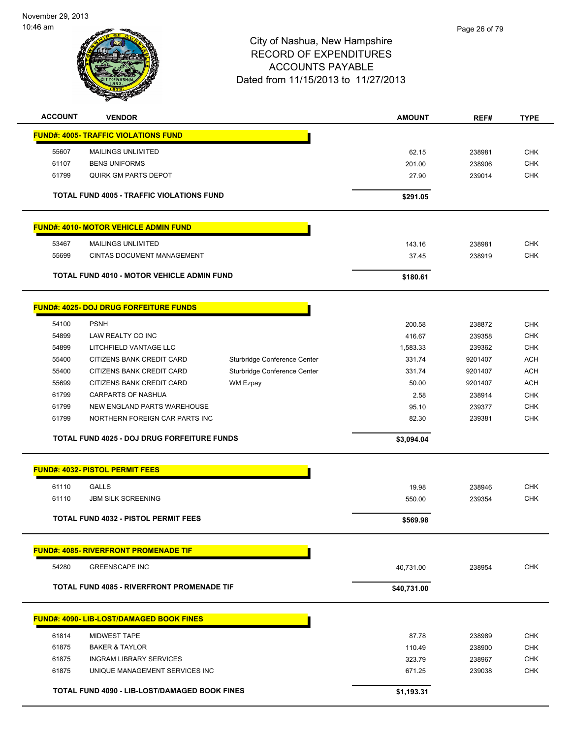# City of Nashua, New Hampshire
# RECORD OF EXPENDITURES
# ACCOUNTS PAYABLE
# Dated from 11/15/2013 to 11/27/2013

November 29, 2013
10:46 am

| ACCOUNT | VENDOR | | AMOUNT | REF# | TYPE |
|---|---|---|---|---|---|
| **FUND#: 4005- TRAFFIC VIOLATIONS FUND** | | | | | |
| 55607 | MAILINGS UNLIMITED | | 62.15 | 238981 | CHK |
| 61107 | BENS UNIFORMS | | 201.00 | 238906 | CHK |
| 61799 | QUIRK GM PARTS DEPOT | | 27.90 | 239014 | CHK |
| **TOTAL FUND 4005 - TRAFFIC VIOLATIONS FUND** | | | **$291.05** | | |
| **FUND#: 4010- MOTOR VEHICLE ADMIN FUND** | | | | | |
| 53467 | MAILINGS UNLIMITED | | 143.16 | 238981 | CHK |
| 55699 | CINTAS DOCUMENT MANAGEMENT | | 37.45 | 238919 | CHK |
| **TOTAL FUND 4010 - MOTOR VEHICLE ADMIN FUND** | | | **$180.61** | | |
| **FUND#: 4025- DOJ DRUG FORFEITURE FUNDS** | | | | | |
| 54100 | PSNH | | 200.58 | 238872 | CHK |
| 54899 | LAW REALTY CO INC | | 416.67 | 239358 | CHK |
| 54899 | LITCHFIELD VANTAGE LLC | | 1,583.33 | 239362 | CHK |
| 55400 | CITIZENS BANK CREDIT CARD | Sturbridge Conference Center | 331.74 | 9201407 | ACH |
| 55400 | CITIZENS BANK CREDIT CARD | Sturbridge Conference Center | 331.74 | 9201407 | ACH |
| 55699 | CITIZENS BANK CREDIT CARD | WM Ezpay | 50.00 | 9201407 | ACH |
| 61799 | CARPARTS OF NASHUA | | 2.58 | 238914 | CHK |
| 61799 | NEW ENGLAND PARTS WAREHOUSE | | 95.10 | 239377 | CHK |
| 61799 | NORTHERN FOREIGN CAR PARTS INC | | 82.30 | 239381 | CHK |
| **TOTAL FUND 4025 - DOJ DRUG FORFEITURE FUNDS** | | | **$3,094.04** | | |
| **FUND#: 4032- PISTOL PERMIT FEES** | | | | | |
| 61110 | GALLS | | 19.98 | 238946 | CHK |
| 61110 | JBM SILK SCREENING | | 550.00 | 239354 | CHK |
| **TOTAL FUND 4032 - PISTOL PERMIT FEES** | | | **$569.98** | | |
| **FUND#: 4085- RIVERFRONT PROMENADE TIF** | | | | | |
| 54280 | GREENSCAPE INC | | 40,731.00 | 238954 | CHK |
| **TOTAL FUND 4085 - RIVERFRONT PROMENADE TIF** | | | **$40,731.00** | | |
| **FUND#: 4090- LIB-LOST/DAMAGED BOOK FINES** | | | | | |
| 61814 | MIDWEST TAPE | | 87.78 | 238989 | CHK |
| 61875 | BAKER & TAYLOR | | 110.49 | 238900 | CHK |
| 61875 | INGRAM LIBRARY SERVICES | | 323.79 | 238967 | CHK |
| 61875 | UNIQUE MANAGEMENT SERVICES INC | | 671.25 | 239038 | CHK |
| **TOTAL FUND 4090 - LIB-LOST/DAMAGED BOOK FINES** | | | **$1,193.31** | | |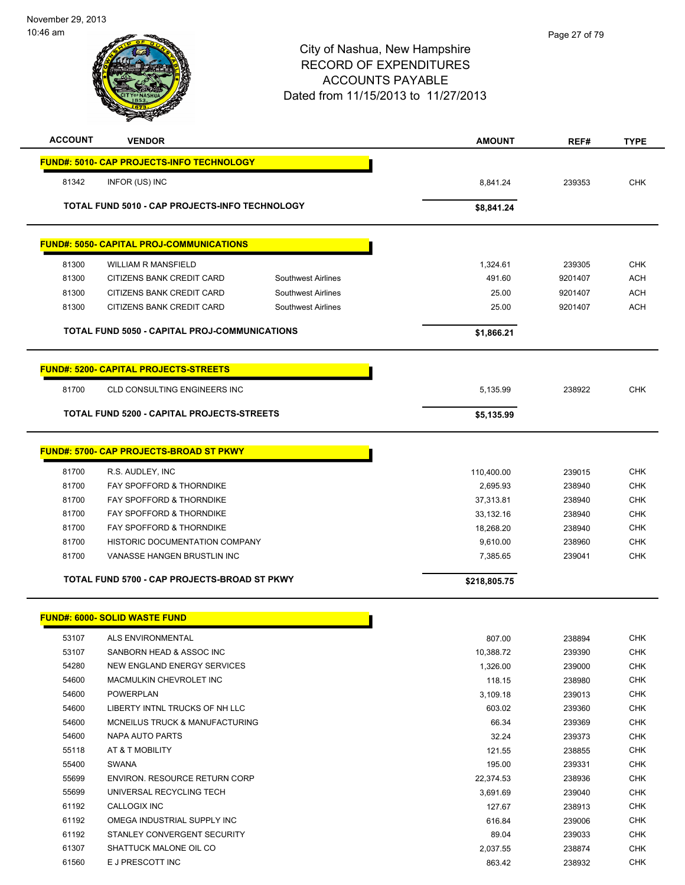November 29, 2013
10:46 am

City of Nashua, New Hampshire
RECORD OF EXPENDITURES
ACCOUNTS PAYABLE
Dated from 11/15/2013 to 11/27/2013

| ACCOUNT | VENDOR | | AMOUNT | REF# | TYPE |
|---|---|---|---|---|---|
| **FUND#: 5010- CAP PROJECTS-INFO TECHNOLOGY** | | | | | |
| 81342 | INFOR (US) INC | | 8,841.24 | 239353 | CHK |
| **TOTAL FUND 5010 - CAP PROJECTS-INFO TECHNOLOGY** | | | **$8,841.24** | | |
| **FUND#: 5050- CAPITAL PROJ-COMMUNICATIONS** | | | | | |
| 81300 | WILLIAM R MANSFIELD | | 1,324.61 | 239305 | CHK |
| 81300 | CITIZENS BANK CREDIT CARD | Southwest Airlines | 491.60 | 9201407 | ACH |
| 81300 | CITIZENS BANK CREDIT CARD | Southwest Airlines | 25.00 | 9201407 | ACH |
| 81300 | CITIZENS BANK CREDIT CARD | Southwest Airlines | 25.00 | 9201407 | ACH |
| **TOTAL FUND 5050 - CAPITAL PROJ-COMMUNICATIONS** | | | **$1,866.21** | | |
| **FUND#: 5200- CAPITAL PROJECTS-STREETS** | | | | | |
| 81700 | CLD CONSULTING ENGINEERS INC | | 5,135.99 | 238922 | CHK |
| **TOTAL FUND 5200 - CAPITAL PROJECTS-STREETS** | | | **$5,135.99** | | |
| **FUND#: 5700- CAP PROJECTS-BROAD ST PKWY** | | | | | |
| 81700 | R.S. AUDLEY, INC | | 110,400.00 | 239015 | CHK |
| 81700 | FAY SPOFFORD & THORNDIKE | | 2,695.93 | 238940 | CHK |
| 81700 | FAY SPOFFORD & THORNDIKE | | 37,313.81 | 238940 | CHK |
| 81700 | FAY SPOFFORD & THORNDIKE | | 33,132.16 | 238940 | CHK |
| 81700 | FAY SPOFFORD & THORNDIKE | | 18,268.20 | 238940 | CHK |
| 81700 | HISTORIC DOCUMENTATION COMPANY | | 9,610.00 | 238960 | CHK |
| 81700 | VANASSE HANGEN BRUSTLIN INC | | 7,385.65 | 239041 | CHK |
| **TOTAL FUND 5700 - CAP PROJECTS-BROAD ST PKWY** | | | **$218,805.75** | | |
| **FUND#: 6000- SOLID WASTE FUND** | | | | | |
| 53107 | ALS ENVIRONMENTAL | | 807.00 | 238894 | CHK |
| 53107 | SANBORN HEAD & ASSOC INC | | 10,388.72 | 239390 | CHK |
| 54280 | NEW ENGLAND ENERGY SERVICES | | 1,326.00 | 239000 | CHK |
| 54600 | MACMULKIN CHEVROLET INC | | 118.15 | 238980 | CHK |
| 54600 | POWERPLAN | | 3,109.18 | 239013 | CHK |
| 54600 | LIBERTY INTNL TRUCKS OF NH LLC | | 603.02 | 239360 | CHK |
| 54600 | MCNEILUS TRUCK & MANUFACTURING | | 66.34 | 239369 | CHK |
| 54600 | NAPA AUTO PARTS | | 32.24 | 239373 | CHK |
| 55118 | AT & T MOBILITY | | 121.55 | 238855 | CHK |
| 55400 | SWANA | | 195.00 | 239331 | CHK |
| 55699 | ENVIRON. RESOURCE RETURN CORP | | 22,374.53 | 238936 | CHK |
| 55699 | UNIVERSAL RECYCLING TECH | | 3,691.69 | 239040 | CHK |
| 61192 | CALLOGIX INC | | 127.67 | 238913 | CHK |
| 61192 | OMEGA INDUSTRIAL SUPPLY INC | | 616.84 | 239006 | CHK |
| 61192 | STANLEY CONVERGENT SECURITY | | 89.04 | 239033 | CHK |
| 61307 | SHATTUCK MALONE OIL CO | | 2,037.55 | 238874 | CHK |
| 61560 | E J PRESCOTT INC | | 863.42 | 238932 | CHK |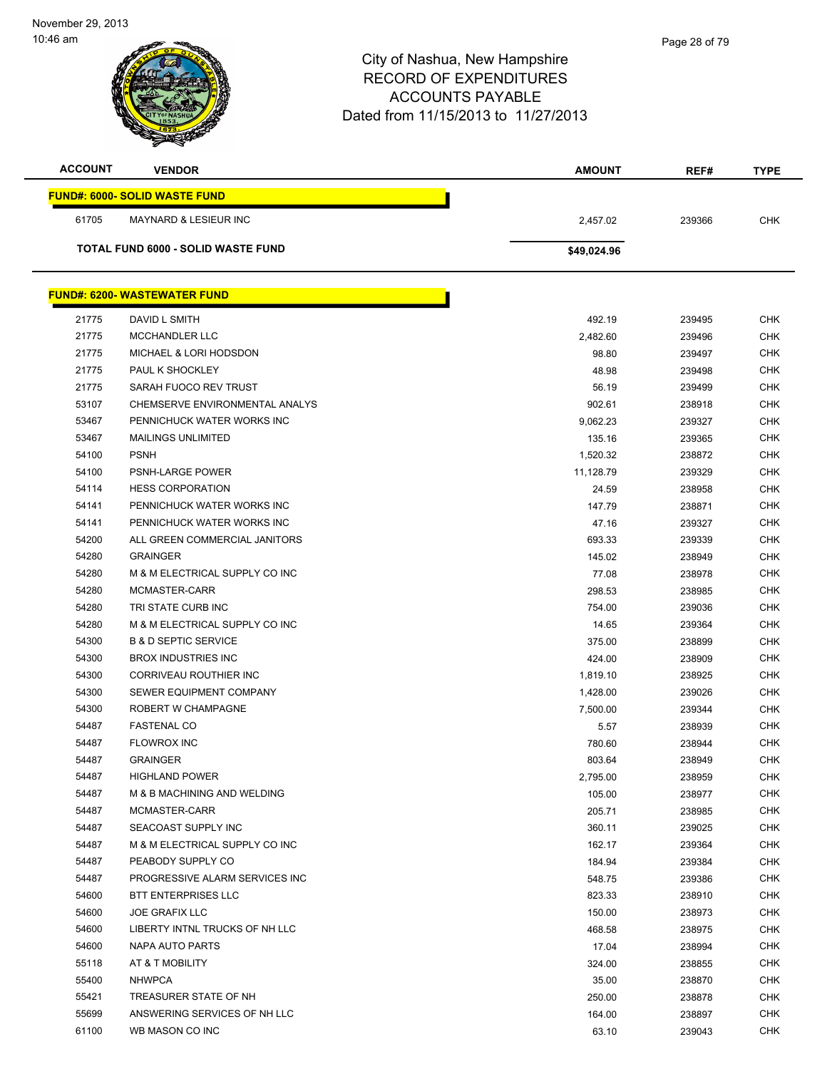City of Nashua, New Hampshire
RECORD OF EXPENDITURES
ACCOUNTS PAYABLE
Dated from 11/15/2013 to 11/27/2013

| ACCOUNT | VENDOR | AMOUNT | REF# | TYPE |
|---|---|---|---|---|
| **FUND#: 6000- SOLID WASTE FUND** | | | | |
| 61705 | MAYNARD & LESIEUR INC | 2,457.02 | 239366 | CHK |
| **TOTAL FUND 6000 - SOLID WASTE FUND** | | **$49,024.96** | | |
| **FUND#: 6200- WASTEWATER FUND** | | | | |
| 21775 | DAVID L SMITH | 492.19 | 239495 | CHK |
| 21775 | MCCHANDLER LLC | 2,482.60 | 239496 | CHK |
| 21775 | MICHAEL & LORI HODSDON | 98.80 | 239497 | CHK |
| 21775 | PAUL K SHOCKLEY | 48.98 | 239498 | CHK |
| 21775 | SARAH FUOCO REV TRUST | 56.19 | 239499 | CHK |
| 53107 | CHEMSERVE ENVIRONMENTAL ANALYS | 902.61 | 238918 | CHK |
| 53467 | PENNICHUCK WATER WORKS INC | 9,062.23 | 239327 | CHK |
| 53467 | MAILINGS UNLIMITED | 135.16 | 239365 | CHK |
| 54100 | PSNH | 1,520.32 | 238872 | CHK |
| 54100 | PSNH-LARGE POWER | 11,128.79 | 239329 | CHK |
| 54114 | HESS CORPORATION | 24.59 | 238958 | CHK |
| 54141 | PENNICHUCK WATER WORKS INC | 147.79 | 238871 | CHK |
| 54141 | PENNICHUCK WATER WORKS INC | 47.16 | 239327 | CHK |
| 54200 | ALL GREEN COMMERCIAL JANITORS | 693.33 | 239339 | CHK |
| 54280 | GRAINGER | 145.02 | 238949 | CHK |
| 54280 | M & M ELECTRICAL SUPPLY CO INC | 77.08 | 238978 | CHK |
| 54280 | MCMASTER-CARR | 298.53 | 238985 | CHK |
| 54280 | TRI STATE CURB INC | 754.00 | 239036 | CHK |
| 54280 | M & M ELECTRICAL SUPPLY CO INC | 14.65 | 239364 | CHK |
| 54300 | B & D SEPTIC SERVICE | 375.00 | 238899 | CHK |
| 54300 | BROX INDUSTRIES INC | 424.00 | 238909 | CHK |
| 54300 | CORRIVEAU ROUTHIER INC | 1,819.10 | 238925 | CHK |
| 54300 | SEWER EQUIPMENT COMPANY | 1,428.00 | 239026 | CHK |
| 54300 | ROBERT W CHAMPAGNE | 7,500.00 | 239344 | CHK |
| 54487 | FASTENAL CO | 5.57 | 238939 | CHK |
| 54487 | FLOWROX INC | 780.60 | 238944 | CHK |
| 54487 | GRAINGER | 803.64 | 238949 | CHK |
| 54487 | HIGHLAND POWER | 2,795.00 | 238959 | CHK |
| 54487 | M & B MACHINING AND WELDING | 105.00 | 238977 | CHK |
| 54487 | MCMASTER-CARR | 205.71 | 238985 | CHK |
| 54487 | SEACOAST SUPPLY INC | 360.11 | 239025 | CHK |
| 54487 | M & M ELECTRICAL SUPPLY CO INC | 162.17 | 239364 | CHK |
| 54487 | PEABODY SUPPLY CO | 184.94 | 239384 | CHK |
| 54487 | PROGRESSIVE ALARM SERVICES INC | 548.75 | 239386 | CHK |
| 54600 | BTT ENTERPRISES LLC | 823.33 | 238910 | CHK |
| 54600 | JOE GRAFIX LLC | 150.00 | 238973 | CHK |
| 54600 | LIBERTY INTNL TRUCKS OF NH LLC | 468.58 | 238975 | CHK |
| 54600 | NAPA AUTO PARTS | 17.04 | 238994 | CHK |
| 55118 | AT & T MOBILITY | 324.00 | 238855 | CHK |
| 55400 | NHWPCA | 35.00 | 238870 | CHK |
| 55421 | TREASURER STATE OF NH | 250.00 | 238878 | CHK |
| 55699 | ANSWERING SERVICES OF NH LLC | 164.00 | 238897 | CHK |
| 61100 | WB MASON CO INC | 63.10 | 239043 | CHK |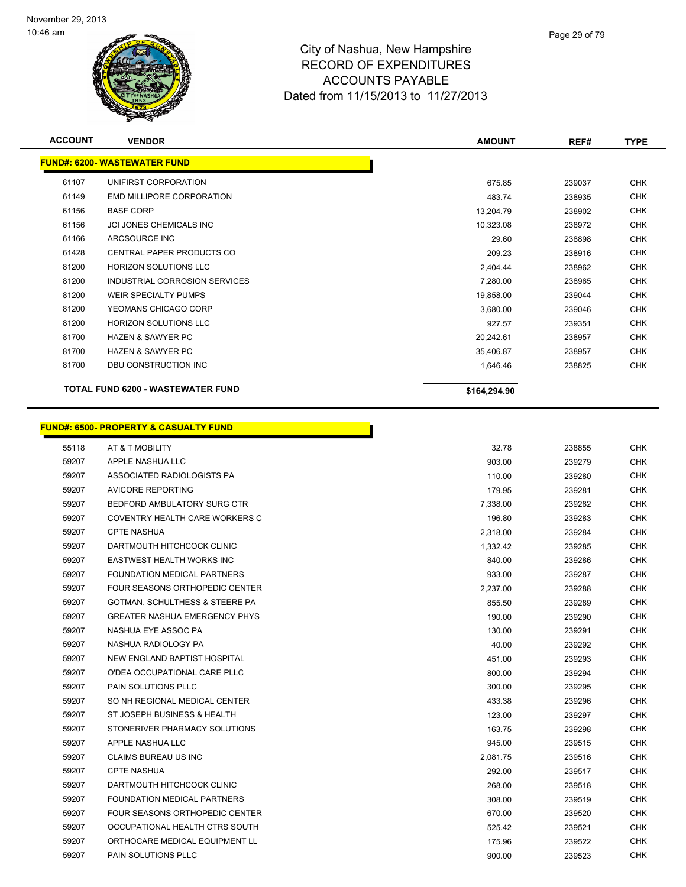# City of Nashua, New Hampshire
## RECORD OF EXPENDITURES
## ACCOUNTS PAYABLE
## Dated from 11/15/2013 to 11/27/2013

November 29, 2013
10:46 am

| ACCOUNT | VENDOR | AMOUNT | REF# | TYPE |
|---|---|---|---|---|
| **FUND#: 6200- WASTEWATER FUND** | | | | |
| 61107 | UNIFIRST CORPORATION | 675.85 | 239037 | CHK |
| 61149 | EMD MILLIPORE CORPORATION | 483.74 | 238935 | CHK |
| 61156 | BASF CORP | 13,204.79 | 238902 | CHK |
| 61156 | JCI JONES CHEMICALS INC | 10,323.08 | 238972 | CHK |
| 61166 | ARCSOURCE INC | 29.60 | 238898 | CHK |
| 61428 | CENTRAL PAPER PRODUCTS CO | 209.23 | 238916 | CHK |
| 81200 | HORIZON SOLUTIONS LLC | 2,404.44 | 238962 | CHK |
| 81200 | INDUSTRIAL CORROSION SERVICES | 7,280.00 | 238965 | CHK |
| 81200 | WEIR SPECIALTY PUMPS | 19,858.00 | 239044 | CHK |
| 81200 | YEOMANS CHICAGO CORP | 3,680.00 | 239046 | CHK |
| 81200 | HORIZON SOLUTIONS LLC | 927.57 | 239351 | CHK |
| 81700 | HAZEN & SAWYER PC | 20,242.61 | 238957 | CHK |
| 81700 | HAZEN & SAWYER PC | 35,406.87 | 238957 | CHK |
| 81700 | DBU CONSTRUCTION INC | 1,646.46 | 238825 | CHK |
| **TOTAL FUND 6200 - WASTEWATER FUND** | | **$164,294.90** | | |

| ACCOUNT | VENDOR | AMOUNT | REF# | TYPE |
|---|---|---|---|---|
| **FUND#: 6500- PROPERTY & CASUALTY FUND** | | | | |
| 55118 | AT & T MOBILITY | 32.78 | 238855 | CHK |
| 59207 | APPLE NASHUA LLC | 903.00 | 239279 | CHK |
| 59207 | ASSOCIATED RADIOLOGISTS PA | 110.00 | 239280 | CHK |
| 59207 | AVICORE REPORTING | 179.95 | 239281 | CHK |
| 59207 | BEDFORD AMBULATORY SURG CTR | 7,338.00 | 239282 | CHK |
| 59207 | COVENTRY HEALTH CARE WORKERS C | 196.80 | 239283 | CHK |
| 59207 | CPTE NASHUA | 2,318.00 | 239284 | CHK |
| 59207 | DARTMOUTH HITCHCOCK CLINIC | 1,332.42 | 239285 | CHK |
| 59207 | EASTWEST HEALTH WORKS INC | 840.00 | 239286 | CHK |
| 59207 | FOUNDATION MEDICAL PARTNERS | 933.00 | 239287 | CHK |
| 59207 | FOUR SEASONS ORTHOPEDIC CENTER | 2,237.00 | 239288 | CHK |
| 59207 | GOTMAN, SCHULTHESS & STEERE PA | 855.50 | 239289 | CHK |
| 59207 | GREATER NASHUA EMERGENCY PHYS | 190.00 | 239290 | CHK |
| 59207 | NASHUA EYE ASSOC PA | 130.00 | 239291 | CHK |
| 59207 | NASHUA RADIOLOGY PA | 40.00 | 239292 | CHK |
| 59207 | NEW ENGLAND BAPTIST HOSPITAL | 451.00 | 239293 | CHK |
| 59207 | O'DEA OCCUPATIONAL CARE PLLC | 800.00 | 239294 | CHK |
| 59207 | PAIN SOLUTIONS PLLC | 300.00 | 239295 | CHK |
| 59207 | SO NH REGIONAL MEDICAL CENTER | 433.38 | 239296 | CHK |
| 59207 | ST JOSEPH BUSINESS & HEALTH | 123.00 | 239297 | CHK |
| 59207 | STONERIVER PHARMACY SOLUTIONS | 163.75 | 239298 | CHK |
| 59207 | APPLE NASHUA LLC | 945.00 | 239515 | CHK |
| 59207 | CLAIMS BUREAU US INC | 2,081.75 | 239516 | CHK |
| 59207 | CPTE NASHUA | 292.00 | 239517 | CHK |
| 59207 | DARTMOUTH HITCHCOCK CLINIC | 268.00 | 239518 | CHK |
| 59207 | FOUNDATION MEDICAL PARTNERS | 308.00 | 239519 | CHK |
| 59207 | FOUR SEASONS ORTHOPEDIC CENTER | 670.00 | 239520 | CHK |
| 59207 | OCCUPATIONAL HEALTH CTRS SOUTH | 525.42 | 239521 | CHK |
| 59207 | ORTHOCARE MEDICAL EQUIPMENT LL | 175.96 | 239522 | CHK |
| 59207 | PAIN SOLUTIONS PLLC | 900.00 | 239523 | CHK |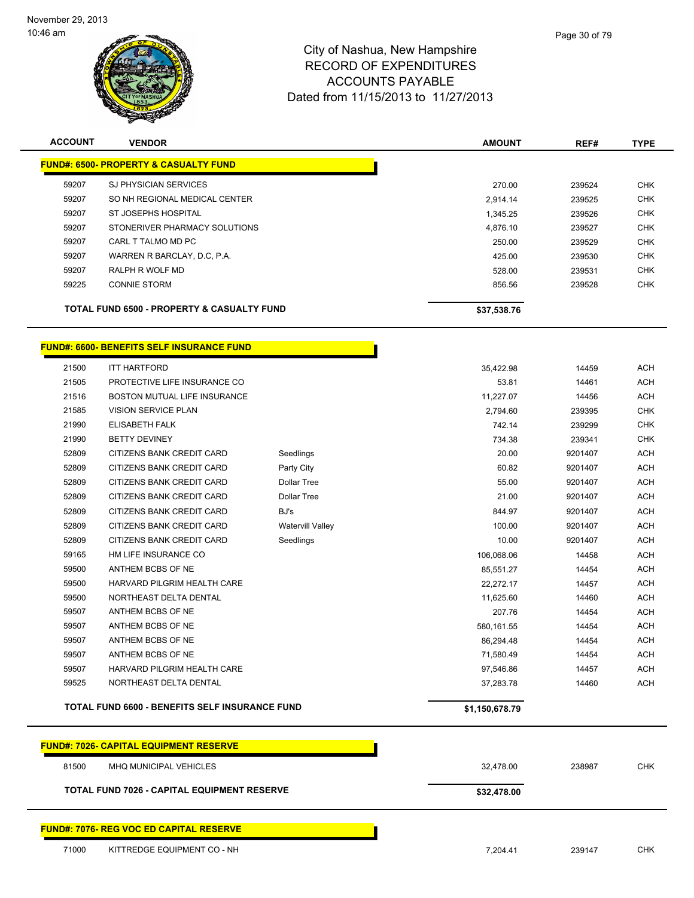# City of Nashua, New Hampshire
## RECORD OF EXPENDITURES
## ACCOUNTS PAYABLE
### Dated from 11/15/2013 to 11/27/2013

| ACCOUNT | VENDOR | | AMOUNT | REF# | TYPE |
|---|---|---|---|---|---|
| **FUND#: 6500- PROPERTY & CASUALTY FUND** | | | | | |
| 59207 | SJ PHYSICIAN SERVICES | | 270.00 | 239524 | CHK |
| 59207 | SO NH REGIONAL MEDICAL CENTER | | 2,914.14 | 239525 | CHK |
| 59207 | ST JOSEPHS HOSPITAL | | 1,345.25 | 239526 | CHK |
| 59207 | STONERIVER PHARMACY SOLUTIONS | | 4,876.10 | 239527 | CHK |
| 59207 | CARL T TALMO MD PC | | 250.00 | 239529 | CHK |
| 59207 | WARREN R BARCLAY, D.C, P.A. | | 425.00 | 239530 | CHK |
| 59207 | RALPH R WOLF MD | | 528.00 | 239531 | CHK |
| 59225 | CONNIE STORM | | 856.56 | 239528 | CHK |
| **TOTAL FUND 6500 - PROPERTY & CASUALTY FUND** | | | **$37,538.76** | | |
| **FUND#: 6600- BENEFITS SELF INSURANCE FUND** | | | | | |
| 21500 | ITT HARTFORD | | 35,422.98 | 14459 | ACH |
| 21505 | PROTECTIVE LIFE INSURANCE CO | | 53.81 | 14461 | ACH |
| 21516 | BOSTON MUTUAL LIFE INSURANCE | | 11,227.07 | 14456 | ACH |
| 21585 | VISION SERVICE PLAN | | 2,794.60 | 239395 | CHK |
| 21990 | ELISABETH FALK | | 742.14 | 239299 | CHK |
| 21990 | BETTY DEVINEY | | 734.38 | 239341 | CHK |
| 52809 | CITIZENS BANK CREDIT CARD | Seedlings | 20.00 | 9201407 | ACH |
| 52809 | CITIZENS BANK CREDIT CARD | Party City | 60.82 | 9201407 | ACH |
| 52809 | CITIZENS BANK CREDIT CARD | Dollar Tree | 55.00 | 9201407 | ACH |
| 52809 | CITIZENS BANK CREDIT CARD | Dollar Tree | 21.00 | 9201407 | ACH |
| 52809 | CITIZENS BANK CREDIT CARD | BJ's | 844.97 | 9201407 | ACH |
| 52809 | CITIZENS BANK CREDIT CARD | Watervill Valley | 100.00 | 9201407 | ACH |
| 52809 | CITIZENS BANK CREDIT CARD | Seedlings | 10.00 | 9201407 | ACH |
| 59165 | HM LIFE INSURANCE CO | | 106,068.06 | 14458 | ACH |
| 59500 | ANTHEM BCBS OF NE | | 85,551.27 | 14454 | ACH |
| 59500 | HARVARD PILGRIM HEALTH CARE | | 22,272.17 | 14457 | ACH |
| 59500 | NORTHEAST DELTA DENTAL | | 11,625.60 | 14460 | ACH |
| 59507 | ANTHEM BCBS OF NE | | 207.76 | 14454 | ACH |
| 59507 | ANTHEM BCBS OF NE | | 580,161.55 | 14454 | ACH |
| 59507 | ANTHEM BCBS OF NE | | 86,294.48 | 14454 | ACH |
| 59507 | ANTHEM BCBS OF NE | | 71,580.49 | 14454 | ACH |
| 59507 | HARVARD PILGRIM HEALTH CARE | | 97,546.86 | 14457 | ACH |
| 59525 | NORTHEAST DELTA DENTAL | | 37,283.78 | 14460 | ACH |
| **TOTAL FUND 6600 - BENEFITS SELF INSURANCE FUND** | | | **$1,150,678.79** | | |
| **FUND#: 7026- CAPITAL EQUIPMENT RESERVE** | | | | | |
| 81500 | MHQ MUNICIPAL VEHICLES | | 32,478.00 | 238987 | CHK |
| **TOTAL FUND 7026 - CAPITAL EQUIPMENT RESERVE** | | | **$32,478.00** | | |
| **FUND#: 7076- REG VOC ED CAPITAL RESERVE** | | | | | |
| 71000 | KITTREDGE EQUIPMENT CO - NH | | 7,204.41 | 239147 | CHK |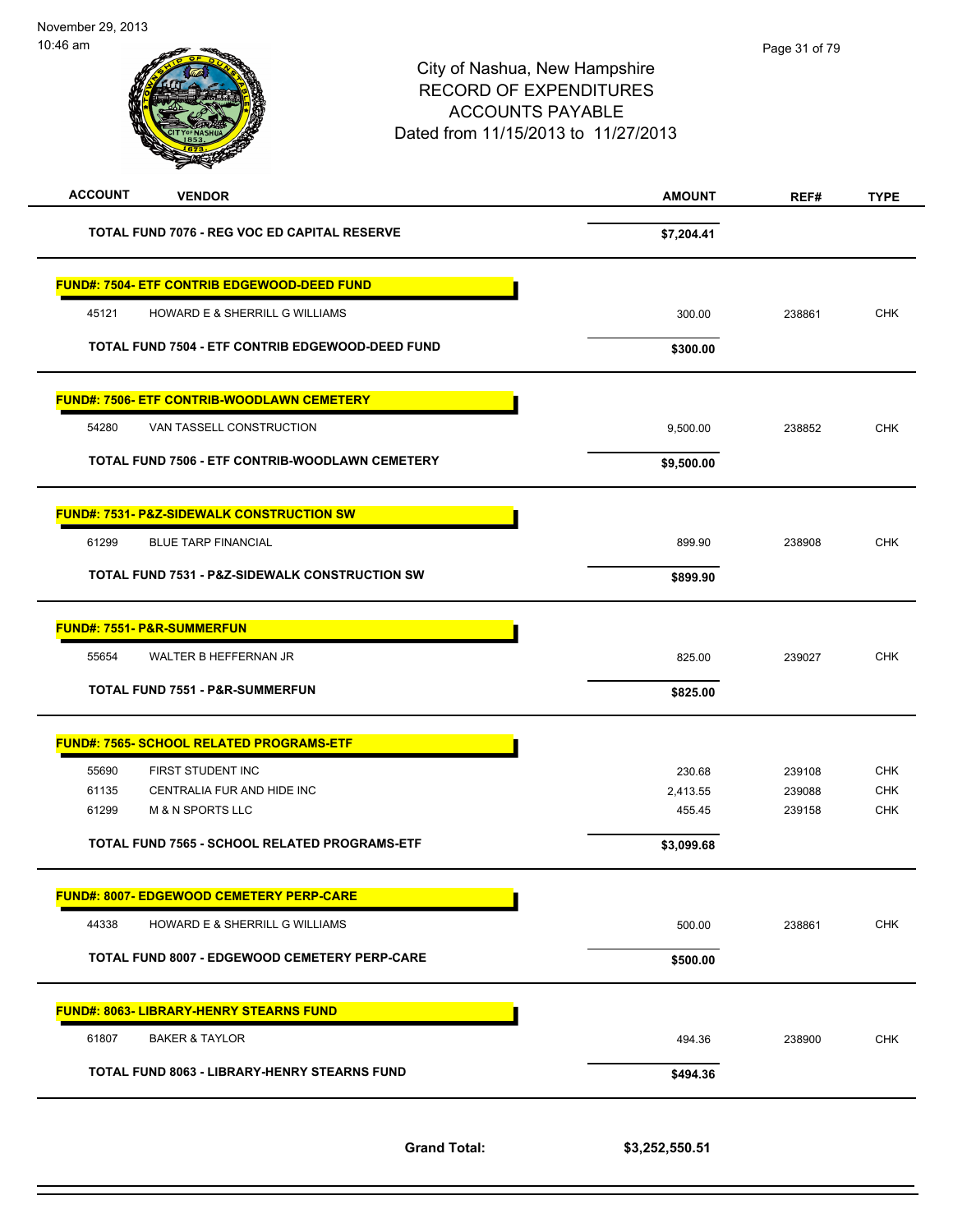City of Nashua, New Hampshire
RECORD OF EXPENDITURES
ACCOUNTS PAYABLE
Dated from 11/15/2013 to 11/27/2013

| ACCOUNT | VENDOR | AMOUNT | REF# | TYPE |
|---|---|---|---|---|
| | **TOTAL FUND 7076 - REG VOC ED CAPITAL RESERVE** | **$7,204.41** | | |
| | **FUND#: 7504- ETF CONTRIB EDGEWOOD-DEED FUND** | | | |
| 45121 | HOWARD E & SHERRILL G WILLIAMS | 300.00 | 238861 | CHK |
| | **TOTAL FUND 7504 - ETF CONTRIB EDGEWOOD-DEED FUND** | **$300.00** | | |
| | **FUND#: 7506- ETF CONTRIB-WOODLAWN CEMETERY** | | | |
| 54280 | VAN TASSELL CONSTRUCTION | 9,500.00 | 238852 | CHK |
| | **TOTAL FUND 7506 - ETF CONTRIB-WOODLAWN CEMETERY** | **$9,500.00** | | |
| | **FUND#: 7531- P&Z-SIDEWALK CONSTRUCTION SW** | | | |
| 61299 | BLUE TARP FINANCIAL | 899.90 | 238908 | CHK |
| | **TOTAL FUND 7531 - P&Z-SIDEWALK CONSTRUCTION SW** | **$899.90** | | |
| | **FUND#: 7551- P&R-SUMMERFUN** | | | |
| 55654 | WALTER B HEFFERNAN JR | 825.00 | 239027 | CHK |
| | **TOTAL FUND 7551 - P&R-SUMMERFUN** | **$825.00** | | |
| | **FUND#: 7565- SCHOOL RELATED PROGRAMS-ETF** | | | |
| 55690 | FIRST STUDENT INC | 230.68 | 239108 | CHK |
| 61135 | CENTRALIA FUR AND HIDE INC | 2,413.55 | 239088 | CHK |
| 61299 | M & N SPORTS LLC | 455.45 | 239158 | CHK |
| | **TOTAL FUND 7565 - SCHOOL RELATED PROGRAMS-ETF** | **$3,099.68** | | |
| | **FUND#: 8007- EDGEWOOD CEMETERY PERP-CARE** | | | |
| 44338 | HOWARD E & SHERRILL G WILLIAMS | 500.00 | 238861 | CHK |
| | **TOTAL FUND 8007 - EDGEWOOD CEMETERY PERP-CARE** | **$500.00** | | |
| | **FUND#: 8063- LIBRARY-HENRY STEARNS FUND** | | | |
| 61807 | BAKER & TAYLOR | 494.36 | 238900 | CHK |
| | **TOTAL FUND 8063 - LIBRARY-HENRY STEARNS FUND** | **$494.36** | | |
| | **Grand Total:** | **$3,252,550.51** | | |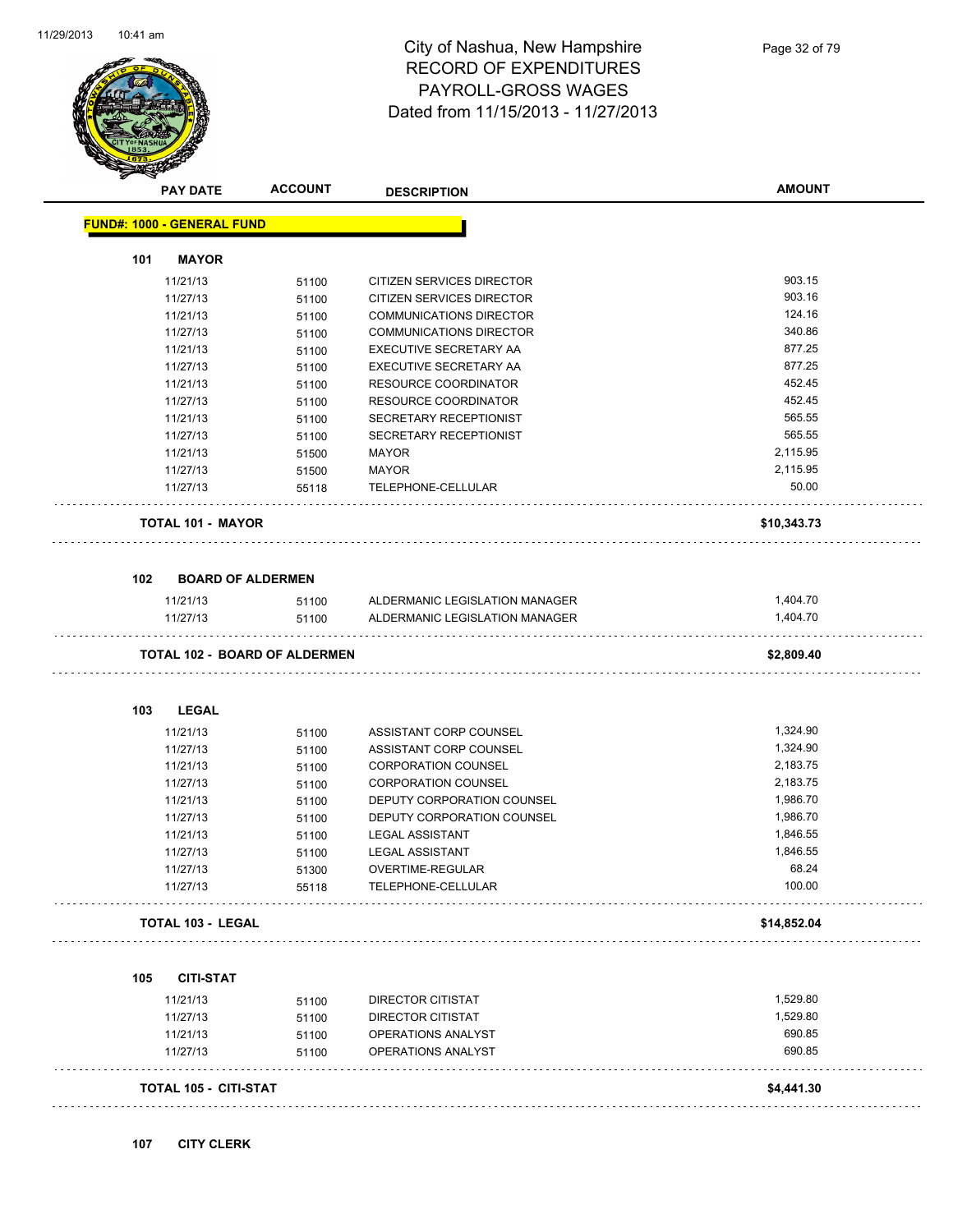# City of Nashua, New Hampshire
## RECORD OF EXPENDITURES
## PAYROLL-GROSS WAGES
## Dated from 11/15/2013 - 11/27/2013

**FUND#: 1000 - GENERAL FUND**

### 101 MAYOR

| PAY DATE | ACCOUNT | DESCRIPTION | AMOUNT |
|---|---|---|---|
| 11/21/13 | 51100 | CITIZEN SERVICES DIRECTOR | 903.15 |
| 11/27/13 | 51100 | CITIZEN SERVICES DIRECTOR | 903.16 |
| 11/21/13 | 51100 | COMMUNICATIONS DIRECTOR | 124.16 |
| 11/27/13 | 51100 | COMMUNICATIONS DIRECTOR | 340.86 |
| 11/21/13 | 51100 | EXECUTIVE SECRETARY AA | 877.25 |
| 11/27/13 | 51100 | EXECUTIVE SECRETARY AA | 877.25 |
| 11/21/13 | 51100 | RESOURCE COORDINATOR | 452.45 |
| 11/27/13 | 51100 | RESOURCE COORDINATOR | 452.45 |
| 11/21/13 | 51100 | SECRETARY RECEPTIONIST | 565.55 |
| 11/27/13 | 51100 | SECRETARY RECEPTIONIST | 565.55 |
| 11/21/13 | 51500 | MAYOR | 2,115.95 |
| 11/27/13 | 51500 | MAYOR | 2,115.95 |
| 11/27/13 | 55118 | TELEPHONE-CELLULAR | 50.00 |
| **TOTAL 101 - MAYOR** | | | **$10,343.73** |

### 102 BOARD OF ALDERMEN

| PAY DATE | ACCOUNT | DESCRIPTION | AMOUNT |
|---|---|---|---|
| 11/21/13 | 51100 | ALDERMANIC LEGISLATION MANAGER | 1,404.70 |
| 11/27/13 | 51100 | ALDERMANIC LEGISLATION MANAGER | 1,404.70 |
| **TOTAL 102 - BOARD OF ALDERMEN** | | | **$2,809.40** |

### 103 LEGAL

| PAY DATE | ACCOUNT | DESCRIPTION | AMOUNT |
|---|---|---|---|
| 11/21/13 | 51100 | ASSISTANT CORP COUNSEL | 1,324.90 |
| 11/27/13 | 51100 | ASSISTANT CORP COUNSEL | 1,324.90 |
| 11/21/13 | 51100 | CORPORATION COUNSEL | 2,183.75 |
| 11/27/13 | 51100 | CORPORATION COUNSEL | 2,183.75 |
| 11/21/13 | 51100 | DEPUTY CORPORATION COUNSEL | 1,986.70 |
| 11/27/13 | 51100 | DEPUTY CORPORATION COUNSEL | 1,986.70 |
| 11/21/13 | 51100 | LEGAL ASSISTANT | 1,846.55 |
| 11/27/13 | 51100 | LEGAL ASSISTANT | 1,846.55 |
| 11/27/13 | 51300 | OVERTIME-REGULAR | 68.24 |
| 11/27/13 | 55118 | TELEPHONE-CELLULAR | 100.00 |
| **TOTAL 103 - LEGAL** | | | **$14,852.04** |

### 105 CITI-STAT

| PAY DATE | ACCOUNT | DESCRIPTION | AMOUNT |
|---|---|---|---|
| 11/21/13 | 51100 | DIRECTOR CITISTAT | 1,529.80 |
| 11/27/13 | 51100 | DIRECTOR CITISTAT | 1,529.80 |
| 11/21/13 | 51100 | OPERATIONS ANALYST | 690.85 |
| 11/27/13 | 51100 | OPERATIONS ANALYST | 690.85 |
| **TOTAL 105 - CITI-STAT** | | | **$4,441.30** |

### 107 CITY CLERK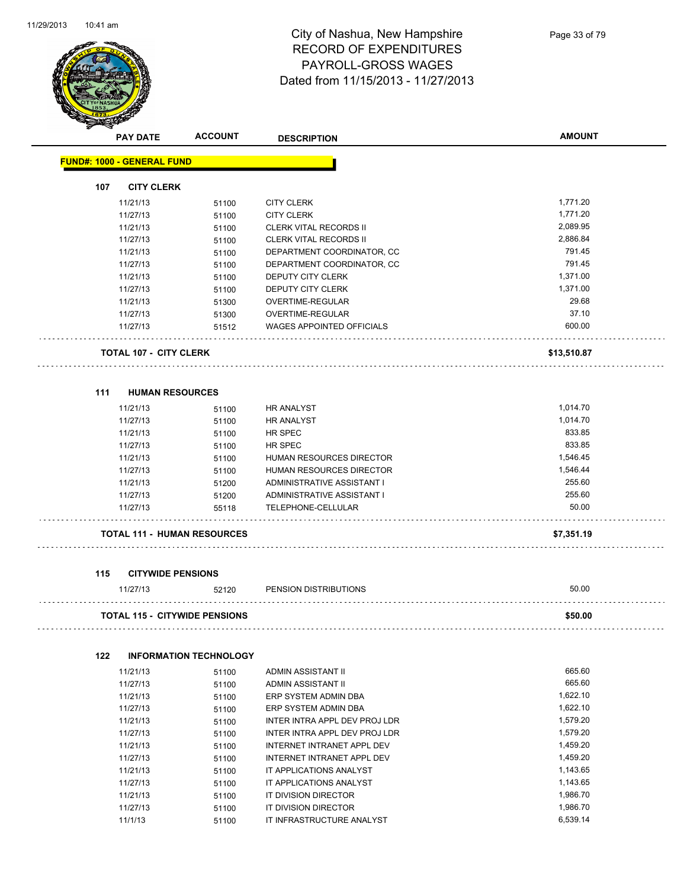# City of Nashua, New Hampshire
## RECORD OF EXPENDITURES
## PAYROLL-GROSS WAGES
## Dated from 11/15/2013 - 11/27/2013

| PAY DATE | ACCOUNT | DESCRIPTION | AMOUNT |
|---|---|---|---|
| **FUND#: 1000 - GENERAL FUND** | | | |
| **107 CITY CLERK** | | | |
| 11/21/13 | 51100 | CITY CLERK | 1,771.20 |
| 11/27/13 | 51100 | CITY CLERK | 1,771.20 |
| 11/21/13 | 51100 | CLERK VITAL RECORDS II | 2,089.95 |
| 11/27/13 | 51100 | CLERK VITAL RECORDS II | 2,886.84 |
| 11/21/13 | 51100 | DEPARTMENT COORDINATOR, CC | 791.45 |
| 11/27/13 | 51100 | DEPARTMENT COORDINATOR, CC | 791.45 |
| 11/21/13 | 51100 | DEPUTY CITY CLERK | 1,371.00 |
| 11/27/13 | 51100 | DEPUTY CITY CLERK | 1,371.00 |
| 11/21/13 | 51300 | OVERTIME-REGULAR | 29.68 |
| 11/27/13 | 51300 | OVERTIME-REGULAR | 37.10 |
| 11/27/13 | 51512 | WAGES APPOINTED OFFICIALS | 600.00 |
| **TOTAL 107 - CITY CLERK** | | | **$13,510.87** |
| **111 HUMAN RESOURCES** | | | |
| 11/21/13 | 51100 | HR ANALYST | 1,014.70 |
| 11/27/13 | 51100 | HR ANALYST | 1,014.70 |
| 11/21/13 | 51100 | HR SPEC | 833.85 |
| 11/27/13 | 51100 | HR SPEC | 833.85 |
| 11/21/13 | 51100 | HUMAN RESOURCES DIRECTOR | 1,546.45 |
| 11/27/13 | 51100 | HUMAN RESOURCES DIRECTOR | 1,546.44 |
| 11/21/13 | 51200 | ADMINISTRATIVE ASSISTANT I | 255.60 |
| 11/27/13 | 51200 | ADMINISTRATIVE ASSISTANT I | 255.60 |
| 11/27/13 | 55118 | TELEPHONE-CELLULAR | 50.00 |
| **TOTAL 111 - HUMAN RESOURCES** | | | **$7,351.19** |
| **115 CITYWIDE PENSIONS** | | | |
| 11/27/13 | 52120 | PENSION DISTRIBUTIONS | 50.00 |
| **TOTAL 115 - CITYWIDE PENSIONS** | | | **$50.00** |
| **122 INFORMATION TECHNOLOGY** | | | |
| 11/21/13 | 51100 | ADMIN ASSISTANT II | 665.60 |
| 11/27/13 | 51100 | ADMIN ASSISTANT II | 665.60 |
| 11/21/13 | 51100 | ERP SYSTEM ADMIN DBA | 1,622.10 |
| 11/27/13 | 51100 | ERP SYSTEM ADMIN DBA | 1,622.10 |
| 11/21/13 | 51100 | INTER INTRA APPL DEV PROJ LDR | 1,579.20 |
| 11/27/13 | 51100 | INTER INTRA APPL DEV PROJ LDR | 1,579.20 |
| 11/21/13 | 51100 | INTERNET INTRANET APPL DEV | 1,459.20 |
| 11/27/13 | 51100 | INTERNET INTRANET APPL DEV | 1,459.20 |
| 11/21/13 | 51100 | IT APPLICATIONS ANALYST | 1,143.65 |
| 11/27/13 | 51100 | IT APPLICATIONS ANALYST | 1,143.65 |
| 11/21/13 | 51100 | IT DIVISION DIRECTOR | 1,986.70 |
| 11/27/13 | 51100 | IT DIVISION DIRECTOR | 1,986.70 |
| 11/1/13 | 51100 | IT INFRASTRUCTURE ANALYST | 6,539.14 |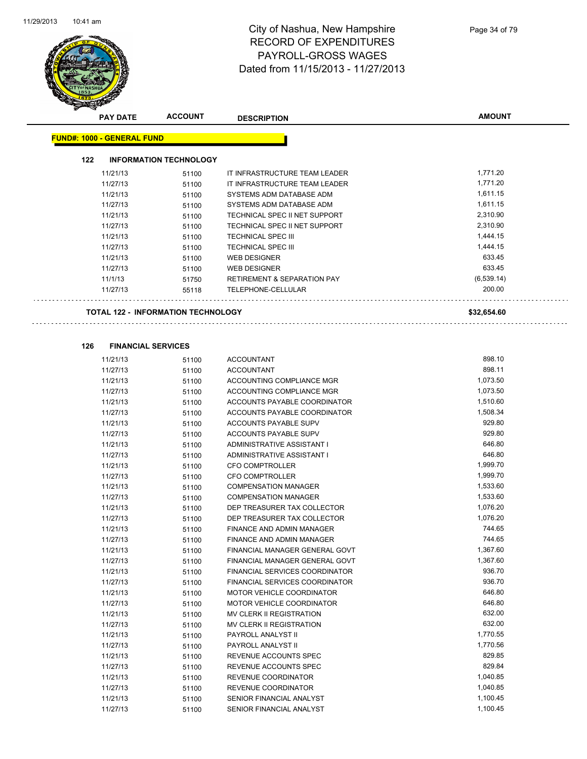# City of Nashua, New Hampshire
## RECORD OF EXPENDITURES
## PAYROLL-GROSS WAGES
## Dated from 11/15/2013 - 11/27/2013

| PAY DATE | ACCOUNT | DESCRIPTION | AMOUNT |
|---|---|---|---|

**FUND#: 1000 - GENERAL FUND**

### 122 INFORMATION TECHNOLOGY

| PAY DATE | ACCOUNT | DESCRIPTION | AMOUNT |
|---|---|---|---|
| 11/21/13 | 51100 | IT INFRASTRUCTURE TEAM LEADER | 1,771.20 |
| 11/27/13 | 51100 | IT INFRASTRUCTURE TEAM LEADER | 1,771.20 |
| 11/21/13 | 51100 | SYSTEMS ADM DATABASE ADM | 1,611.15 |
| 11/27/13 | 51100 | SYSTEMS ADM DATABASE ADM | 1,611.15 |
| 11/21/13 | 51100 | TECHNICAL SPEC II NET SUPPORT | 2,310.90 |
| 11/27/13 | 51100 | TECHNICAL SPEC II NET SUPPORT | 2,310.90 |
| 11/21/13 | 51100 | TECHNICAL SPEC III | 1,444.15 |
| 11/27/13 | 51100 | TECHNICAL SPEC III | 1,444.15 |
| 11/21/13 | 51100 | WEB DESIGNER | 633.45 |
| 11/27/13 | 51100 | WEB DESIGNER | 633.45 |
| 11/1/13 | 51750 | RETIREMENT & SEPARATION PAY | (6,539.14) |
| 11/27/13 | 55118 | TELEPHONE-CELLULAR | 200.00 |

**TOTAL 122 - INFORMATION TECHNOLOGY** **$32,654.60**

### 126 FINANCIAL SERVICES

| PAY DATE | ACCOUNT | DESCRIPTION | AMOUNT |
|---|---|---|---|
| 11/21/13 | 51100 | ACCOUNTANT | 898.10 |
| 11/27/13 | 51100 | ACCOUNTANT | 898.11 |
| 11/21/13 | 51100 | ACCOUNTING COMPLIANCE MGR | 1,073.50 |
| 11/27/13 | 51100 | ACCOUNTING COMPLIANCE MGR | 1,073.50 |
| 11/21/13 | 51100 | ACCOUNTS PAYABLE COORDINATOR | 1,510.60 |
| 11/27/13 | 51100 | ACCOUNTS PAYABLE COORDINATOR | 1,508.34 |
| 11/21/13 | 51100 | ACCOUNTS PAYABLE SUPV | 929.80 |
| 11/27/13 | 51100 | ACCOUNTS PAYABLE SUPV | 929.80 |
| 11/21/13 | 51100 | ADMINISTRATIVE ASSISTANT I | 646.80 |
| 11/27/13 | 51100 | ADMINISTRATIVE ASSISTANT I | 646.80 |
| 11/21/13 | 51100 | CFO COMPTROLLER | 1,999.70 |
| 11/27/13 | 51100 | CFO COMPTROLLER | 1,999.70 |
| 11/21/13 | 51100 | COMPENSATION MANAGER | 1,533.60 |
| 11/27/13 | 51100 | COMPENSATION MANAGER | 1,533.60 |
| 11/21/13 | 51100 | DEP TREASURER TAX COLLECTOR | 1,076.20 |
| 11/27/13 | 51100 | DEP TREASURER TAX COLLECTOR | 1,076.20 |
| 11/21/13 | 51100 | FINANCE AND ADMIN MANAGER | 744.65 |
| 11/27/13 | 51100 | FINANCE AND ADMIN MANAGER | 744.65 |
| 11/21/13 | 51100 | FINANCIAL MANAGER GENERAL GOVT | 1,367.60 |
| 11/27/13 | 51100 | FINANCIAL MANAGER GENERAL GOVT | 1,367.60 |
| 11/21/13 | 51100 | FINANCIAL SERVICES COORDINATOR | 936.70 |
| 11/27/13 | 51100 | FINANCIAL SERVICES COORDINATOR | 936.70 |
| 11/21/13 | 51100 | MOTOR VEHICLE COORDINATOR | 646.80 |
| 11/27/13 | 51100 | MOTOR VEHICLE COORDINATOR | 646.80 |
| 11/21/13 | 51100 | MV CLERK II REGISTRATION | 632.00 |
| 11/27/13 | 51100 | MV CLERK II REGISTRATION | 632.00 |
| 11/21/13 | 51100 | PAYROLL ANALYST II | 1,770.55 |
| 11/27/13 | 51100 | PAYROLL ANALYST II | 1,770.56 |
| 11/21/13 | 51100 | REVENUE ACCOUNTS SPEC | 829.85 |
| 11/27/13 | 51100 | REVENUE ACCOUNTS SPEC | 829.84 |
| 11/21/13 | 51100 | REVENUE COORDINATOR | 1,040.85 |
| 11/27/13 | 51100 | REVENUE COORDINATOR | 1,040.85 |
| 11/21/13 | 51100 | SENIOR FINANCIAL ANALYST | 1,100.45 |
| 11/27/13 | 51100 | SENIOR FINANCIAL ANALYST | 1,100.45 |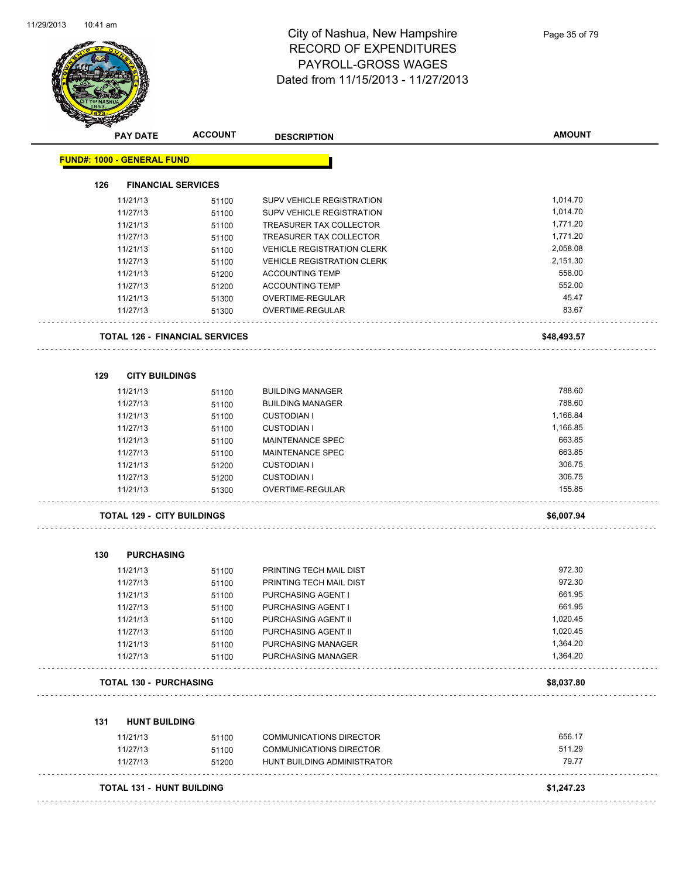# City of Nashua, New Hampshire
## RECORD OF EXPENDITURES
## PAYROLL-GROSS WAGES
## Dated from 11/15/2013 - 11/27/2013

**FUND#: 1000 - GENERAL FUND**

### 126 FINANCIAL SERVICES

| PAY DATE | ACCOUNT | DESCRIPTION | AMOUNT |
|---|---|---|---|
| 11/21/13 | 51100 | SUPV VEHICLE REGISTRATION | 1,014.70 |
| 11/27/13 | 51100 | SUPV VEHICLE REGISTRATION | 1,014.70 |
| 11/21/13 | 51100 | TREASURER TAX COLLECTOR | 1,771.20 |
| 11/27/13 | 51100 | TREASURER TAX COLLECTOR | 1,771.20 |
| 11/21/13 | 51100 | VEHICLE REGISTRATION CLERK | 2,058.08 |
| 11/27/13 | 51100 | VEHICLE REGISTRATION CLERK | 2,151.30 |
| 11/21/13 | 51200 | ACCOUNTING TEMP | 558.00 |
| 11/27/13 | 51200 | ACCOUNTING TEMP | 552.00 |
| 11/21/13 | 51300 | OVERTIME-REGULAR | 45.47 |
| 11/27/13 | 51300 | OVERTIME-REGULAR | 83.67 |
| **TOTAL 126 - FINANCIAL SERVICES** | | | **$48,493.57** |

### 129 CITY BUILDINGS

| PAY DATE | ACCOUNT | DESCRIPTION | AMOUNT |
|---|---|---|---|
| 11/21/13 | 51100 | BUILDING MANAGER | 788.60 |
| 11/27/13 | 51100 | BUILDING MANAGER | 788.60 |
| 11/21/13 | 51100 | CUSTODIAN I | 1,166.84 |
| 11/27/13 | 51100 | CUSTODIAN I | 1,166.85 |
| 11/21/13 | 51100 | MAINTENANCE SPEC | 663.85 |
| 11/27/13 | 51100 | MAINTENANCE SPEC | 663.85 |
| 11/21/13 | 51200 | CUSTODIAN I | 306.75 |
| 11/27/13 | 51200 | CUSTODIAN I | 306.75 |
| 11/21/13 | 51300 | OVERTIME-REGULAR | 155.85 |
| **TOTAL 129 - CITY BUILDINGS** | | | **$6,007.94** |

### 130 PURCHASING

| PAY DATE | ACCOUNT | DESCRIPTION | AMOUNT |
|---|---|---|---|
| 11/21/13 | 51100 | PRINTING TECH MAIL DIST | 972.30 |
| 11/27/13 | 51100 | PRINTING TECH MAIL DIST | 972.30 |
| 11/21/13 | 51100 | PURCHASING AGENT I | 661.95 |
| 11/27/13 | 51100 | PURCHASING AGENT I | 661.95 |
| 11/21/13 | 51100 | PURCHASING AGENT II | 1,020.45 |
| 11/27/13 | 51100 | PURCHASING AGENT II | 1,020.45 |
| 11/21/13 | 51100 | PURCHASING MANAGER | 1,364.20 |
| 11/27/13 | 51100 | PURCHASING MANAGER | 1,364.20 |
| **TOTAL 130 - PURCHASING** | | | **$8,037.80** |

### 131 HUNT BUILDING

| PAY DATE | ACCOUNT | DESCRIPTION | AMOUNT |
|---|---|---|---|
| 11/21/13 | 51100 | COMMUNICATIONS DIRECTOR | 656.17 |
| 11/27/13 | 51100 | COMMUNICATIONS DIRECTOR | 511.29 |
| 11/27/13 | 51200 | HUNT BUILDING ADMINISTRATOR | 79.77 |
| **TOTAL 131 - HUNT BUILDING** | | | **$1,247.23** |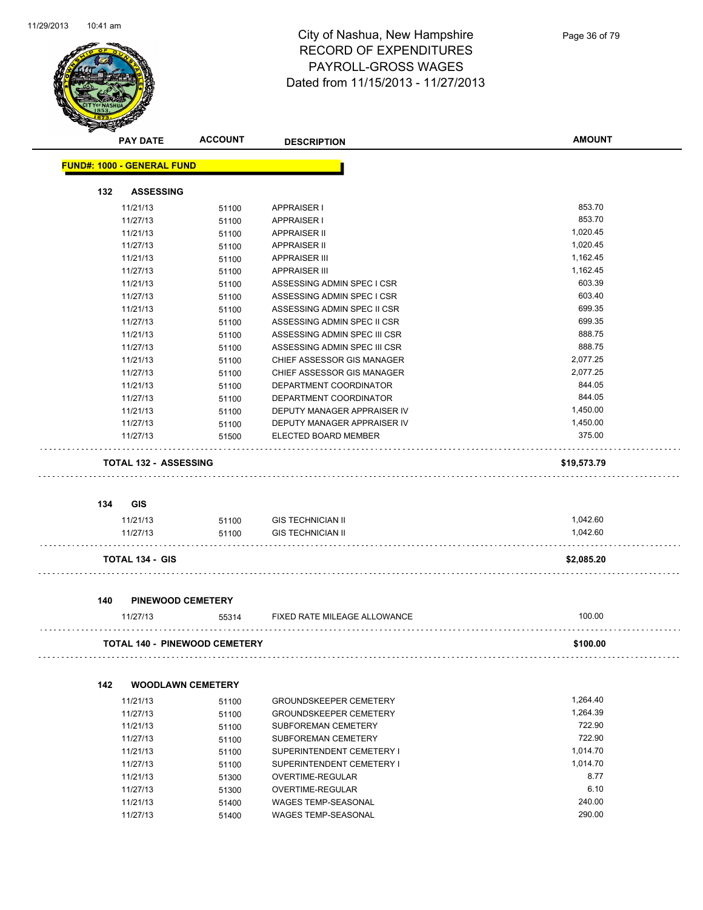# City of Nashua, New Hampshire
## RECORD OF EXPENDITURES
## PAYROLL-GROSS WAGES
## Dated from 11/15/2013 - 11/27/2013

| PAY DATE | ACCOUNT | DESCRIPTION | AMOUNT |
|---|---|---|---|
| **FUND#: 1000 - GENERAL FUND** | | | |
| **132 ASSESSING** | | | |
| 11/21/13 | 51100 | APPRAISER I | 853.70 |
| 11/27/13 | 51100 | APPRAISER I | 853.70 |
| 11/21/13 | 51100 | APPRAISER II | 1,020.45 |
| 11/27/13 | 51100 | APPRAISER II | 1,020.45 |
| 11/21/13 | 51100 | APPRAISER III | 1,162.45 |
| 11/27/13 | 51100 | APPRAISER III | 1,162.45 |
| 11/21/13 | 51100 | ASSESSING ADMIN SPEC I CSR | 603.39 |
| 11/27/13 | 51100 | ASSESSING ADMIN SPEC I CSR | 603.40 |
| 11/21/13 | 51100 | ASSESSING ADMIN SPEC II CSR | 699.35 |
| 11/27/13 | 51100 | ASSESSING ADMIN SPEC II CSR | 699.35 |
| 11/21/13 | 51100 | ASSESSING ADMIN SPEC III CSR | 888.75 |
| 11/27/13 | 51100 | ASSESSING ADMIN SPEC III CSR | 888.75 |
| 11/21/13 | 51100 | CHIEF ASSESSOR GIS MANAGER | 2,077.25 |
| 11/27/13 | 51100 | CHIEF ASSESSOR GIS MANAGER | 2,077.25 |
| 11/21/13 | 51100 | DEPARTMENT COORDINATOR | 844.05 |
| 11/27/13 | 51100 | DEPARTMENT COORDINATOR | 844.05 |
| 11/21/13 | 51100 | DEPUTY MANAGER APPRAISER IV | 1,450.00 |
| 11/27/13 | 51100 | DEPUTY MANAGER APPRAISER IV | 1,450.00 |
| 11/27/13 | 51500 | ELECTED BOARD MEMBER | 375.00 |
| **TOTAL 132 - ASSESSING** | | | **$19,573.79** |
| **134 GIS** | | | |
| 11/21/13 | 51100 | GIS TECHNICIAN II | 1,042.60 |
| 11/27/13 | 51100 | GIS TECHNICIAN II | 1,042.60 |
| **TOTAL 134 - GIS** | | | **$2,085.20** |
| **140 PINEWOOD CEMETERY** | | | |
| 11/27/13 | 55314 | FIXED RATE MILEAGE ALLOWANCE | 100.00 |
| **TOTAL 140 - PINEWOOD CEMETERY** | | | **$100.00** |
| **142 WOODLAWN CEMETERY** | | | |
| 11/21/13 | 51100 | GROUNDSKEEPER CEMETERY | 1,264.40 |
| 11/27/13 | 51100 | GROUNDSKEEPER CEMETERY | 1,264.39 |
| 11/21/13 | 51100 | SUBFOREMAN CEMETERY | 722.90 |
| 11/27/13 | 51100 | SUBFOREMAN CEMETERY | 722.90 |
| 11/21/13 | 51100 | SUPERINTENDENT CEMETERY I | 1,014.70 |
| 11/27/13 | 51100 | SUPERINTENDENT CEMETERY I | 1,014.70 |
| 11/21/13 | 51300 | OVERTIME-REGULAR | 8.77 |
| 11/27/13 | 51300 | OVERTIME-REGULAR | 6.10 |
| 11/21/13 | 51400 | WAGES TEMP-SEASONAL | 240.00 |
| 11/27/13 | 51400 | WAGES TEMP-SEASONAL | 290.00 |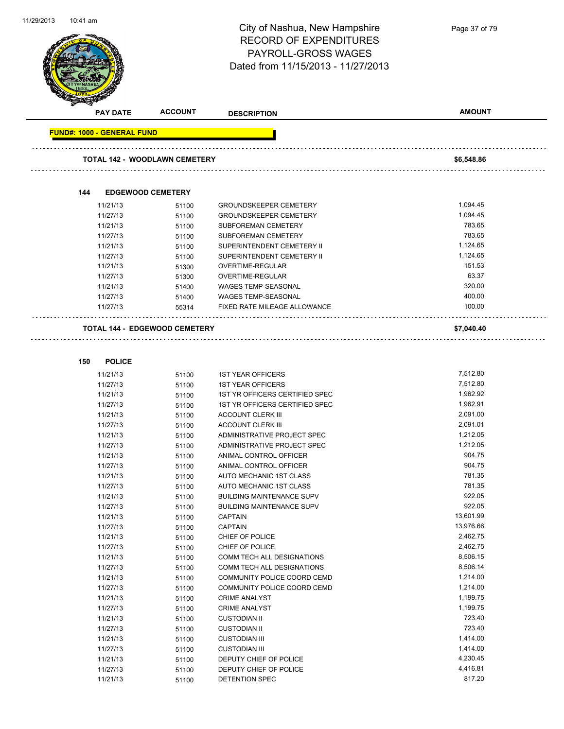# City of Nashua, New Hampshire
## RECORD OF EXPENDITURES
## PAYROLL-GROSS WAGES
## Dated from 11/15/2013 - 11/27/2013

| PAY DATE | ACCOUNT | DESCRIPTION | AMOUNT |
|---|---|---|---|

**FUND#: 1000 - GENERAL FUND**

| | | | |
|---|---|---|---|
| **TOTAL 142 - WOODLAWN CEMETERY** | | | **$6,548.86** |

### 144 EDGEWOOD CEMETERY

| PAY DATE | ACCOUNT | DESCRIPTION | AMOUNT |
|---|---|---|---|
| 11/21/13 | 51100 | GROUNDSKEEPER CEMETERY | 1,094.45 |
| 11/27/13 | 51100 | GROUNDSKEEPER CEMETERY | 1,094.45 |
| 11/21/13 | 51100 | SUBFOREMAN CEMETERY | 783.65 |
| 11/27/13 | 51100 | SUBFOREMAN CEMETERY | 783.65 |
| 11/21/13 | 51100 | SUPERINTENDENT CEMETERY II | 1,124.65 |
| 11/27/13 | 51100 | SUPERINTENDENT CEMETERY II | 1,124.65 |
| 11/21/13 | 51300 | OVERTIME-REGULAR | 151.53 |
| 11/27/13 | 51300 | OVERTIME-REGULAR | 63.37 |
| 11/21/13 | 51400 | WAGES TEMP-SEASONAL | 320.00 |
| 11/27/13 | 51400 | WAGES TEMP-SEASONAL | 400.00 |
| 11/27/13 | 55314 | FIXED RATE MILEAGE ALLOWANCE | 100.00 |
| **TOTAL 144 - EDGEWOOD CEMETERY** | | | **$7,040.40** |

### 150 POLICE

| PAY DATE | ACCOUNT | DESCRIPTION | AMOUNT |
|---|---|---|---|
| 11/21/13 | 51100 | 1ST YEAR OFFICERS | 7,512.80 |
| 11/27/13 | 51100 | 1ST YEAR OFFICERS | 7,512.80 |
| 11/21/13 | 51100 | 1ST YR OFFICERS CERTIFIED SPEC | 1,962.92 |
| 11/27/13 | 51100 | 1ST YR OFFICERS CERTIFIED SPEC | 1,962.91 |
| 11/21/13 | 51100 | ACCOUNT CLERK III | 2,091.00 |
| 11/27/13 | 51100 | ACCOUNT CLERK III | 2,091.01 |
| 11/21/13 | 51100 | ADMINISTRATIVE PROJECT SPEC | 1,212.05 |
| 11/27/13 | 51100 | ADMINISTRATIVE PROJECT SPEC | 1,212.05 |
| 11/21/13 | 51100 | ANIMAL CONTROL OFFICER | 904.75 |
| 11/27/13 | 51100 | ANIMAL CONTROL OFFICER | 904.75 |
| 11/21/13 | 51100 | AUTO MECHANIC 1ST CLASS | 781.35 |
| 11/27/13 | 51100 | AUTO MECHANIC 1ST CLASS | 781.35 |
| 11/21/13 | 51100 | BUILDING MAINTENANCE SUPV | 922.05 |
| 11/27/13 | 51100 | BUILDING MAINTENANCE SUPV | 922.05 |
| 11/21/13 | 51100 | CAPTAIN | 13,601.99 |
| 11/27/13 | 51100 | CAPTAIN | 13,976.66 |
| 11/21/13 | 51100 | CHIEF OF POLICE | 2,462.75 |
| 11/27/13 | 51100 | CHIEF OF POLICE | 2,462.75 |
| 11/21/13 | 51100 | COMM TECH ALL DESIGNATIONS | 8,506.15 |
| 11/27/13 | 51100 | COMM TECH ALL DESIGNATIONS | 8,506.14 |
| 11/21/13 | 51100 | COMMUNITY POLICE COORD CEMD | 1,214.00 |
| 11/27/13 | 51100 | COMMUNITY POLICE COORD CEMD | 1,214.00 |
| 11/21/13 | 51100 | CRIME ANALYST | 1,199.75 |
| 11/27/13 | 51100 | CRIME ANALYST | 1,199.75 |
| 11/21/13 | 51100 | CUSTODIAN II | 723.40 |
| 11/27/13 | 51100 | CUSTODIAN II | 723.40 |
| 11/21/13 | 51100 | CUSTODIAN III | 1,414.00 |
| 11/27/13 | 51100 | CUSTODIAN III | 1,414.00 |
| 11/21/13 | 51100 | DEPUTY CHIEF OF POLICE | 4,230.45 |
| 11/27/13 | 51100 | DEPUTY CHIEF OF POLICE | 4,416.81 |
| 11/21/13 | 51100 | DETENTION SPEC | 817.20 |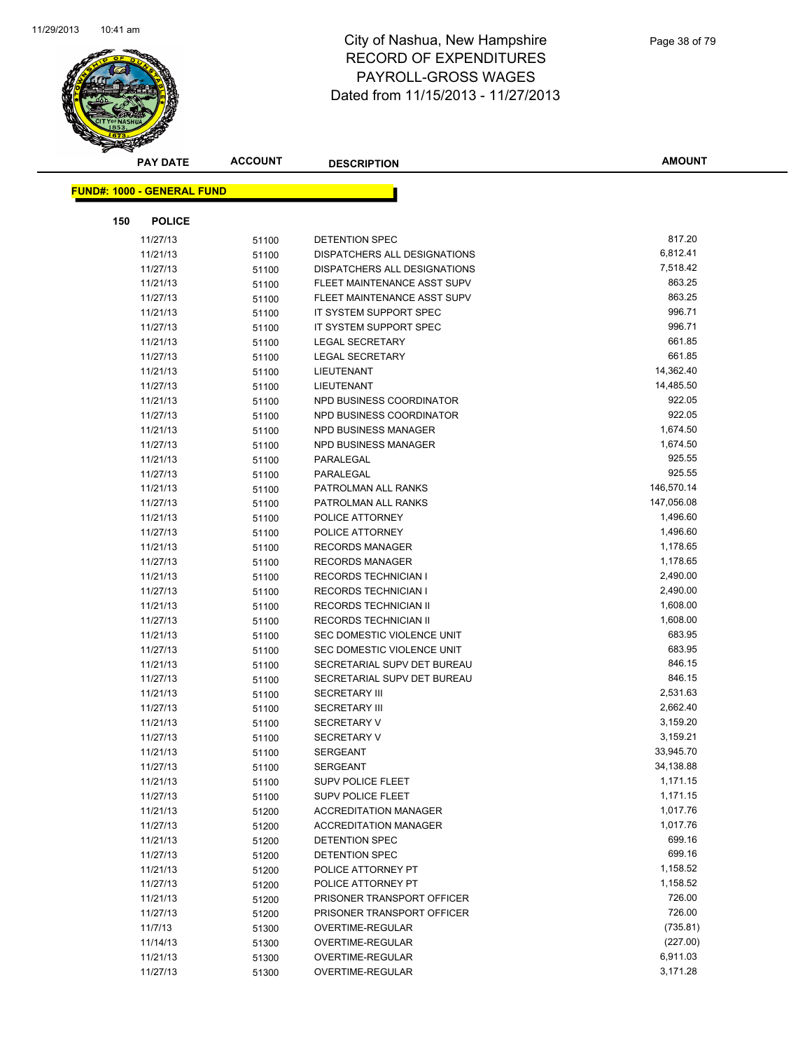# City of Nashua, New Hampshire
## RECORD OF EXPENDITURES
## PAYROLL-GROSS WAGES
## Dated from 11/15/2013 - 11/27/2013

**FUND#: 1000 - GENERAL FUND**

**150 POLICE**

| PAY DATE | ACCOUNT | DESCRIPTION | AMOUNT |
|---|---|---|---|
| 11/27/13 | 51100 | DETENTION SPEC | 817.20 |
| 11/21/13 | 51100 | DISPATCHERS ALL DESIGNATIONS | 6,812.41 |
| 11/27/13 | 51100 | DISPATCHERS ALL DESIGNATIONS | 7,518.42 |
| 11/21/13 | 51100 | FLEET MAINTENANCE ASST SUPV | 863.25 |
| 11/27/13 | 51100 | FLEET MAINTENANCE ASST SUPV | 863.25 |
| 11/21/13 | 51100 | IT SYSTEM SUPPORT SPEC | 996.71 |
| 11/27/13 | 51100 | IT SYSTEM SUPPORT SPEC | 996.71 |
| 11/21/13 | 51100 | LEGAL SECRETARY | 661.85 |
| 11/27/13 | 51100 | LEGAL SECRETARY | 661.85 |
| 11/21/13 | 51100 | LIEUTENANT | 14,362.40 |
| 11/27/13 | 51100 | LIEUTENANT | 14,485.50 |
| 11/21/13 | 51100 | NPD BUSINESS COORDINATOR | 922.05 |
| 11/27/13 | 51100 | NPD BUSINESS COORDINATOR | 922.05 |
| 11/21/13 | 51100 | NPD BUSINESS MANAGER | 1,674.50 |
| 11/27/13 | 51100 | NPD BUSINESS MANAGER | 1,674.50 |
| 11/21/13 | 51100 | PARALEGAL | 925.55 |
| 11/27/13 | 51100 | PARALEGAL | 925.55 |
| 11/21/13 | 51100 | PATROLMAN ALL RANKS | 146,570.14 |
| 11/27/13 | 51100 | PATROLMAN ALL RANKS | 147,056.08 |
| 11/21/13 | 51100 | POLICE ATTORNEY | 1,496.60 |
| 11/27/13 | 51100 | POLICE ATTORNEY | 1,496.60 |
| 11/21/13 | 51100 | RECORDS MANAGER | 1,178.65 |
| 11/27/13 | 51100 | RECORDS MANAGER | 1,178.65 |
| 11/21/13 | 51100 | RECORDS TECHNICIAN I | 2,490.00 |
| 11/27/13 | 51100 | RECORDS TECHNICIAN I | 2,490.00 |
| 11/21/13 | 51100 | RECORDS TECHNICIAN II | 1,608.00 |
| 11/27/13 | 51100 | RECORDS TECHNICIAN II | 1,608.00 |
| 11/21/13 | 51100 | SEC DOMESTIC VIOLENCE UNIT | 683.95 |
| 11/27/13 | 51100 | SEC DOMESTIC VIOLENCE UNIT | 683.95 |
| 11/21/13 | 51100 | SECRETARIAL SUPV DET BUREAU | 846.15 |
| 11/27/13 | 51100 | SECRETARIAL SUPV DET BUREAU | 846.15 |
| 11/21/13 | 51100 | SECRETARY III | 2,531.63 |
| 11/27/13 | 51100 | SECRETARY III | 2,662.40 |
| 11/21/13 | 51100 | SECRETARY V | 3,159.20 |
| 11/27/13 | 51100 | SECRETARY V | 3,159.21 |
| 11/21/13 | 51100 | SERGEANT | 33,945.70 |
| 11/27/13 | 51100 | SERGEANT | 34,138.88 |
| 11/21/13 | 51100 | SUPV POLICE FLEET | 1,171.15 |
| 11/27/13 | 51100 | SUPV POLICE FLEET | 1,171.15 |
| 11/21/13 | 51200 | ACCREDITATION MANAGER | 1,017.76 |
| 11/27/13 | 51200 | ACCREDITATION MANAGER | 1,017.76 |
| 11/21/13 | 51200 | DETENTION SPEC | 699.16 |
| 11/27/13 | 51200 | DETENTION SPEC | 699.16 |
| 11/21/13 | 51200 | POLICE ATTORNEY PT | 1,158.52 |
| 11/27/13 | 51200 | POLICE ATTORNEY PT | 1,158.52 |
| 11/21/13 | 51200 | PRISONER TRANSPORT OFFICER | 726.00 |
| 11/27/13 | 51200 | PRISONER TRANSPORT OFFICER | 726.00 |
| 11/7/13 | 51300 | OVERTIME-REGULAR | (735.81) |
| 11/14/13 | 51300 | OVERTIME-REGULAR | (227.00) |
| 11/21/13 | 51300 | OVERTIME-REGULAR | 6,911.03 |
| 11/27/13 | 51300 | OVERTIME-REGULAR | 3,171.28 |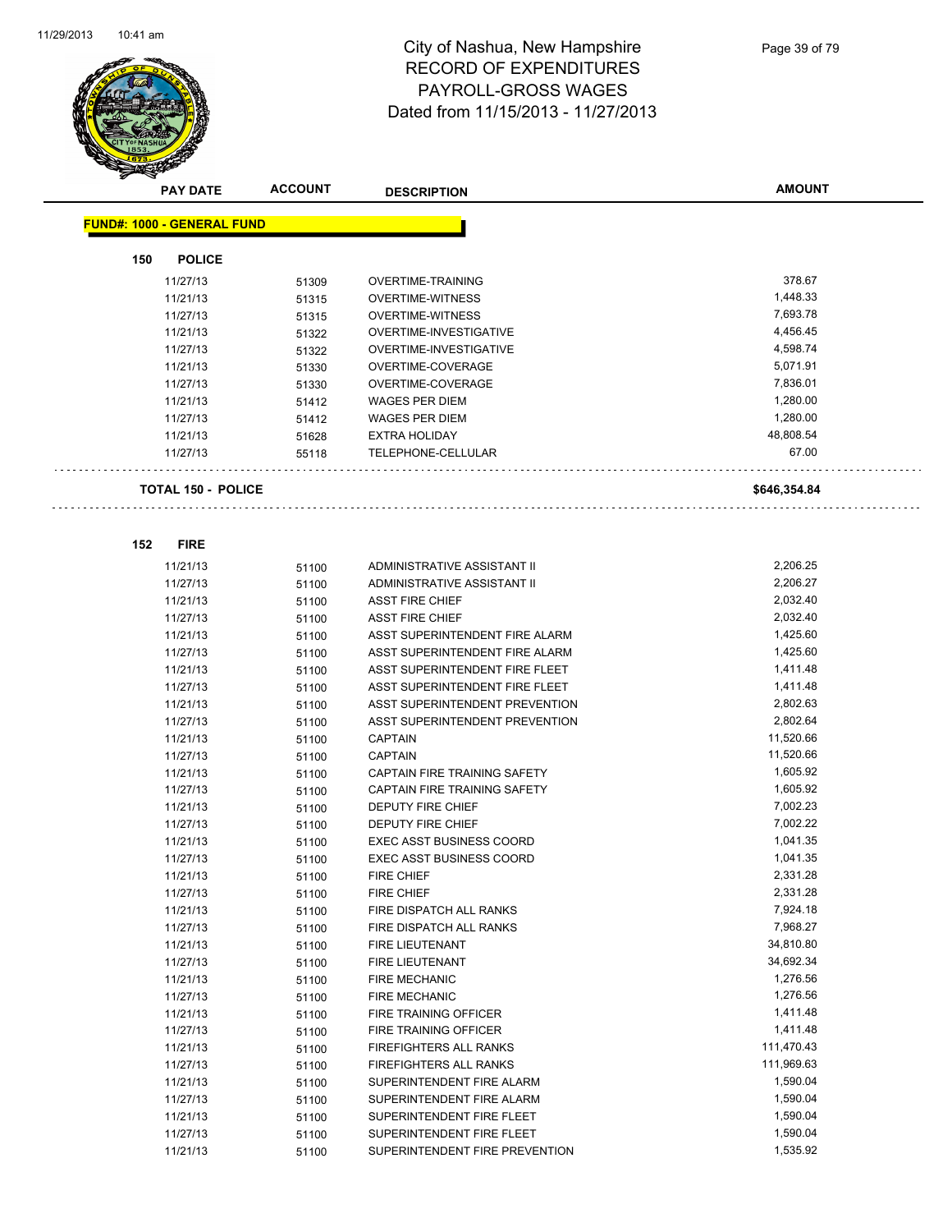# City of Nashua, New Hampshire
## RECORD OF EXPENDITURES
## PAYROLL-GROSS WAGES
## Dated from 11/15/2013 - 11/27/2013

| PAY DATE | ACCOUNT | DESCRIPTION | AMOUNT |
|---|---|---|---|

**FUND#: 1000 - GENERAL FUND**

**150 POLICE**

| PAY DATE | ACCOUNT | DESCRIPTION | AMOUNT |
|---|---|---|---|
| 11/27/13 | 51309 | OVERTIME-TRAINING | 378.67 |
| 11/21/13 | 51315 | OVERTIME-WITNESS | 1,448.33 |
| 11/27/13 | 51315 | OVERTIME-WITNESS | 7,693.78 |
| 11/21/13 | 51322 | OVERTIME-INVESTIGATIVE | 4,456.45 |
| 11/27/13 | 51322 | OVERTIME-INVESTIGATIVE | 4,598.74 |
| 11/21/13 | 51330 | OVERTIME-COVERAGE | 5,071.91 |
| 11/27/13 | 51330 | OVERTIME-COVERAGE | 7,836.01 |
| 11/21/13 | 51412 | WAGES PER DIEM | 1,280.00 |
| 11/27/13 | 51412 | WAGES PER DIEM | 1,280.00 |
| 11/21/13 | 51628 | EXTRA HOLIDAY | 48,808.54 |
| 11/27/13 | 55118 | TELEPHONE-CELLULAR | 67.00 |

**TOTAL 150 - POLICE** **$646,354.84**

**152 FIRE**

| PAY DATE | ACCOUNT | DESCRIPTION | AMOUNT |
|---|---|---|---|
| 11/21/13 | 51100 | ADMINISTRATIVE ASSISTANT II | 2,206.25 |
| 11/27/13 | 51100 | ADMINISTRATIVE ASSISTANT II | 2,206.27 |
| 11/21/13 | 51100 | ASST FIRE CHIEF | 2,032.40 |
| 11/27/13 | 51100 | ASST FIRE CHIEF | 2,032.40 |
| 11/21/13 | 51100 | ASST SUPERINTENDENT FIRE ALARM | 1,425.60 |
| 11/27/13 | 51100 | ASST SUPERINTENDENT FIRE ALARM | 1,425.60 |
| 11/21/13 | 51100 | ASST SUPERINTENDENT FIRE FLEET | 1,411.48 |
| 11/27/13 | 51100 | ASST SUPERINTENDENT FIRE FLEET | 1,411.48 |
| 11/21/13 | 51100 | ASST SUPERINTENDENT PREVENTION | 2,802.63 |
| 11/27/13 | 51100 | ASST SUPERINTENDENT PREVENTION | 2,802.64 |
| 11/21/13 | 51100 | CAPTAIN | 11,520.66 |
| 11/27/13 | 51100 | CAPTAIN | 11,520.66 |
| 11/21/13 | 51100 | CAPTAIN FIRE TRAINING SAFETY | 1,605.92 |
| 11/27/13 | 51100 | CAPTAIN FIRE TRAINING SAFETY | 1,605.92 |
| 11/21/13 | 51100 | DEPUTY FIRE CHIEF | 7,002.23 |
| 11/27/13 | 51100 | DEPUTY FIRE CHIEF | 7,002.22 |
| 11/21/13 | 51100 | EXEC ASST BUSINESS COORD | 1,041.35 |
| 11/27/13 | 51100 | EXEC ASST BUSINESS COORD | 1,041.35 |
| 11/21/13 | 51100 | FIRE CHIEF | 2,331.28 |
| 11/27/13 | 51100 | FIRE CHIEF | 2,331.28 |
| 11/21/13 | 51100 | FIRE DISPATCH ALL RANKS | 7,924.18 |
| 11/27/13 | 51100 | FIRE DISPATCH ALL RANKS | 7,968.27 |
| 11/21/13 | 51100 | FIRE LIEUTENANT | 34,810.80 |
| 11/27/13 | 51100 | FIRE LIEUTENANT | 34,692.34 |
| 11/21/13 | 51100 | FIRE MECHANIC | 1,276.56 |
| 11/27/13 | 51100 | FIRE MECHANIC | 1,276.56 |
| 11/21/13 | 51100 | FIRE TRAINING OFFICER | 1,411.48 |
| 11/27/13 | 51100 | FIRE TRAINING OFFICER | 1,411.48 |
| 11/21/13 | 51100 | FIREFIGHTERS ALL RANKS | 111,470.43 |
| 11/27/13 | 51100 | FIREFIGHTERS ALL RANKS | 111,969.63 |
| 11/21/13 | 51100 | SUPERINTENDENT FIRE ALARM | 1,590.04 |
| 11/27/13 | 51100 | SUPERINTENDENT FIRE ALARM | 1,590.04 |
| 11/21/13 | 51100 | SUPERINTENDENT FIRE FLEET | 1,590.04 |
| 11/27/13 | 51100 | SUPERINTENDENT FIRE FLEET | 1,590.04 |
| 11/21/13 | 51100 | SUPERINTENDENT FIRE PREVENTION | 1,535.92 |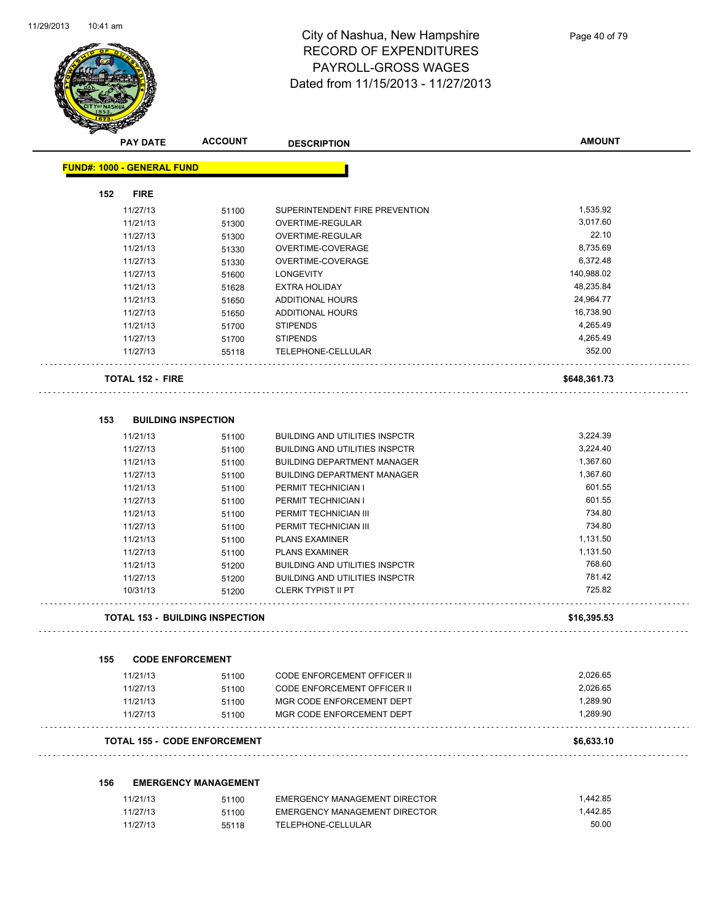# City of Nashua, New Hampshire
## RECORD OF EXPENDITURES
## PAYROLL-GROSS WAGES
## Dated from 11/15/2013 - 11/27/2013

| PAY DATE | ACCOUNT | DESCRIPTION | AMOUNT |
|---|---|---|---|
| **FUND#: 1000 - GENERAL FUND** | | | |
| **152 FIRE** | | | |
| 11/27/13 | 51100 | SUPERINTENDENT FIRE PREVENTION | 1,535.92 |
| 11/21/13 | 51300 | OVERTIME-REGULAR | 3,017.60 |
| 11/27/13 | 51300 | OVERTIME-REGULAR | 22.10 |
| 11/21/13 | 51330 | OVERTIME-COVERAGE | 8,735.69 |
| 11/27/13 | 51330 | OVERTIME-COVERAGE | 6,372.48 |
| 11/27/13 | 51600 | LONGEVITY | 140,988.02 |
| 11/21/13 | 51628 | EXTRA HOLIDAY | 48,235.84 |
| 11/21/13 | 51650 | ADDITIONAL HOURS | 24,964.77 |
| 11/27/13 | 51650 | ADDITIONAL HOURS | 16,738.90 |
| 11/21/13 | 51700 | STIPENDS | 4,265.49 |
| 11/27/13 | 51700 | STIPENDS | 4,265.49 |
| 11/27/13 | 55118 | TELEPHONE-CELLULAR | 352.00 |
| **TOTAL 152 - FIRE** | | | **$648,361.73** |
| **153 BUILDING INSPECTION** | | | |
| 11/21/13 | 51100 | BUILDING AND UTILITIES INSPCTR | 3,224.39 |
| 11/27/13 | 51100 | BUILDING AND UTILITIES INSPCTR | 3,224.40 |
| 11/21/13 | 51100 | BUILDING DEPARTMENT MANAGER | 1,367.60 |
| 11/27/13 | 51100 | BUILDING DEPARTMENT MANAGER | 1,367.60 |
| 11/21/13 | 51100 | PERMIT TECHNICIAN I | 601.55 |
| 11/27/13 | 51100 | PERMIT TECHNICIAN I | 601.55 |
| 11/21/13 | 51100 | PERMIT TECHNICIAN III | 734.80 |
| 11/27/13 | 51100 | PERMIT TECHNICIAN III | 734.80 |
| 11/21/13 | 51100 | PLANS EXAMINER | 1,131.50 |
| 11/27/13 | 51100 | PLANS EXAMINER | 1,131.50 |
| 11/21/13 | 51200 | BUILDING AND UTILITIES INSPCTR | 768.60 |
| 11/27/13 | 51200 | BUILDING AND UTILITIES INSPCTR | 781.42 |
| 10/31/13 | 51200 | CLERK TYPIST II PT | 725.82 |
| **TOTAL 153 - BUILDING INSPECTION** | | | **$16,395.53** |
| **155 CODE ENFORCEMENT** | | | |
| 11/21/13 | 51100 | CODE ENFORCEMENT OFFICER II | 2,026.65 |
| 11/27/13 | 51100 | CODE ENFORCEMENT OFFICER II | 2,026.65 |
| 11/21/13 | 51100 | MGR CODE ENFORCEMENT DEPT | 1,289.90 |
| 11/27/13 | 51100 | MGR CODE ENFORCEMENT DEPT | 1,289.90 |
| **TOTAL 155 - CODE ENFORCEMENT** | | | **$6,633.10** |
| **156 EMERGENCY MANAGEMENT** | | | |
| 11/21/13 | 51100 | EMERGENCY MANAGEMENT DIRECTOR | 1,442.85 |
| 11/27/13 | 51100 | EMERGENCY MANAGEMENT DIRECTOR | 1,442.85 |
| 11/27/13 | 55118 | TELEPHONE-CELLULAR | 50.00 |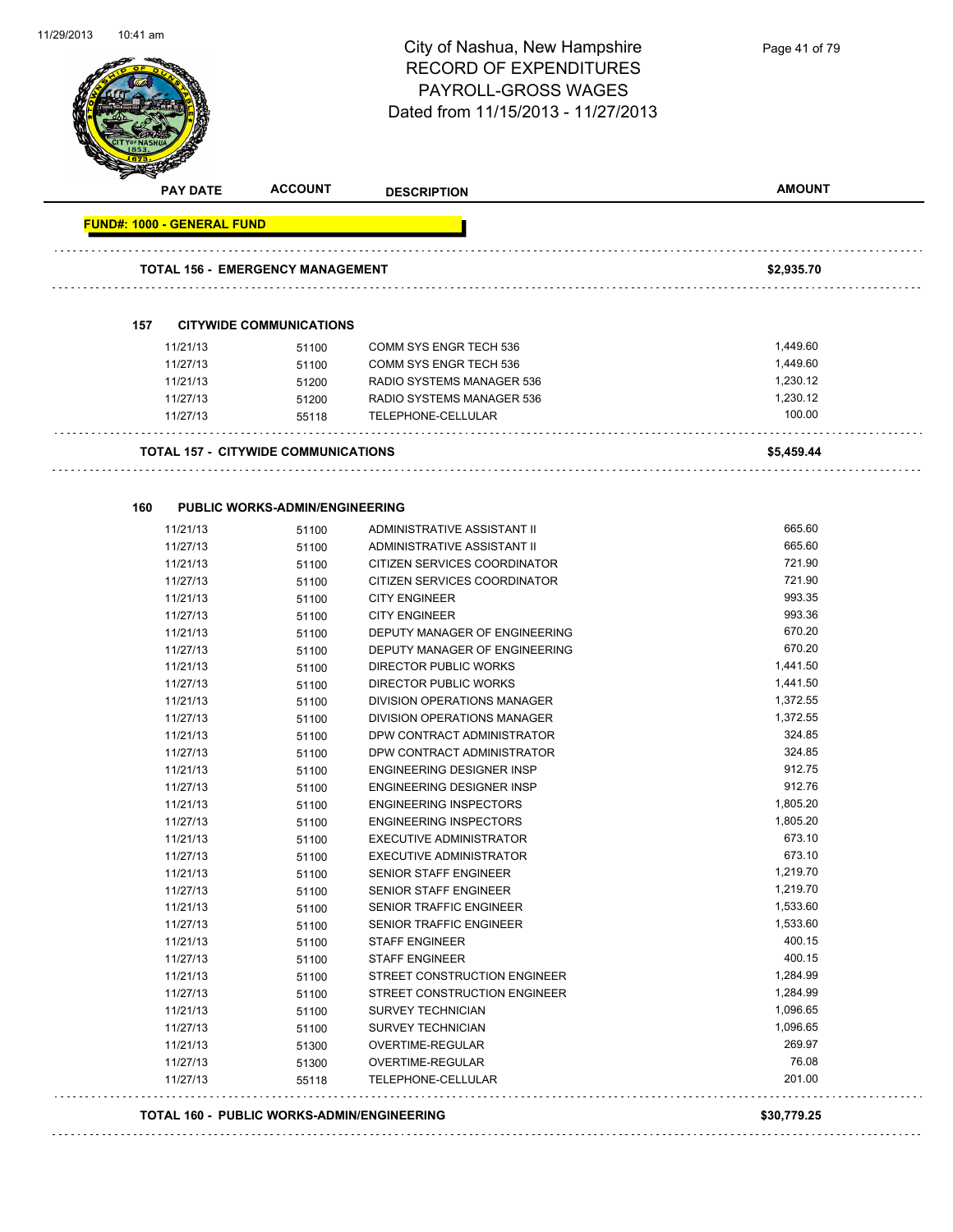# City of Nashua, New Hampshire
## RECORD OF EXPENDITURES
## PAYROLL-GROSS WAGES
## Dated from 11/15/2013 - 11/27/2013

| PAY DATE | ACCOUNT | DESCRIPTION | AMOUNT |
|---|---|---|---|
| **FUND#: 1000 - GENERAL FUND** | | | |
| **TOTAL 156 - EMERGENCY MANAGEMENT** | | | **$2,935.70** |
| **157 CITYWIDE COMMUNICATIONS** | | | |
| 11/21/13 | 51100 | COMM SYS ENGR TECH 536 | 1,449.60 |
| 11/27/13 | 51100 | COMM SYS ENGR TECH 536 | 1,449.60 |
| 11/21/13 | 51200 | RADIO SYSTEMS MANAGER 536 | 1,230.12 |
| 11/27/13 | 51200 | RADIO SYSTEMS MANAGER 536 | 1,230.12 |
| 11/27/13 | 55118 | TELEPHONE-CELLULAR | 100.00 |
| **TOTAL 157 - CITYWIDE COMMUNICATIONS** | | | **$5,459.44** |
| **160 PUBLIC WORKS-ADMIN/ENGINEERING** | | | |
| 11/21/13 | 51100 | ADMINISTRATIVE ASSISTANT II | 665.60 |
| 11/27/13 | 51100 | ADMINISTRATIVE ASSISTANT II | 665.60 |
| 11/21/13 | 51100 | CITIZEN SERVICES COORDINATOR | 721.90 |
| 11/27/13 | 51100 | CITIZEN SERVICES COORDINATOR | 721.90 |
| 11/21/13 | 51100 | CITY ENGINEER | 993.35 |
| 11/27/13 | 51100 | CITY ENGINEER | 993.36 |
| 11/21/13 | 51100 | DEPUTY MANAGER OF ENGINEERING | 670.20 |
| 11/27/13 | 51100 | DEPUTY MANAGER OF ENGINEERING | 670.20 |
| 11/21/13 | 51100 | DIRECTOR PUBLIC WORKS | 1,441.50 |
| 11/27/13 | 51100 | DIRECTOR PUBLIC WORKS | 1,441.50 |
| 11/21/13 | 51100 | DIVISION OPERATIONS MANAGER | 1,372.55 |
| 11/27/13 | 51100 | DIVISION OPERATIONS MANAGER | 1,372.55 |
| 11/21/13 | 51100 | DPW CONTRACT ADMINISTRATOR | 324.85 |
| 11/27/13 | 51100 | DPW CONTRACT ADMINISTRATOR | 324.85 |
| 11/21/13 | 51100 | ENGINEERING DESIGNER INSP | 912.75 |
| 11/27/13 | 51100 | ENGINEERING DESIGNER INSP | 912.76 |
| 11/21/13 | 51100 | ENGINEERING INSPECTORS | 1,805.20 |
| 11/27/13 | 51100 | ENGINEERING INSPECTORS | 1,805.20 |
| 11/21/13 | 51100 | EXECUTIVE ADMINISTRATOR | 673.10 |
| 11/27/13 | 51100 | EXECUTIVE ADMINISTRATOR | 673.10 |
| 11/21/13 | 51100 | SENIOR STAFF ENGINEER | 1,219.70 |
| 11/27/13 | 51100 | SENIOR STAFF ENGINEER | 1,219.70 |
| 11/21/13 | 51100 | SENIOR TRAFFIC ENGINEER | 1,533.60 |
| 11/27/13 | 51100 | SENIOR TRAFFIC ENGINEER | 1,533.60 |
| 11/21/13 | 51100 | STAFF ENGINEER | 400.15 |
| 11/27/13 | 51100 | STAFF ENGINEER | 400.15 |
| 11/21/13 | 51100 | STREET CONSTRUCTION ENGINEER | 1,284.99 |
| 11/27/13 | 51100 | STREET CONSTRUCTION ENGINEER | 1,284.99 |
| 11/21/13 | 51100 | SURVEY TECHNICIAN | 1,096.65 |
| 11/27/13 | 51100 | SURVEY TECHNICIAN | 1,096.65 |
| 11/21/13 | 51300 | OVERTIME-REGULAR | 269.97 |
| 11/27/13 | 51300 | OVERTIME-REGULAR | 76.08 |
| 11/27/13 | 55118 | TELEPHONE-CELLULAR | 201.00 |
| **TOTAL 160 - PUBLIC WORKS-ADMIN/ENGINEERING** | | | **$30,779.25** |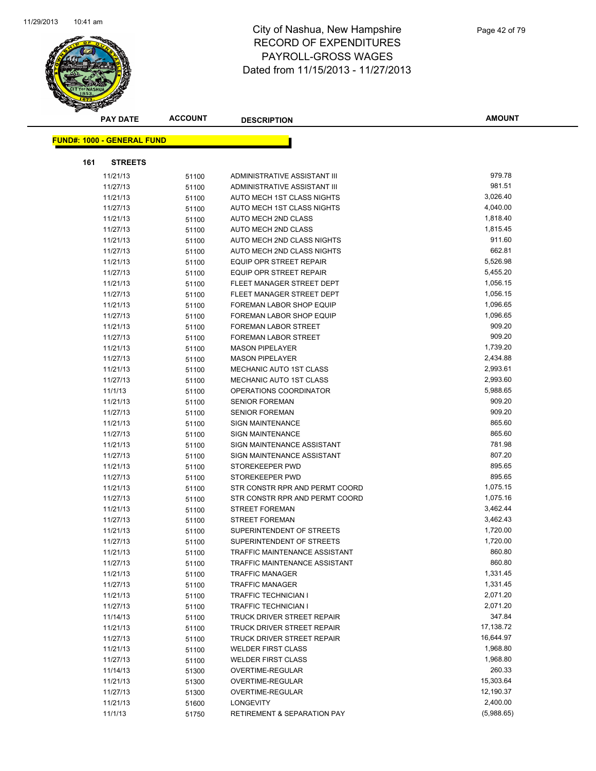# City of Nashua, New Hampshire
## RECORD OF EXPENDITURES
## PAYROLL-GROSS WAGES
## Dated from 11/15/2013 - 11/27/2013

| PAY DATE | ACCOUNT | DESCRIPTION | AMOUNT |
|---|---|---|---|
| **FUND#: 1000 - GENERAL FUND** | | | |
| **161 STREETS** | | | |
| 11/21/13 | 51100 | ADMINISTRATIVE ASSISTANT III | 979.78 |
| 11/27/13 | 51100 | ADMINISTRATIVE ASSISTANT III | 981.51 |
| 11/21/13 | 51100 | AUTO MECH 1ST CLASS NIGHTS | 3,026.40 |
| 11/27/13 | 51100 | AUTO MECH 1ST CLASS NIGHTS | 4,040.00 |
| 11/21/13 | 51100 | AUTO MECH 2ND CLASS | 1,818.40 |
| 11/27/13 | 51100 | AUTO MECH 2ND CLASS | 1,815.45 |
| 11/21/13 | 51100 | AUTO MECH 2ND CLASS NIGHTS | 911.60 |
| 11/27/13 | 51100 | AUTO MECH 2ND CLASS NIGHTS | 662.81 |
| 11/21/13 | 51100 | EQUIP OPR STREET REPAIR | 5,526.98 |
| 11/27/13 | 51100 | EQUIP OPR STREET REPAIR | 5,455.20 |
| 11/21/13 | 51100 | FLEET MANAGER STREET DEPT | 1,056.15 |
| 11/27/13 | 51100 | FLEET MANAGER STREET DEPT | 1,056.15 |
| 11/21/13 | 51100 | FOREMAN LABOR SHOP EQUIP | 1,096.65 |
| 11/27/13 | 51100 | FOREMAN LABOR SHOP EQUIP | 1,096.65 |
| 11/21/13 | 51100 | FOREMAN LABOR STREET | 909.20 |
| 11/27/13 | 51100 | FOREMAN LABOR STREET | 909.20 |
| 11/21/13 | 51100 | MASON PIPELAYER | 1,739.20 |
| 11/27/13 | 51100 | MASON PIPELAYER | 2,434.88 |
| 11/21/13 | 51100 | MECHANIC AUTO 1ST CLASS | 2,993.61 |
| 11/27/13 | 51100 | MECHANIC AUTO 1ST CLASS | 2,993.60 |
| 11/1/13 | 51100 | OPERATIONS COORDINATOR | 5,988.65 |
| 11/21/13 | 51100 | SENIOR FOREMAN | 909.20 |
| 11/27/13 | 51100 | SENIOR FOREMAN | 909.20 |
| 11/21/13 | 51100 | SIGN MAINTENANCE | 865.60 |
| 11/27/13 | 51100 | SIGN MAINTENANCE | 865.60 |
| 11/21/13 | 51100 | SIGN MAINTENANCE ASSISTANT | 781.98 |
| 11/27/13 | 51100 | SIGN MAINTENANCE ASSISTANT | 807.20 |
| 11/21/13 | 51100 | STOREKEEPER PWD | 895.65 |
| 11/27/13 | 51100 | STOREKEEPER PWD | 895.65 |
| 11/21/13 | 51100 | STR CONSTR RPR AND PERMT COORD | 1,075.15 |
| 11/27/13 | 51100 | STR CONSTR RPR AND PERMT COORD | 1,075.16 |
| 11/21/13 | 51100 | STREET FOREMAN | 3,462.44 |
| 11/27/13 | 51100 | STREET FOREMAN | 3,462.43 |
| 11/21/13 | 51100 | SUPERINTENDENT OF STREETS | 1,720.00 |
| 11/27/13 | 51100 | SUPERINTENDENT OF STREETS | 1,720.00 |
| 11/21/13 | 51100 | TRAFFIC MAINTENANCE ASSISTANT | 860.80 |
| 11/27/13 | 51100 | TRAFFIC MAINTENANCE ASSISTANT | 860.80 |
| 11/21/13 | 51100 | TRAFFIC MANAGER | 1,331.45 |
| 11/27/13 | 51100 | TRAFFIC MANAGER | 1,331.45 |
| 11/21/13 | 51100 | TRAFFIC TECHNICIAN I | 2,071.20 |
| 11/27/13 | 51100 | TRAFFIC TECHNICIAN I | 2,071.20 |
| 11/14/13 | 51100 | TRUCK DRIVER STREET REPAIR | 347.84 |
| 11/21/13 | 51100 | TRUCK DRIVER STREET REPAIR | 17,138.72 |
| 11/27/13 | 51100 | TRUCK DRIVER STREET REPAIR | 16,644.97 |
| 11/21/13 | 51100 | WELDER FIRST CLASS | 1,968.80 |
| 11/27/13 | 51100 | WELDER FIRST CLASS | 1,968.80 |
| 11/14/13 | 51300 | OVERTIME-REGULAR | 260.33 |
| 11/21/13 | 51300 | OVERTIME-REGULAR | 15,303.64 |
| 11/27/13 | 51300 | OVERTIME-REGULAR | 12,190.37 |
| 11/21/13 | 51600 | LONGEVITY | 2,400.00 |
| 11/1/13 | 51750 | RETIREMENT & SEPARATION PAY | (5,988.65) |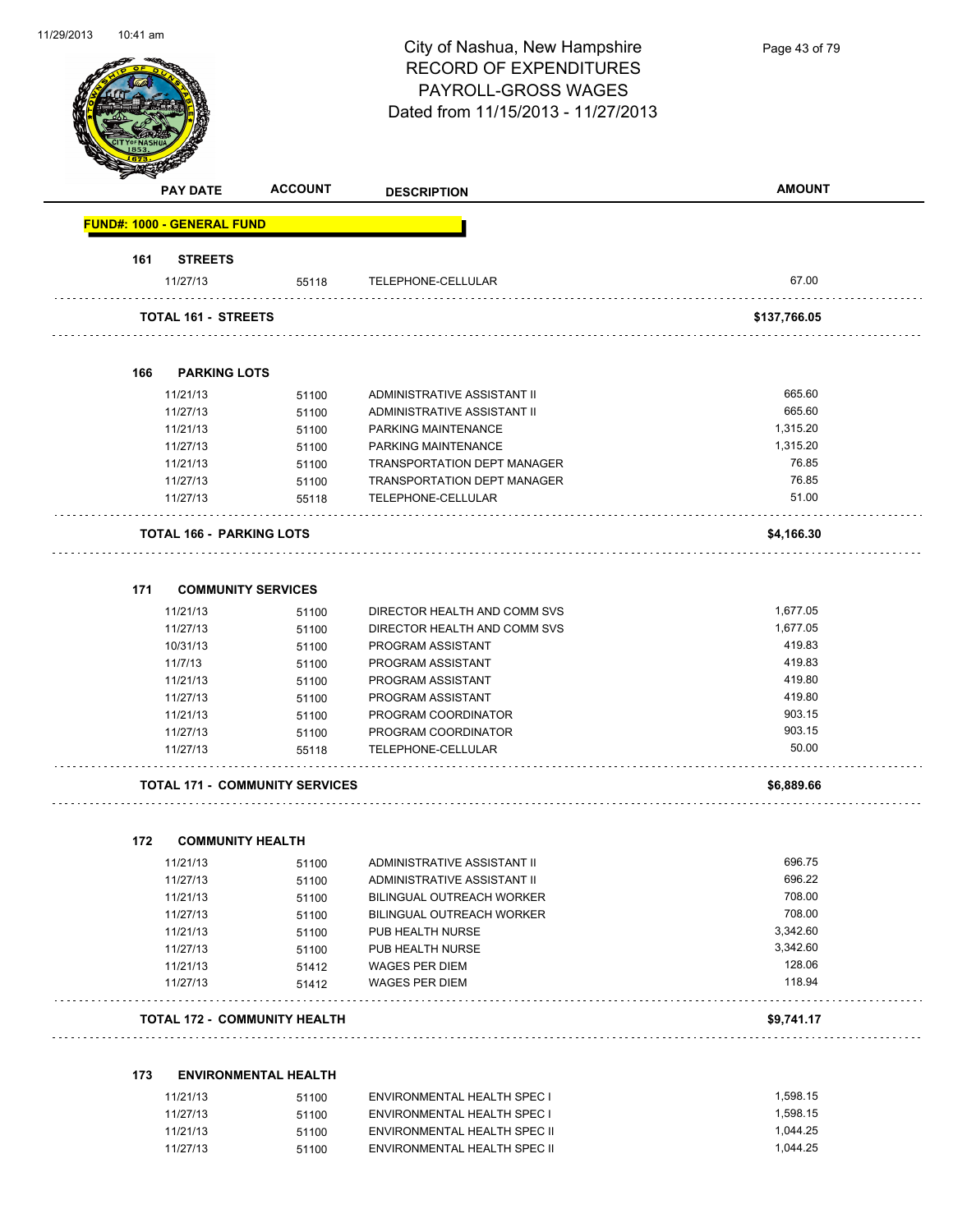# City of Nashua, New Hampshire
## RECORD OF EXPENDITURES
## PAYROLL-GROSS WAGES
## Dated from 11/15/2013 - 11/27/2013

| PAY DATE | ACCOUNT | DESCRIPTION | AMOUNT |
|---|---|---|---|
| **FUND#: 1000 - GENERAL FUND** | | | |
| **161 STREETS** | | | |
| 11/27/13 | 55118 | TELEPHONE-CELLULAR | 67.00 |
| **TOTAL 161 - STREETS** | | | **$137,766.05** |
| **166 PARKING LOTS** | | | |
| 11/21/13 | 51100 | ADMINISTRATIVE ASSISTANT II | 665.60 |
| 11/27/13 | 51100 | ADMINISTRATIVE ASSISTANT II | 665.60 |
| 11/21/13 | 51100 | PARKING MAINTENANCE | 1,315.20 |
| 11/27/13 | 51100 | PARKING MAINTENANCE | 1,315.20 |
| 11/21/13 | 51100 | TRANSPORTATION DEPT MANAGER | 76.85 |
| 11/27/13 | 51100 | TRANSPORTATION DEPT MANAGER | 76.85 |
| 11/27/13 | 55118 | TELEPHONE-CELLULAR | 51.00 |
| **TOTAL 166 - PARKING LOTS** | | | **$4,166.30** |
| **171 COMMUNITY SERVICES** | | | |
| 11/21/13 | 51100 | DIRECTOR HEALTH AND COMM SVS | 1,677.05 |
| 11/27/13 | 51100 | DIRECTOR HEALTH AND COMM SVS | 1,677.05 |
| 10/31/13 | 51100 | PROGRAM ASSISTANT | 419.83 |
| 11/7/13 | 51100 | PROGRAM ASSISTANT | 419.83 |
| 11/21/13 | 51100 | PROGRAM ASSISTANT | 419.80 |
| 11/27/13 | 51100 | PROGRAM ASSISTANT | 419.80 |
| 11/21/13 | 51100 | PROGRAM COORDINATOR | 903.15 |
| 11/27/13 | 51100 | PROGRAM COORDINATOR | 903.15 |
| 11/27/13 | 55118 | TELEPHONE-CELLULAR | 50.00 |
| **TOTAL 171 - COMMUNITY SERVICES** | | | **$6,889.66** |
| **172 COMMUNITY HEALTH** | | | |
| 11/21/13 | 51100 | ADMINISTRATIVE ASSISTANT II | 696.75 |
| 11/27/13 | 51100 | ADMINISTRATIVE ASSISTANT II | 696.22 |
| 11/21/13 | 51100 | BILINGUAL OUTREACH WORKER | 708.00 |
| 11/27/13 | 51100 | BILINGUAL OUTREACH WORKER | 708.00 |
| 11/21/13 | 51100 | PUB HEALTH NURSE | 3,342.60 |
| 11/27/13 | 51100 | PUB HEALTH NURSE | 3,342.60 |
| 11/21/13 | 51412 | WAGES PER DIEM | 128.06 |
| 11/27/13 | 51412 | WAGES PER DIEM | 118.94 |
| **TOTAL 172 - COMMUNITY HEALTH** | | | **$9,741.17** |
| **173 ENVIRONMENTAL HEALTH** | | | |
| 11/21/13 | 51100 | ENVIRONMENTAL HEALTH SPEC I | 1,598.15 |
| 11/27/13 | 51100 | ENVIRONMENTAL HEALTH SPEC I | 1,598.15 |
| 11/21/13 | 51100 | ENVIRONMENTAL HEALTH SPEC II | 1,044.25 |
| 11/27/13 | 51100 | ENVIRONMENTAL HEALTH SPEC II | 1,044.25 |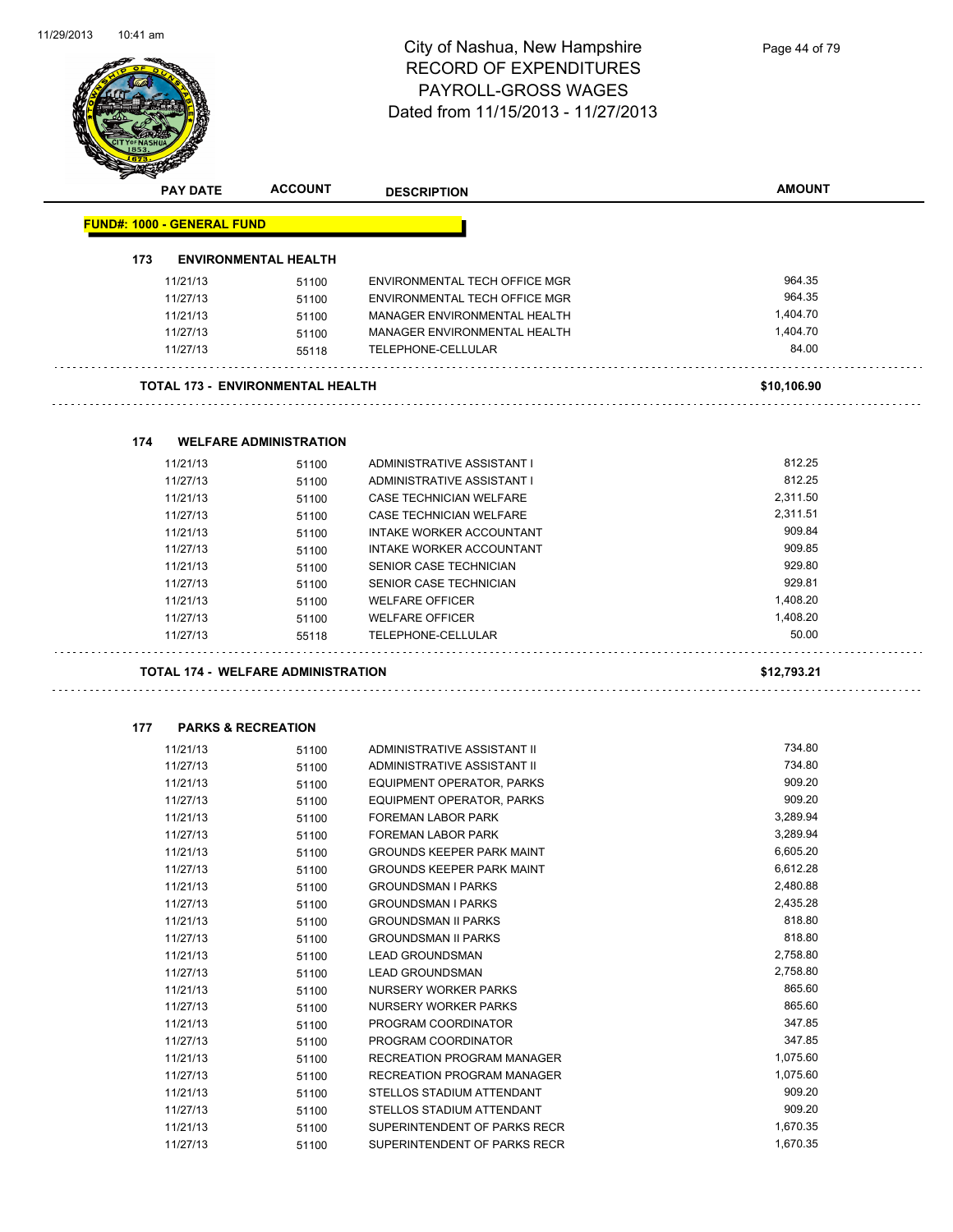# City of Nashua, New Hampshire
## RECORD OF EXPENDITURES
## PAYROLL-GROSS WAGES
## Dated from 11/15/2013 - 11/27/2013

| PAY DATE | ACCOUNT | DESCRIPTION | AMOUNT |
|---|---|---|---|

**FUND#: 1000 - GENERAL FUND**

### 173 ENVIRONMENTAL HEALTH

| PAY DATE | ACCOUNT | DESCRIPTION | AMOUNT |
|---|---|---|---|
| 11/21/13 | 51100 | ENVIRONMENTAL TECH OFFICE MGR | 964.35 |
| 11/27/13 | 51100 | ENVIRONMENTAL TECH OFFICE MGR | 964.35 |
| 11/21/13 | 51100 | MANAGER ENVIRONMENTAL HEALTH | 1,404.70 |
| 11/27/13 | 51100 | MANAGER ENVIRONMENTAL HEALTH | 1,404.70 |
| 11/27/13 | 55118 | TELEPHONE-CELLULAR | 84.00 |
| **TOTAL 173 - ENVIRONMENTAL HEALTH** | | | **$10,106.90** |

### 174 WELFARE ADMINISTRATION

| PAY DATE | ACCOUNT | DESCRIPTION | AMOUNT |
|---|---|---|---|
| 11/21/13 | 51100 | ADMINISTRATIVE ASSISTANT I | 812.25 |
| 11/27/13 | 51100 | ADMINISTRATIVE ASSISTANT I | 812.25 |
| 11/21/13 | 51100 | CASE TECHNICIAN WELFARE | 2,311.50 |
| 11/27/13 | 51100 | CASE TECHNICIAN WELFARE | 2,311.51 |
| 11/21/13 | 51100 | INTAKE WORKER ACCOUNTANT | 909.84 |
| 11/27/13 | 51100 | INTAKE WORKER ACCOUNTANT | 909.85 |
| 11/21/13 | 51100 | SENIOR CASE TECHNICIAN | 929.80 |
| 11/27/13 | 51100 | SENIOR CASE TECHNICIAN | 929.81 |
| 11/21/13 | 51100 | WELFARE OFFICER | 1,408.20 |
| 11/27/13 | 51100 | WELFARE OFFICER | 1,408.20 |
| 11/27/13 | 55118 | TELEPHONE-CELLULAR | 50.00 |
| **TOTAL 174 - WELFARE ADMINISTRATION** | | | **$12,793.21** |

### 177 PARKS & RECREATION

| PAY DATE | ACCOUNT | DESCRIPTION | AMOUNT |
|---|---|---|---|
| 11/21/13 | 51100 | ADMINISTRATIVE ASSISTANT II | 734.80 |
| 11/27/13 | 51100 | ADMINISTRATIVE ASSISTANT II | 734.80 |
| 11/21/13 | 51100 | EQUIPMENT OPERATOR, PARKS | 909.20 |
| 11/27/13 | 51100 | EQUIPMENT OPERATOR, PARKS | 909.20 |
| 11/21/13 | 51100 | FOREMAN LABOR PARK | 3,289.94 |
| 11/27/13 | 51100 | FOREMAN LABOR PARK | 3,289.94 |
| 11/21/13 | 51100 | GROUNDS KEEPER PARK MAINT | 6,605.20 |
| 11/27/13 | 51100 | GROUNDS KEEPER PARK MAINT | 6,612.28 |
| 11/21/13 | 51100 | GROUNDSMAN I PARKS | 2,480.88 |
| 11/27/13 | 51100 | GROUNDSMAN I PARKS | 2,435.28 |
| 11/21/13 | 51100 | GROUNDSMAN II PARKS | 818.80 |
| 11/27/13 | 51100 | GROUNDSMAN II PARKS | 818.80 |
| 11/21/13 | 51100 | LEAD GROUNDSMAN | 2,758.80 |
| 11/27/13 | 51100 | LEAD GROUNDSMAN | 2,758.80 |
| 11/21/13 | 51100 | NURSERY WORKER PARKS | 865.60 |
| 11/27/13 | 51100 | NURSERY WORKER PARKS | 865.60 |
| 11/21/13 | 51100 | PROGRAM COORDINATOR | 347.85 |
| 11/27/13 | 51100 | PROGRAM COORDINATOR | 347.85 |
| 11/21/13 | 51100 | RECREATION PROGRAM MANAGER | 1,075.60 |
| 11/27/13 | 51100 | RECREATION PROGRAM MANAGER | 1,075.60 |
| 11/21/13 | 51100 | STELLOS STADIUM ATTENDANT | 909.20 |
| 11/27/13 | 51100 | STELLOS STADIUM ATTENDANT | 909.20 |
| 11/21/13 | 51100 | SUPERINTENDENT OF PARKS RECR | 1,670.35 |
| 11/27/13 | 51100 | SUPERINTENDENT OF PARKS RECR | 1,670.35 |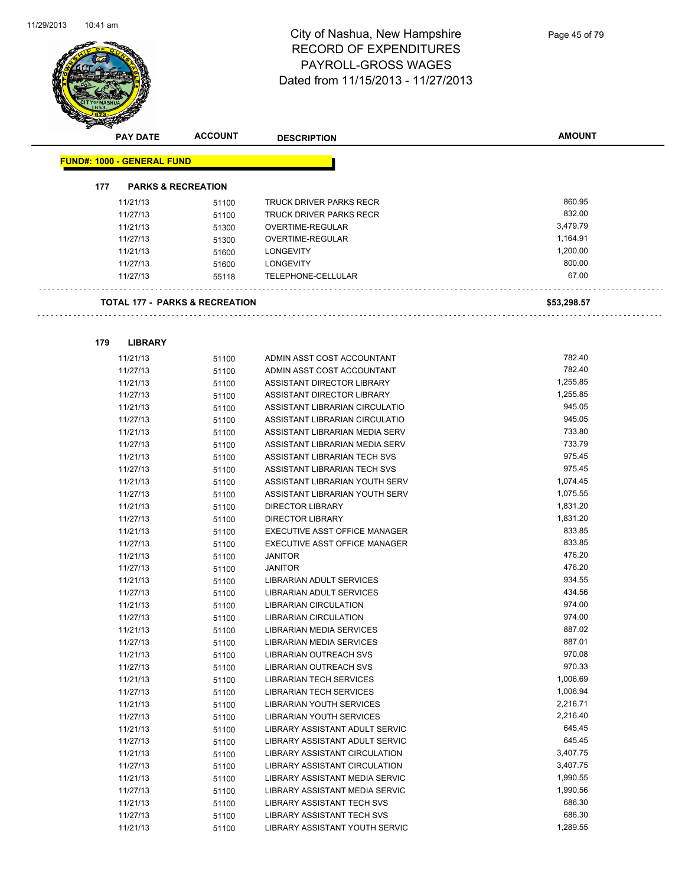# City of Nashua, New Hampshire
## RECORD OF EXPENDITURES
## PAYROLL-GROSS WAGES
## Dated from 11/15/2013 - 11/27/2013

| PAY DATE | ACCOUNT | DESCRIPTION | AMOUNT |
|---|---|---|---|

**FUND#: 1000 - GENERAL FUND**

### 177 PARKS & RECREATION

| PAY DATE | ACCOUNT | DESCRIPTION | AMOUNT |
|---|---|---|---|
| 11/21/13 | 51100 | TRUCK DRIVER PARKS RECR | 860.95 |
| 11/27/13 | 51100 | TRUCK DRIVER PARKS RECR | 832.00 |
| 11/21/13 | 51300 | OVERTIME-REGULAR | 3,479.79 |
| 11/27/13 | 51300 | OVERTIME-REGULAR | 1,164.91 |
| 11/21/13 | 51600 | LONGEVITY | 1,200.00 |
| 11/27/13 | 51600 | LONGEVITY | 800.00 |
| 11/27/13 | 55118 | TELEPHONE-CELLULAR | 67.00 |

**TOTAL 177 - PARKS & RECREATION** **$53,298.57**

### 179 LIBRARY

| PAY DATE | ACCOUNT | DESCRIPTION | AMOUNT |
|---|---|---|---|
| 11/21/13 | 51100 | ADMIN ASST COST ACCOUNTANT | 782.40 |
| 11/27/13 | 51100 | ADMIN ASST COST ACCOUNTANT | 782.40 |
| 11/21/13 | 51100 | ASSISTANT DIRECTOR LIBRARY | 1,255.85 |
| 11/27/13 | 51100 | ASSISTANT DIRECTOR LIBRARY | 1,255.85 |
| 11/21/13 | 51100 | ASSISTANT LIBRARIAN CIRCULATIO | 945.05 |
| 11/27/13 | 51100 | ASSISTANT LIBRARIAN CIRCULATIO | 945.05 |
| 11/21/13 | 51100 | ASSISTANT LIBRARIAN MEDIA SERV | 733.80 |
| 11/27/13 | 51100 | ASSISTANT LIBRARIAN MEDIA SERV | 733.79 |
| 11/21/13 | 51100 | ASSISTANT LIBRARIAN TECH SVS | 975.45 |
| 11/27/13 | 51100 | ASSISTANT LIBRARIAN TECH SVS | 975.45 |
| 11/21/13 | 51100 | ASSISTANT LIBRARIAN YOUTH SERV | 1,074.45 |
| 11/27/13 | 51100 | ASSISTANT LIBRARIAN YOUTH SERV | 1,075.55 |
| 11/21/13 | 51100 | DIRECTOR LIBRARY | 1,831.20 |
| 11/27/13 | 51100 | DIRECTOR LIBRARY | 1,831.20 |
| 11/21/13 | 51100 | EXECUTIVE ASST OFFICE MANAGER | 833.85 |
| 11/27/13 | 51100 | EXECUTIVE ASST OFFICE MANAGER | 833.85 |
| 11/21/13 | 51100 | JANITOR | 476.20 |
| 11/27/13 | 51100 | JANITOR | 476.20 |
| 11/21/13 | 51100 | LIBRARIAN ADULT SERVICES | 934.55 |
| 11/27/13 | 51100 | LIBRARIAN ADULT SERVICES | 434.56 |
| 11/21/13 | 51100 | LIBRARIAN CIRCULATION | 974.00 |
| 11/27/13 | 51100 | LIBRARIAN CIRCULATION | 974.00 |
| 11/21/13 | 51100 | LIBRARIAN MEDIA SERVICES | 887.02 |
| 11/27/13 | 51100 | LIBRARIAN MEDIA SERVICES | 887.01 |
| 11/21/13 | 51100 | LIBRARIAN OUTREACH SVS | 970.08 |
| 11/27/13 | 51100 | LIBRARIAN OUTREACH SVS | 970.33 |
| 11/21/13 | 51100 | LIBRARIAN TECH SERVICES | 1,006.69 |
| 11/27/13 | 51100 | LIBRARIAN TECH SERVICES | 1,006.94 |
| 11/21/13 | 51100 | LIBRARIAN YOUTH SERVICES | 2,216.71 |
| 11/27/13 | 51100 | LIBRARIAN YOUTH SERVICES | 2,216.40 |
| 11/21/13 | 51100 | LIBRARY ASSISTANT ADULT SERVIC | 645.45 |
| 11/27/13 | 51100 | LIBRARY ASSISTANT ADULT SERVIC | 645.45 |
| 11/21/13 | 51100 | LIBRARY ASSISTANT CIRCULATION | 3,407.75 |
| 11/27/13 | 51100 | LIBRARY ASSISTANT CIRCULATION | 3,407.75 |
| 11/21/13 | 51100 | LIBRARY ASSISTANT MEDIA SERVIC | 1,990.55 |
| 11/27/13 | 51100 | LIBRARY ASSISTANT MEDIA SERVIC | 1,990.56 |
| 11/21/13 | 51100 | LIBRARY ASSISTANT TECH SVS | 686.30 |
| 11/27/13 | 51100 | LIBRARY ASSISTANT TECH SVS | 686.30 |
| 11/21/13 | 51100 | LIBRARY ASSISTANT YOUTH SERVIC | 1,289.55 |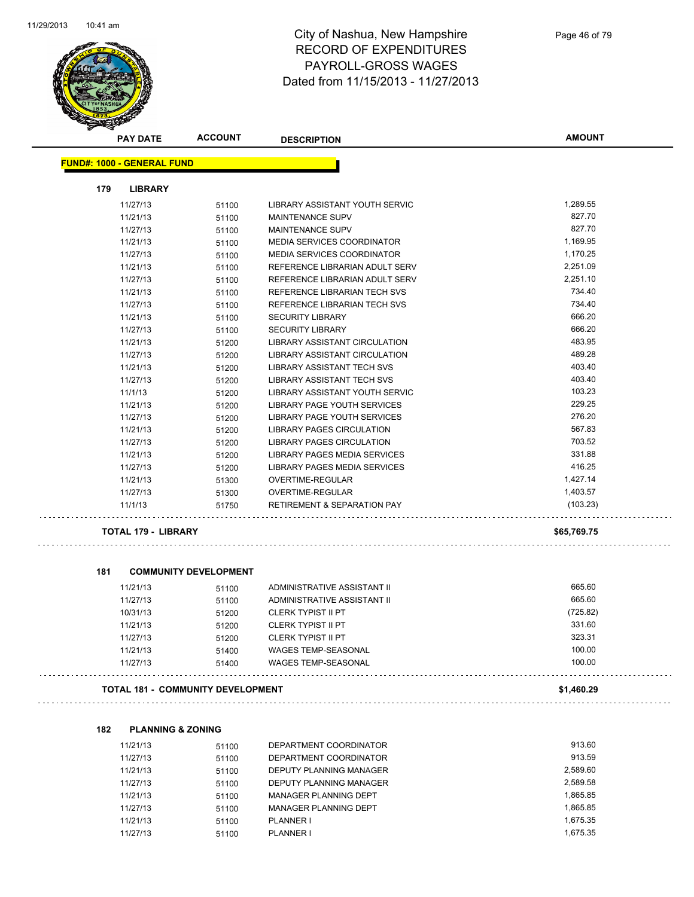# City of Nashua, New Hampshire
## RECORD OF EXPENDITURES
## PAYROLL-GROSS WAGES
## Dated from 11/15/2013 - 11/27/2013

| PAY DATE | ACCOUNT | DESCRIPTION | AMOUNT |
|---|---|---|---|

**FUND#: 1000 - GENERAL FUND**

### 179 LIBRARY

| PAY DATE | ACCOUNT | DESCRIPTION | AMOUNT |
|---|---|---|---|
| 11/27/13 | 51100 | LIBRARY ASSISTANT YOUTH SERVIC | 1,289.55 |
| 11/21/13 | 51100 | MAINTENANCE SUPV | 827.70 |
| 11/27/13 | 51100 | MAINTENANCE SUPV | 827.70 |
| 11/21/13 | 51100 | MEDIA SERVICES COORDINATOR | 1,169.95 |
| 11/27/13 | 51100 | MEDIA SERVICES COORDINATOR | 1,170.25 |
| 11/21/13 | 51100 | REFERENCE LIBRARIAN ADULT SERV | 2,251.09 |
| 11/27/13 | 51100 | REFERENCE LIBRARIAN ADULT SERV | 2,251.10 |
| 11/21/13 | 51100 | REFERENCE LIBRARIAN TECH SVS | 734.40 |
| 11/27/13 | 51100 | REFERENCE LIBRARIAN TECH SVS | 734.40 |
| 11/21/13 | 51100 | SECURITY LIBRARY | 666.20 |
| 11/27/13 | 51100 | SECURITY LIBRARY | 666.20 |
| 11/21/13 | 51200 | LIBRARY ASSISTANT CIRCULATION | 483.95 |
| 11/27/13 | 51200 | LIBRARY ASSISTANT CIRCULATION | 489.28 |
| 11/21/13 | 51200 | LIBRARY ASSISTANT TECH SVS | 403.40 |
| 11/27/13 | 51200 | LIBRARY ASSISTANT TECH SVS | 403.40 |
| 11/1/13 | 51200 | LIBRARY ASSISTANT YOUTH SERVIC | 103.23 |
| 11/21/13 | 51200 | LIBRARY PAGE YOUTH SERVICES | 229.25 |
| 11/27/13 | 51200 | LIBRARY PAGE YOUTH SERVICES | 276.20 |
| 11/21/13 | 51200 | LIBRARY PAGES CIRCULATION | 567.83 |
| 11/27/13 | 51200 | LIBRARY PAGES CIRCULATION | 703.52 |
| 11/21/13 | 51200 | LIBRARY PAGES MEDIA SERVICES | 331.88 |
| 11/27/13 | 51200 | LIBRARY PAGES MEDIA SERVICES | 416.25 |
| 11/21/13 | 51300 | OVERTIME-REGULAR | 1,427.14 |
| 11/27/13 | 51300 | OVERTIME-REGULAR | 1,403.57 |
| 11/1/13 | 51750 | RETIREMENT & SEPARATION PAY | (103.23) |

**TOTAL 179 - LIBRARY** **$65,769.75**

### 181 COMMUNITY DEVELOPMENT

| PAY DATE | ACCOUNT | DESCRIPTION | AMOUNT |
|---|---|---|---|
| 11/21/13 | 51100 | ADMINISTRATIVE ASSISTANT II | 665.60 |
| 11/27/13 | 51100 | ADMINISTRATIVE ASSISTANT II | 665.60 |
| 10/31/13 | 51200 | CLERK TYPIST II PT | (725.82) |
| 11/21/13 | 51200 | CLERK TYPIST II PT | 331.60 |
| 11/27/13 | 51200 | CLERK TYPIST II PT | 323.31 |
| 11/21/13 | 51400 | WAGES TEMP-SEASONAL | 100.00 |
| 11/27/13 | 51400 | WAGES TEMP-SEASONAL | 100.00 |

**TOTAL 181 - COMMUNITY DEVELOPMENT** **$1,460.29**

### 182 PLANNING & ZONING

| PAY DATE | ACCOUNT | DESCRIPTION | AMOUNT |
|---|---|---|---|
| 11/21/13 | 51100 | DEPARTMENT COORDINATOR | 913.60 |
| 11/27/13 | 51100 | DEPARTMENT COORDINATOR | 913.59 |
| 11/21/13 | 51100 | DEPUTY PLANNING MANAGER | 2,589.60 |
| 11/27/13 | 51100 | DEPUTY PLANNING MANAGER | 2,589.58 |
| 11/21/13 | 51100 | MANAGER PLANNING DEPT | 1,865.85 |
| 11/27/13 | 51100 | MANAGER PLANNING DEPT | 1,865.85 |
| 11/21/13 | 51100 | PLANNER I | 1,675.35 |
| 11/27/13 | 51100 | PLANNER I | 1,675.35 |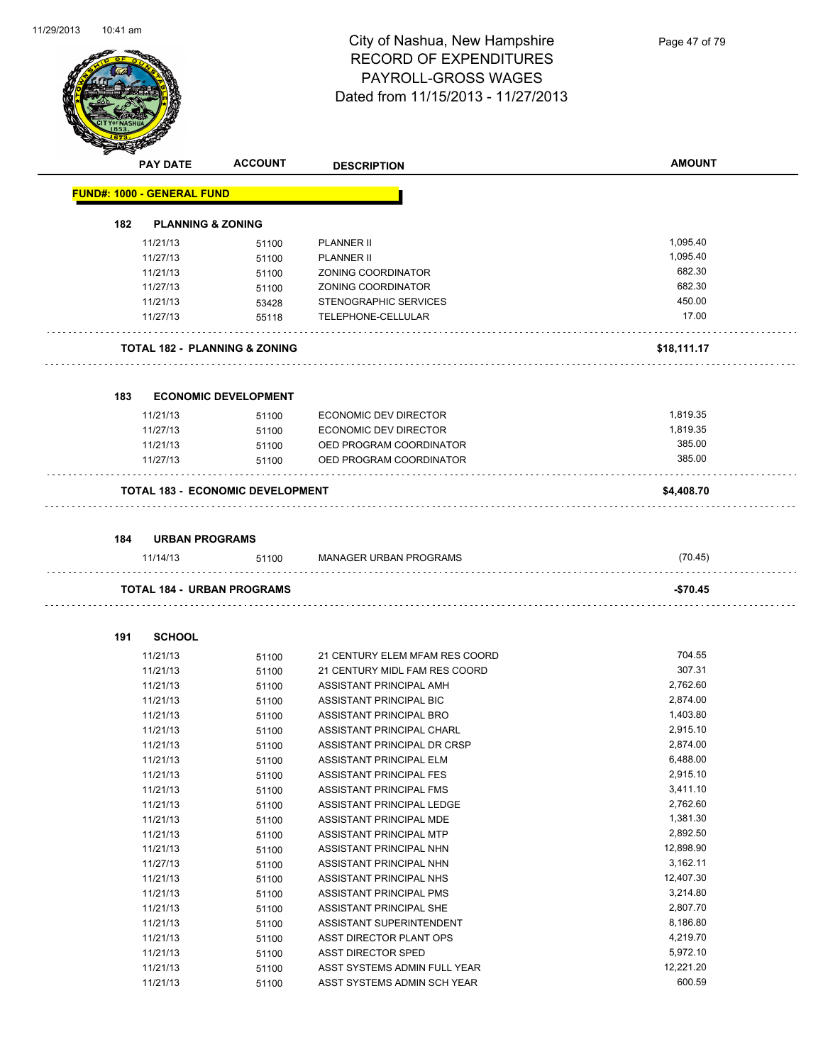# City of Nashua, New Hampshire
## RECORD OF EXPENDITURES
## PAYROLL-GROSS WAGES
### Dated from 11/15/2013 - 11/27/2013

| PAY DATE | ACCOUNT | DESCRIPTION | AMOUNT |
|---|---|---|---|

**FUND#: 1000 - GENERAL FUND**

**182 PLANNING & ZONING**

| PAY DATE | ACCOUNT | DESCRIPTION | AMOUNT |
|---|---|---|---|
| 11/21/13 | 51100 | PLANNER II | 1,095.40 |
| 11/27/13 | 51100 | PLANNER II | 1,095.40 |
| 11/21/13 | 51100 | ZONING COORDINATOR | 682.30 |
| 11/27/13 | 51100 | ZONING COORDINATOR | 682.30 |
| 11/21/13 | 53428 | STENOGRAPHIC SERVICES | 450.00 |
| 11/27/13 | 55118 | TELEPHONE-CELLULAR | 17.00 |

**TOTAL 182 - PLANNING & ZONING** **$18,111.17**

**183 ECONOMIC DEVELOPMENT**

| PAY DATE | ACCOUNT | DESCRIPTION | AMOUNT |
|---|---|---|---|
| 11/21/13 | 51100 | ECONOMIC DEV DIRECTOR | 1,819.35 |
| 11/27/13 | 51100 | ECONOMIC DEV DIRECTOR | 1,819.35 |
| 11/21/13 | 51100 | OED PROGRAM COORDINATOR | 385.00 |
| 11/27/13 | 51100 | OED PROGRAM COORDINATOR | 385.00 |

**TOTAL 183 - ECONOMIC DEVELOPMENT** **$4,408.70**

**184 URBAN PROGRAMS**

| PAY DATE | ACCOUNT | DESCRIPTION | AMOUNT |
|---|---|---|---|
| 11/14/13 | 51100 | MANAGER URBAN PROGRAMS | (70.45) |

**TOTAL 184 - URBAN PROGRAMS** **-$70.45**

**191 SCHOOL**

| PAY DATE | ACCOUNT | DESCRIPTION | AMOUNT |
|---|---|---|---|
| 11/21/13 | 51100 | 21 CENTURY ELEM MFAM RES COORD | 704.55 |
| 11/21/13 | 51100 | 21 CENTURY MIDL FAM RES COORD | 307.31 |
| 11/21/13 | 51100 | ASSISTANT PRINCIPAL AMH | 2,762.60 |
| 11/21/13 | 51100 | ASSISTANT PRINCIPAL BIC | 2,874.00 |
| 11/21/13 | 51100 | ASSISTANT PRINCIPAL BRO | 1,403.80 |
| 11/21/13 | 51100 | ASSISTANT PRINCIPAL CHARL | 2,915.10 |
| 11/21/13 | 51100 | ASSISTANT PRINCIPAL DR CRSP | 2,874.00 |
| 11/21/13 | 51100 | ASSISTANT PRINCIPAL ELM | 6,488.00 |
| 11/21/13 | 51100 | ASSISTANT PRINCIPAL FES | 2,915.10 |
| 11/21/13 | 51100 | ASSISTANT PRINCIPAL FMS | 3,411.10 |
| 11/21/13 | 51100 | ASSISTANT PRINCIPAL LEDGE | 2,762.60 |
| 11/21/13 | 51100 | ASSISTANT PRINCIPAL MDE | 1,381.30 |
| 11/21/13 | 51100 | ASSISTANT PRINCIPAL MTP | 2,892.50 |
| 11/21/13 | 51100 | ASSISTANT PRINCIPAL NHN | 12,898.90 |
| 11/27/13 | 51100 | ASSISTANT PRINCIPAL NHN | 3,162.11 |
| 11/21/13 | 51100 | ASSISTANT PRINCIPAL NHS | 12,407.30 |
| 11/21/13 | 51100 | ASSISTANT PRINCIPAL PMS | 3,214.80 |
| 11/21/13 | 51100 | ASSISTANT PRINCIPAL SHE | 2,807.70 |
| 11/21/13 | 51100 | ASSISTANT SUPERINTENDENT | 8,186.80 |
| 11/21/13 | 51100 | ASST DIRECTOR PLANT OPS | 4,219.70 |
| 11/21/13 | 51100 | ASST DIRECTOR SPED | 5,972.10 |
| 11/21/13 | 51100 | ASST SYSTEMS ADMIN FULL YEAR | 12,221.20 |
| 11/21/13 | 51100 | ASST SYSTEMS ADMIN SCH YEAR | 600.59 |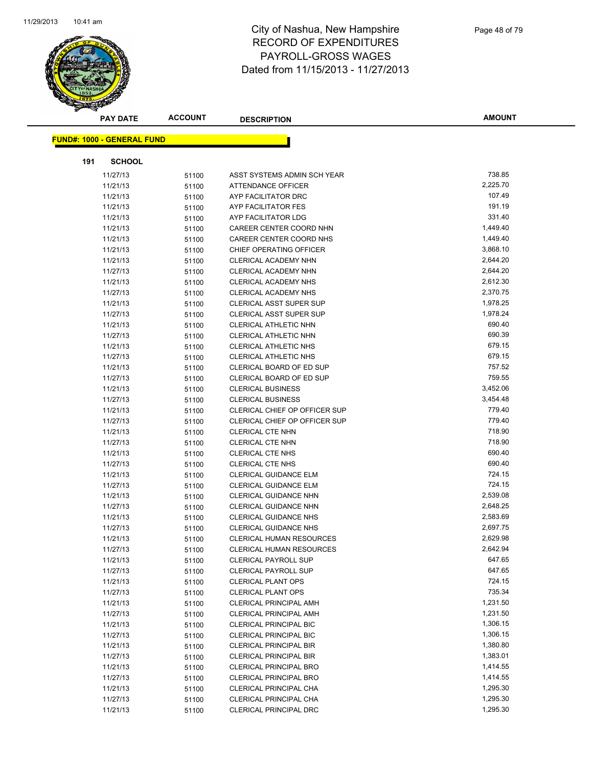# City of Nashua, New Hampshire
## RECORD OF EXPENDITURES
## PAYROLL-GROSS WAGES
## Dated from 11/15/2013 - 11/27/2013

**FUND#: 1000 - GENERAL FUND**

**191 SCHOOL**

| PAY DATE | ACCOUNT | DESCRIPTION | AMOUNT |
|---|---|---|---|
| 11/27/13 | 51100 | ASST SYSTEMS ADMIN SCH YEAR | 738.85 |
| 11/21/13 | 51100 | ATTENDANCE OFFICER | 2,225.70 |
| 11/21/13 | 51100 | AYP FACILITATOR DRC | 107.49 |
| 11/21/13 | 51100 | AYP FACILITATOR FES | 191.19 |
| 11/21/13 | 51100 | AYP FACILITATOR LDG | 331.40 |
| 11/21/13 | 51100 | CAREER CENTER COORD NHN | 1,449.40 |
| 11/21/13 | 51100 | CAREER CENTER COORD NHS | 1,449.40 |
| 11/21/13 | 51100 | CHIEF OPERATING OFFICER | 3,868.10 |
| 11/21/13 | 51100 | CLERICAL ACADEMY NHN | 2,644.20 |
| 11/27/13 | 51100 | CLERICAL ACADEMY NHN | 2,644.20 |
| 11/21/13 | 51100 | CLERICAL ACADEMY NHS | 2,612.30 |
| 11/27/13 | 51100 | CLERICAL ACADEMY NHS | 2,370.75 |
| 11/21/13 | 51100 | CLERICAL ASST SUPER SUP | 1,978.25 |
| 11/27/13 | 51100 | CLERICAL ASST SUPER SUP | 1,978.24 |
| 11/21/13 | 51100 | CLERICAL ATHLETIC NHN | 690.40 |
| 11/27/13 | 51100 | CLERICAL ATHLETIC NHN | 690.39 |
| 11/21/13 | 51100 | CLERICAL ATHLETIC NHS | 679.15 |
| 11/27/13 | 51100 | CLERICAL ATHLETIC NHS | 679.15 |
| 11/21/13 | 51100 | CLERICAL BOARD OF ED SUP | 757.52 |
| 11/27/13 | 51100 | CLERICAL BOARD OF ED SUP | 759.55 |
| 11/21/13 | 51100 | CLERICAL BUSINESS | 3,452.06 |
| 11/27/13 | 51100 | CLERICAL BUSINESS | 3,454.48 |
| 11/21/13 | 51100 | CLERICAL CHIEF OP OFFICER SUP | 779.40 |
| 11/27/13 | 51100 | CLERICAL CHIEF OP OFFICER SUP | 779.40 |
| 11/21/13 | 51100 | CLERICAL CTE NHN | 718.90 |
| 11/27/13 | 51100 | CLERICAL CTE NHN | 718.90 |
| 11/21/13 | 51100 | CLERICAL CTE NHS | 690.40 |
| 11/27/13 | 51100 | CLERICAL CTE NHS | 690.40 |
| 11/21/13 | 51100 | CLERICAL GUIDANCE ELM | 724.15 |
| 11/27/13 | 51100 | CLERICAL GUIDANCE ELM | 724.15 |
| 11/21/13 | 51100 | CLERICAL GUIDANCE NHN | 2,539.08 |
| 11/27/13 | 51100 | CLERICAL GUIDANCE NHN | 2,648.25 |
| 11/21/13 | 51100 | CLERICAL GUIDANCE NHS | 2,583.69 |
| 11/27/13 | 51100 | CLERICAL GUIDANCE NHS | 2,697.75 |
| 11/21/13 | 51100 | CLERICAL HUMAN RESOURCES | 2,629.98 |
| 11/27/13 | 51100 | CLERICAL HUMAN RESOURCES | 2,642.94 |
| 11/21/13 | 51100 | CLERICAL PAYROLL SUP | 647.65 |
| 11/27/13 | 51100 | CLERICAL PAYROLL SUP | 647.65 |
| 11/21/13 | 51100 | CLERICAL PLANT OPS | 724.15 |
| 11/27/13 | 51100 | CLERICAL PLANT OPS | 735.34 |
| 11/21/13 | 51100 | CLERICAL PRINCIPAL AMH | 1,231.50 |
| 11/27/13 | 51100 | CLERICAL PRINCIPAL AMH | 1,231.50 |
| 11/21/13 | 51100 | CLERICAL PRINCIPAL BIC | 1,306.15 |
| 11/27/13 | 51100 | CLERICAL PRINCIPAL BIC | 1,306.15 |
| 11/21/13 | 51100 | CLERICAL PRINCIPAL BIR | 1,380.80 |
| 11/27/13 | 51100 | CLERICAL PRINCIPAL BIR | 1,383.01 |
| 11/21/13 | 51100 | CLERICAL PRINCIPAL BRO | 1,414.55 |
| 11/27/13 | 51100 | CLERICAL PRINCIPAL BRO | 1,414.55 |
| 11/21/13 | 51100 | CLERICAL PRINCIPAL CHA | 1,295.30 |
| 11/27/13 | 51100 | CLERICAL PRINCIPAL CHA | 1,295.30 |
| 11/21/13 | 51100 | CLERICAL PRINCIPAL DRC | 1,295.30 |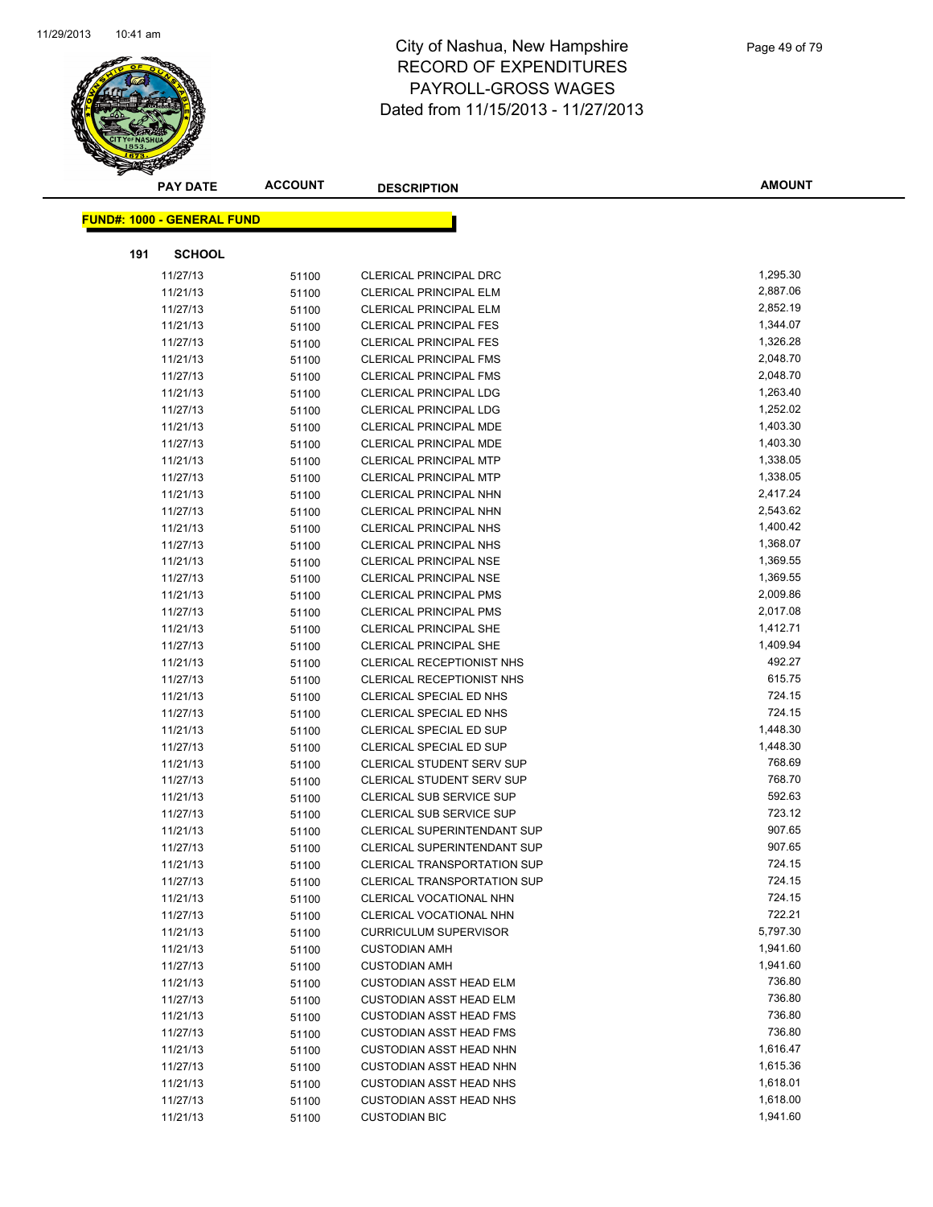# City of Nashua, New Hampshire
## RECORD OF EXPENDITURES
## PAYROLL-GROSS WAGES
## Dated from 11/15/2013 - 11/27/2013

| PAY DATE | ACCOUNT | DESCRIPTION | AMOUNT |
|---|---|---|---|

**FUND#: 1000 - GENERAL FUND**

**191 SCHOOL**

| PAY DATE | ACCOUNT | DESCRIPTION | AMOUNT |
|---|---|---|---|
| 11/27/13 | 51100 | CLERICAL PRINCIPAL DRC | 1,295.30 |
| 11/21/13 | 51100 | CLERICAL PRINCIPAL ELM | 2,887.06 |
| 11/27/13 | 51100 | CLERICAL PRINCIPAL ELM | 2,852.19 |
| 11/21/13 | 51100 | CLERICAL PRINCIPAL FES | 1,344.07 |
| 11/27/13 | 51100 | CLERICAL PRINCIPAL FES | 1,326.28 |
| 11/21/13 | 51100 | CLERICAL PRINCIPAL FMS | 2,048.70 |
| 11/27/13 | 51100 | CLERICAL PRINCIPAL FMS | 2,048.70 |
| 11/21/13 | 51100 | CLERICAL PRINCIPAL LDG | 1,263.40 |
| 11/27/13 | 51100 | CLERICAL PRINCIPAL LDG | 1,252.02 |
| 11/21/13 | 51100 | CLERICAL PRINCIPAL MDE | 1,403.30 |
| 11/27/13 | 51100 | CLERICAL PRINCIPAL MDE | 1,403.30 |
| 11/21/13 | 51100 | CLERICAL PRINCIPAL MTP | 1,338.05 |
| 11/27/13 | 51100 | CLERICAL PRINCIPAL MTP | 1,338.05 |
| 11/21/13 | 51100 | CLERICAL PRINCIPAL NHN | 2,417.24 |
| 11/27/13 | 51100 | CLERICAL PRINCIPAL NHN | 2,543.62 |
| 11/21/13 | 51100 | CLERICAL PRINCIPAL NHS | 1,400.42 |
| 11/27/13 | 51100 | CLERICAL PRINCIPAL NHS | 1,368.07 |
| 11/21/13 | 51100 | CLERICAL PRINCIPAL NSE | 1,369.55 |
| 11/27/13 | 51100 | CLERICAL PRINCIPAL NSE | 1,369.55 |
| 11/21/13 | 51100 | CLERICAL PRINCIPAL PMS | 2,009.86 |
| 11/27/13 | 51100 | CLERICAL PRINCIPAL PMS | 2,017.08 |
| 11/21/13 | 51100 | CLERICAL PRINCIPAL SHE | 1,412.71 |
| 11/27/13 | 51100 | CLERICAL PRINCIPAL SHE | 1,409.94 |
| 11/21/13 | 51100 | CLERICAL RECEPTIONIST NHS | 492.27 |
| 11/27/13 | 51100 | CLERICAL RECEPTIONIST NHS | 615.75 |
| 11/21/13 | 51100 | CLERICAL SPECIAL ED NHS | 724.15 |
| 11/27/13 | 51100 | CLERICAL SPECIAL ED NHS | 724.15 |
| 11/21/13 | 51100 | CLERICAL SPECIAL ED SUP | 1,448.30 |
| 11/27/13 | 51100 | CLERICAL SPECIAL ED SUP | 1,448.30 |
| 11/21/13 | 51100 | CLERICAL STUDENT SERV SUP | 768.69 |
| 11/27/13 | 51100 | CLERICAL STUDENT SERV SUP | 768.70 |
| 11/21/13 | 51100 | CLERICAL SUB SERVICE SUP | 592.63 |
| 11/27/13 | 51100 | CLERICAL SUB SERVICE SUP | 723.12 |
| 11/21/13 | 51100 | CLERICAL SUPERINTENDANT SUP | 907.65 |
| 11/27/13 | 51100 | CLERICAL SUPERINTENDANT SUP | 907.65 |
| 11/21/13 | 51100 | CLERICAL TRANSPORTATION SUP | 724.15 |
| 11/27/13 | 51100 | CLERICAL TRANSPORTATION SUP | 724.15 |
| 11/21/13 | 51100 | CLERICAL VOCATIONAL NHN | 724.15 |
| 11/27/13 | 51100 | CLERICAL VOCATIONAL NHN | 722.21 |
| 11/21/13 | 51100 | CURRICULUM SUPERVISOR | 5,797.30 |
| 11/21/13 | 51100 | CUSTODIAN AMH | 1,941.60 |
| 11/27/13 | 51100 | CUSTODIAN AMH | 1,941.60 |
| 11/21/13 | 51100 | CUSTODIAN ASST HEAD ELM | 736.80 |
| 11/27/13 | 51100 | CUSTODIAN ASST HEAD ELM | 736.80 |
| 11/21/13 | 51100 | CUSTODIAN ASST HEAD FMS | 736.80 |
| 11/27/13 | 51100 | CUSTODIAN ASST HEAD FMS | 736.80 |
| 11/21/13 | 51100 | CUSTODIAN ASST HEAD NHN | 1,616.47 |
| 11/27/13 | 51100 | CUSTODIAN ASST HEAD NHN | 1,615.36 |
| 11/21/13 | 51100 | CUSTODIAN ASST HEAD NHS | 1,618.01 |
| 11/27/13 | 51100 | CUSTODIAN ASST HEAD NHS | 1,618.00 |
| 11/21/13 | 51100 | CUSTODIAN BIC | 1,941.60 |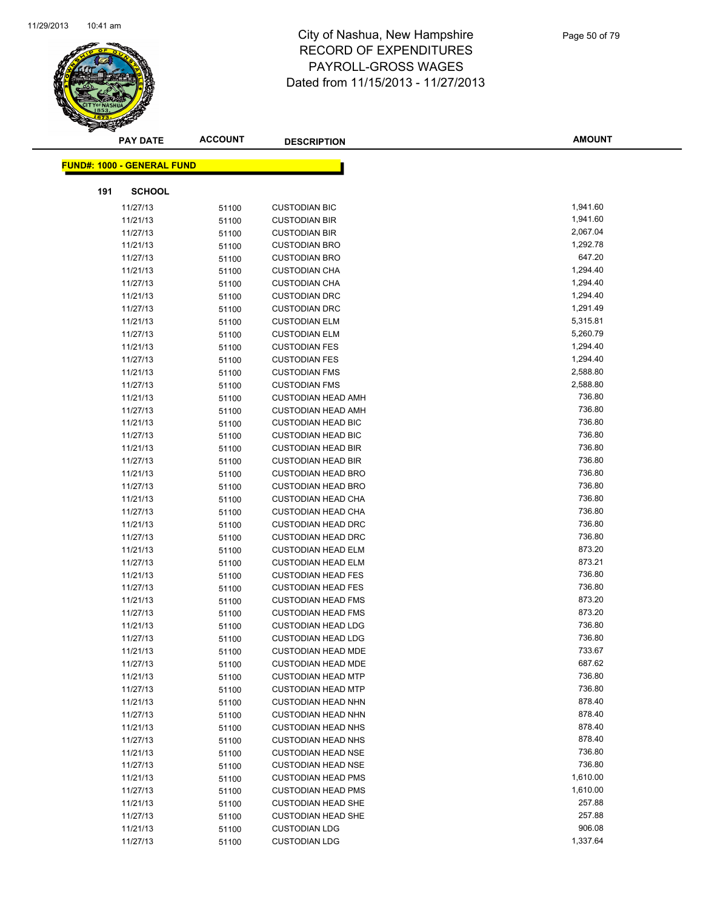# City of Nashua, New Hampshire
## RECORD OF EXPENDITURES
## PAYROLL-GROSS WAGES
## Dated from 11/15/2013 - 11/27/2013

| PAY DATE | ACCOUNT | DESCRIPTION | AMOUNT |
|---|---|---|---|

**FUND#: 1000 - GENERAL FUND**

**191 SCHOOL**

| PAY DATE | ACCOUNT | DESCRIPTION | AMOUNT |
|---|---|---|---|
| 11/27/13 | 51100 | CUSTODIAN BIC | 1,941.60 |
| 11/21/13 | 51100 | CUSTODIAN BIR | 1,941.60 |
| 11/27/13 | 51100 | CUSTODIAN BIR | 2,067.04 |
| 11/21/13 | 51100 | CUSTODIAN BRO | 1,292.78 |
| 11/27/13 | 51100 | CUSTODIAN BRO | 647.20 |
| 11/21/13 | 51100 | CUSTODIAN CHA | 1,294.40 |
| 11/27/13 | 51100 | CUSTODIAN CHA | 1,294.40 |
| 11/21/13 | 51100 | CUSTODIAN DRC | 1,294.40 |
| 11/27/13 | 51100 | CUSTODIAN DRC | 1,291.49 |
| 11/21/13 | 51100 | CUSTODIAN ELM | 5,315.81 |
| 11/27/13 | 51100 | CUSTODIAN ELM | 5,260.79 |
| 11/21/13 | 51100 | CUSTODIAN FES | 1,294.40 |
| 11/27/13 | 51100 | CUSTODIAN FES | 1,294.40 |
| 11/21/13 | 51100 | CUSTODIAN FMS | 2,588.80 |
| 11/27/13 | 51100 | CUSTODIAN FMS | 2,588.80 |
| 11/21/13 | 51100 | CUSTODIAN HEAD AMH | 736.80 |
| 11/27/13 | 51100 | CUSTODIAN HEAD AMH | 736.80 |
| 11/21/13 | 51100 | CUSTODIAN HEAD BIC | 736.80 |
| 11/27/13 | 51100 | CUSTODIAN HEAD BIC | 736.80 |
| 11/21/13 | 51100 | CUSTODIAN HEAD BIR | 736.80 |
| 11/27/13 | 51100 | CUSTODIAN HEAD BIR | 736.80 |
| 11/21/13 | 51100 | CUSTODIAN HEAD BRO | 736.80 |
| 11/27/13 | 51100 | CUSTODIAN HEAD BRO | 736.80 |
| 11/21/13 | 51100 | CUSTODIAN HEAD CHA | 736.80 |
| 11/27/13 | 51100 | CUSTODIAN HEAD CHA | 736.80 |
| 11/21/13 | 51100 | CUSTODIAN HEAD DRC | 736.80 |
| 11/27/13 | 51100 | CUSTODIAN HEAD DRC | 736.80 |
| 11/21/13 | 51100 | CUSTODIAN HEAD ELM | 873.20 |
| 11/27/13 | 51100 | CUSTODIAN HEAD ELM | 873.21 |
| 11/21/13 | 51100 | CUSTODIAN HEAD FES | 736.80 |
| 11/27/13 | 51100 | CUSTODIAN HEAD FES | 736.80 |
| 11/21/13 | 51100 | CUSTODIAN HEAD FMS | 873.20 |
| 11/27/13 | 51100 | CUSTODIAN HEAD FMS | 873.20 |
| 11/21/13 | 51100 | CUSTODIAN HEAD LDG | 736.80 |
| 11/27/13 | 51100 | CUSTODIAN HEAD LDG | 736.80 |
| 11/21/13 | 51100 | CUSTODIAN HEAD MDE | 733.67 |
| 11/27/13 | 51100 | CUSTODIAN HEAD MDE | 687.62 |
| 11/21/13 | 51100 | CUSTODIAN HEAD MTP | 736.80 |
| 11/27/13 | 51100 | CUSTODIAN HEAD MTP | 736.80 |
| 11/21/13 | 51100 | CUSTODIAN HEAD NHN | 878.40 |
| 11/27/13 | 51100 | CUSTODIAN HEAD NHN | 878.40 |
| 11/21/13 | 51100 | CUSTODIAN HEAD NHS | 878.40 |
| 11/27/13 | 51100 | CUSTODIAN HEAD NHS | 878.40 |
| 11/21/13 | 51100 | CUSTODIAN HEAD NSE | 736.80 |
| 11/27/13 | 51100 | CUSTODIAN HEAD NSE | 736.80 |
| 11/21/13 | 51100 | CUSTODIAN HEAD PMS | 1,610.00 |
| 11/27/13 | 51100 | CUSTODIAN HEAD PMS | 1,610.00 |
| 11/21/13 | 51100 | CUSTODIAN HEAD SHE | 257.88 |
| 11/27/13 | 51100 | CUSTODIAN HEAD SHE | 257.88 |
| 11/21/13 | 51100 | CUSTODIAN LDG | 906.08 |
| 11/27/13 | 51100 | CUSTODIAN LDG | 1,337.64 |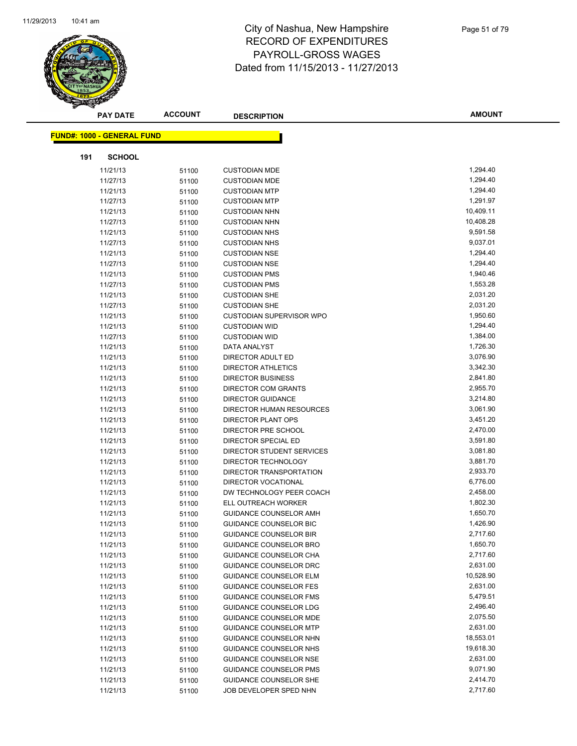# City of Nashua, New Hampshire
## RECORD OF EXPENDITURES
## PAYROLL-GROSS WAGES
## Dated from 11/15/2013 - 11/27/2013

**FUND#: 1000 - GENERAL FUND**

**191 SCHOOL**

| PAY DATE | ACCOUNT | DESCRIPTION | AMOUNT |
|---|---|---|---|
| 11/21/13 | 51100 | CUSTODIAN MDE | 1,294.40 |
| 11/27/13 | 51100 | CUSTODIAN MDE | 1,294.40 |
| 11/21/13 | 51100 | CUSTODIAN MTP | 1,294.40 |
| 11/27/13 | 51100 | CUSTODIAN MTP | 1,291.97 |
| 11/21/13 | 51100 | CUSTODIAN NHN | 10,409.11 |
| 11/27/13 | 51100 | CUSTODIAN NHN | 10,408.28 |
| 11/21/13 | 51100 | CUSTODIAN NHS | 9,591.58 |
| 11/27/13 | 51100 | CUSTODIAN NHS | 9,037.01 |
| 11/21/13 | 51100 | CUSTODIAN NSE | 1,294.40 |
| 11/27/13 | 51100 | CUSTODIAN NSE | 1,294.40 |
| 11/21/13 | 51100 | CUSTODIAN PMS | 1,940.46 |
| 11/27/13 | 51100 | CUSTODIAN PMS | 1,553.28 |
| 11/21/13 | 51100 | CUSTODIAN SHE | 2,031.20 |
| 11/27/13 | 51100 | CUSTODIAN SHE | 2,031.20 |
| 11/21/13 | 51100 | CUSTODIAN SUPERVISOR WPO | 1,950.60 |
| 11/21/13 | 51100 | CUSTODIAN WID | 1,294.40 |
| 11/27/13 | 51100 | CUSTODIAN WID | 1,384.00 |
| 11/21/13 | 51100 | DATA ANALYST | 1,726.30 |
| 11/21/13 | 51100 | DIRECTOR ADULT ED | 3,076.90 |
| 11/21/13 | 51100 | DIRECTOR ATHLETICS | 3,342.30 |
| 11/21/13 | 51100 | DIRECTOR BUSINESS | 2,841.80 |
| 11/21/13 | 51100 | DIRECTOR COM GRANTS | 2,955.70 |
| 11/21/13 | 51100 | DIRECTOR GUIDANCE | 3,214.80 |
| 11/21/13 | 51100 | DIRECTOR HUMAN RESOURCES | 3,061.90 |
| 11/21/13 | 51100 | DIRECTOR PLANT OPS | 3,451.20 |
| 11/21/13 | 51100 | DIRECTOR PRE SCHOOL | 2,470.00 |
| 11/21/13 | 51100 | DIRECTOR SPECIAL ED | 3,591.80 |
| 11/21/13 | 51100 | DIRECTOR STUDENT SERVICES | 3,081.80 |
| 11/21/13 | 51100 | DIRECTOR TECHNOLOGY | 3,881.70 |
| 11/21/13 | 51100 | DIRECTOR TRANSPORTATION | 2,933.70 |
| 11/21/13 | 51100 | DIRECTOR VOCATIONAL | 6,776.00 |
| 11/21/13 | 51100 | DW TECHNOLOGY PEER COACH | 2,458.00 |
| 11/21/13 | 51100 | ELL OUTREACH WORKER | 1,802.30 |
| 11/21/13 | 51100 | GUIDANCE COUNSELOR AMH | 1,650.70 |
| 11/21/13 | 51100 | GUIDANCE COUNSELOR BIC | 1,426.90 |
| 11/21/13 | 51100 | GUIDANCE COUNSELOR BIR | 2,717.60 |
| 11/21/13 | 51100 | GUIDANCE COUNSELOR BRO | 1,650.70 |
| 11/21/13 | 51100 | GUIDANCE COUNSELOR CHA | 2,717.60 |
| 11/21/13 | 51100 | GUIDANCE COUNSELOR DRC | 2,631.00 |
| 11/21/13 | 51100 | GUIDANCE COUNSELOR ELM | 10,528.90 |
| 11/21/13 | 51100 | GUIDANCE COUNSELOR FES | 2,631.00 |
| 11/21/13 | 51100 | GUIDANCE COUNSELOR FMS | 5,479.51 |
| 11/21/13 | 51100 | GUIDANCE COUNSELOR LDG | 2,496.40 |
| 11/21/13 | 51100 | GUIDANCE COUNSELOR MDE | 2,075.50 |
| 11/21/13 | 51100 | GUIDANCE COUNSELOR MTP | 2,631.00 |
| 11/21/13 | 51100 | GUIDANCE COUNSELOR NHN | 18,553.01 |
| 11/21/13 | 51100 | GUIDANCE COUNSELOR NHS | 19,618.30 |
| 11/21/13 | 51100 | GUIDANCE COUNSELOR NSE | 2,631.00 |
| 11/21/13 | 51100 | GUIDANCE COUNSELOR PMS | 9,071.90 |
| 11/21/13 | 51100 | GUIDANCE COUNSELOR SHE | 2,414.70 |
| 11/21/13 | 51100 | JOB DEVELOPER SPED NHN | 2,717.60 |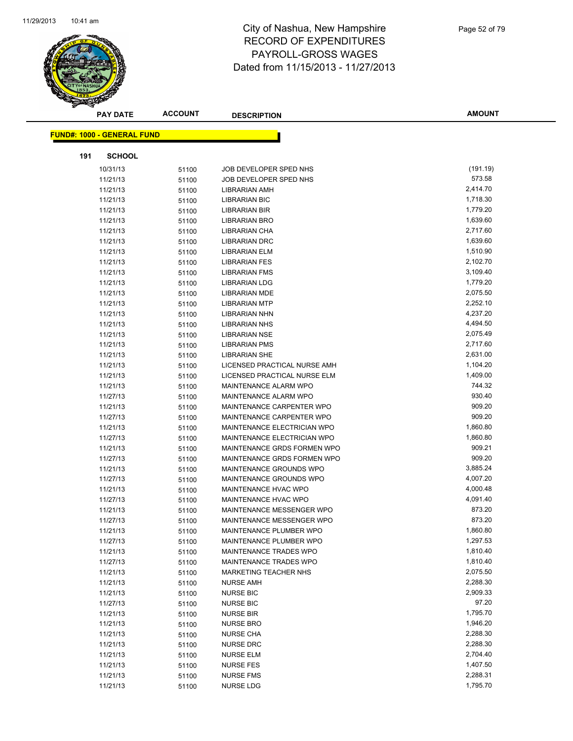# City of Nashua, New Hampshire
# RECORD OF EXPENDITURES
# PAYROLL-GROSS WAGES
# Dated from 11/15/2013 - 11/27/2013

**FUND#: 1000 - GENERAL FUND**

**191 SCHOOL**

| PAY DATE | ACCOUNT | DESCRIPTION | AMOUNT |
|---|---|---|---|
| 10/31/13 | 51100 | JOB DEVELOPER SPED NHS | (191.19) |
| 11/21/13 | 51100 | JOB DEVELOPER SPED NHS | 573.58 |
| 11/21/13 | 51100 | LIBRARIAN AMH | 2,414.70 |
| 11/21/13 | 51100 | LIBRARIAN BIC | 1,718.30 |
| 11/21/13 | 51100 | LIBRARIAN BIR | 1,779.20 |
| 11/21/13 | 51100 | LIBRARIAN BRO | 1,639.60 |
| 11/21/13 | 51100 | LIBRARIAN CHA | 2,717.60 |
| 11/21/13 | 51100 | LIBRARIAN DRC | 1,639.60 |
| 11/21/13 | 51100 | LIBRARIAN ELM | 1,510.90 |
| 11/21/13 | 51100 | LIBRARIAN FES | 2,102.70 |
| 11/21/13 | 51100 | LIBRARIAN FMS | 3,109.40 |
| 11/21/13 | 51100 | LIBRARIAN LDG | 1,779.20 |
| 11/21/13 | 51100 | LIBRARIAN MDE | 2,075.50 |
| 11/21/13 | 51100 | LIBRARIAN MTP | 2,252.10 |
| 11/21/13 | 51100 | LIBRARIAN NHN | 4,237.20 |
| 11/21/13 | 51100 | LIBRARIAN NHS | 4,494.50 |
| 11/21/13 | 51100 | LIBRARIAN NSE | 2,075.49 |
| 11/21/13 | 51100 | LIBRARIAN PMS | 2,717.60 |
| 11/21/13 | 51100 | LIBRARIAN SHE | 2,631.00 |
| 11/21/13 | 51100 | LICENSED PRACTICAL NURSE AMH | 1,104.20 |
| 11/21/13 | 51100 | LICENSED PRACTICAL NURSE ELM | 1,409.00 |
| 11/21/13 | 51100 | MAINTENANCE ALARM WPO | 744.32 |
| 11/27/13 | 51100 | MAINTENANCE ALARM WPO | 930.40 |
| 11/21/13 | 51100 | MAINTENANCE CARPENTER WPO | 909.20 |
| 11/27/13 | 51100 | MAINTENANCE CARPENTER WPO | 909.20 |
| 11/21/13 | 51100 | MAINTENANCE ELECTRICIAN WPO | 1,860.80 |
| 11/27/13 | 51100 | MAINTENANCE ELECTRICIAN WPO | 1,860.80 |
| 11/21/13 | 51100 | MAINTENANCE GRDS FORMEN WPO | 909.21 |
| 11/27/13 | 51100 | MAINTENANCE GRDS FORMEN WPO | 909.20 |
| 11/21/13 | 51100 | MAINTENANCE GROUNDS WPO | 3,885.24 |
| 11/27/13 | 51100 | MAINTENANCE GROUNDS WPO | 4,007.20 |
| 11/21/13 | 51100 | MAINTENANCE HVAC WPO | 4,000.48 |
| 11/27/13 | 51100 | MAINTENANCE HVAC WPO | 4,091.40 |
| 11/21/13 | 51100 | MAINTENANCE MESSENGER WPO | 873.20 |
| 11/27/13 | 51100 | MAINTENANCE MESSENGER WPO | 873.20 |
| 11/21/13 | 51100 | MAINTENANCE PLUMBER WPO | 1,860.80 |
| 11/27/13 | 51100 | MAINTENANCE PLUMBER WPO | 1,297.53 |
| 11/21/13 | 51100 | MAINTENANCE TRADES WPO | 1,810.40 |
| 11/27/13 | 51100 | MAINTENANCE TRADES WPO | 1,810.40 |
| 11/21/13 | 51100 | MARKETING TEACHER NHS | 2,075.50 |
| 11/21/13 | 51100 | NURSE AMH | 2,288.30 |
| 11/21/13 | 51100 | NURSE BIC | 2,909.33 |
| 11/27/13 | 51100 | NURSE BIC | 97.20 |
| 11/21/13 | 51100 | NURSE BIR | 1,795.70 |
| 11/21/13 | 51100 | NURSE BRO | 1,946.20 |
| 11/21/13 | 51100 | NURSE CHA | 2,288.30 |
| 11/21/13 | 51100 | NURSE DRC | 2,288.30 |
| 11/21/13 | 51100 | NURSE ELM | 2,704.40 |
| 11/21/13 | 51100 | NURSE FES | 1,407.50 |
| 11/21/13 | 51100 | NURSE FMS | 2,288.31 |
| 11/21/13 | 51100 | NURSE LDG | 1,795.70 |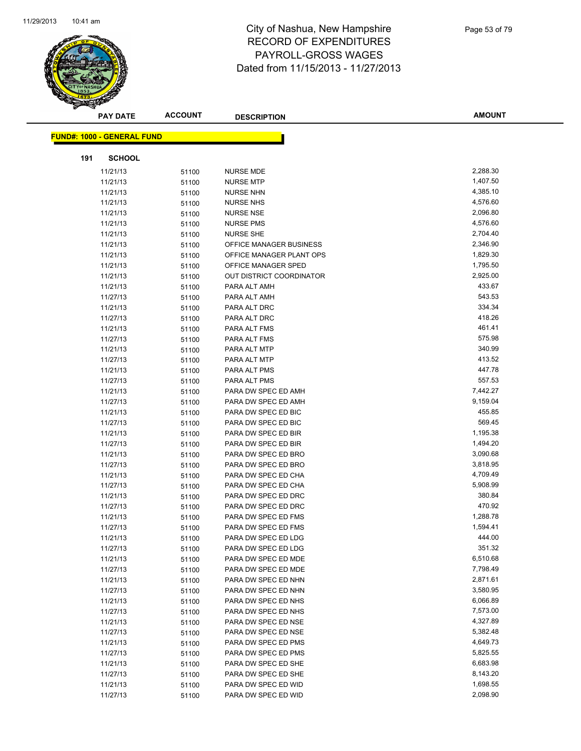# City of Nashua, New Hampshire
# RECORD OF EXPENDITURES
# PAYROLL-GROSS WAGES
# Dated from 11/15/2013 - 11/27/2013

**FUND#: 1000 - GENERAL FUND**

**191 SCHOOL**

| PAY DATE | ACCOUNT | DESCRIPTION | AMOUNT |
|---|---|---|---|
| 11/21/13 | 51100 | NURSE MDE | 2,288.30 |
| 11/21/13 | 51100 | NURSE MTP | 1,407.50 |
| 11/21/13 | 51100 | NURSE NHN | 4,385.10 |
| 11/21/13 | 51100 | NURSE NHS | 4,576.60 |
| 11/21/13 | 51100 | NURSE NSE | 2,096.80 |
| 11/21/13 | 51100 | NURSE PMS | 4,576.60 |
| 11/21/13 | 51100 | NURSE SHE | 2,704.40 |
| 11/21/13 | 51100 | OFFICE MANAGER BUSINESS | 2,346.90 |
| 11/21/13 | 51100 | OFFICE MANAGER PLANT OPS | 1,829.30 |
| 11/21/13 | 51100 | OFFICE MANAGER SPED | 1,795.50 |
| 11/21/13 | 51100 | OUT DISTRICT COORDINATOR | 2,925.00 |
| 11/21/13 | 51100 | PARA ALT AMH | 433.67 |
| 11/27/13 | 51100 | PARA ALT AMH | 543.53 |
| 11/21/13 | 51100 | PARA ALT DRC | 334.34 |
| 11/27/13 | 51100 | PARA ALT DRC | 418.26 |
| 11/21/13 | 51100 | PARA ALT FMS | 461.41 |
| 11/27/13 | 51100 | PARA ALT FMS | 575.98 |
| 11/21/13 | 51100 | PARA ALT MTP | 340.99 |
| 11/27/13 | 51100 | PARA ALT MTP | 413.52 |
| 11/21/13 | 51100 | PARA ALT PMS | 447.78 |
| 11/27/13 | 51100 | PARA ALT PMS | 557.53 |
| 11/21/13 | 51100 | PARA DW SPEC ED AMH | 7,442.27 |
| 11/27/13 | 51100 | PARA DW SPEC ED AMH | 9,159.04 |
| 11/21/13 | 51100 | PARA DW SPEC ED BIC | 455.85 |
| 11/27/13 | 51100 | PARA DW SPEC ED BIC | 569.45 |
| 11/21/13 | 51100 | PARA DW SPEC ED BIR | 1,195.38 |
| 11/27/13 | 51100 | PARA DW SPEC ED BIR | 1,494.20 |
| 11/21/13 | 51100 | PARA DW SPEC ED BRO | 3,090.68 |
| 11/27/13 | 51100 | PARA DW SPEC ED BRO | 3,818.95 |
| 11/21/13 | 51100 | PARA DW SPEC ED CHA | 4,709.49 |
| 11/27/13 | 51100 | PARA DW SPEC ED CHA | 5,908.99 |
| 11/21/13 | 51100 | PARA DW SPEC ED DRC | 380.84 |
| 11/27/13 | 51100 | PARA DW SPEC ED DRC | 470.92 |
| 11/21/13 | 51100 | PARA DW SPEC ED FMS | 1,288.78 |
| 11/27/13 | 51100 | PARA DW SPEC ED FMS | 1,594.41 |
| 11/21/13 | 51100 | PARA DW SPEC ED LDG | 444.00 |
| 11/27/13 | 51100 | PARA DW SPEC ED LDG | 351.32 |
| 11/21/13 | 51100 | PARA DW SPEC ED MDE | 6,510.68 |
| 11/27/13 | 51100 | PARA DW SPEC ED MDE | 7,798.49 |
| 11/21/13 | 51100 | PARA DW SPEC ED NHN | 2,871.61 |
| 11/27/13 | 51100 | PARA DW SPEC ED NHN | 3,580.95 |
| 11/21/13 | 51100 | PARA DW SPEC ED NHS | 6,066.89 |
| 11/27/13 | 51100 | PARA DW SPEC ED NHS | 7,573.00 |
| 11/21/13 | 51100 | PARA DW SPEC ED NSE | 4,327.89 |
| 11/27/13 | 51100 | PARA DW SPEC ED NSE | 5,382.48 |
| 11/21/13 | 51100 | PARA DW SPEC ED PMS | 4,649.73 |
| 11/27/13 | 51100 | PARA DW SPEC ED PMS | 5,825.55 |
| 11/21/13 | 51100 | PARA DW SPEC ED SHE | 6,683.98 |
| 11/27/13 | 51100 | PARA DW SPEC ED SHE | 8,143.20 |
| 11/21/13 | 51100 | PARA DW SPEC ED WID | 1,698.55 |
| 11/27/13 | 51100 | PARA DW SPEC ED WID | 2,098.90 |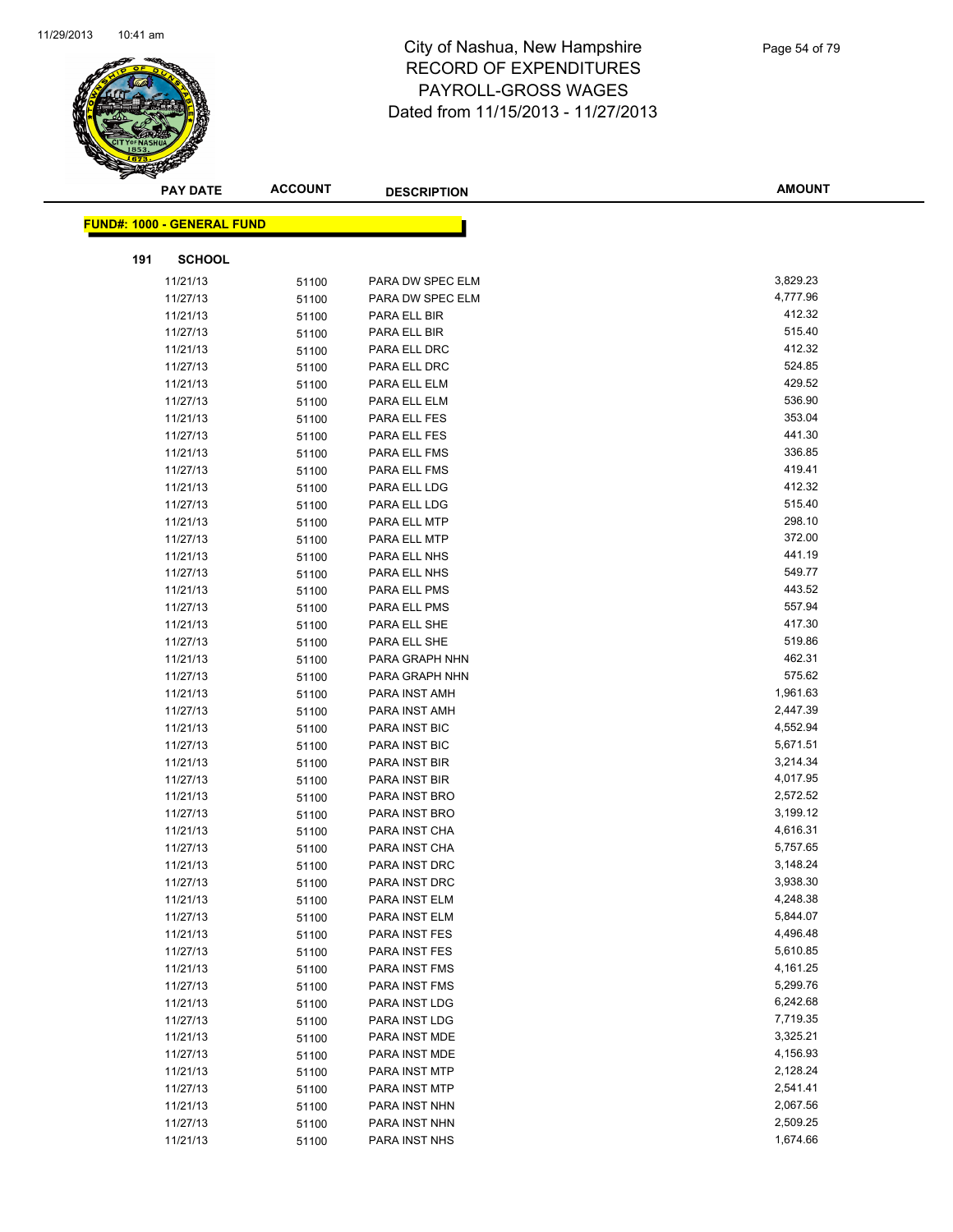# City of Nashua, New Hampshire
# RECORD OF EXPENDITURES
# PAYROLL-GROSS WAGES
# Dated from 11/15/2013 - 11/27/2013

| PAY DATE | ACCOUNT | DESCRIPTION | AMOUNT |
|---|---|---|---|

**FUND#: 1000 - GENERAL FUND**

**191 SCHOOL**

| PAY DATE | ACCOUNT | DESCRIPTION | AMOUNT |
|---|---|---|---|
| 11/21/13 | 51100 | PARA DW SPEC ELM | 3,829.23 |
| 11/27/13 | 51100 | PARA DW SPEC ELM | 4,777.96 |
| 11/21/13 | 51100 | PARA ELL BIR | 412.32 |
| 11/27/13 | 51100 | PARA ELL BIR | 515.40 |
| 11/21/13 | 51100 | PARA ELL DRC | 412.32 |
| 11/27/13 | 51100 | PARA ELL DRC | 524.85 |
| 11/21/13 | 51100 | PARA ELL ELM | 429.52 |
| 11/27/13 | 51100 | PARA ELL ELM | 536.90 |
| 11/21/13 | 51100 | PARA ELL FES | 353.04 |
| 11/27/13 | 51100 | PARA ELL FES | 441.30 |
| 11/21/13 | 51100 | PARA ELL FMS | 336.85 |
| 11/27/13 | 51100 | PARA ELL FMS | 419.41 |
| 11/21/13 | 51100 | PARA ELL LDG | 412.32 |
| 11/27/13 | 51100 | PARA ELL LDG | 515.40 |
| 11/21/13 | 51100 | PARA ELL MTP | 298.10 |
| 11/27/13 | 51100 | PARA ELL MTP | 372.00 |
| 11/21/13 | 51100 | PARA ELL NHS | 441.19 |
| 11/27/13 | 51100 | PARA ELL NHS | 549.77 |
| 11/21/13 | 51100 | PARA ELL PMS | 443.52 |
| 11/27/13 | 51100 | PARA ELL PMS | 557.94 |
| 11/21/13 | 51100 | PARA ELL SHE | 417.30 |
| 11/27/13 | 51100 | PARA ELL SHE | 519.86 |
| 11/21/13 | 51100 | PARA GRAPH NHN | 462.31 |
| 11/27/13 | 51100 | PARA GRAPH NHN | 575.62 |
| 11/21/13 | 51100 | PARA INST AMH | 1,961.63 |
| 11/27/13 | 51100 | PARA INST AMH | 2,447.39 |
| 11/21/13 | 51100 | PARA INST BIC | 4,552.94 |
| 11/27/13 | 51100 | PARA INST BIC | 5,671.51 |
| 11/21/13 | 51100 | PARA INST BIR | 3,214.34 |
| 11/27/13 | 51100 | PARA INST BIR | 4,017.95 |
| 11/21/13 | 51100 | PARA INST BRO | 2,572.52 |
| 11/27/13 | 51100 | PARA INST BRO | 3,199.12 |
| 11/21/13 | 51100 | PARA INST CHA | 4,616.31 |
| 11/27/13 | 51100 | PARA INST CHA | 5,757.65 |
| 11/21/13 | 51100 | PARA INST DRC | 3,148.24 |
| 11/27/13 | 51100 | PARA INST DRC | 3,938.30 |
| 11/21/13 | 51100 | PARA INST ELM | 4,248.38 |
| 11/27/13 | 51100 | PARA INST ELM | 5,844.07 |
| 11/21/13 | 51100 | PARA INST FES | 4,496.48 |
| 11/27/13 | 51100 | PARA INST FES | 5,610.85 |
| 11/21/13 | 51100 | PARA INST FMS | 4,161.25 |
| 11/27/13 | 51100 | PARA INST FMS | 5,299.76 |
| 11/21/13 | 51100 | PARA INST LDG | 6,242.68 |
| 11/27/13 | 51100 | PARA INST LDG | 7,719.35 |
| 11/21/13 | 51100 | PARA INST MDE | 3,325.21 |
| 11/27/13 | 51100 | PARA INST MDE | 4,156.93 |
| 11/21/13 | 51100 | PARA INST MTP | 2,128.24 |
| 11/27/13 | 51100 | PARA INST MTP | 2,541.41 |
| 11/21/13 | 51100 | PARA INST NHN | 2,067.56 |
| 11/27/13 | 51100 | PARA INST NHN | 2,509.25 |
| 11/21/13 | 51100 | PARA INST NHS | 1,674.66 |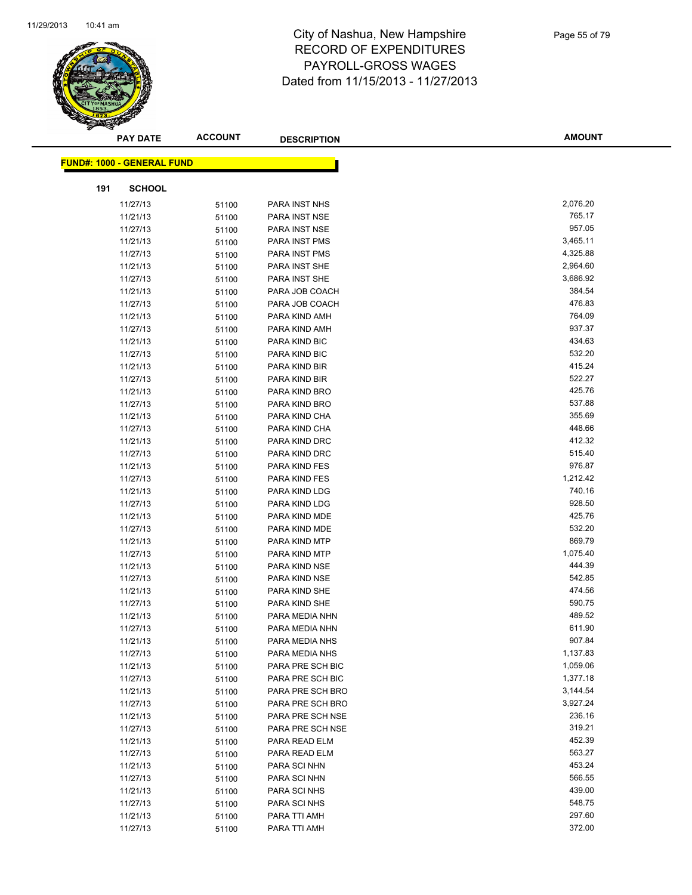# City of Nashua, New Hampshire
# RECORD OF EXPENDITURES
# PAYROLL-GROSS WAGES
# Dated from 11/15/2013 - 11/27/2013

| PAY DATE | ACCOUNT | DESCRIPTION | AMOUNT |
|---|---|---|---|

**FUND#: 1000 - GENERAL FUND**

**191 SCHOOL**

| PAY DATE | ACCOUNT | DESCRIPTION | AMOUNT |
|---|---|---|---|
| 11/27/13 | 51100 | PARA INST NHS | 2,076.20 |
| 11/21/13 | 51100 | PARA INST NSE | 765.17 |
| 11/27/13 | 51100 | PARA INST NSE | 957.05 |
| 11/21/13 | 51100 | PARA INST PMS | 3,465.11 |
| 11/27/13 | 51100 | PARA INST PMS | 4,325.88 |
| 11/21/13 | 51100 | PARA INST SHE | 2,964.60 |
| 11/27/13 | 51100 | PARA INST SHE | 3,686.92 |
| 11/21/13 | 51100 | PARA JOB COACH | 384.54 |
| 11/27/13 | 51100 | PARA JOB COACH | 476.83 |
| 11/21/13 | 51100 | PARA KIND AMH | 764.09 |
| 11/27/13 | 51100 | PARA KIND AMH | 937.37 |
| 11/21/13 | 51100 | PARA KIND BIC | 434.63 |
| 11/27/13 | 51100 | PARA KIND BIC | 532.20 |
| 11/21/13 | 51100 | PARA KIND BIR | 415.24 |
| 11/27/13 | 51100 | PARA KIND BIR | 522.27 |
| 11/21/13 | 51100 | PARA KIND BRO | 425.76 |
| 11/27/13 | 51100 | PARA KIND BRO | 537.88 |
| 11/21/13 | 51100 | PARA KIND CHA | 355.69 |
| 11/27/13 | 51100 | PARA KIND CHA | 448.66 |
| 11/21/13 | 51100 | PARA KIND DRC | 412.32 |
| 11/27/13 | 51100 | PARA KIND DRC | 515.40 |
| 11/21/13 | 51100 | PARA KIND FES | 976.87 |
| 11/27/13 | 51100 | PARA KIND FES | 1,212.42 |
| 11/21/13 | 51100 | PARA KIND LDG | 740.16 |
| 11/27/13 | 51100 | PARA KIND LDG | 928.50 |
| 11/21/13 | 51100 | PARA KIND MDE | 425.76 |
| 11/27/13 | 51100 | PARA KIND MDE | 532.20 |
| 11/21/13 | 51100 | PARA KIND MTP | 869.79 |
| 11/27/13 | 51100 | PARA KIND MTP | 1,075.40 |
| 11/21/13 | 51100 | PARA KIND NSE | 444.39 |
| 11/27/13 | 51100 | PARA KIND NSE | 542.85 |
| 11/21/13 | 51100 | PARA KIND SHE | 474.56 |
| 11/27/13 | 51100 | PARA KIND SHE | 590.75 |
| 11/21/13 | 51100 | PARA MEDIA NHN | 489.52 |
| 11/27/13 | 51100 | PARA MEDIA NHN | 611.90 |
| 11/21/13 | 51100 | PARA MEDIA NHS | 907.84 |
| 11/27/13 | 51100 | PARA MEDIA NHS | 1,137.83 |
| 11/21/13 | 51100 | PARA PRE SCH BIC | 1,059.06 |
| 11/27/13 | 51100 | PARA PRE SCH BIC | 1,377.18 |
| 11/21/13 | 51100 | PARA PRE SCH BRO | 3,144.54 |
| 11/27/13 | 51100 | PARA PRE SCH BRO | 3,927.24 |
| 11/21/13 | 51100 | PARA PRE SCH NSE | 236.16 |
| 11/27/13 | 51100 | PARA PRE SCH NSE | 319.21 |
| 11/21/13 | 51100 | PARA READ ELM | 452.39 |
| 11/27/13 | 51100 | PARA READ ELM | 563.27 |
| 11/21/13 | 51100 | PARA SCI NHN | 453.24 |
| 11/27/13 | 51100 | PARA SCI NHN | 566.55 |
| 11/21/13 | 51100 | PARA SCI NHS | 439.00 |
| 11/27/13 | 51100 | PARA SCI NHS | 548.75 |
| 11/21/13 | 51100 | PARA TTI AMH | 297.60 |
| 11/27/13 | 51100 | PARA TTI AMH | 372.00 |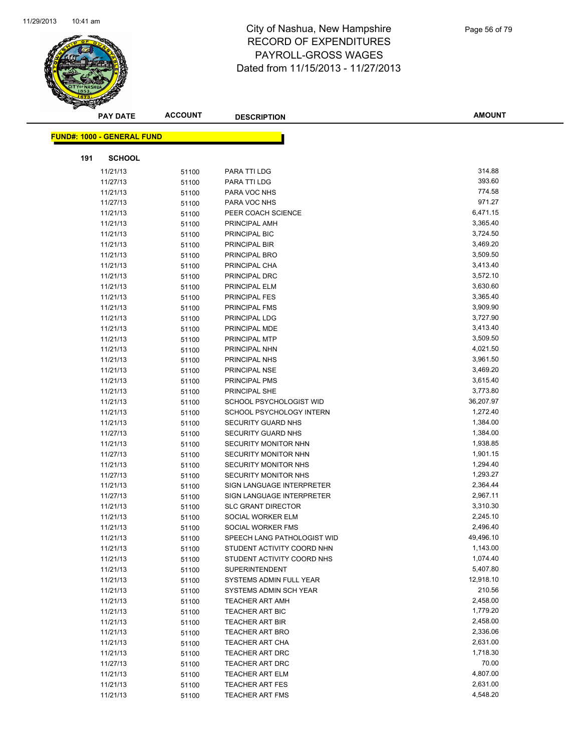# City of Nashua, New Hampshire
## RECORD OF EXPENDITURES
## PAYROLL-GROSS WAGES
## Dated from 11/15/2013 - 11/27/2013

**FUND#: 1000 - GENERAL FUND**

**191 SCHOOL**

| PAY DATE | ACCOUNT | DESCRIPTION | AMOUNT |
|---|---|---|---|
| 11/21/13 | 51100 | PARA TTI LDG | 314.88 |
| 11/27/13 | 51100 | PARA TTI LDG | 393.60 |
| 11/21/13 | 51100 | PARA VOC NHS | 774.58 |
| 11/27/13 | 51100 | PARA VOC NHS | 971.27 |
| 11/21/13 | 51100 | PEER COACH SCIENCE | 6,471.15 |
| 11/21/13 | 51100 | PRINCIPAL AMH | 3,365.40 |
| 11/21/13 | 51100 | PRINCIPAL BIC | 3,724.50 |
| 11/21/13 | 51100 | PRINCIPAL BIR | 3,469.20 |
| 11/21/13 | 51100 | PRINCIPAL BRO | 3,509.50 |
| 11/21/13 | 51100 | PRINCIPAL CHA | 3,413.40 |
| 11/21/13 | 51100 | PRINCIPAL DRC | 3,572.10 |
| 11/21/13 | 51100 | PRINCIPAL ELM | 3,630.60 |
| 11/21/13 | 51100 | PRINCIPAL FES | 3,365.40 |
| 11/21/13 | 51100 | PRINCIPAL FMS | 3,909.90 |
| 11/21/13 | 51100 | PRINCIPAL LDG | 3,727.90 |
| 11/21/13 | 51100 | PRINCIPAL MDE | 3,413.40 |
| 11/21/13 | 51100 | PRINCIPAL MTP | 3,509.50 |
| 11/21/13 | 51100 | PRINCIPAL NHN | 4,021.50 |
| 11/21/13 | 51100 | PRINCIPAL NHS | 3,961.50 |
| 11/21/13 | 51100 | PRINCIPAL NSE | 3,469.20 |
| 11/21/13 | 51100 | PRINCIPAL PMS | 3,615.40 |
| 11/21/13 | 51100 | PRINCIPAL SHE | 3,773.80 |
| 11/21/13 | 51100 | SCHOOL PSYCHOLOGIST WID | 36,207.97 |
| 11/21/13 | 51100 | SCHOOL PSYCHOLOGY INTERN | 1,272.40 |
| 11/21/13 | 51100 | SECURITY GUARD NHS | 1,384.00 |
| 11/27/13 | 51100 | SECURITY GUARD NHS | 1,384.00 |
| 11/21/13 | 51100 | SECURITY MONITOR NHN | 1,938.85 |
| 11/27/13 | 51100 | SECURITY MONITOR NHN | 1,901.15 |
| 11/21/13 | 51100 | SECURITY MONITOR NHS | 1,294.40 |
| 11/27/13 | 51100 | SECURITY MONITOR NHS | 1,293.27 |
| 11/21/13 | 51100 | SIGN LANGUAGE INTERPRETER | 2,364.44 |
| 11/27/13 | 51100 | SIGN LANGUAGE INTERPRETER | 2,967.11 |
| 11/21/13 | 51100 | SLC GRANT DIRECTOR | 3,310.30 |
| 11/21/13 | 51100 | SOCIAL WORKER ELM | 2,245.10 |
| 11/21/13 | 51100 | SOCIAL WORKER FMS | 2,496.40 |
| 11/21/13 | 51100 | SPEECH LANG PATHOLOGIST WID | 49,496.10 |
| 11/21/13 | 51100 | STUDENT ACTIVITY COORD NHN | 1,143.00 |
| 11/21/13 | 51100 | STUDENT ACTIVITY COORD NHS | 1,074.40 |
| 11/21/13 | 51100 | SUPERINTENDENT | 5,407.80 |
| 11/21/13 | 51100 | SYSTEMS ADMIN FULL YEAR | 12,918.10 |
| 11/21/13 | 51100 | SYSTEMS ADMIN SCH YEAR | 210.56 |
| 11/21/13 | 51100 | TEACHER ART AMH | 2,458.00 |
| 11/21/13 | 51100 | TEACHER ART BIC | 1,779.20 |
| 11/21/13 | 51100 | TEACHER ART BIR | 2,458.00 |
| 11/21/13 | 51100 | TEACHER ART BRO | 2,336.06 |
| 11/21/13 | 51100 | TEACHER ART CHA | 2,631.00 |
| 11/21/13 | 51100 | TEACHER ART DRC | 1,718.30 |
| 11/27/13 | 51100 | TEACHER ART DRC | 70.00 |
| 11/21/13 | 51100 | TEACHER ART ELM | 4,807.00 |
| 11/21/13 | 51100 | TEACHER ART FES | 2,631.00 |
| 11/21/13 | 51100 | TEACHER ART FMS | 4,548.20 |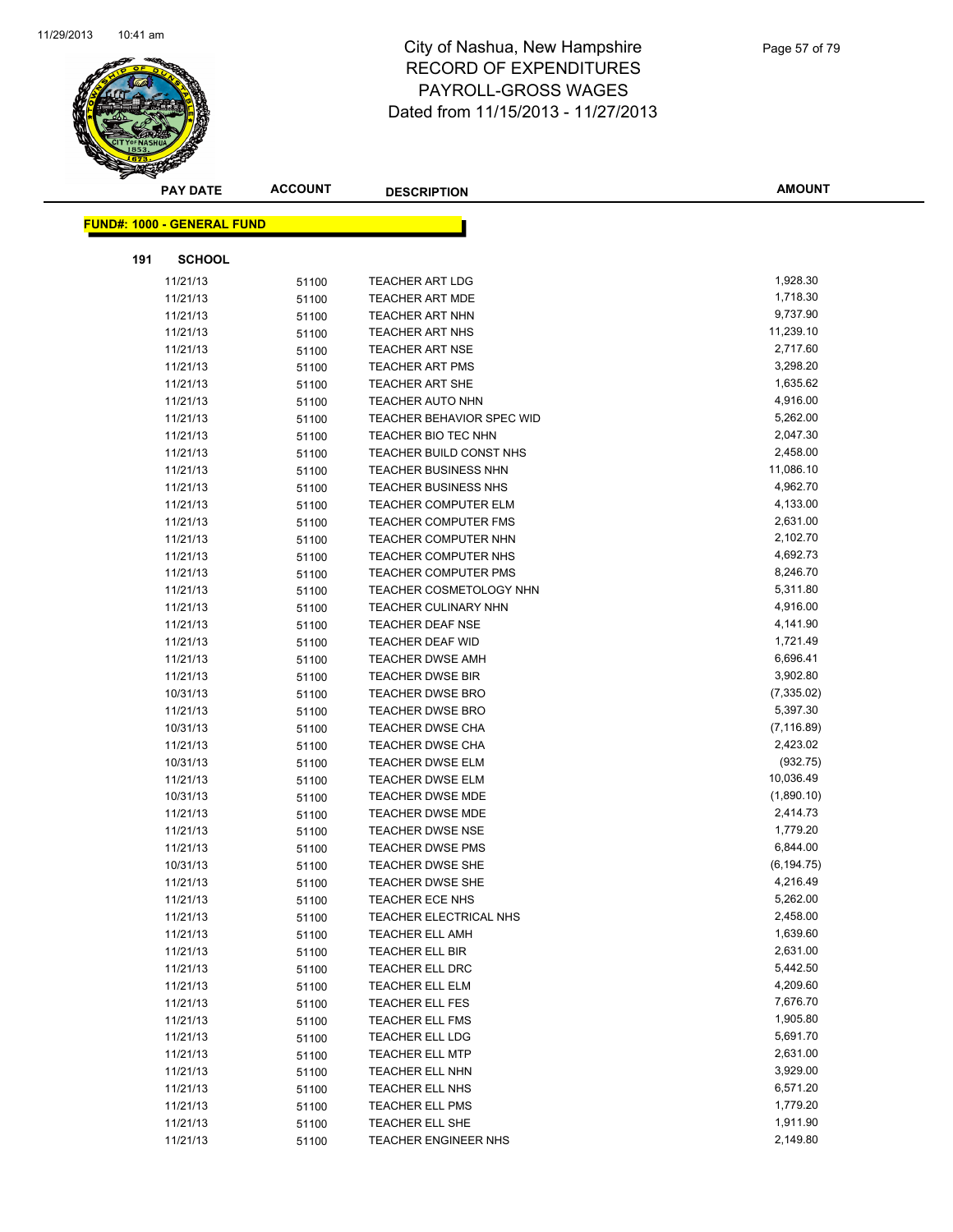# City of Nashua, New Hampshire
# RECORD OF EXPENDITURES
# PAYROLL-GROSS WAGES
# Dated from 11/15/2013 - 11/27/2013

**FUND#: 1000 - GENERAL FUND**

**191 SCHOOL**

| PAY DATE | ACCOUNT | DESCRIPTION | AMOUNT |
|---|---|---|---|
| 11/21/13 | 51100 | TEACHER ART LDG | 1,928.30 |
| 11/21/13 | 51100 | TEACHER ART MDE | 1,718.30 |
| 11/21/13 | 51100 | TEACHER ART NHN | 9,737.90 |
| 11/21/13 | 51100 | TEACHER ART NHS | 11,239.10 |
| 11/21/13 | 51100 | TEACHER ART NSE | 2,717.60 |
| 11/21/13 | 51100 | TEACHER ART PMS | 3,298.20 |
| 11/21/13 | 51100 | TEACHER ART SHE | 1,635.62 |
| 11/21/13 | 51100 | TEACHER AUTO NHN | 4,916.00 |
| 11/21/13 | 51100 | TEACHER BEHAVIOR SPEC WID | 5,262.00 |
| 11/21/13 | 51100 | TEACHER BIO TEC NHN | 2,047.30 |
| 11/21/13 | 51100 | TEACHER BUILD CONST NHS | 2,458.00 |
| 11/21/13 | 51100 | TEACHER BUSINESS NHN | 11,086.10 |
| 11/21/13 | 51100 | TEACHER BUSINESS NHS | 4,962.70 |
| 11/21/13 | 51100 | TEACHER COMPUTER ELM | 4,133.00 |
| 11/21/13 | 51100 | TEACHER COMPUTER FMS | 2,631.00 |
| 11/21/13 | 51100 | TEACHER COMPUTER NHN | 2,102.70 |
| 11/21/13 | 51100 | TEACHER COMPUTER NHS | 4,692.73 |
| 11/21/13 | 51100 | TEACHER COMPUTER PMS | 8,246.70 |
| 11/21/13 | 51100 | TEACHER COSMETOLOGY NHN | 5,311.80 |
| 11/21/13 | 51100 | TEACHER CULINARY NHN | 4,916.00 |
| 11/21/13 | 51100 | TEACHER DEAF NSE | 4,141.90 |
| 11/21/13 | 51100 | TEACHER DEAF WID | 1,721.49 |
| 11/21/13 | 51100 | TEACHER DWSE AMH | 6,696.41 |
| 11/21/13 | 51100 | TEACHER DWSE BIR | 3,902.80 |
| 10/31/13 | 51100 | TEACHER DWSE BRO | (7,335.02) |
| 11/21/13 | 51100 | TEACHER DWSE BRO | 5,397.30 |
| 10/31/13 | 51100 | TEACHER DWSE CHA | (7,116.89) |
| 11/21/13 | 51100 | TEACHER DWSE CHA | 2,423.02 |
| 10/31/13 | 51100 | TEACHER DWSE ELM | (932.75) |
| 11/21/13 | 51100 | TEACHER DWSE ELM | 10,036.49 |
| 10/31/13 | 51100 | TEACHER DWSE MDE | (1,890.10) |
| 11/21/13 | 51100 | TEACHER DWSE MDE | 2,414.73 |
| 11/21/13 | 51100 | TEACHER DWSE NSE | 1,779.20 |
| 11/21/13 | 51100 | TEACHER DWSE PMS | 6,844.00 |
| 10/31/13 | 51100 | TEACHER DWSE SHE | (6,194.75) |
| 11/21/13 | 51100 | TEACHER DWSE SHE | 4,216.49 |
| 11/21/13 | 51100 | TEACHER ECE NHS | 5,262.00 |
| 11/21/13 | 51100 | TEACHER ELECTRICAL NHS | 2,458.00 |
| 11/21/13 | 51100 | TEACHER ELL AMH | 1,639.60 |
| 11/21/13 | 51100 | TEACHER ELL BIR | 2,631.00 |
| 11/21/13 | 51100 | TEACHER ELL DRC | 5,442.50 |
| 11/21/13 | 51100 | TEACHER ELL ELM | 4,209.60 |
| 11/21/13 | 51100 | TEACHER ELL FES | 7,676.70 |
| 11/21/13 | 51100 | TEACHER ELL FMS | 1,905.80 |
| 11/21/13 | 51100 | TEACHER ELL LDG | 5,691.70 |
| 11/21/13 | 51100 | TEACHER ELL MTP | 2,631.00 |
| 11/21/13 | 51100 | TEACHER ELL NHN | 3,929.00 |
| 11/21/13 | 51100 | TEACHER ELL NHS | 6,571.20 |
| 11/21/13 | 51100 | TEACHER ELL PMS | 1,779.20 |
| 11/21/13 | 51100 | TEACHER ELL SHE | 1,911.90 |
| 11/21/13 | 51100 | TEACHER ENGINEER NHS | 2,149.80 |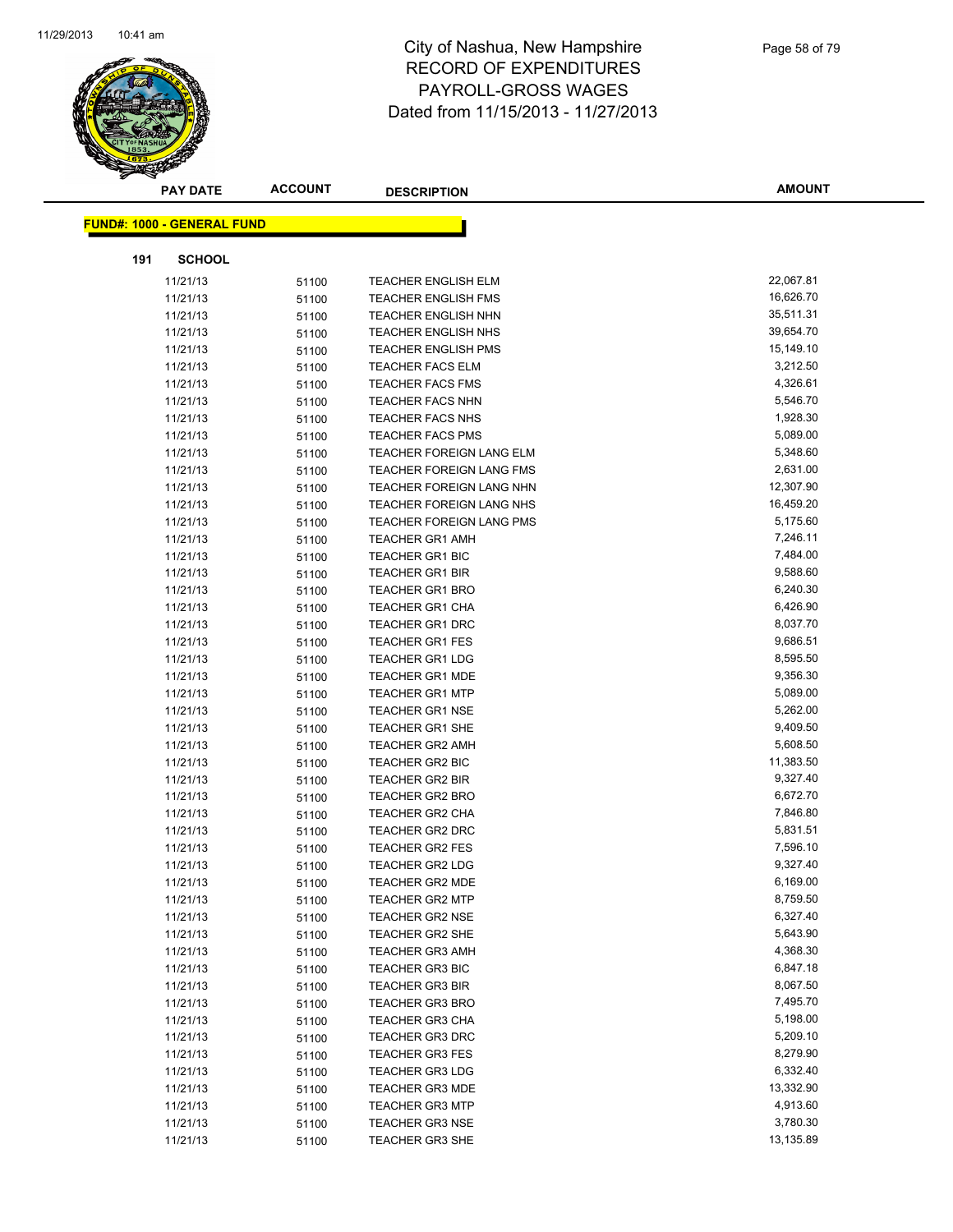# City of Nashua, New Hampshire
# RECORD OF EXPENDITURES
# PAYROLL-GROSS WAGES
# Dated from 11/15/2013 - 11/27/2013

**FUND#: 1000 - GENERAL FUND**

**191 SCHOOL**

| PAY DATE | ACCOUNT | DESCRIPTION | AMOUNT |
|---|---|---|---|
| 11/21/13 | 51100 | TEACHER ENGLISH ELM | 22,067.81 |
| 11/21/13 | 51100 | TEACHER ENGLISH FMS | 16,626.70 |
| 11/21/13 | 51100 | TEACHER ENGLISH NHN | 35,511.31 |
| 11/21/13 | 51100 | TEACHER ENGLISH NHS | 39,654.70 |
| 11/21/13 | 51100 | TEACHER ENGLISH PMS | 15,149.10 |
| 11/21/13 | 51100 | TEACHER FACS ELM | 3,212.50 |
| 11/21/13 | 51100 | TEACHER FACS FMS | 4,326.61 |
| 11/21/13 | 51100 | TEACHER FACS NHN | 5,546.70 |
| 11/21/13 | 51100 | TEACHER FACS NHS | 1,928.30 |
| 11/21/13 | 51100 | TEACHER FACS PMS | 5,089.00 |
| 11/21/13 | 51100 | TEACHER FOREIGN LANG ELM | 5,348.60 |
| 11/21/13 | 51100 | TEACHER FOREIGN LANG FMS | 2,631.00 |
| 11/21/13 | 51100 | TEACHER FOREIGN LANG NHN | 12,307.90 |
| 11/21/13 | 51100 | TEACHER FOREIGN LANG NHS | 16,459.20 |
| 11/21/13 | 51100 | TEACHER FOREIGN LANG PMS | 5,175.60 |
| 11/21/13 | 51100 | TEACHER GR1 AMH | 7,246.11 |
| 11/21/13 | 51100 | TEACHER GR1 BIC | 7,484.00 |
| 11/21/13 | 51100 | TEACHER GR1 BIR | 9,588.60 |
| 11/21/13 | 51100 | TEACHER GR1 BRO | 6,240.30 |
| 11/21/13 | 51100 | TEACHER GR1 CHA | 6,426.90 |
| 11/21/13 | 51100 | TEACHER GR1 DRC | 8,037.70 |
| 11/21/13 | 51100 | TEACHER GR1 FES | 9,686.51 |
| 11/21/13 | 51100 | TEACHER GR1 LDG | 8,595.50 |
| 11/21/13 | 51100 | TEACHER GR1 MDE | 9,356.30 |
| 11/21/13 | 51100 | TEACHER GR1 MTP | 5,089.00 |
| 11/21/13 | 51100 | TEACHER GR1 NSE | 5,262.00 |
| 11/21/13 | 51100 | TEACHER GR1 SHE | 9,409.50 |
| 11/21/13 | 51100 | TEACHER GR2 AMH | 5,608.50 |
| 11/21/13 | 51100 | TEACHER GR2 BIC | 11,383.50 |
| 11/21/13 | 51100 | TEACHER GR2 BIR | 9,327.40 |
| 11/21/13 | 51100 | TEACHER GR2 BRO | 6,672.70 |
| 11/21/13 | 51100 | TEACHER GR2 CHA | 7,846.80 |
| 11/21/13 | 51100 | TEACHER GR2 DRC | 5,831.51 |
| 11/21/13 | 51100 | TEACHER GR2 FES | 7,596.10 |
| 11/21/13 | 51100 | TEACHER GR2 LDG | 9,327.40 |
| 11/21/13 | 51100 | TEACHER GR2 MDE | 6,169.00 |
| 11/21/13 | 51100 | TEACHER GR2 MTP | 8,759.50 |
| 11/21/13 | 51100 | TEACHER GR2 NSE | 6,327.40 |
| 11/21/13 | 51100 | TEACHER GR2 SHE | 5,643.90 |
| 11/21/13 | 51100 | TEACHER GR3 AMH | 4,368.30 |
| 11/21/13 | 51100 | TEACHER GR3 BIC | 6,847.18 |
| 11/21/13 | 51100 | TEACHER GR3 BIR | 8,067.50 |
| 11/21/13 | 51100 | TEACHER GR3 BRO | 7,495.70 |
| 11/21/13 | 51100 | TEACHER GR3 CHA | 5,198.00 |
| 11/21/13 | 51100 | TEACHER GR3 DRC | 5,209.10 |
| 11/21/13 | 51100 | TEACHER GR3 FES | 8,279.90 |
| 11/21/13 | 51100 | TEACHER GR3 LDG | 6,332.40 |
| 11/21/13 | 51100 | TEACHER GR3 MDE | 13,332.90 |
| 11/21/13 | 51100 | TEACHER GR3 MTP | 4,913.60 |
| 11/21/13 | 51100 | TEACHER GR3 NSE | 3,780.30 |
| 11/21/13 | 51100 | TEACHER GR3 SHE | 13,135.89 |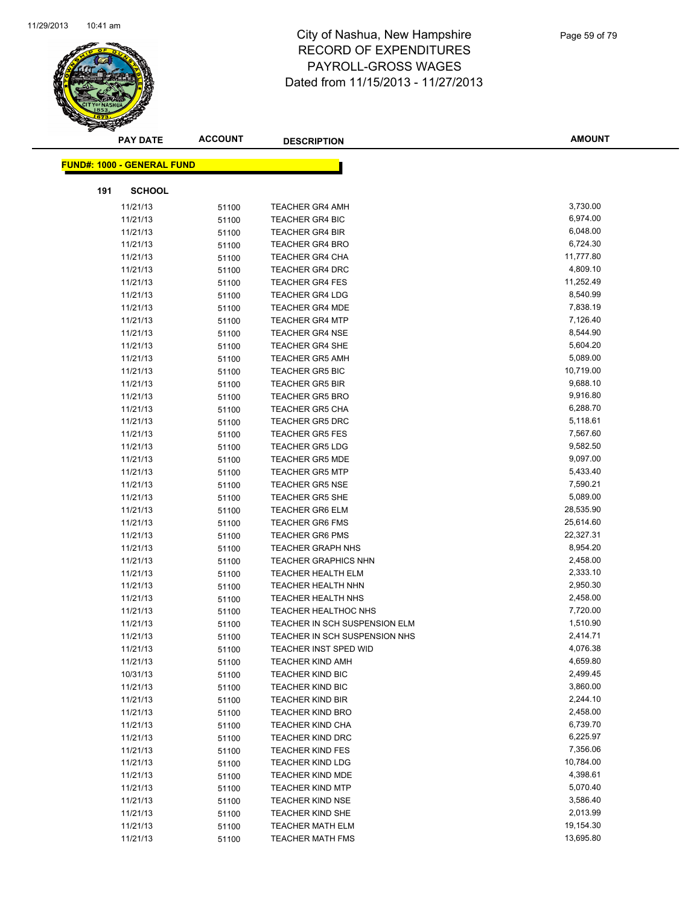# City of Nashua, New Hampshire
# RECORD OF EXPENDITURES
# PAYROLL-GROSS WAGES
# Dated from 11/15/2013 - 11/27/2013

**FUND#: 1000 - GENERAL FUND**

**191 SCHOOL**

| PAY DATE | ACCOUNT | DESCRIPTION | AMOUNT |
|---|---|---|---|
| 11/21/13 | 51100 | TEACHER GR4 AMH | 3,730.00 |
| 11/21/13 | 51100 | TEACHER GR4 BIC | 6,974.00 |
| 11/21/13 | 51100 | TEACHER GR4 BIR | 6,048.00 |
| 11/21/13 | 51100 | TEACHER GR4 BRO | 6,724.30 |
| 11/21/13 | 51100 | TEACHER GR4 CHA | 11,777.80 |
| 11/21/13 | 51100 | TEACHER GR4 DRC | 4,809.10 |
| 11/21/13 | 51100 | TEACHER GR4 FES | 11,252.49 |
| 11/21/13 | 51100 | TEACHER GR4 LDG | 8,540.99 |
| 11/21/13 | 51100 | TEACHER GR4 MDE | 7,838.19 |
| 11/21/13 | 51100 | TEACHER GR4 MTP | 7,126.40 |
| 11/21/13 | 51100 | TEACHER GR4 NSE | 8,544.90 |
| 11/21/13 | 51100 | TEACHER GR4 SHE | 5,604.20 |
| 11/21/13 | 51100 | TEACHER GR5 AMH | 5,089.00 |
| 11/21/13 | 51100 | TEACHER GR5 BIC | 10,719.00 |
| 11/21/13 | 51100 | TEACHER GR5 BIR | 9,688.10 |
| 11/21/13 | 51100 | TEACHER GR5 BRO | 9,916.80 |
| 11/21/13 | 51100 | TEACHER GR5 CHA | 6,288.70 |
| 11/21/13 | 51100 | TEACHER GR5 DRC | 5,118.61 |
| 11/21/13 | 51100 | TEACHER GR5 FES | 7,567.60 |
| 11/21/13 | 51100 | TEACHER GR5 LDG | 9,582.50 |
| 11/21/13 | 51100 | TEACHER GR5 MDE | 9,097.00 |
| 11/21/13 | 51100 | TEACHER GR5 MTP | 5,433.40 |
| 11/21/13 | 51100 | TEACHER GR5 NSE | 7,590.21 |
| 11/21/13 | 51100 | TEACHER GR5 SHE | 5,089.00 |
| 11/21/13 | 51100 | TEACHER GR6 ELM | 28,535.90 |
| 11/21/13 | 51100 | TEACHER GR6 FMS | 25,614.60 |
| 11/21/13 | 51100 | TEACHER GR6 PMS | 22,327.31 |
| 11/21/13 | 51100 | TEACHER GRAPH NHS | 8,954.20 |
| 11/21/13 | 51100 | TEACHER GRAPHICS NHN | 2,458.00 |
| 11/21/13 | 51100 | TEACHER HEALTH ELM | 2,333.10 |
| 11/21/13 | 51100 | TEACHER HEALTH NHN | 2,950.30 |
| 11/21/13 | 51100 | TEACHER HEALTH NHS | 2,458.00 |
| 11/21/13 | 51100 | TEACHER HEALTHOC NHS | 7,720.00 |
| 11/21/13 | 51100 | TEACHER IN SCH SUSPENSION ELM | 1,510.90 |
| 11/21/13 | 51100 | TEACHER IN SCH SUSPENSION NHS | 2,414.71 |
| 11/21/13 | 51100 | TEACHER INST SPED WID | 4,076.38 |
| 11/21/13 | 51100 | TEACHER KIND AMH | 4,659.80 |
| 10/31/13 | 51100 | TEACHER KIND BIC | 2,499.45 |
| 11/21/13 | 51100 | TEACHER KIND BIC | 3,860.00 |
| 11/21/13 | 51100 | TEACHER KIND BIR | 2,244.10 |
| 11/21/13 | 51100 | TEACHER KIND BRO | 2,458.00 |
| 11/21/13 | 51100 | TEACHER KIND CHA | 6,739.70 |
| 11/21/13 | 51100 | TEACHER KIND DRC | 6,225.97 |
| 11/21/13 | 51100 | TEACHER KIND FES | 7,356.06 |
| 11/21/13 | 51100 | TEACHER KIND LDG | 10,784.00 |
| 11/21/13 | 51100 | TEACHER KIND MDE | 4,398.61 |
| 11/21/13 | 51100 | TEACHER KIND MTP | 5,070.40 |
| 11/21/13 | 51100 | TEACHER KIND NSE | 3,586.40 |
| 11/21/13 | 51100 | TEACHER KIND SHE | 2,013.99 |
| 11/21/13 | 51100 | TEACHER MATH ELM | 19,154.30 |
| 11/21/13 | 51100 | TEACHER MATH FMS | 13,695.80 |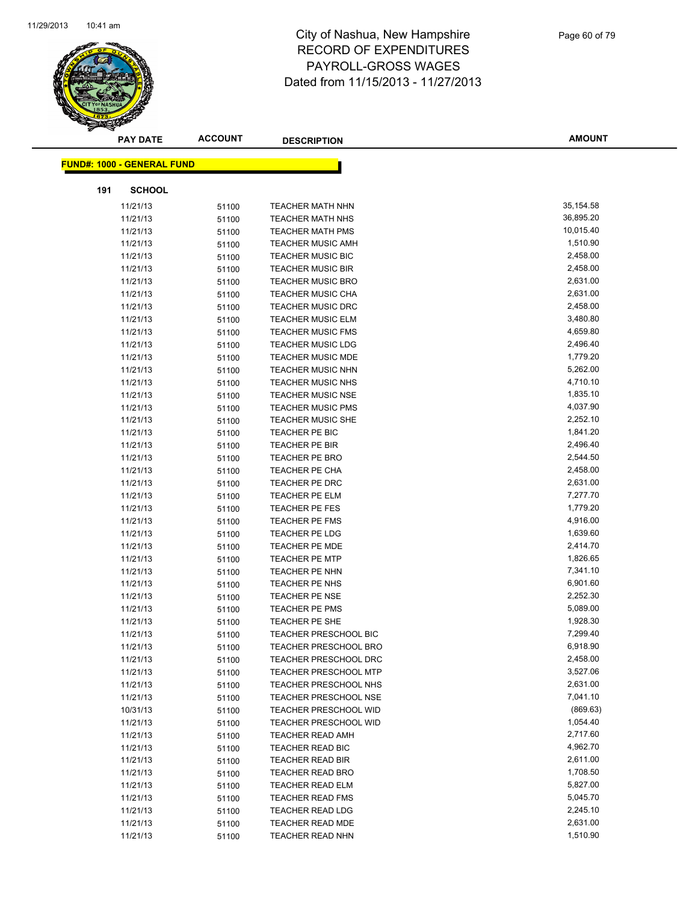# City of Nashua, New Hampshire
# RECORD OF EXPENDITURES
# PAYROLL-GROSS WAGES
# Dated from 11/15/2013 - 11/27/2013

**FUND#: 1000 - GENERAL FUND**

**191 SCHOOL**

| PAY DATE | ACCOUNT | DESCRIPTION | AMOUNT |
|---|---|---|---|
| 11/21/13 | 51100 | TEACHER MATH NHN | 35,154.58 |
| 11/21/13 | 51100 | TEACHER MATH NHS | 36,895.20 |
| 11/21/13 | 51100 | TEACHER MATH PMS | 10,015.40 |
| 11/21/13 | 51100 | TEACHER MUSIC AMH | 1,510.90 |
| 11/21/13 | 51100 | TEACHER MUSIC BIC | 2,458.00 |
| 11/21/13 | 51100 | TEACHER MUSIC BIR | 2,458.00 |
| 11/21/13 | 51100 | TEACHER MUSIC BRO | 2,631.00 |
| 11/21/13 | 51100 | TEACHER MUSIC CHA | 2,631.00 |
| 11/21/13 | 51100 | TEACHER MUSIC DRC | 2,458.00 |
| 11/21/13 | 51100 | TEACHER MUSIC ELM | 3,480.80 |
| 11/21/13 | 51100 | TEACHER MUSIC FMS | 4,659.80 |
| 11/21/13 | 51100 | TEACHER MUSIC LDG | 2,496.40 |
| 11/21/13 | 51100 | TEACHER MUSIC MDE | 1,779.20 |
| 11/21/13 | 51100 | TEACHER MUSIC NHN | 5,262.00 |
| 11/21/13 | 51100 | TEACHER MUSIC NHS | 4,710.10 |
| 11/21/13 | 51100 | TEACHER MUSIC NSE | 1,835.10 |
| 11/21/13 | 51100 | TEACHER MUSIC PMS | 4,037.90 |
| 11/21/13 | 51100 | TEACHER MUSIC SHE | 2,252.10 |
| 11/21/13 | 51100 | TEACHER PE BIC | 1,841.20 |
| 11/21/13 | 51100 | TEACHER PE BIR | 2,496.40 |
| 11/21/13 | 51100 | TEACHER PE BRO | 2,544.50 |
| 11/21/13 | 51100 | TEACHER PE CHA | 2,458.00 |
| 11/21/13 | 51100 | TEACHER PE DRC | 2,631.00 |
| 11/21/13 | 51100 | TEACHER PE ELM | 7,277.70 |
| 11/21/13 | 51100 | TEACHER PE FES | 1,779.20 |
| 11/21/13 | 51100 | TEACHER PE FMS | 4,916.00 |
| 11/21/13 | 51100 | TEACHER PE LDG | 1,639.60 |
| 11/21/13 | 51100 | TEACHER PE MDE | 2,414.70 |
| 11/21/13 | 51100 | TEACHER PE MTP | 1,826.65 |
| 11/21/13 | 51100 | TEACHER PE NHN | 7,341.10 |
| 11/21/13 | 51100 | TEACHER PE NHS | 6,901.60 |
| 11/21/13 | 51100 | TEACHER PE NSE | 2,252.30 |
| 11/21/13 | 51100 | TEACHER PE PMS | 5,089.00 |
| 11/21/13 | 51100 | TEACHER PE SHE | 1,928.30 |
| 11/21/13 | 51100 | TEACHER PRESCHOOL BIC | 7,299.40 |
| 11/21/13 | 51100 | TEACHER PRESCHOOL BRO | 6,918.90 |
| 11/21/13 | 51100 | TEACHER PRESCHOOL DRC | 2,458.00 |
| 11/21/13 | 51100 | TEACHER PRESCHOOL MTP | 3,527.06 |
| 11/21/13 | 51100 | TEACHER PRESCHOOL NHS | 2,631.00 |
| 11/21/13 | 51100 | TEACHER PRESCHOOL NSE | 7,041.10 |
| 10/31/13 | 51100 | TEACHER PRESCHOOL WID | (869.63) |
| 11/21/13 | 51100 | TEACHER PRESCHOOL WID | 1,054.40 |
| 11/21/13 | 51100 | TEACHER READ AMH | 2,717.60 |
| 11/21/13 | 51100 | TEACHER READ BIC | 4,962.70 |
| 11/21/13 | 51100 | TEACHER READ BIR | 2,611.00 |
| 11/21/13 | 51100 | TEACHER READ BRO | 1,708.50 |
| 11/21/13 | 51100 | TEACHER READ ELM | 5,827.00 |
| 11/21/13 | 51100 | TEACHER READ FMS | 5,045.70 |
| 11/21/13 | 51100 | TEACHER READ LDG | 2,245.10 |
| 11/21/13 | 51100 | TEACHER READ MDE | 2,631.00 |
| 11/21/13 | 51100 | TEACHER READ NHN | 1,510.90 |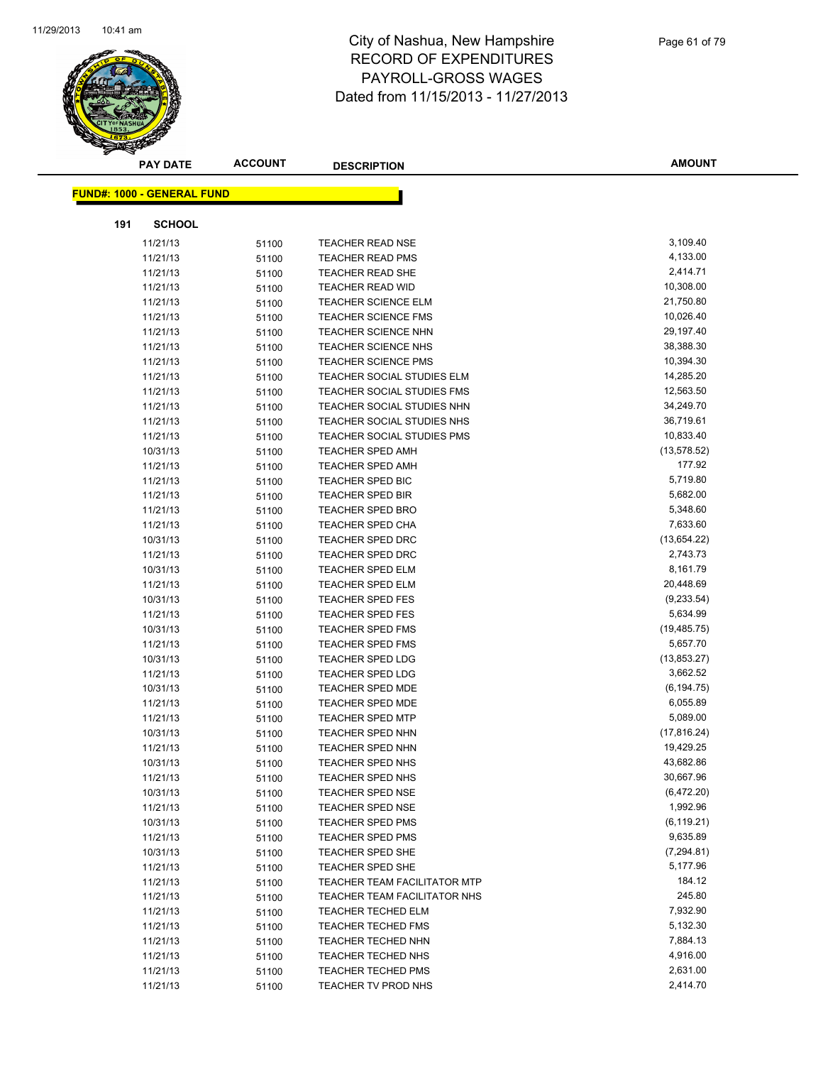# City of Nashua, New Hampshire
## RECORD OF EXPENDITURES
## PAYROLL-GROSS WAGES
## Dated from 11/15/2013 - 11/27/2013

| PAY DATE | ACCOUNT | DESCRIPTION | AMOUNT |
|---|---|---|---|

**FUND#: 1000 - GENERAL FUND**

**191 SCHOOL**

| PAY DATE | ACCOUNT | DESCRIPTION | AMOUNT |
|---|---|---|---|
| 11/21/13 | 51100 | TEACHER READ NSE | 3,109.40 |
| 11/21/13 | 51100 | TEACHER READ PMS | 4,133.00 |
| 11/21/13 | 51100 | TEACHER READ SHE | 2,414.71 |
| 11/21/13 | 51100 | TEACHER READ WID | 10,308.00 |
| 11/21/13 | 51100 | TEACHER SCIENCE ELM | 21,750.80 |
| 11/21/13 | 51100 | TEACHER SCIENCE FMS | 10,026.40 |
| 11/21/13 | 51100 | TEACHER SCIENCE NHN | 29,197.40 |
| 11/21/13 | 51100 | TEACHER SCIENCE NHS | 38,388.30 |
| 11/21/13 | 51100 | TEACHER SCIENCE PMS | 10,394.30 |
| 11/21/13 | 51100 | TEACHER SOCIAL STUDIES ELM | 14,285.20 |
| 11/21/13 | 51100 | TEACHER SOCIAL STUDIES FMS | 12,563.50 |
| 11/21/13 | 51100 | TEACHER SOCIAL STUDIES NHN | 34,249.70 |
| 11/21/13 | 51100 | TEACHER SOCIAL STUDIES NHS | 36,719.61 |
| 11/21/13 | 51100 | TEACHER SOCIAL STUDIES PMS | 10,833.40 |
| 10/31/13 | 51100 | TEACHER SPED AMH | (13,578.52) |
| 11/21/13 | 51100 | TEACHER SPED AMH | 177.92 |
| 11/21/13 | 51100 | TEACHER SPED BIC | 5,719.80 |
| 11/21/13 | 51100 | TEACHER SPED BIR | 5,682.00 |
| 11/21/13 | 51100 | TEACHER SPED BRO | 5,348.60 |
| 11/21/13 | 51100 | TEACHER SPED CHA | 7,633.60 |
| 10/31/13 | 51100 | TEACHER SPED DRC | (13,654.22) |
| 11/21/13 | 51100 | TEACHER SPED DRC | 2,743.73 |
| 10/31/13 | 51100 | TEACHER SPED ELM | 8,161.79 |
| 11/21/13 | 51100 | TEACHER SPED ELM | 20,448.69 |
| 10/31/13 | 51100 | TEACHER SPED FES | (9,233.54) |
| 11/21/13 | 51100 | TEACHER SPED FES | 5,634.99 |
| 10/31/13 | 51100 | TEACHER SPED FMS | (19,485.75) |
| 11/21/13 | 51100 | TEACHER SPED FMS | 5,657.70 |
| 10/31/13 | 51100 | TEACHER SPED LDG | (13,853.27) |
| 11/21/13 | 51100 | TEACHER SPED LDG | 3,662.52 |
| 10/31/13 | 51100 | TEACHER SPED MDE | (6,194.75) |
| 11/21/13 | 51100 | TEACHER SPED MDE | 6,055.89 |
| 11/21/13 | 51100 | TEACHER SPED MTP | 5,089.00 |
| 10/31/13 | 51100 | TEACHER SPED NHN | (17,816.24) |
| 11/21/13 | 51100 | TEACHER SPED NHN | 19,429.25 |
| 10/31/13 | 51100 | TEACHER SPED NHS | 43,682.86 |
| 11/21/13 | 51100 | TEACHER SPED NHS | 30,667.96 |
| 10/31/13 | 51100 | TEACHER SPED NSE | (6,472.20) |
| 11/21/13 | 51100 | TEACHER SPED NSE | 1,992.96 |
| 10/31/13 | 51100 | TEACHER SPED PMS | (6,119.21) |
| 11/21/13 | 51100 | TEACHER SPED PMS | 9,635.89 |
| 10/31/13 | 51100 | TEACHER SPED SHE | (7,294.81) |
| 11/21/13 | 51100 | TEACHER SPED SHE | 5,177.96 |
| 11/21/13 | 51100 | TEACHER TEAM FACILITATOR MTP | 184.12 |
| 11/21/13 | 51100 | TEACHER TEAM FACILITATOR NHS | 245.80 |
| 11/21/13 | 51100 | TEACHER TECHED ELM | 7,932.90 |
| 11/21/13 | 51100 | TEACHER TECHED FMS | 5,132.30 |
| 11/21/13 | 51100 | TEACHER TECHED NHN | 7,884.13 |
| 11/21/13 | 51100 | TEACHER TECHED NHS | 4,916.00 |
| 11/21/13 | 51100 | TEACHER TECHED PMS | 2,631.00 |
| 11/21/13 | 51100 | TEACHER TV PROD NHS | 2,414.70 |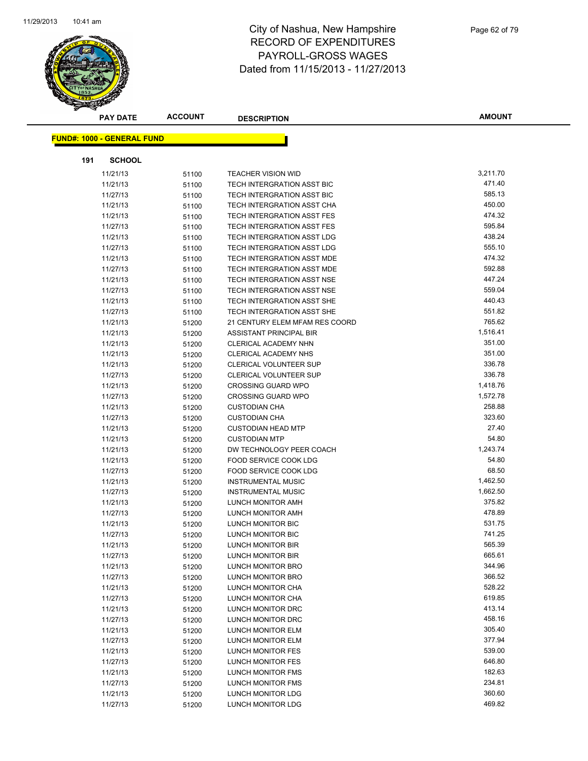# City of Nashua, New Hampshire
# RECORD OF EXPENDITURES
# PAYROLL-GROSS WAGES
# Dated from 11/15/2013 - 11/27/2013

**FUND#: 1000 - GENERAL FUND**

**191 SCHOOL**

| PAY DATE | ACCOUNT | DESCRIPTION | AMOUNT |
|---|---|---|---|
| 11/21/13 | 51100 | TEACHER VISION WID | 3,211.70 |
| 11/21/13 | 51100 | TECH INTERGRATION ASST BIC | 471.40 |
| 11/27/13 | 51100 | TECH INTERGRATION ASST BIC | 585.13 |
| 11/21/13 | 51100 | TECH INTERGRATION ASST CHA | 450.00 |
| 11/21/13 | 51100 | TECH INTERGRATION ASST FES | 474.32 |
| 11/27/13 | 51100 | TECH INTERGRATION ASST FES | 595.84 |
| 11/21/13 | 51100 | TECH INTERGRATION ASST LDG | 438.24 |
| 11/27/13 | 51100 | TECH INTERGRATION ASST LDG | 555.10 |
| 11/21/13 | 51100 | TECH INTERGRATION ASST MDE | 474.32 |
| 11/27/13 | 51100 | TECH INTERGRATION ASST MDE | 592.88 |
| 11/21/13 | 51100 | TECH INTERGRATION ASST NSE | 447.24 |
| 11/27/13 | 51100 | TECH INTERGRATION ASST NSE | 559.04 |
| 11/21/13 | 51100 | TECH INTERGRATION ASST SHE | 440.43 |
| 11/27/13 | 51100 | TECH INTERGRATION ASST SHE | 551.82 |
| 11/21/13 | 51200 | 21 CENTURY ELEM MFAM RES COORD | 765.62 |
| 11/21/13 | 51200 | ASSISTANT PRINCIPAL BIR | 1,516.41 |
| 11/21/13 | 51200 | CLERICAL ACADEMY NHN | 351.00 |
| 11/21/13 | 51200 | CLERICAL ACADEMY NHS | 351.00 |
| 11/21/13 | 51200 | CLERICAL VOLUNTEER SUP | 336.78 |
| 11/27/13 | 51200 | CLERICAL VOLUNTEER SUP | 336.78 |
| 11/21/13 | 51200 | CROSSING GUARD WPO | 1,418.76 |
| 11/27/13 | 51200 | CROSSING GUARD WPO | 1,572.78 |
| 11/21/13 | 51200 | CUSTODIAN CHA | 258.88 |
| 11/27/13 | 51200 | CUSTODIAN CHA | 323.60 |
| 11/21/13 | 51200 | CUSTODIAN HEAD MTP | 27.40 |
| 11/21/13 | 51200 | CUSTODIAN MTP | 54.80 |
| 11/21/13 | 51200 | DW TECHNOLOGY PEER COACH | 1,243.74 |
| 11/21/13 | 51200 | FOOD SERVICE COOK LDG | 54.80 |
| 11/27/13 | 51200 | FOOD SERVICE COOK LDG | 68.50 |
| 11/21/13 | 51200 | INSTRUMENTAL MUSIC | 1,462.50 |
| 11/27/13 | 51200 | INSTRUMENTAL MUSIC | 1,662.50 |
| 11/21/13 | 51200 | LUNCH MONITOR AMH | 375.82 |
| 11/27/13 | 51200 | LUNCH MONITOR AMH | 478.89 |
| 11/21/13 | 51200 | LUNCH MONITOR BIC | 531.75 |
| 11/27/13 | 51200 | LUNCH MONITOR BIC | 741.25 |
| 11/21/13 | 51200 | LUNCH MONITOR BIR | 565.39 |
| 11/27/13 | 51200 | LUNCH MONITOR BIR | 665.61 |
| 11/21/13 | 51200 | LUNCH MONITOR BRO | 344.96 |
| 11/27/13 | 51200 | LUNCH MONITOR BRO | 366.52 |
| 11/21/13 | 51200 | LUNCH MONITOR CHA | 528.22 |
| 11/27/13 | 51200 | LUNCH MONITOR CHA | 619.85 |
| 11/21/13 | 51200 | LUNCH MONITOR DRC | 413.14 |
| 11/27/13 | 51200 | LUNCH MONITOR DRC | 458.16 |
| 11/21/13 | 51200 | LUNCH MONITOR ELM | 305.40 |
| 11/27/13 | 51200 | LUNCH MONITOR ELM | 377.94 |
| 11/21/13 | 51200 | LUNCH MONITOR FES | 539.00 |
| 11/27/13 | 51200 | LUNCH MONITOR FES | 646.80 |
| 11/21/13 | 51200 | LUNCH MONITOR FMS | 182.63 |
| 11/27/13 | 51200 | LUNCH MONITOR FMS | 234.81 |
| 11/21/13 | 51200 | LUNCH MONITOR LDG | 360.60 |
| 11/27/13 | 51200 | LUNCH MONITOR LDG | 469.82 |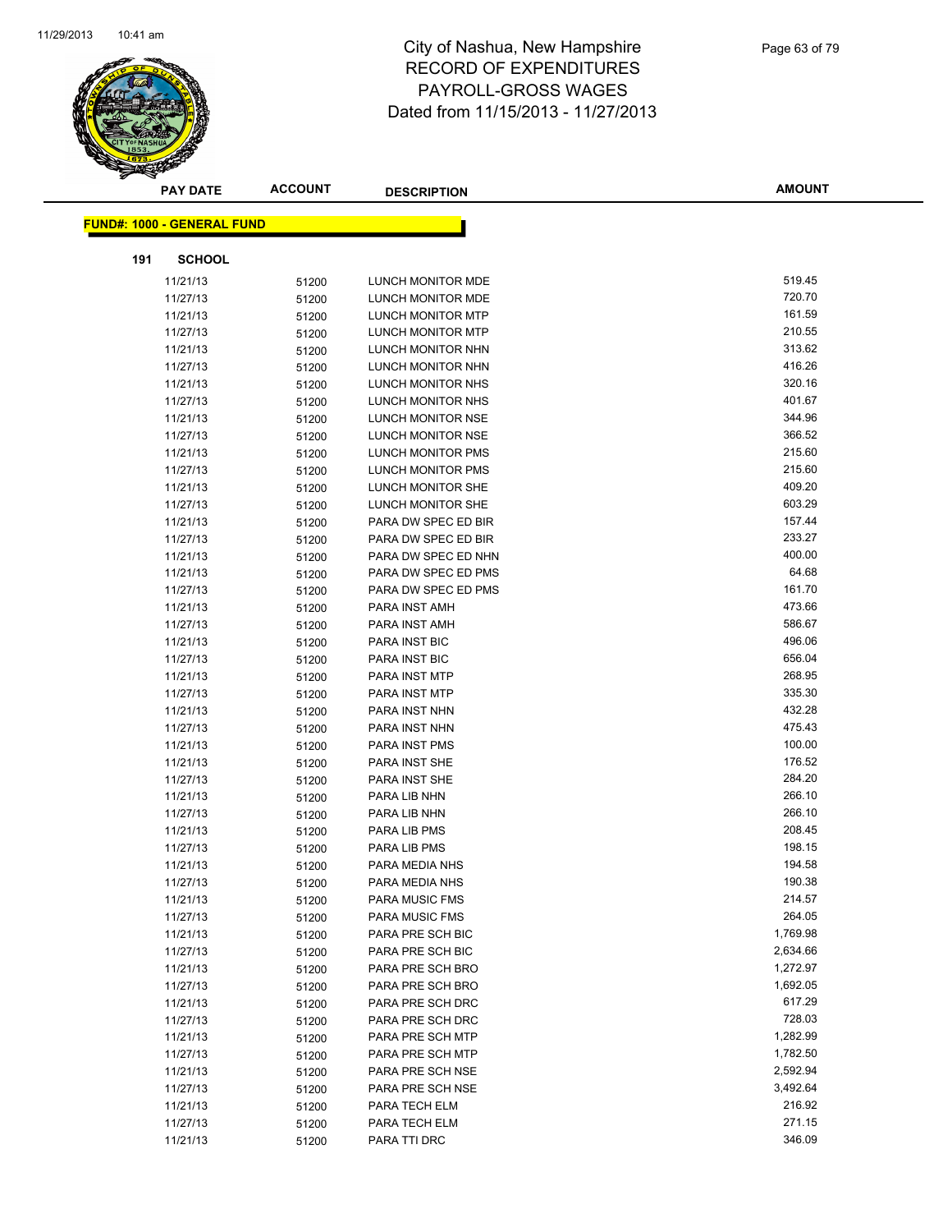# City of Nashua, New Hampshire
## RECORD OF EXPENDITURES
## PAYROLL-GROSS WAGES
## Dated from 11/15/2013 - 11/27/2013

| PAY DATE | ACCOUNT | DESCRIPTION | AMOUNT |
|---|---|---|---|

**FUND#: 1000 - GENERAL FUND**

**191 SCHOOL**

| PAY DATE | ACCOUNT | DESCRIPTION | AMOUNT |
|---|---|---|---|
| 11/21/13 | 51200 | LUNCH MONITOR MDE | 519.45 |
| 11/27/13 | 51200 | LUNCH MONITOR MDE | 720.70 |
| 11/21/13 | 51200 | LUNCH MONITOR MTP | 161.59 |
| 11/27/13 | 51200 | LUNCH MONITOR MTP | 210.55 |
| 11/21/13 | 51200 | LUNCH MONITOR NHN | 313.62 |
| 11/27/13 | 51200 | LUNCH MONITOR NHN | 416.26 |
| 11/21/13 | 51200 | LUNCH MONITOR NHS | 320.16 |
| 11/27/13 | 51200 | LUNCH MONITOR NHS | 401.67 |
| 11/21/13 | 51200 | LUNCH MONITOR NSE | 344.96 |
| 11/27/13 | 51200 | LUNCH MONITOR NSE | 366.52 |
| 11/21/13 | 51200 | LUNCH MONITOR PMS | 215.60 |
| 11/27/13 | 51200 | LUNCH MONITOR PMS | 215.60 |
| 11/21/13 | 51200 | LUNCH MONITOR SHE | 409.20 |
| 11/27/13 | 51200 | LUNCH MONITOR SHE | 603.29 |
| 11/21/13 | 51200 | PARA DW SPEC ED BIR | 157.44 |
| 11/27/13 | 51200 | PARA DW SPEC ED BIR | 233.27 |
| 11/21/13 | 51200 | PARA DW SPEC ED NHN | 400.00 |
| 11/21/13 | 51200 | PARA DW SPEC ED PMS | 64.68 |
| 11/27/13 | 51200 | PARA DW SPEC ED PMS | 161.70 |
| 11/21/13 | 51200 | PARA INST AMH | 473.66 |
| 11/27/13 | 51200 | PARA INST AMH | 586.67 |
| 11/21/13 | 51200 | PARA INST BIC | 496.06 |
| 11/27/13 | 51200 | PARA INST BIC | 656.04 |
| 11/21/13 | 51200 | PARA INST MTP | 268.95 |
| 11/27/13 | 51200 | PARA INST MTP | 335.30 |
| 11/21/13 | 51200 | PARA INST NHN | 432.28 |
| 11/27/13 | 51200 | PARA INST NHN | 475.43 |
| 11/21/13 | 51200 | PARA INST PMS | 100.00 |
| 11/21/13 | 51200 | PARA INST SHE | 176.52 |
| 11/27/13 | 51200 | PARA INST SHE | 284.20 |
| 11/21/13 | 51200 | PARA LIB NHN | 266.10 |
| 11/27/13 | 51200 | PARA LIB NHN | 266.10 |
| 11/21/13 | 51200 | PARA LIB PMS | 208.45 |
| 11/27/13 | 51200 | PARA LIB PMS | 198.15 |
| 11/21/13 | 51200 | PARA MEDIA NHS | 194.58 |
| 11/27/13 | 51200 | PARA MEDIA NHS | 190.38 |
| 11/21/13 | 51200 | PARA MUSIC FMS | 214.57 |
| 11/27/13 | 51200 | PARA MUSIC FMS | 264.05 |
| 11/21/13 | 51200 | PARA PRE SCH BIC | 1,769.98 |
| 11/27/13 | 51200 | PARA PRE SCH BIC | 2,634.66 |
| 11/21/13 | 51200 | PARA PRE SCH BRO | 1,272.97 |
| 11/27/13 | 51200 | PARA PRE SCH BRO | 1,692.05 |
| 11/21/13 | 51200 | PARA PRE SCH DRC | 617.29 |
| 11/27/13 | 51200 | PARA PRE SCH DRC | 728.03 |
| 11/21/13 | 51200 | PARA PRE SCH MTP | 1,282.99 |
| 11/27/13 | 51200 | PARA PRE SCH MTP | 1,782.50 |
| 11/21/13 | 51200 | PARA PRE SCH NSE | 2,592.94 |
| 11/27/13 | 51200 | PARA PRE SCH NSE | 3,492.64 |
| 11/21/13 | 51200 | PARA TECH ELM | 216.92 |
| 11/27/13 | 51200 | PARA TECH ELM | 271.15 |
| 11/21/13 | 51200 | PARA TTI DRC | 346.09 |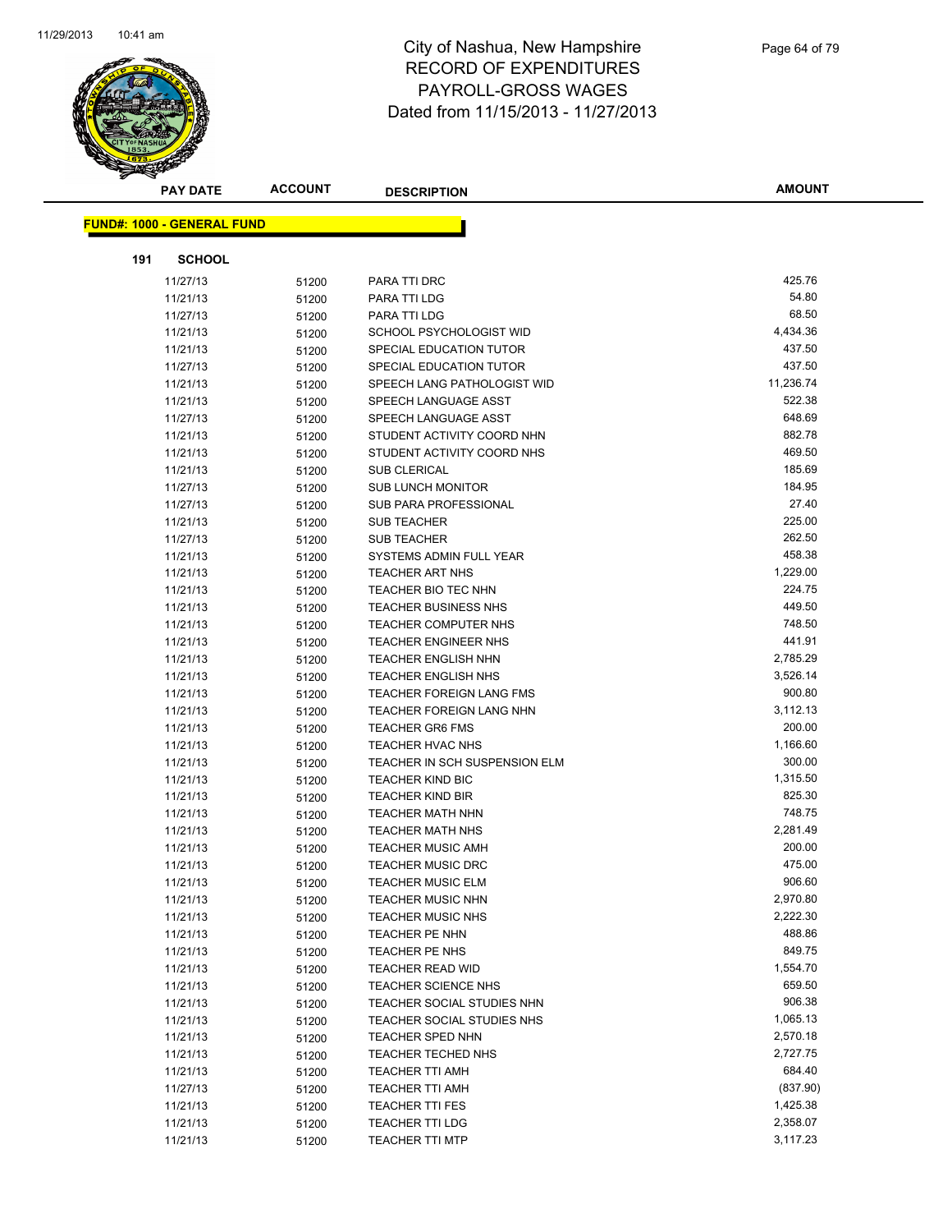# City of Nashua, New Hampshire
## RECORD OF EXPENDITURES
## PAYROLL-GROSS WAGES
## Dated from 11/15/2013 - 11/27/2013

**FUND#: 1000 - GENERAL FUND**

**191 SCHOOL**

| PAY DATE | ACCOUNT | DESCRIPTION | AMOUNT |
|---|---|---|---|
| 11/27/13 | 51200 | PARA TTI DRC | 425.76 |
| 11/21/13 | 51200 | PARA TTI LDG | 54.80 |
| 11/27/13 | 51200 | PARA TTI LDG | 68.50 |
| 11/21/13 | 51200 | SCHOOL PSYCHOLOGIST WID | 4,434.36 |
| 11/21/13 | 51200 | SPECIAL EDUCATION TUTOR | 437.50 |
| 11/27/13 | 51200 | SPECIAL EDUCATION TUTOR | 437.50 |
| 11/21/13 | 51200 | SPEECH LANG PATHOLOGIST WID | 11,236.74 |
| 11/21/13 | 51200 | SPEECH LANGUAGE ASST | 522.38 |
| 11/27/13 | 51200 | SPEECH LANGUAGE ASST | 648.69 |
| 11/21/13 | 51200 | STUDENT ACTIVITY COORD NHN | 882.78 |
| 11/21/13 | 51200 | STUDENT ACTIVITY COORD NHS | 469.50 |
| 11/21/13 | 51200 | SUB CLERICAL | 185.69 |
| 11/27/13 | 51200 | SUB LUNCH MONITOR | 184.95 |
| 11/27/13 | 51200 | SUB PARA PROFESSIONAL | 27.40 |
| 11/21/13 | 51200 | SUB TEACHER | 225.00 |
| 11/27/13 | 51200 | SUB TEACHER | 262.50 |
| 11/21/13 | 51200 | SYSTEMS ADMIN FULL YEAR | 458.38 |
| 11/21/13 | 51200 | TEACHER ART NHS | 1,229.00 |
| 11/21/13 | 51200 | TEACHER BIO TEC NHN | 224.75 |
| 11/21/13 | 51200 | TEACHER BUSINESS NHS | 449.50 |
| 11/21/13 | 51200 | TEACHER COMPUTER NHS | 748.50 |
| 11/21/13 | 51200 | TEACHER ENGINEER NHS | 441.91 |
| 11/21/13 | 51200 | TEACHER ENGLISH NHN | 2,785.29 |
| 11/21/13 | 51200 | TEACHER ENGLISH NHS | 3,526.14 |
| 11/21/13 | 51200 | TEACHER FOREIGN LANG FMS | 900.80 |
| 11/21/13 | 51200 | TEACHER FOREIGN LANG NHN | 3,112.13 |
| 11/21/13 | 51200 | TEACHER GR6 FMS | 200.00 |
| 11/21/13 | 51200 | TEACHER HVAC NHS | 1,166.60 |
| 11/21/13 | 51200 | TEACHER IN SCH SUSPENSION ELM | 300.00 |
| 11/21/13 | 51200 | TEACHER KIND BIC | 1,315.50 |
| 11/21/13 | 51200 | TEACHER KIND BIR | 825.30 |
| 11/21/13 | 51200 | TEACHER MATH NHN | 748.75 |
| 11/21/13 | 51200 | TEACHER MATH NHS | 2,281.49 |
| 11/21/13 | 51200 | TEACHER MUSIC AMH | 200.00 |
| 11/21/13 | 51200 | TEACHER MUSIC DRC | 475.00 |
| 11/21/13 | 51200 | TEACHER MUSIC ELM | 906.60 |
| 11/21/13 | 51200 | TEACHER MUSIC NHN | 2,970.80 |
| 11/21/13 | 51200 | TEACHER MUSIC NHS | 2,222.30 |
| 11/21/13 | 51200 | TEACHER PE NHN | 488.86 |
| 11/21/13 | 51200 | TEACHER PE NHS | 849.75 |
| 11/21/13 | 51200 | TEACHER READ WID | 1,554.70 |
| 11/21/13 | 51200 | TEACHER SCIENCE NHS | 659.50 |
| 11/21/13 | 51200 | TEACHER SOCIAL STUDIES NHN | 906.38 |
| 11/21/13 | 51200 | TEACHER SOCIAL STUDIES NHS | 1,065.13 |
| 11/21/13 | 51200 | TEACHER SPED NHN | 2,570.18 |
| 11/21/13 | 51200 | TEACHER TECHED NHS | 2,727.75 |
| 11/21/13 | 51200 | TEACHER TTI AMH | 684.40 |
| 11/27/13 | 51200 | TEACHER TTI AMH | (837.90) |
| 11/21/13 | 51200 | TEACHER TTI FES | 1,425.38 |
| 11/21/13 | 51200 | TEACHER TTI LDG | 2,358.07 |
| 11/21/13 | 51200 | TEACHER TTI MTP | 3,117.23 |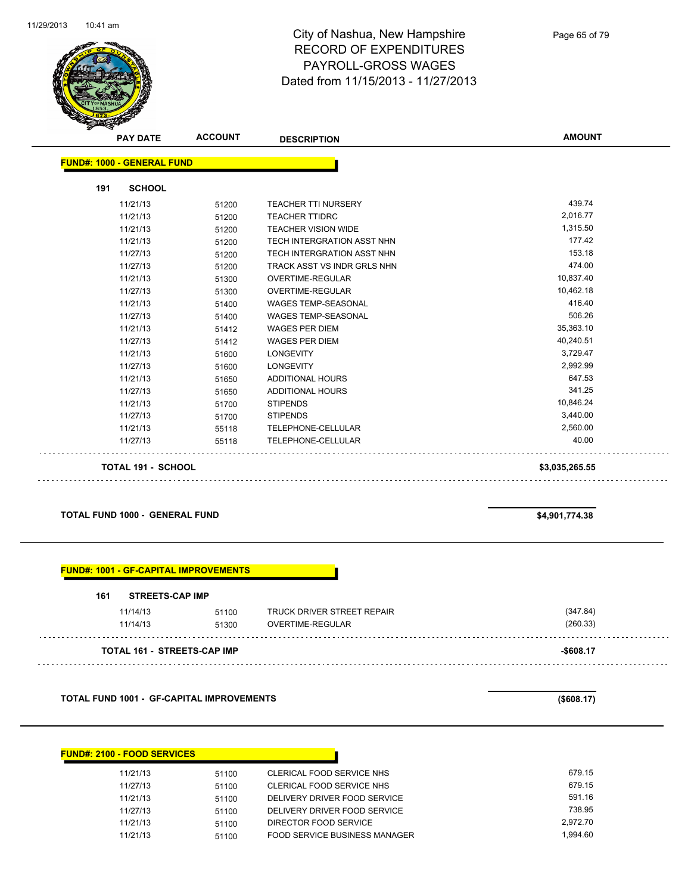# City of Nashua, New Hampshire
## RECORD OF EXPENDITURES
## PAYROLL-GROSS WAGES
### Dated from 11/15/2013 - 11/27/2013

| PAY DATE | ACCOUNT | DESCRIPTION | AMOUNT |
|---|---|---|---|

**FUND#: 1000 - GENERAL FUND**

**191 SCHOOL**

| PAY DATE | ACCOUNT | DESCRIPTION | AMOUNT |
|---|---|---|---|
| 11/21/13 | 51200 | TEACHER TTI NURSERY | 439.74 |
| 11/21/13 | 51200 | TEACHER TTIDRC | 2,016.77 |
| 11/21/13 | 51200 | TEACHER VISION WIDE | 1,315.50 |
| 11/21/13 | 51200 | TECH INTERGRATION ASST NHN | 177.42 |
| 11/27/13 | 51200 | TECH INTERGRATION ASST NHN | 153.18 |
| 11/27/13 | 51200 | TRACK ASST VS INDR GRLS NHN | 474.00 |
| 11/21/13 | 51300 | OVERTIME-REGULAR | 10,837.40 |
| 11/27/13 | 51300 | OVERTIME-REGULAR | 10,462.18 |
| 11/21/13 | 51400 | WAGES TEMP-SEASONAL | 416.40 |
| 11/27/13 | 51400 | WAGES TEMP-SEASONAL | 506.26 |
| 11/21/13 | 51412 | WAGES PER DIEM | 35,363.10 |
| 11/27/13 | 51412 | WAGES PER DIEM | 40,240.51 |
| 11/21/13 | 51600 | LONGEVITY | 3,729.47 |
| 11/27/13 | 51600 | LONGEVITY | 2,992.99 |
| 11/21/13 | 51650 | ADDITIONAL HOURS | 647.53 |
| 11/27/13 | 51650 | ADDITIONAL HOURS | 341.25 |
| 11/21/13 | 51700 | STIPENDS | 10,846.24 |
| 11/27/13 | 51700 | STIPENDS | 3,440.00 |
| 11/21/13 | 55118 | TELEPHONE-CELLULAR | 2,560.00 |
| 11/27/13 | 55118 | TELEPHONE-CELLULAR | 40.00 |

**TOTAL 191 - SCHOOL** **$3,035,265.55**

**TOTAL FUND 1000 - GENERAL FUND** **$4,901,774.38**

**FUND#: 1001 - GF-CAPITAL IMPROVEMENTS**

**161 STREETS-CAP IMP**

| PAY DATE | ACCOUNT | DESCRIPTION | AMOUNT |
|---|---|---|---|
| 11/14/13 | 51100 | TRUCK DRIVER STREET REPAIR | (347.84) |
| 11/14/13 | 51300 | OVERTIME-REGULAR | (260.33) |

**TOTAL 161 - STREETS-CAP IMP** **-$608.17**

**TOTAL FUND 1001 - GF-CAPITAL IMPROVEMENTS** **($608.17)**

**FUND#: 2100 - FOOD SERVICES**

| PAY DATE | ACCOUNT | DESCRIPTION | AMOUNT |
|---|---|---|---|
| 11/21/13 | 51100 | CLERICAL FOOD SERVICE NHS | 679.15 |
| 11/27/13 | 51100 | CLERICAL FOOD SERVICE NHS | 679.15 |
| 11/21/13 | 51100 | DELIVERY DRIVER FOOD SERVICE | 591.16 |
| 11/27/13 | 51100 | DELIVERY DRIVER FOOD SERVICE | 738.95 |
| 11/21/13 | 51100 | DIRECTOR FOOD SERVICE | 2,972.70 |
| 11/21/13 | 51100 | FOOD SERVICE BUSINESS MANAGER | 1,994.60 |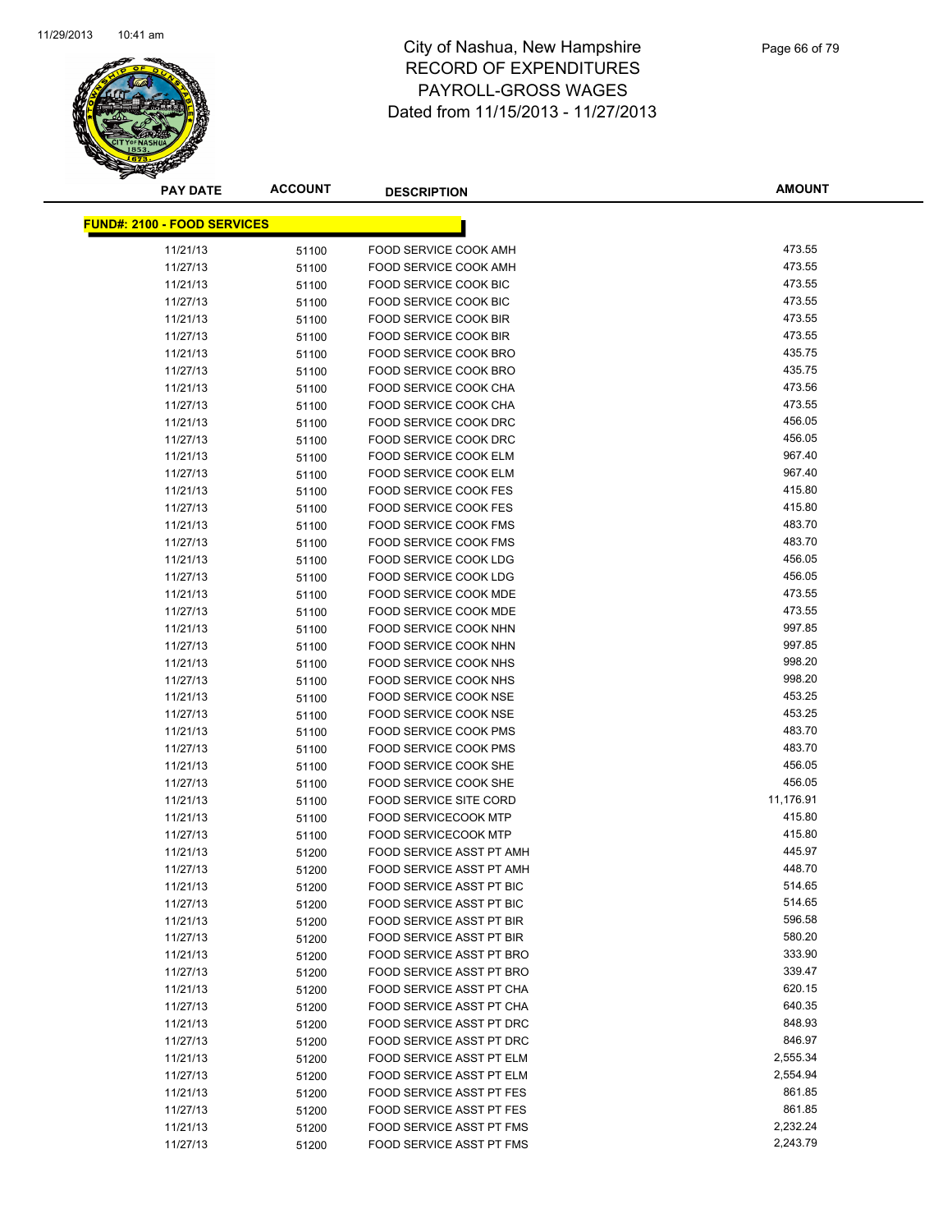# City of Nashua, New Hampshire
## RECORD OF EXPENDITURES
## PAYROLL-GROSS WAGES
## Dated from 11/15/2013 - 11/27/2013

| PAY DATE | ACCOUNT | DESCRIPTION | AMOUNT |
|---|---|---|---|
| **FUND#: 2100 - FOOD SERVICES** | | | |
| 11/21/13 | 51100 | FOOD SERVICE COOK AMH | 473.55 |
| 11/27/13 | 51100 | FOOD SERVICE COOK AMH | 473.55 |
| 11/21/13 | 51100 | FOOD SERVICE COOK BIC | 473.55 |
| 11/27/13 | 51100 | FOOD SERVICE COOK BIC | 473.55 |
| 11/21/13 | 51100 | FOOD SERVICE COOK BIR | 473.55 |
| 11/27/13 | 51100 | FOOD SERVICE COOK BIR | 473.55 |
| 11/21/13 | 51100 | FOOD SERVICE COOK BRO | 435.75 |
| 11/27/13 | 51100 | FOOD SERVICE COOK BRO | 435.75 |
| 11/21/13 | 51100 | FOOD SERVICE COOK CHA | 473.56 |
| 11/27/13 | 51100 | FOOD SERVICE COOK CHA | 473.55 |
| 11/21/13 | 51100 | FOOD SERVICE COOK DRC | 456.05 |
| 11/27/13 | 51100 | FOOD SERVICE COOK DRC | 456.05 |
| 11/21/13 | 51100 | FOOD SERVICE COOK ELM | 967.40 |
| 11/27/13 | 51100 | FOOD SERVICE COOK ELM | 967.40 |
| 11/21/13 | 51100 | FOOD SERVICE COOK FES | 415.80 |
| 11/27/13 | 51100 | FOOD SERVICE COOK FES | 415.80 |
| 11/21/13 | 51100 | FOOD SERVICE COOK FMS | 483.70 |
| 11/27/13 | 51100 | FOOD SERVICE COOK FMS | 483.70 |
| 11/21/13 | 51100 | FOOD SERVICE COOK LDG | 456.05 |
| 11/27/13 | 51100 | FOOD SERVICE COOK LDG | 456.05 |
| 11/21/13 | 51100 | FOOD SERVICE COOK MDE | 473.55 |
| 11/27/13 | 51100 | FOOD SERVICE COOK MDE | 473.55 |
| 11/21/13 | 51100 | FOOD SERVICE COOK NHN | 997.85 |
| 11/27/13 | 51100 | FOOD SERVICE COOK NHN | 997.85 |
| 11/21/13 | 51100 | FOOD SERVICE COOK NHS | 998.20 |
| 11/27/13 | 51100 | FOOD SERVICE COOK NHS | 998.20 |
| 11/21/13 | 51100 | FOOD SERVICE COOK NSE | 453.25 |
| 11/27/13 | 51100 | FOOD SERVICE COOK NSE | 453.25 |
| 11/21/13 | 51100 | FOOD SERVICE COOK PMS | 483.70 |
| 11/27/13 | 51100 | FOOD SERVICE COOK PMS | 483.70 |
| 11/21/13 | 51100 | FOOD SERVICE COOK SHE | 456.05 |
| 11/27/13 | 51100 | FOOD SERVICE COOK SHE | 456.05 |
| 11/21/13 | 51100 | FOOD SERVICE SITE CORD | 11,176.91 |
| 11/21/13 | 51100 | FOOD SERVICECOOK MTP | 415.80 |
| 11/27/13 | 51100 | FOOD SERVICECOOK MTP | 415.80 |
| 11/21/13 | 51200 | FOOD SERVICE ASST PT AMH | 445.97 |
| 11/27/13 | 51200 | FOOD SERVICE ASST PT AMH | 448.70 |
| 11/21/13 | 51200 | FOOD SERVICE ASST PT BIC | 514.65 |
| 11/27/13 | 51200 | FOOD SERVICE ASST PT BIC | 514.65 |
| 11/21/13 | 51200 | FOOD SERVICE ASST PT BIR | 596.58 |
| 11/27/13 | 51200 | FOOD SERVICE ASST PT BIR | 580.20 |
| 11/21/13 | 51200 | FOOD SERVICE ASST PT BRO | 333.90 |
| 11/27/13 | 51200 | FOOD SERVICE ASST PT BRO | 339.47 |
| 11/21/13 | 51200 | FOOD SERVICE ASST PT CHA | 620.15 |
| 11/27/13 | 51200 | FOOD SERVICE ASST PT CHA | 640.35 |
| 11/21/13 | 51200 | FOOD SERVICE ASST PT DRC | 848.93 |
| 11/27/13 | 51200 | FOOD SERVICE ASST PT DRC | 846.97 |
| 11/21/13 | 51200 | FOOD SERVICE ASST PT ELM | 2,555.34 |
| 11/27/13 | 51200 | FOOD SERVICE ASST PT ELM | 2,554.94 |
| 11/21/13 | 51200 | FOOD SERVICE ASST PT FES | 861.85 |
| 11/27/13 | 51200 | FOOD SERVICE ASST PT FES | 861.85 |
| 11/21/13 | 51200 | FOOD SERVICE ASST PT FMS | 2,232.24 |
| 11/27/13 | 51200 | FOOD SERVICE ASST PT FMS | 2,243.79 |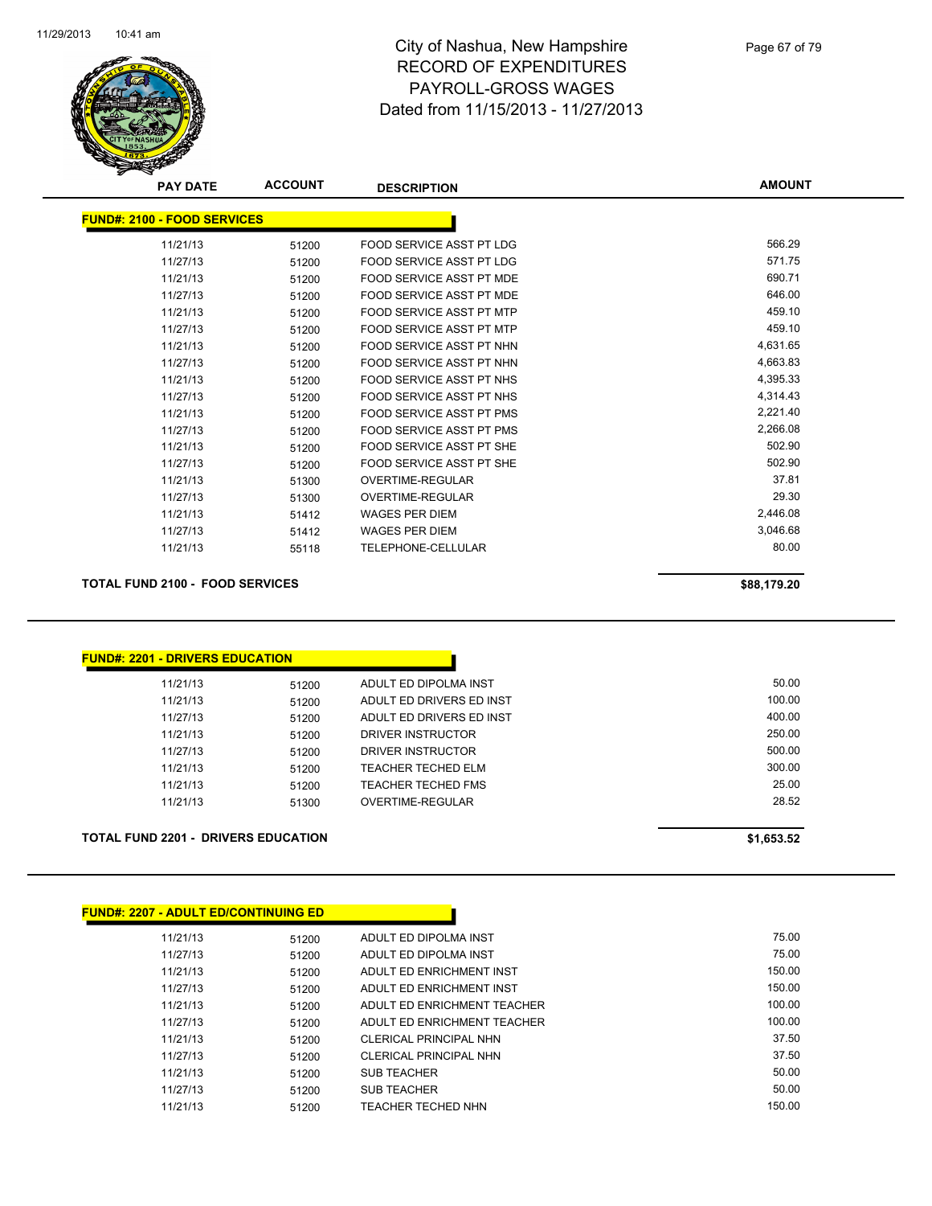# City of Nashua, New Hampshire
# RECORD OF EXPENDITURES
# PAYROLL-GROSS WAGES
# Dated from 11/15/2013 - 11/27/2013

**FUND#: 2100 - FOOD SERVICES**

| PAY DATE | ACCOUNT | DESCRIPTION | AMOUNT |
|---|---|---|---|
| 11/21/13 | 51200 | FOOD SERVICE ASST PT LDG | 566.29 |
| 11/27/13 | 51200 | FOOD SERVICE ASST PT LDG | 571.75 |
| 11/21/13 | 51200 | FOOD SERVICE ASST PT MDE | 690.71 |
| 11/27/13 | 51200 | FOOD SERVICE ASST PT MDE | 646.00 |
| 11/21/13 | 51200 | FOOD SERVICE ASST PT MTP | 459.10 |
| 11/27/13 | 51200 | FOOD SERVICE ASST PT MTP | 459.10 |
| 11/21/13 | 51200 | FOOD SERVICE ASST PT NHN | 4,631.65 |
| 11/27/13 | 51200 | FOOD SERVICE ASST PT NHN | 4,663.83 |
| 11/21/13 | 51200 | FOOD SERVICE ASST PT NHS | 4,395.33 |
| 11/27/13 | 51200 | FOOD SERVICE ASST PT NHS | 4,314.43 |
| 11/21/13 | 51200 | FOOD SERVICE ASST PT PMS | 2,221.40 |
| 11/27/13 | 51200 | FOOD SERVICE ASST PT PMS | 2,266.08 |
| 11/21/13 | 51200 | FOOD SERVICE ASST PT SHE | 502.90 |
| 11/27/13 | 51200 | FOOD SERVICE ASST PT SHE | 502.90 |
| 11/21/13 | 51300 | OVERTIME-REGULAR | 37.81 |
| 11/27/13 | 51300 | OVERTIME-REGULAR | 29.30 |
| 11/21/13 | 51412 | WAGES PER DIEM | 2,446.08 |
| 11/27/13 | 51412 | WAGES PER DIEM | 3,046.68 |
| 11/21/13 | 55118 | TELEPHONE-CELLULAR | 80.00 |

**TOTAL FUND 2100 - FOOD SERVICES** **$88,179.20**

**FUND#: 2201 - DRIVERS EDUCATION**

| PAY DATE | ACCOUNT | DESCRIPTION | AMOUNT |
|---|---|---|---|
| 11/21/13 | 51200 | ADULT ED DIPOLMA INST | 50.00 |
| 11/21/13 | 51200 | ADULT ED DRIVERS ED INST | 100.00 |
| 11/27/13 | 51200 | ADULT ED DRIVERS ED INST | 400.00 |
| 11/21/13 | 51200 | DRIVER INSTRUCTOR | 250.00 |
| 11/27/13 | 51200 | DRIVER INSTRUCTOR | 500.00 |
| 11/21/13 | 51200 | TEACHER TECHED ELM | 300.00 |
| 11/21/13 | 51200 | TEACHER TECHED FMS | 25.00 |
| 11/21/13 | 51300 | OVERTIME-REGULAR | 28.52 |

**TOTAL FUND 2201 - DRIVERS EDUCATION** **$1,653.52**

**FUND#: 2207 - ADULT ED/CONTINUING ED**

| PAY DATE | ACCOUNT | DESCRIPTION | AMOUNT |
|---|---|---|---|
| 11/21/13 | 51200 | ADULT ED DIPOLMA INST | 75.00 |
| 11/27/13 | 51200 | ADULT ED DIPOLMA INST | 75.00 |
| 11/21/13 | 51200 | ADULT ED ENRICHMENT INST | 150.00 |
| 11/27/13 | 51200 | ADULT ED ENRICHMENT INST | 150.00 |
| 11/21/13 | 51200 | ADULT ED ENRICHMENT TEACHER | 100.00 |
| 11/27/13 | 51200 | ADULT ED ENRICHMENT TEACHER | 100.00 |
| 11/21/13 | 51200 | CLERICAL PRINCIPAL NHN | 37.50 |
| 11/27/13 | 51200 | CLERICAL PRINCIPAL NHN | 37.50 |
| 11/21/13 | 51200 | SUB TEACHER | 50.00 |
| 11/27/13 | 51200 | SUB TEACHER | 50.00 |
| 11/21/13 | 51200 | TEACHER TECHED NHN | 150.00 |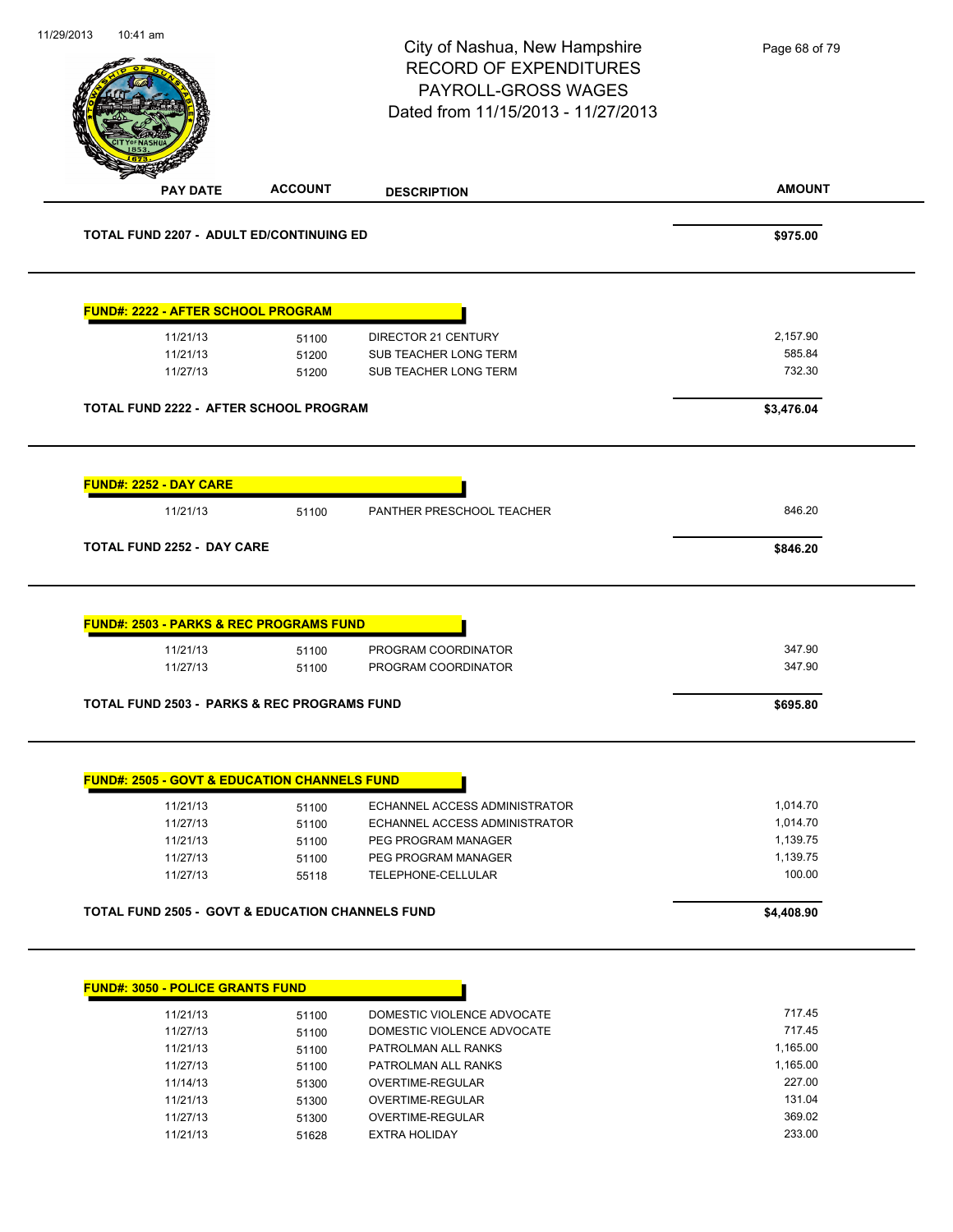# City of Nashua, New Hampshire
## RECORD OF EXPENDITURES
## PAYROLL-GROSS WAGES
### Dated from 11/15/2013 - 11/27/2013

| PAY DATE | ACCOUNT | DESCRIPTION | AMOUNT |
|---|---|---|---|
| **TOTAL FUND 2207 - ADULT ED/CONTINUING ED** | | | **$975.00** |

**FUND#: 2222 - AFTER SCHOOL PROGRAM**

| PAY DATE | ACCOUNT | DESCRIPTION | AMOUNT |
|---|---|---|---|
| 11/21/13 | 51100 | DIRECTOR 21 CENTURY | 2,157.90 |
| 11/21/13 | 51200 | SUB TEACHER LONG TERM | 585.84 |
| 11/27/13 | 51200 | SUB TEACHER LONG TERM | 732.30 |
| **TOTAL FUND 2222 - AFTER SCHOOL PROGRAM** | | | **$3,476.04** |

**FUND#: 2252 - DAY CARE**

| PAY DATE | ACCOUNT | DESCRIPTION | AMOUNT |
|---|---|---|---|
| 11/21/13 | 51100 | PANTHER PRESCHOOL TEACHER | 846.20 |
| **TOTAL FUND 2252 - DAY CARE** | | | **$846.20** |

**FUND#: 2503 - PARKS & REC PROGRAMS FUND**

| PAY DATE | ACCOUNT | DESCRIPTION | AMOUNT |
|---|---|---|---|
| 11/21/13 | 51100 | PROGRAM COORDINATOR | 347.90 |
| 11/27/13 | 51100 | PROGRAM COORDINATOR | 347.90 |
| **TOTAL FUND 2503 - PARKS & REC PROGRAMS FUND** | | | **$695.80** |

**FUND#: 2505 - GOVT & EDUCATION CHANNELS FUND**

| PAY DATE | ACCOUNT | DESCRIPTION | AMOUNT |
|---|---|---|---|
| 11/21/13 | 51100 | ECHANNEL ACCESS ADMINISTRATOR | 1,014.70 |
| 11/27/13 | 51100 | ECHANNEL ACCESS ADMINISTRATOR | 1,014.70 |
| 11/21/13 | 51100 | PEG PROGRAM MANAGER | 1,139.75 |
| 11/27/13 | 51100 | PEG PROGRAM MANAGER | 1,139.75 |
| 11/27/13 | 55118 | TELEPHONE-CELLULAR | 100.00 |
| **TOTAL FUND 2505 - GOVT & EDUCATION CHANNELS FUND** | | | **$4,408.90** |

**FUND#: 3050 - POLICE GRANTS FUND**

| PAY DATE | ACCOUNT | DESCRIPTION | AMOUNT |
|---|---|---|---|
| 11/21/13 | 51100 | DOMESTIC VIOLENCE ADVOCATE | 717.45 |
| 11/27/13 | 51100 | DOMESTIC VIOLENCE ADVOCATE | 717.45 |
| 11/21/13 | 51100 | PATROLMAN ALL RANKS | 1,165.00 |
| 11/27/13 | 51100 | PATROLMAN ALL RANKS | 1,165.00 |
| 11/14/13 | 51300 | OVERTIME-REGULAR | 227.00 |
| 11/21/13 | 51300 | OVERTIME-REGULAR | 131.04 |
| 11/27/13 | 51300 | OVERTIME-REGULAR | 369.02 |
| 11/21/13 | 51628 | EXTRA HOLIDAY | 233.00 |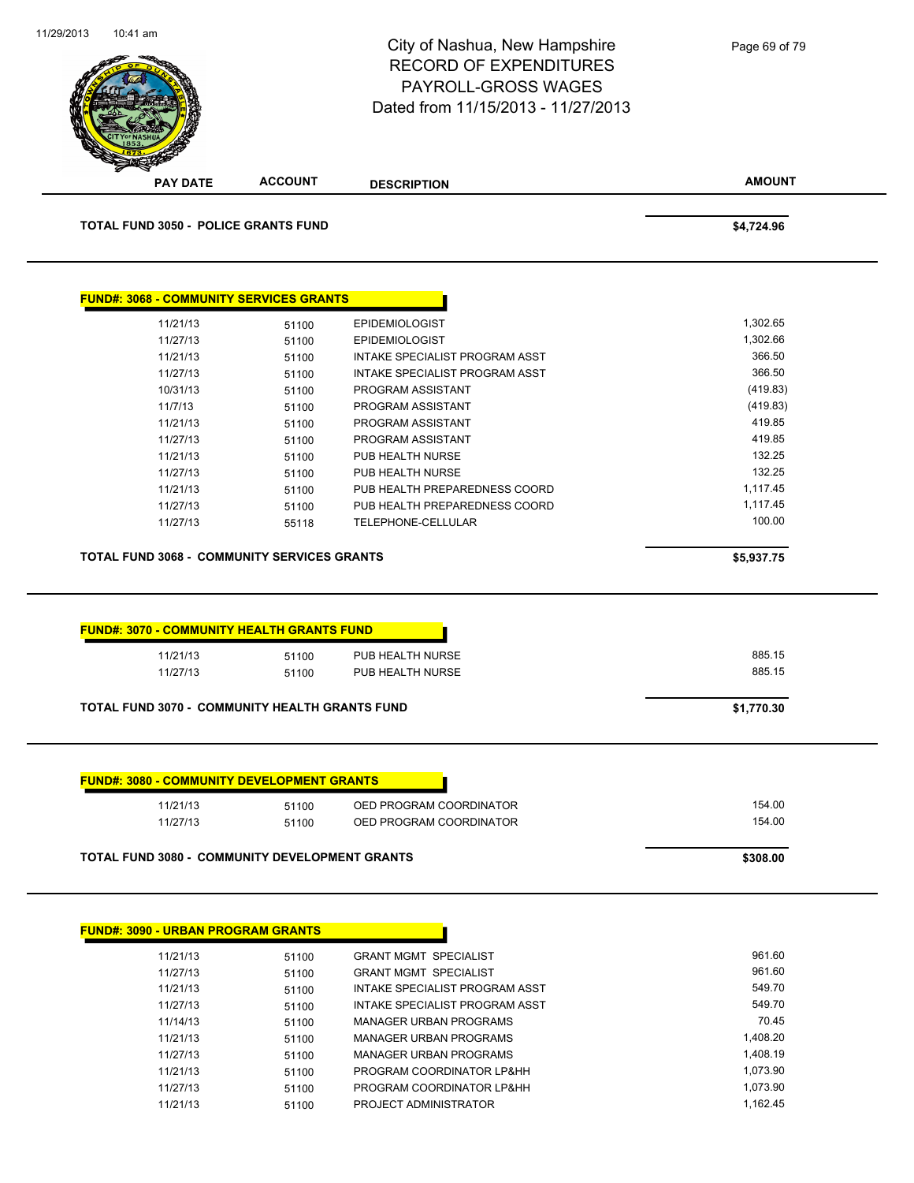City of Nashua, New Hampshire
RECORD OF EXPENDITURES
PAYROLL-GROSS WAGES
Dated from 11/15/2013 - 11/27/2013

| PAY DATE | ACCOUNT | DESCRIPTION | AMOUNT |
|---|---|---|---|
| **TOTAL FUND 3050 - POLICE GRANTS FUND** | | | **$4,724.96** |

**FUND#: 3068 - COMMUNITY SERVICES GRANTS**

| PAY DATE | ACCOUNT | DESCRIPTION | AMOUNT |
|---|---|---|---|
| 11/21/13 | 51100 | EPIDEMIOLOGIST | 1,302.65 |
| 11/27/13 | 51100 | EPIDEMIOLOGIST | 1,302.66 |
| 11/21/13 | 51100 | INTAKE SPECIALIST PROGRAM ASST | 366.50 |
| 11/27/13 | 51100 | INTAKE SPECIALIST PROGRAM ASST | 366.50 |
| 10/31/13 | 51100 | PROGRAM ASSISTANT | (419.83) |
| 11/7/13 | 51100 | PROGRAM ASSISTANT | (419.83) |
| 11/21/13 | 51100 | PROGRAM ASSISTANT | 419.85 |
| 11/27/13 | 51100 | PROGRAM ASSISTANT | 419.85 |
| 11/21/13 | 51100 | PUB HEALTH NURSE | 132.25 |
| 11/27/13 | 51100 | PUB HEALTH NURSE | 132.25 |
| 11/21/13 | 51100 | PUB HEALTH PREPAREDNESS COORD | 1,117.45 |
| 11/27/13 | 51100 | PUB HEALTH PREPAREDNESS COORD | 1,117.45 |
| 11/27/13 | 55118 | TELEPHONE-CELLULAR | 100.00 |
| **TOTAL FUND 3068 - COMMUNITY SERVICES GRANTS** | | | **$5,937.75** |

**FUND#: 3070 - COMMUNITY HEALTH GRANTS FUND**

| PAY DATE | ACCOUNT | DESCRIPTION | AMOUNT |
|---|---|---|---|
| 11/21/13 | 51100 | PUB HEALTH NURSE | 885.15 |
| 11/27/13 | 51100 | PUB HEALTH NURSE | 885.15 |
| **TOTAL FUND 3070 - COMMUNITY HEALTH GRANTS FUND** | | | **$1,770.30** |

**FUND#: 3080 - COMMUNITY DEVELOPMENT GRANTS**

| PAY DATE | ACCOUNT | DESCRIPTION | AMOUNT |
|---|---|---|---|
| 11/21/13 | 51100 | OED PROGRAM COORDINATOR | 154.00 |
| 11/27/13 | 51100 | OED PROGRAM COORDINATOR | 154.00 |
| **TOTAL FUND 3080 - COMMUNITY DEVELOPMENT GRANTS** | | | **$308.00** |

**FUND#: 3090 - URBAN PROGRAM GRANTS**

| PAY DATE | ACCOUNT | DESCRIPTION | AMOUNT |
|---|---|---|---|
| 11/21/13 | 51100 | GRANT MGMT SPECIALIST | 961.60 |
| 11/27/13 | 51100 | GRANT MGMT SPECIALIST | 961.60 |
| 11/21/13 | 51100 | INTAKE SPECIALIST PROGRAM ASST | 549.70 |
| 11/27/13 | 51100 | INTAKE SPECIALIST PROGRAM ASST | 549.70 |
| 11/14/13 | 51100 | MANAGER URBAN PROGRAMS | 70.45 |
| 11/21/13 | 51100 | MANAGER URBAN PROGRAMS | 1,408.20 |
| 11/27/13 | 51100 | MANAGER URBAN PROGRAMS | 1,408.19 |
| 11/21/13 | 51100 | PROGRAM COORDINATOR LP&HH | 1,073.90 |
| 11/27/13 | 51100 | PROGRAM COORDINATOR LP&HH | 1,073.90 |
| 11/21/13 | 51100 | PROJECT ADMINISTRATOR | 1,162.45 |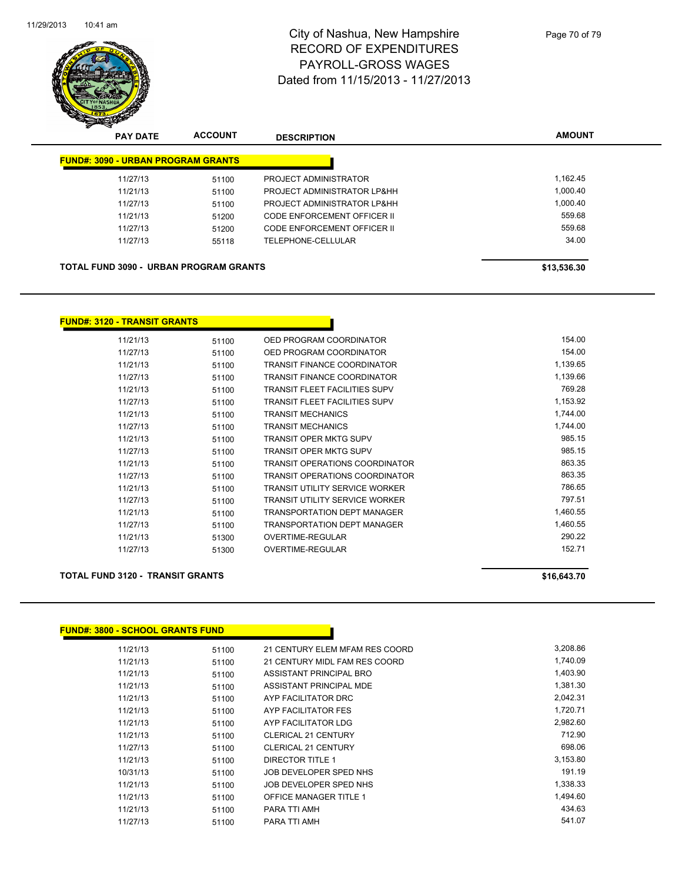# City of Nashua, New Hampshire
## RECORD OF EXPENDITURES
## PAYROLL-GROSS WAGES
## Dated from 11/15/2013 - 11/27/2013

| PAY DATE | ACCOUNT | DESCRIPTION | AMOUNT |
|---|---|---|---|
| **FUND#: 3090 - URBAN PROGRAM GRANTS** | | | |
| 11/27/13 | 51100 | PROJECT ADMINISTRATOR | 1,162.45 |
| 11/21/13 | 51100 | PROJECT ADMINISTRATOR LP&HH | 1,000.40 |
| 11/27/13 | 51100 | PROJECT ADMINISTRATOR LP&HH | 1,000.40 |
| 11/21/13 | 51200 | CODE ENFORCEMENT OFFICER II | 559.68 |
| 11/27/13 | 51200 | CODE ENFORCEMENT OFFICER II | 559.68 |
| 11/27/13 | 55118 | TELEPHONE-CELLULAR | 34.00 |
| **TOTAL FUND 3090 - URBAN PROGRAM GRANTS** | | | **$13,536.30** |

| PAY DATE | ACCOUNT | DESCRIPTION | AMOUNT |
|---|---|---|---|
| **FUND#: 3120 - TRANSIT GRANTS** | | | |
| 11/21/13 | 51100 | OED PROGRAM COORDINATOR | 154.00 |
| 11/27/13 | 51100 | OED PROGRAM COORDINATOR | 154.00 |
| 11/21/13 | 51100 | TRANSIT FINANCE COORDINATOR | 1,139.65 |
| 11/27/13 | 51100 | TRANSIT FINANCE COORDINATOR | 1,139.66 |
| 11/21/13 | 51100 | TRANSIT FLEET FACILITIES SUPV | 769.28 |
| 11/27/13 | 51100 | TRANSIT FLEET FACILITIES SUPV | 1,153.92 |
| 11/21/13 | 51100 | TRANSIT MECHANICS | 1,744.00 |
| 11/27/13 | 51100 | TRANSIT MECHANICS | 1,744.00 |
| 11/21/13 | 51100 | TRANSIT OPER MKTG SUPV | 985.15 |
| 11/27/13 | 51100 | TRANSIT OPER MKTG SUPV | 985.15 |
| 11/21/13 | 51100 | TRANSIT OPERATIONS COORDINATOR | 863.35 |
| 11/27/13 | 51100 | TRANSIT OPERATIONS COORDINATOR | 863.35 |
| 11/21/13 | 51100 | TRANSIT UTILITY SERVICE WORKER | 786.65 |
| 11/27/13 | 51100 | TRANSIT UTILITY SERVICE WORKER | 797.51 |
| 11/21/13 | 51100 | TRANSPORTATION DEPT MANAGER | 1,460.55 |
| 11/27/13 | 51100 | TRANSPORTATION DEPT MANAGER | 1,460.55 |
| 11/21/13 | 51300 | OVERTIME-REGULAR | 290.22 |
| 11/27/13 | 51300 | OVERTIME-REGULAR | 152.71 |
| **TOTAL FUND 3120 - TRANSIT GRANTS** | | | **$16,643.70** |

| PAY DATE | ACCOUNT | DESCRIPTION | AMOUNT |
|---|---|---|---|
| **FUND#: 3800 - SCHOOL GRANTS FUND** | | | |
| 11/21/13 | 51100 | 21 CENTURY ELEM MFAM RES COORD | 3,208.86 |
| 11/21/13 | 51100 | 21 CENTURY MIDL FAM RES COORD | 1,740.09 |
| 11/21/13 | 51100 | ASSISTANT PRINCIPAL BRO | 1,403.90 |
| 11/21/13 | 51100 | ASSISTANT PRINCIPAL MDE | 1,381.30 |
| 11/21/13 | 51100 | AYP FACILITATOR DRC | 2,042.31 |
| 11/21/13 | 51100 | AYP FACILITATOR FES | 1,720.71 |
| 11/21/13 | 51100 | AYP FACILITATOR LDG | 2,982.60 |
| 11/21/13 | 51100 | CLERICAL 21 CENTURY | 712.90 |
| 11/27/13 | 51100 | CLERICAL 21 CENTURY | 698.06 |
| 11/21/13 | 51100 | DIRECTOR TITLE 1 | 3,153.80 |
| 10/31/13 | 51100 | JOB DEVELOPER SPED NHS | 191.19 |
| 11/21/13 | 51100 | JOB DEVELOPER SPED NHS | 1,338.33 |
| 11/21/13 | 51100 | OFFICE MANAGER TITLE 1 | 1,494.60 |
| 11/21/13 | 51100 | PARA TTI AMH | 434.63 |
| 11/27/13 | 51100 | PARA TTI AMH | 541.07 |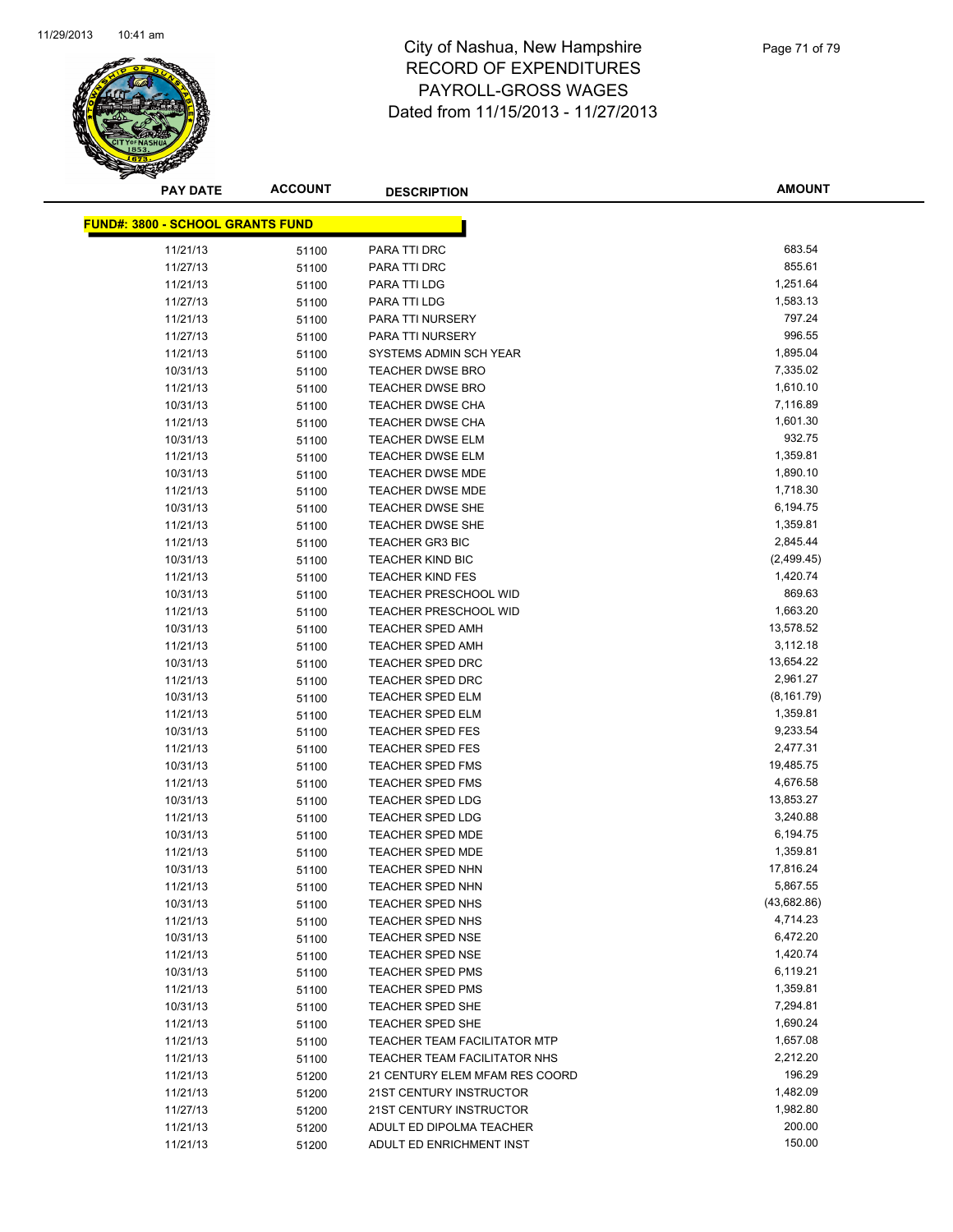# City of Nashua, New Hampshire
# RECORD OF EXPENDITURES
# PAYROLL-GROSS WAGES
# Dated from 11/15/2013 - 11/27/2013

| PAY DATE | ACCOUNT | DESCRIPTION | AMOUNT |
|---|---|---|---|
| **FUND#: 3800 - SCHOOL GRANTS FUND** | | | |
| 11/21/13 | 51100 | PARA TTI DRC | 683.54 |
| 11/27/13 | 51100 | PARA TTI DRC | 855.61 |
| 11/21/13 | 51100 | PARA TTI LDG | 1,251.64 |
| 11/27/13 | 51100 | PARA TTI LDG | 1,583.13 |
| 11/21/13 | 51100 | PARA TTI NURSERY | 797.24 |
| 11/27/13 | 51100 | PARA TTI NURSERY | 996.55 |
| 11/21/13 | 51100 | SYSTEMS ADMIN SCH YEAR | 1,895.04 |
| 10/31/13 | 51100 | TEACHER DWSE BRO | 7,335.02 |
| 11/21/13 | 51100 | TEACHER DWSE BRO | 1,610.10 |
| 10/31/13 | 51100 | TEACHER DWSE CHA | 7,116.89 |
| 11/21/13 | 51100 | TEACHER DWSE CHA | 1,601.30 |
| 10/31/13 | 51100 | TEACHER DWSE ELM | 932.75 |
| 11/21/13 | 51100 | TEACHER DWSE ELM | 1,359.81 |
| 10/31/13 | 51100 | TEACHER DWSE MDE | 1,890.10 |
| 11/21/13 | 51100 | TEACHER DWSE MDE | 1,718.30 |
| 10/31/13 | 51100 | TEACHER DWSE SHE | 6,194.75 |
| 11/21/13 | 51100 | TEACHER DWSE SHE | 1,359.81 |
| 11/21/13 | 51100 | TEACHER GR3 BIC | 2,845.44 |
| 10/31/13 | 51100 | TEACHER KIND BIC | (2,499.45) |
| 11/21/13 | 51100 | TEACHER KIND FES | 1,420.74 |
| 10/31/13 | 51100 | TEACHER PRESCHOOL WID | 869.63 |
| 11/21/13 | 51100 | TEACHER PRESCHOOL WID | 1,663.20 |
| 10/31/13 | 51100 | TEACHER SPED AMH | 13,578.52 |
| 11/21/13 | 51100 | TEACHER SPED AMH | 3,112.18 |
| 10/31/13 | 51100 | TEACHER SPED DRC | 13,654.22 |
| 11/21/13 | 51100 | TEACHER SPED DRC | 2,961.27 |
| 10/31/13 | 51100 | TEACHER SPED ELM | (8,161.79) |
| 11/21/13 | 51100 | TEACHER SPED ELM | 1,359.81 |
| 10/31/13 | 51100 | TEACHER SPED FES | 9,233.54 |
| 11/21/13 | 51100 | TEACHER SPED FES | 2,477.31 |
| 10/31/13 | 51100 | TEACHER SPED FMS | 19,485.75 |
| 11/21/13 | 51100 | TEACHER SPED FMS | 4,676.58 |
| 10/31/13 | 51100 | TEACHER SPED LDG | 13,853.27 |
| 11/21/13 | 51100 | TEACHER SPED LDG | 3,240.88 |
| 10/31/13 | 51100 | TEACHER SPED MDE | 6,194.75 |
| 11/21/13 | 51100 | TEACHER SPED MDE | 1,359.81 |
| 10/31/13 | 51100 | TEACHER SPED NHN | 17,816.24 |
| 11/21/13 | 51100 | TEACHER SPED NHN | 5,867.55 |
| 10/31/13 | 51100 | TEACHER SPED NHS | (43,682.86) |
| 11/21/13 | 51100 | TEACHER SPED NHS | 4,714.23 |
| 10/31/13 | 51100 | TEACHER SPED NSE | 6,472.20 |
| 11/21/13 | 51100 | TEACHER SPED NSE | 1,420.74 |
| 10/31/13 | 51100 | TEACHER SPED PMS | 6,119.21 |
| 11/21/13 | 51100 | TEACHER SPED PMS | 1,359.81 |
| 10/31/13 | 51100 | TEACHER SPED SHE | 7,294.81 |
| 11/21/13 | 51100 | TEACHER SPED SHE | 1,690.24 |
| 11/21/13 | 51100 | TEACHER TEAM FACILITATOR MTP | 1,657.08 |
| 11/21/13 | 51100 | TEACHER TEAM FACILITATOR NHS | 2,212.20 |
| 11/21/13 | 51200 | 21 CENTURY ELEM MFAM RES COORD | 196.29 |
| 11/21/13 | 51200 | 21ST CENTURY INSTRUCTOR | 1,482.09 |
| 11/27/13 | 51200 | 21ST CENTURY INSTRUCTOR | 1,982.80 |
| 11/21/13 | 51200 | ADULT ED DIPOLMA TEACHER | 200.00 |
| 11/21/13 | 51200 | ADULT ED ENRICHMENT INST | 150.00 |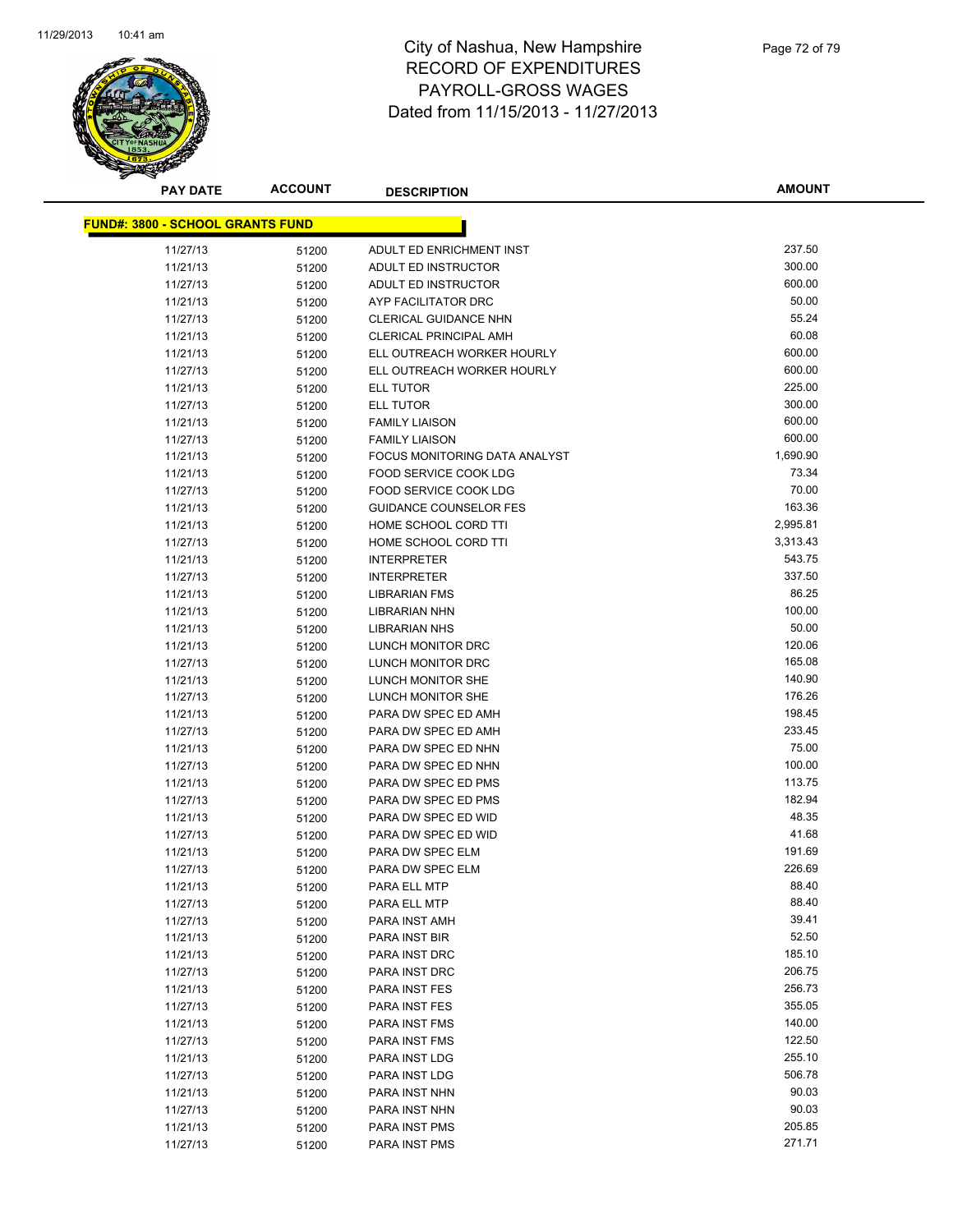# City of Nashua, New Hampshire
## RECORD OF EXPENDITURES
## PAYROLL-GROSS WAGES
## Dated from 11/15/2013 - 11/27/2013

**FUND#: 3800 - SCHOOL GRANTS FUND**

| PAY DATE | ACCOUNT | DESCRIPTION | AMOUNT |
|---|---|---|---|
| 11/27/13 | 51200 | ADULT ED ENRICHMENT INST | 237.50 |
| 11/21/13 | 51200 | ADULT ED INSTRUCTOR | 300.00 |
| 11/27/13 | 51200 | ADULT ED INSTRUCTOR | 600.00 |
| 11/21/13 | 51200 | AYP FACILITATOR DRC | 50.00 |
| 11/27/13 | 51200 | CLERICAL GUIDANCE NHN | 55.24 |
| 11/21/13 | 51200 | CLERICAL PRINCIPAL AMH | 60.08 |
| 11/21/13 | 51200 | ELL OUTREACH WORKER HOURLY | 600.00 |
| 11/27/13 | 51200 | ELL OUTREACH WORKER HOURLY | 600.00 |
| 11/21/13 | 51200 | ELL TUTOR | 225.00 |
| 11/27/13 | 51200 | ELL TUTOR | 300.00 |
| 11/21/13 | 51200 | FAMILY LIAISON | 600.00 |
| 11/27/13 | 51200 | FAMILY LIAISON | 600.00 |
| 11/21/13 | 51200 | FOCUS MONITORING DATA ANALYST | 1,690.90 |
| 11/21/13 | 51200 | FOOD SERVICE COOK LDG | 73.34 |
| 11/27/13 | 51200 | FOOD SERVICE COOK LDG | 70.00 |
| 11/21/13 | 51200 | GUIDANCE COUNSELOR FES | 163.36 |
| 11/21/13 | 51200 | HOME SCHOOL CORD TTI | 2,995.81 |
| 11/27/13 | 51200 | HOME SCHOOL CORD TTI | 3,313.43 |
| 11/21/13 | 51200 | INTERPRETER | 543.75 |
| 11/27/13 | 51200 | INTERPRETER | 337.50 |
| 11/21/13 | 51200 | LIBRARIAN FMS | 86.25 |
| 11/21/13 | 51200 | LIBRARIAN NHN | 100.00 |
| 11/21/13 | 51200 | LIBRARIAN NHS | 50.00 |
| 11/21/13 | 51200 | LUNCH MONITOR DRC | 120.06 |
| 11/27/13 | 51200 | LUNCH MONITOR DRC | 165.08 |
| 11/21/13 | 51200 | LUNCH MONITOR SHE | 140.90 |
| 11/27/13 | 51200 | LUNCH MONITOR SHE | 176.26 |
| 11/21/13 | 51200 | PARA DW SPEC ED AMH | 198.45 |
| 11/27/13 | 51200 | PARA DW SPEC ED AMH | 233.45 |
| 11/21/13 | 51200 | PARA DW SPEC ED NHN | 75.00 |
| 11/27/13 | 51200 | PARA DW SPEC ED NHN | 100.00 |
| 11/21/13 | 51200 | PARA DW SPEC ED PMS | 113.75 |
| 11/27/13 | 51200 | PARA DW SPEC ED PMS | 182.94 |
| 11/21/13 | 51200 | PARA DW SPEC ED WID | 48.35 |
| 11/27/13 | 51200 | PARA DW SPEC ED WID | 41.68 |
| 11/21/13 | 51200 | PARA DW SPEC ELM | 191.69 |
| 11/27/13 | 51200 | PARA DW SPEC ELM | 226.69 |
| 11/21/13 | 51200 | PARA ELL MTP | 88.40 |
| 11/27/13 | 51200 | PARA ELL MTP | 88.40 |
| 11/27/13 | 51200 | PARA INST AMH | 39.41 |
| 11/21/13 | 51200 | PARA INST BIR | 52.50 |
| 11/21/13 | 51200 | PARA INST DRC | 185.10 |
| 11/27/13 | 51200 | PARA INST DRC | 206.75 |
| 11/21/13 | 51200 | PARA INST FES | 256.73 |
| 11/27/13 | 51200 | PARA INST FES | 355.05 |
| 11/21/13 | 51200 | PARA INST FMS | 140.00 |
| 11/27/13 | 51200 | PARA INST FMS | 122.50 |
| 11/21/13 | 51200 | PARA INST LDG | 255.10 |
| 11/27/13 | 51200 | PARA INST LDG | 506.78 |
| 11/21/13 | 51200 | PARA INST NHN | 90.03 |
| 11/27/13 | 51200 | PARA INST NHN | 90.03 |
| 11/21/13 | 51200 | PARA INST PMS | 205.85 |
| 11/27/13 | 51200 | PARA INST PMS | 271.71 |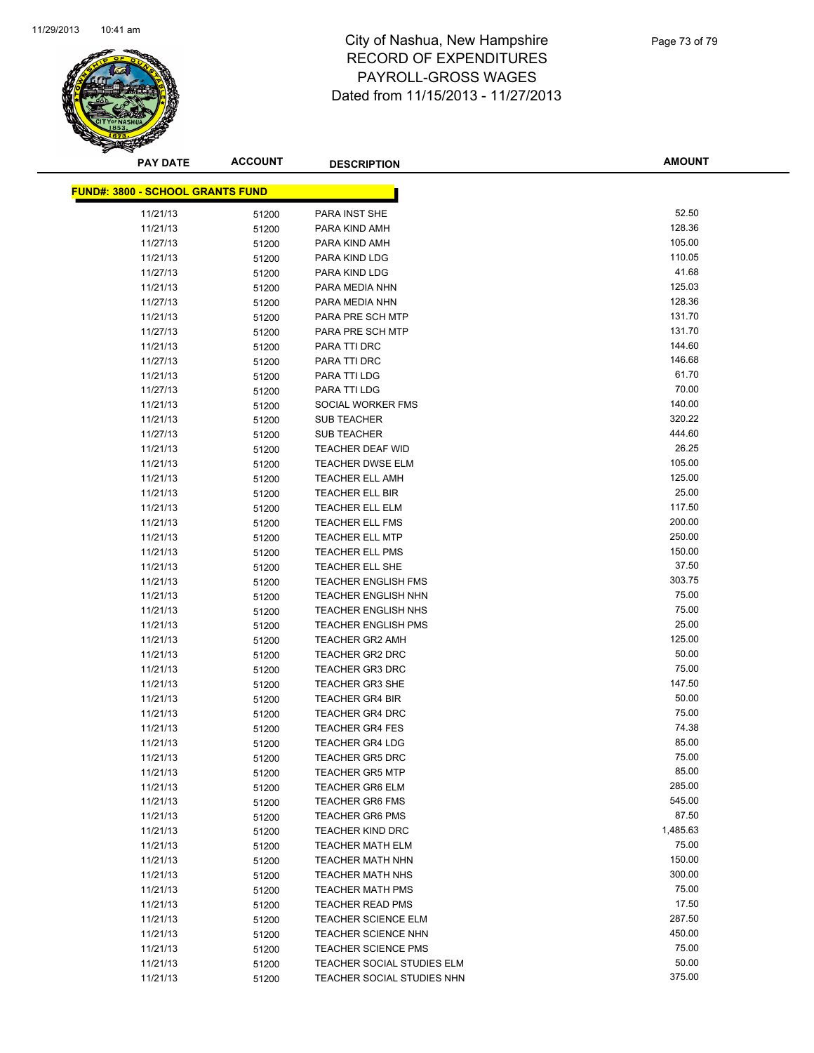# City of Nashua, New Hampshire
## RECORD OF EXPENDITURES
## PAYROLL-GROSS WAGES
## Dated from 11/15/2013 - 11/27/2013

**FUND#: 3800 - SCHOOL GRANTS FUND**

| PAY DATE | ACCOUNT | DESCRIPTION | AMOUNT |
|---|---|---|---|
| 11/21/13 | 51200 | PARA INST SHE | 52.50 |
| 11/21/13 | 51200 | PARA KIND AMH | 128.36 |
| 11/27/13 | 51200 | PARA KIND AMH | 105.00 |
| 11/21/13 | 51200 | PARA KIND LDG | 110.05 |
| 11/27/13 | 51200 | PARA KIND LDG | 41.68 |
| 11/21/13 | 51200 | PARA MEDIA NHN | 125.03 |
| 11/27/13 | 51200 | PARA MEDIA NHN | 128.36 |
| 11/21/13 | 51200 | PARA PRE SCH MTP | 131.70 |
| 11/27/13 | 51200 | PARA PRE SCH MTP | 131.70 |
| 11/21/13 | 51200 | PARA TTI DRC | 144.60 |
| 11/27/13 | 51200 | PARA TTI DRC | 146.68 |
| 11/21/13 | 51200 | PARA TTI LDG | 61.70 |
| 11/27/13 | 51200 | PARA TTI LDG | 70.00 |
| 11/21/13 | 51200 | SOCIAL WORKER FMS | 140.00 |
| 11/21/13 | 51200 | SUB TEACHER | 320.22 |
| 11/27/13 | 51200 | SUB TEACHER | 444.60 |
| 11/21/13 | 51200 | TEACHER DEAF WID | 26.25 |
| 11/21/13 | 51200 | TEACHER DWSE ELM | 105.00 |
| 11/21/13 | 51200 | TEACHER ELL AMH | 125.00 |
| 11/21/13 | 51200 | TEACHER ELL BIR | 25.00 |
| 11/21/13 | 51200 | TEACHER ELL ELM | 117.50 |
| 11/21/13 | 51200 | TEACHER ELL FMS | 200.00 |
| 11/21/13 | 51200 | TEACHER ELL MTP | 250.00 |
| 11/21/13 | 51200 | TEACHER ELL PMS | 150.00 |
| 11/21/13 | 51200 | TEACHER ELL SHE | 37.50 |
| 11/21/13 | 51200 | TEACHER ENGLISH FMS | 303.75 |
| 11/21/13 | 51200 | TEACHER ENGLISH NHN | 75.00 |
| 11/21/13 | 51200 | TEACHER ENGLISH NHS | 75.00 |
| 11/21/13 | 51200 | TEACHER ENGLISH PMS | 25.00 |
| 11/21/13 | 51200 | TEACHER GR2 AMH | 125.00 |
| 11/21/13 | 51200 | TEACHER GR2 DRC | 50.00 |
| 11/21/13 | 51200 | TEACHER GR3 DRC | 75.00 |
| 11/21/13 | 51200 | TEACHER GR3 SHE | 147.50 |
| 11/21/13 | 51200 | TEACHER GR4 BIR | 50.00 |
| 11/21/13 | 51200 | TEACHER GR4 DRC | 75.00 |
| 11/21/13 | 51200 | TEACHER GR4 FES | 74.38 |
| 11/21/13 | 51200 | TEACHER GR4 LDG | 85.00 |
| 11/21/13 | 51200 | TEACHER GR5 DRC | 75.00 |
| 11/21/13 | 51200 | TEACHER GR5 MTP | 85.00 |
| 11/21/13 | 51200 | TEACHER GR6 ELM | 285.00 |
| 11/21/13 | 51200 | TEACHER GR6 FMS | 545.00 |
| 11/21/13 | 51200 | TEACHER GR6 PMS | 87.50 |
| 11/21/13 | 51200 | TEACHER KIND DRC | 1,485.63 |
| 11/21/13 | 51200 | TEACHER MATH ELM | 75.00 |
| 11/21/13 | 51200 | TEACHER MATH NHN | 150.00 |
| 11/21/13 | 51200 | TEACHER MATH NHS | 300.00 |
| 11/21/13 | 51200 | TEACHER MATH PMS | 75.00 |
| 11/21/13 | 51200 | TEACHER READ PMS | 17.50 |
| 11/21/13 | 51200 | TEACHER SCIENCE ELM | 287.50 |
| 11/21/13 | 51200 | TEACHER SCIENCE NHN | 450.00 |
| 11/21/13 | 51200 | TEACHER SCIENCE PMS | 75.00 |
| 11/21/13 | 51200 | TEACHER SOCIAL STUDIES ELM | 50.00 |
| 11/21/13 | 51200 | TEACHER SOCIAL STUDIES NHN | 375.00 |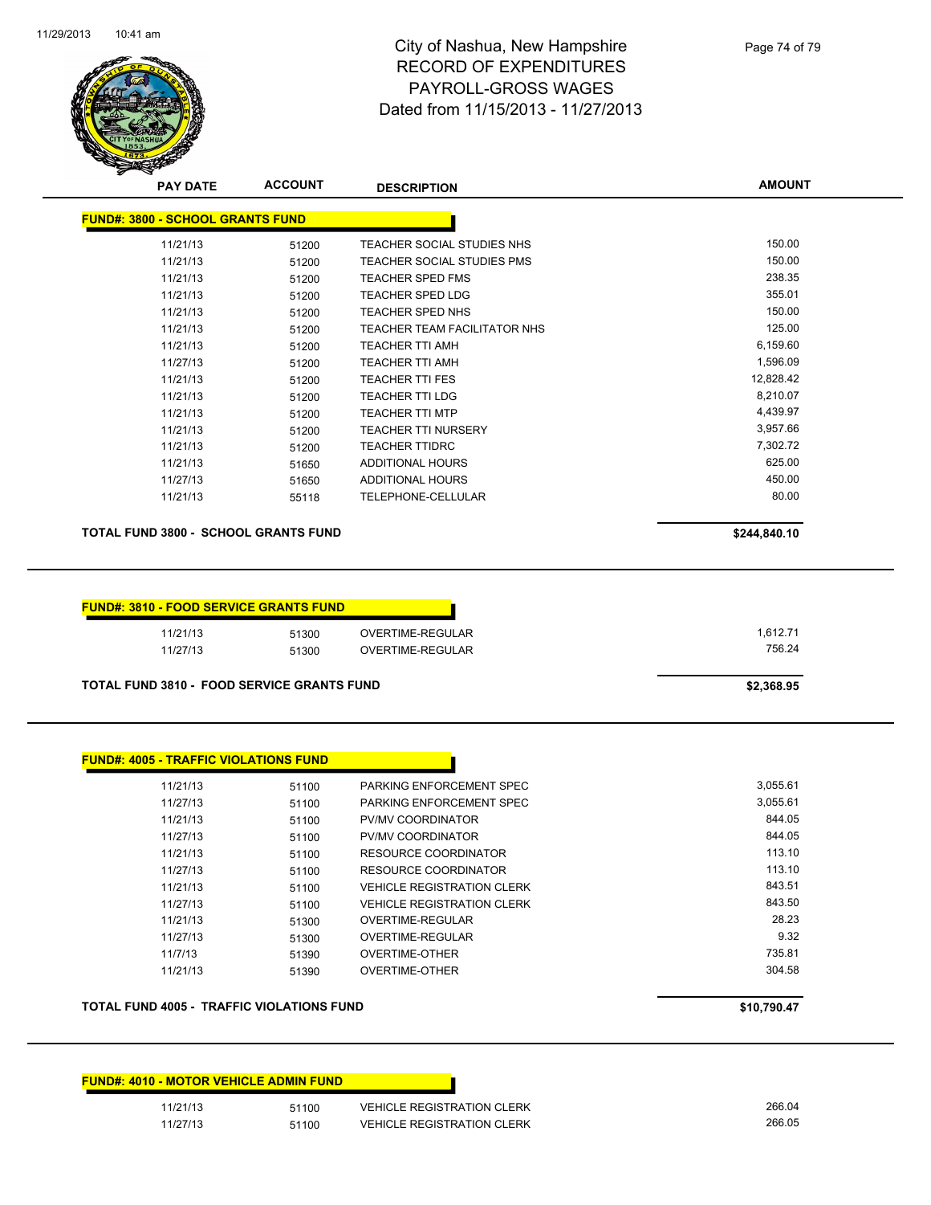# City of Nashua, New Hampshire
## RECORD OF EXPENDITURES
## PAYROLL-GROSS WAGES
## Dated from 11/15/2013 - 11/27/2013

| PAY DATE | ACCOUNT | DESCRIPTION | AMOUNT |
|---|---|---|---|

### FUND#: 3800 - SCHOOL GRANTS FUND

| PAY DATE | ACCOUNT | DESCRIPTION | AMOUNT |
|---|---|---|---|
| 11/21/13 | 51200 | TEACHER SOCIAL STUDIES NHS | 150.00 |
| 11/21/13 | 51200 | TEACHER SOCIAL STUDIES PMS | 150.00 |
| 11/21/13 | 51200 | TEACHER SPED FMS | 238.35 |
| 11/21/13 | 51200 | TEACHER SPED LDG | 355.01 |
| 11/21/13 | 51200 | TEACHER SPED NHS | 150.00 |
| 11/21/13 | 51200 | TEACHER TEAM FACILITATOR NHS | 125.00 |
| 11/21/13 | 51200 | TEACHER TTI AMH | 6,159.60 |
| 11/27/13 | 51200 | TEACHER TTI AMH | 1,596.09 |
| 11/21/13 | 51200 | TEACHER TTI FES | 12,828.42 |
| 11/21/13 | 51200 | TEACHER TTI LDG | 8,210.07 |
| 11/21/13 | 51200 | TEACHER TTI MTP | 4,439.97 |
| 11/21/13 | 51200 | TEACHER TTI NURSERY | 3,957.66 |
| 11/21/13 | 51200 | TEACHER TTIDRC | 7,302.72 |
| 11/21/13 | 51650 | ADDITIONAL HOURS | 625.00 |
| 11/27/13 | 51650 | ADDITIONAL HOURS | 450.00 |
| 11/21/13 | 55118 | TELEPHONE-CELLULAR | 80.00 |

**TOTAL FUND 3800 - SCHOOL GRANTS FUND** **$244,840.10**

### FUND#: 3810 - FOOD SERVICE GRANTS FUND

| PAY DATE | ACCOUNT | DESCRIPTION | AMOUNT |
|---|---|---|---|
| 11/21/13 | 51300 | OVERTIME-REGULAR | 1,612.71 |
| 11/27/13 | 51300 | OVERTIME-REGULAR | 756.24 |

**TOTAL FUND 3810 - FOOD SERVICE GRANTS FUND** **$2,368.95**

### FUND#: 4005 - TRAFFIC VIOLATIONS FUND

| PAY DATE | ACCOUNT | DESCRIPTION | AMOUNT |
|---|---|---|---|
| 11/21/13 | 51100 | PARKING ENFORCEMENT SPEC | 3,055.61 |
| 11/27/13 | 51100 | PARKING ENFORCEMENT SPEC | 3,055.61 |
| 11/21/13 | 51100 | PV/MV COORDINATOR | 844.05 |
| 11/27/13 | 51100 | PV/MV COORDINATOR | 844.05 |
| 11/21/13 | 51100 | RESOURCE COORDINATOR | 113.10 |
| 11/27/13 | 51100 | RESOURCE COORDINATOR | 113.10 |
| 11/21/13 | 51100 | VEHICLE REGISTRATION CLERK | 843.51 |
| 11/27/13 | 51100 | VEHICLE REGISTRATION CLERK | 843.50 |
| 11/21/13 | 51300 | OVERTIME-REGULAR | 28.23 |
| 11/27/13 | 51300 | OVERTIME-REGULAR | 9.32 |
| 11/7/13 | 51390 | OVERTIME-OTHER | 735.81 |
| 11/21/13 | 51390 | OVERTIME-OTHER | 304.58 |

**TOTAL FUND 4005 - TRAFFIC VIOLATIONS FUND** **$10,790.47**

### FUND#: 4010 - MOTOR VEHICLE ADMIN FUND

| PAY DATE | ACCOUNT | DESCRIPTION | AMOUNT |
|---|---|---|---|
| 11/21/13 | 51100 | VEHICLE REGISTRATION CLERK | 266.04 |
| 11/27/13 | 51100 | VEHICLE REGISTRATION CLERK | 266.05 |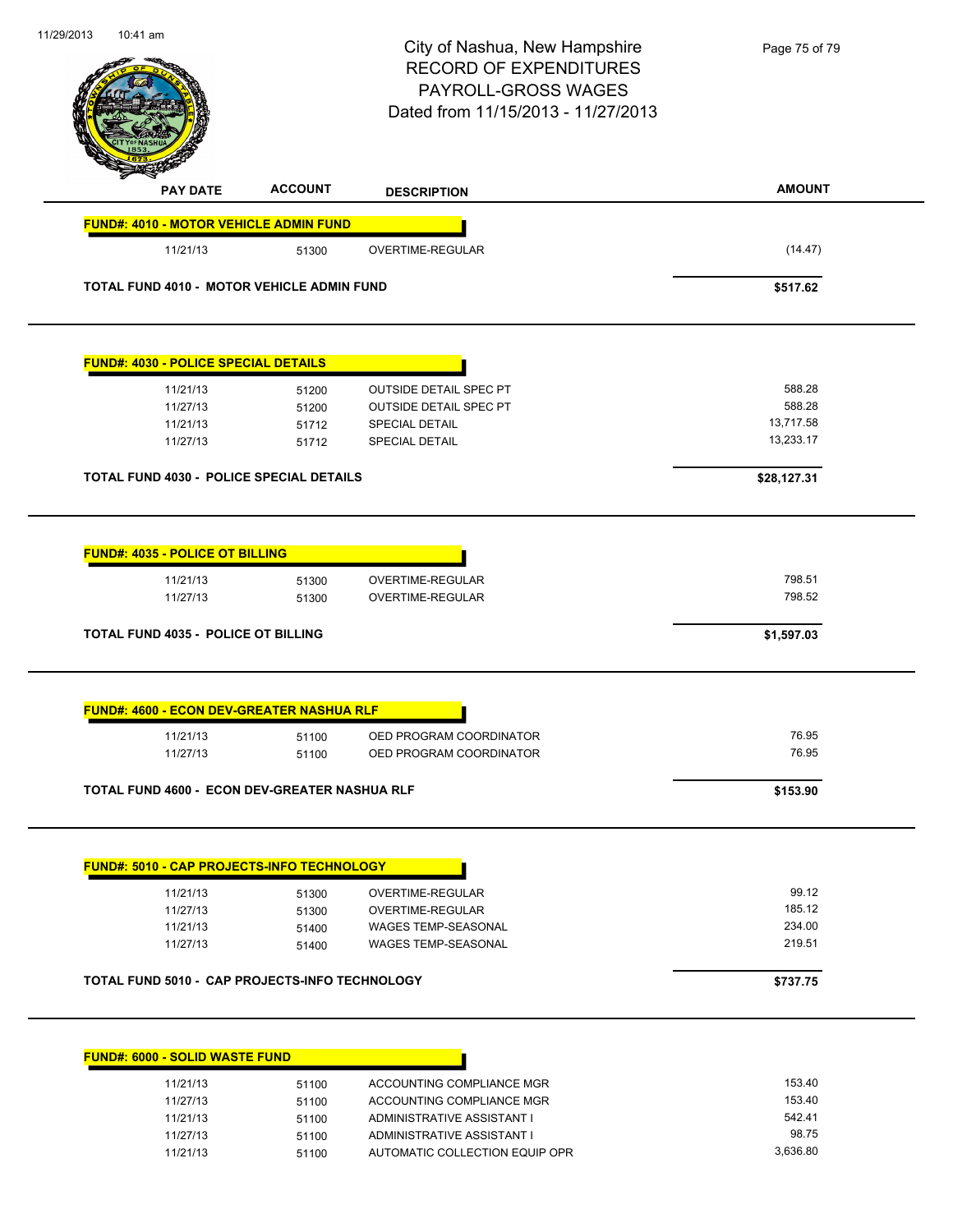# City of Nashua, New Hampshire
## RECORD OF EXPENDITURES
## PAYROLL-GROSS WAGES
## Dated from 11/15/2013 - 11/27/2013

| PAY DATE | ACCOUNT | DESCRIPTION | AMOUNT |
|---|---|---|---|
| **FUND#: 4010 - MOTOR VEHICLE ADMIN FUND** | | | |
| 11/21/13 | 51300 | OVERTIME-REGULAR | (14.47) |
| **TOTAL FUND 4010 - MOTOR VEHICLE ADMIN FUND** | | | **$517.62** |
| **FUND#: 4030 - POLICE SPECIAL DETAILS** | | | |
| 11/21/13 | 51200 | OUTSIDE DETAIL SPEC PT | 588.28 |
| 11/27/13 | 51200 | OUTSIDE DETAIL SPEC PT | 588.28 |
| 11/21/13 | 51712 | SPECIAL DETAIL | 13,717.58 |
| 11/27/13 | 51712 | SPECIAL DETAIL | 13,233.17 |
| **TOTAL FUND 4030 - POLICE SPECIAL DETAILS** | | | **$28,127.31** |
| **FUND#: 4035 - POLICE OT BILLING** | | | |
| 11/21/13 | 51300 | OVERTIME-REGULAR | 798.51 |
| 11/27/13 | 51300 | OVERTIME-REGULAR | 798.52 |
| **TOTAL FUND 4035 - POLICE OT BILLING** | | | **$1,597.03** |
| **FUND#: 4600 - ECON DEV-GREATER NASHUA RLF** | | | |
| 11/21/13 | 51100 | OED PROGRAM COORDINATOR | 76.95 |
| 11/27/13 | 51100 | OED PROGRAM COORDINATOR | 76.95 |
| **TOTAL FUND 4600 - ECON DEV-GREATER NASHUA RLF** | | | **$153.90** |
| **FUND#: 5010 - CAP PROJECTS-INFO TECHNOLOGY** | | | |
| 11/21/13 | 51300 | OVERTIME-REGULAR | 99.12 |
| 11/27/13 | 51300 | OVERTIME-REGULAR | 185.12 |
| 11/21/13 | 51400 | WAGES TEMP-SEASONAL | 234.00 |
| 11/27/13 | 51400 | WAGES TEMP-SEASONAL | 219.51 |
| **TOTAL FUND 5010 - CAP PROJECTS-INFO TECHNOLOGY** | | | **$737.75** |
| **FUND#: 6000 - SOLID WASTE FUND** | | | |
| 11/21/13 | 51100 | ACCOUNTING COMPLIANCE MGR | 153.40 |
| 11/27/13 | 51100 | ACCOUNTING COMPLIANCE MGR | 153.40 |
| 11/21/13 | 51100 | ADMINISTRATIVE ASSISTANT I | 542.41 |
| 11/27/13 | 51100 | ADMINISTRATIVE ASSISTANT I | 98.75 |
| 11/21/13 | 51100 | AUTOMATIC COLLECTION EQUIP OPR | 3,636.80 |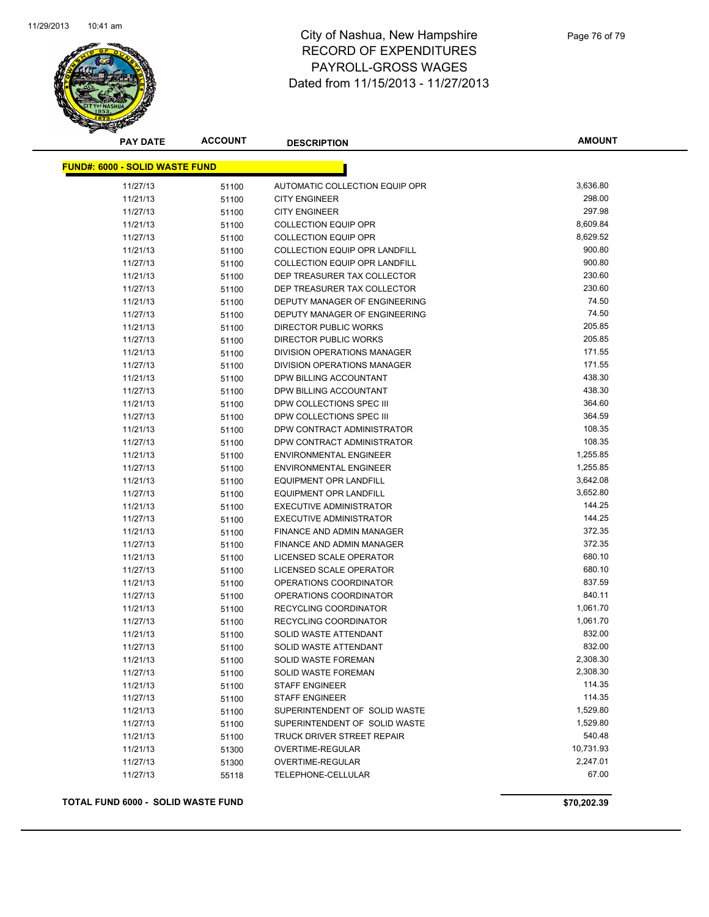# City of Nashua, New Hampshire
## RECORD OF EXPENDITURES
## PAYROLL-GROSS WAGES
## Dated from 11/15/2013 - 11/27/2013

| PAY DATE | ACCOUNT | DESCRIPTION | AMOUNT |
|---|---|---|---|
| **FUND#: 6000 - SOLID WASTE FUND** | | | |
| 11/27/13 | 51100 | AUTOMATIC COLLECTION EQUIP OPR | 3,636.80 |
| 11/21/13 | 51100 | CITY ENGINEER | 298.00 |
| 11/27/13 | 51100 | CITY ENGINEER | 297.98 |
| 11/21/13 | 51100 | COLLECTION EQUIP OPR | 8,609.84 |
| 11/27/13 | 51100 | COLLECTION EQUIP OPR | 8,629.52 |
| 11/21/13 | 51100 | COLLECTION EQUIP OPR LANDFILL | 900.80 |
| 11/27/13 | 51100 | COLLECTION EQUIP OPR LANDFILL | 900.80 |
| 11/21/13 | 51100 | DEP TREASURER TAX COLLECTOR | 230.60 |
| 11/27/13 | 51100 | DEP TREASURER TAX COLLECTOR | 230.60 |
| 11/21/13 | 51100 | DEPUTY MANAGER OF ENGINEERING | 74.50 |
| 11/27/13 | 51100 | DEPUTY MANAGER OF ENGINEERING | 74.50 |
| 11/21/13 | 51100 | DIRECTOR PUBLIC WORKS | 205.85 |
| 11/27/13 | 51100 | DIRECTOR PUBLIC WORKS | 205.85 |
| 11/21/13 | 51100 | DIVISION OPERATIONS MANAGER | 171.55 |
| 11/27/13 | 51100 | DIVISION OPERATIONS MANAGER | 171.55 |
| 11/21/13 | 51100 | DPW BILLING ACCOUNTANT | 438.30 |
| 11/27/13 | 51100 | DPW BILLING ACCOUNTANT | 438.30 |
| 11/21/13 | 51100 | DPW COLLECTIONS SPEC III | 364.60 |
| 11/27/13 | 51100 | DPW COLLECTIONS SPEC III | 364.59 |
| 11/21/13 | 51100 | DPW CONTRACT ADMINISTRATOR | 108.35 |
| 11/27/13 | 51100 | DPW CONTRACT ADMINISTRATOR | 108.35 |
| 11/21/13 | 51100 | ENVIRONMENTAL ENGINEER | 1,255.85 |
| 11/27/13 | 51100 | ENVIRONMENTAL ENGINEER | 1,255.85 |
| 11/21/13 | 51100 | EQUIPMENT OPR LANDFILL | 3,642.08 |
| 11/27/13 | 51100 | EQUIPMENT OPR LANDFILL | 3,652.80 |
| 11/21/13 | 51100 | EXECUTIVE ADMINISTRATOR | 144.25 |
| 11/27/13 | 51100 | EXECUTIVE ADMINISTRATOR | 144.25 |
| 11/21/13 | 51100 | FINANCE AND ADMIN MANAGER | 372.35 |
| 11/27/13 | 51100 | FINANCE AND ADMIN MANAGER | 372.35 |
| 11/21/13 | 51100 | LICENSED SCALE OPERATOR | 680.10 |
| 11/27/13 | 51100 | LICENSED SCALE OPERATOR | 680.10 |
| 11/21/13 | 51100 | OPERATIONS COORDINATOR | 837.59 |
| 11/27/13 | 51100 | OPERATIONS COORDINATOR | 840.11 |
| 11/21/13 | 51100 | RECYCLING COORDINATOR | 1,061.70 |
| 11/27/13 | 51100 | RECYCLING COORDINATOR | 1,061.70 |
| 11/21/13 | 51100 | SOLID WASTE ATTENDANT | 832.00 |
| 11/27/13 | 51100 | SOLID WASTE ATTENDANT | 832.00 |
| 11/21/13 | 51100 | SOLID WASTE FOREMAN | 2,308.30 |
| 11/27/13 | 51100 | SOLID WASTE FOREMAN | 2,308.30 |
| 11/21/13 | 51100 | STAFF ENGINEER | 114.35 |
| 11/27/13 | 51100 | STAFF ENGINEER | 114.35 |
| 11/21/13 | 51100 | SUPERINTENDENT OF SOLID WASTE | 1,529.80 |
| 11/27/13 | 51100 | SUPERINTENDENT OF SOLID WASTE | 1,529.80 |
| 11/21/13 | 51100 | TRUCK DRIVER STREET REPAIR | 540.48 |
| 11/21/13 | 51300 | OVERTIME-REGULAR | 10,731.93 |
| 11/27/13 | 51300 | OVERTIME-REGULAR | 2,247.01 |
| 11/27/13 | 55118 | TELEPHONE-CELLULAR | 67.00 |
| **TOTAL FUND 6000 - SOLID WASTE FUND** | | | **$70,202.39** |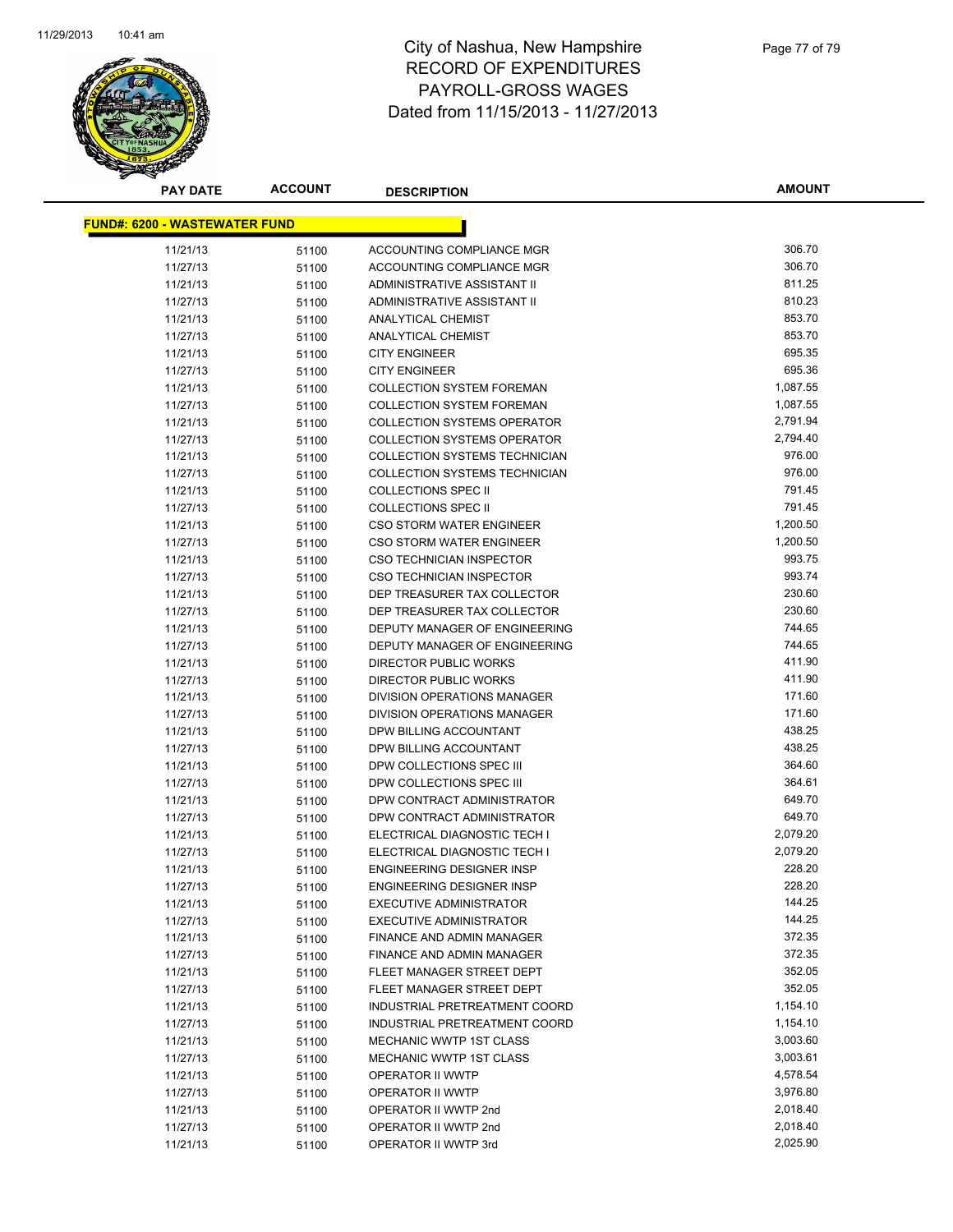# City of Nashua, New Hampshire
# RECORD OF EXPENDITURES
# PAYROLL-GROSS WAGES
# Dated from 11/15/2013 - 11/27/2013

| PAY DATE | ACCOUNT | DESCRIPTION | AMOUNT |
|---|---|---|---|
| **FUND#: 6200 - WASTEWATER FUND** | | | |
| 11/21/13 | 51100 | ACCOUNTING COMPLIANCE MGR | 306.70 |
| 11/27/13 | 51100 | ACCOUNTING COMPLIANCE MGR | 306.70 |
| 11/21/13 | 51100 | ADMINISTRATIVE ASSISTANT II | 811.25 |
| 11/27/13 | 51100 | ADMINISTRATIVE ASSISTANT II | 810.23 |
| 11/21/13 | 51100 | ANALYTICAL CHEMIST | 853.70 |
| 11/27/13 | 51100 | ANALYTICAL CHEMIST | 853.70 |
| 11/21/13 | 51100 | CITY ENGINEER | 695.35 |
| 11/27/13 | 51100 | CITY ENGINEER | 695.36 |
| 11/21/13 | 51100 | COLLECTION SYSTEM FOREMAN | 1,087.55 |
| 11/27/13 | 51100 | COLLECTION SYSTEM FOREMAN | 1,087.55 |
| 11/21/13 | 51100 | COLLECTION SYSTEMS OPERATOR | 2,791.94 |
| 11/27/13 | 51100 | COLLECTION SYSTEMS OPERATOR | 2,794.40 |
| 11/21/13 | 51100 | COLLECTION SYSTEMS TECHNICIAN | 976.00 |
| 11/27/13 | 51100 | COLLECTION SYSTEMS TECHNICIAN | 976.00 |
| 11/21/13 | 51100 | COLLECTIONS SPEC II | 791.45 |
| 11/27/13 | 51100 | COLLECTIONS SPEC II | 791.45 |
| 11/21/13 | 51100 | CSO STORM WATER ENGINEER | 1,200.50 |
| 11/27/13 | 51100 | CSO STORM WATER ENGINEER | 1,200.50 |
| 11/21/13 | 51100 | CSO TECHNICIAN INSPECTOR | 993.75 |
| 11/27/13 | 51100 | CSO TECHNICIAN INSPECTOR | 993.74 |
| 11/21/13 | 51100 | DEP TREASURER TAX COLLECTOR | 230.60 |
| 11/27/13 | 51100 | DEP TREASURER TAX COLLECTOR | 230.60 |
| 11/21/13 | 51100 | DEPUTY MANAGER OF ENGINEERING | 744.65 |
| 11/27/13 | 51100 | DEPUTY MANAGER OF ENGINEERING | 744.65 |
| 11/21/13 | 51100 | DIRECTOR PUBLIC WORKS | 411.90 |
| 11/27/13 | 51100 | DIRECTOR PUBLIC WORKS | 411.90 |
| 11/21/13 | 51100 | DIVISION OPERATIONS MANAGER | 171.60 |
| 11/27/13 | 51100 | DIVISION OPERATIONS MANAGER | 171.60 |
| 11/21/13 | 51100 | DPW BILLING ACCOUNTANT | 438.25 |
| 11/27/13 | 51100 | DPW BILLING ACCOUNTANT | 438.25 |
| 11/21/13 | 51100 | DPW COLLECTIONS SPEC III | 364.60 |
| 11/27/13 | 51100 | DPW COLLECTIONS SPEC III | 364.61 |
| 11/21/13 | 51100 | DPW CONTRACT ADMINISTRATOR | 649.70 |
| 11/27/13 | 51100 | DPW CONTRACT ADMINISTRATOR | 649.70 |
| 11/21/13 | 51100 | ELECTRICAL DIAGNOSTIC TECH I | 2,079.20 |
| 11/27/13 | 51100 | ELECTRICAL DIAGNOSTIC TECH I | 2,079.20 |
| 11/21/13 | 51100 | ENGINEERING DESIGNER INSP | 228.20 |
| 11/27/13 | 51100 | ENGINEERING DESIGNER INSP | 228.20 |
| 11/21/13 | 51100 | EXECUTIVE ADMINISTRATOR | 144.25 |
| 11/27/13 | 51100 | EXECUTIVE ADMINISTRATOR | 144.25 |
| 11/21/13 | 51100 | FINANCE AND ADMIN MANAGER | 372.35 |
| 11/27/13 | 51100 | FINANCE AND ADMIN MANAGER | 372.35 |
| 11/21/13 | 51100 | FLEET MANAGER STREET DEPT | 352.05 |
| 11/27/13 | 51100 | FLEET MANAGER STREET DEPT | 352.05 |
| 11/21/13 | 51100 | INDUSTRIAL PRETREATMENT COORD | 1,154.10 |
| 11/27/13 | 51100 | INDUSTRIAL PRETREATMENT COORD | 1,154.10 |
| 11/21/13 | 51100 | MECHANIC WWTP 1ST CLASS | 3,003.60 |
| 11/27/13 | 51100 | MECHANIC WWTP 1ST CLASS | 3,003.61 |
| 11/21/13 | 51100 | OPERATOR II WWTP | 4,578.54 |
| 11/27/13 | 51100 | OPERATOR II WWTP | 3,976.80 |
| 11/21/13 | 51100 | OPERATOR II WWTP 2nd | 2,018.40 |
| 11/27/13 | 51100 | OPERATOR II WWTP 2nd | 2,018.40 |
| 11/21/13 | 51100 | OPERATOR II WWTP 3rd | 2,025.90 |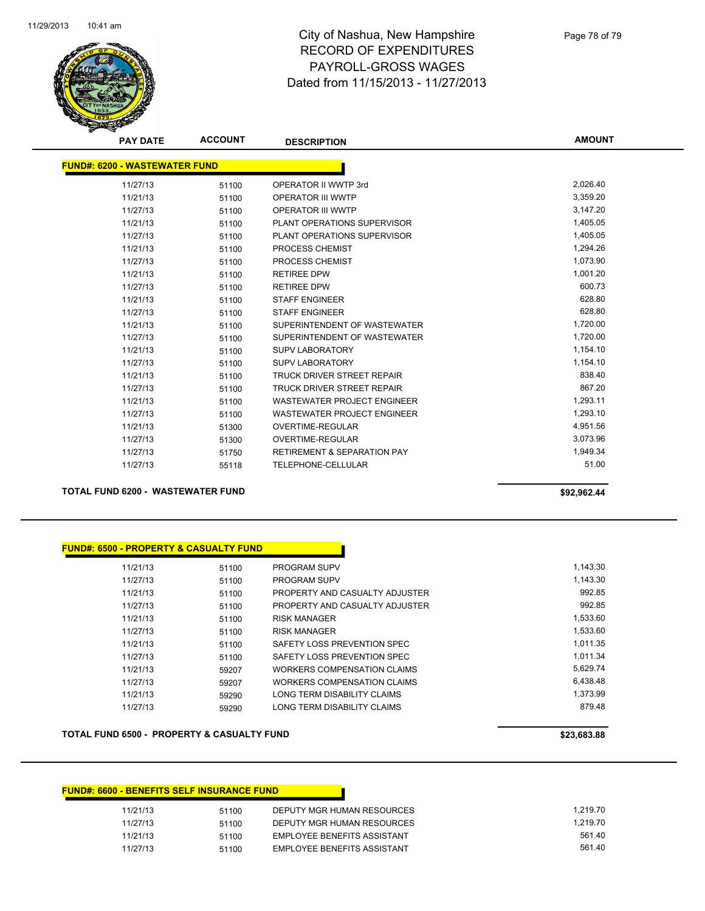# City of Nashua, New Hampshire
## RECORD OF EXPENDITURES
## PAYROLL-GROSS WAGES
## Dated from 11/15/2013 - 11/27/2013

| PAY DATE | ACCOUNT | DESCRIPTION | AMOUNT |
|---|---|---|---|
| **FUND#: 6200 - WASTEWATER FUND** | | | |
| 11/27/13 | 51100 | OPERATOR II WWTP 3rd | 2,026.40 |
| 11/21/13 | 51100 | OPERATOR III WWTP | 3,359.20 |
| 11/27/13 | 51100 | OPERATOR III WWTP | 3,147.20 |
| 11/21/13 | 51100 | PLANT OPERATIONS SUPERVISOR | 1,405.05 |
| 11/27/13 | 51100 | PLANT OPERATIONS SUPERVISOR | 1,405.05 |
| 11/21/13 | 51100 | PROCESS CHEMIST | 1,294.26 |
| 11/27/13 | 51100 | PROCESS CHEMIST | 1,073.90 |
| 11/21/13 | 51100 | RETIREE DPW | 1,001.20 |
| 11/27/13 | 51100 | RETIREE DPW | 600.73 |
| 11/21/13 | 51100 | STAFF ENGINEER | 628.80 |
| 11/27/13 | 51100 | STAFF ENGINEER | 628.80 |
| 11/21/13 | 51100 | SUPERINTENDENT OF WASTEWATER | 1,720.00 |
| 11/27/13 | 51100 | SUPERINTENDENT OF WASTEWATER | 1,720.00 |
| 11/21/13 | 51100 | SUPV LABORATORY | 1,154.10 |
| 11/27/13 | 51100 | SUPV LABORATORY | 1,154.10 |
| 11/21/13 | 51100 | TRUCK DRIVER STREET REPAIR | 838.40 |
| 11/27/13 | 51100 | TRUCK DRIVER STREET REPAIR | 867.20 |
| 11/21/13 | 51100 | WASTEWATER PROJECT ENGINEER | 1,293.11 |
| 11/27/13 | 51100 | WASTEWATER PROJECT ENGINEER | 1,293.10 |
| 11/21/13 | 51300 | OVERTIME-REGULAR | 4,951.56 |
| 11/27/13 | 51300 | OVERTIME-REGULAR | 3,073.96 |
| 11/27/13 | 51750 | RETIREMENT & SEPARATION PAY | 1,949.34 |
| 11/27/13 | 55118 | TELEPHONE-CELLULAR | 51.00 |
| **TOTAL FUND 6200 - WASTEWATER FUND** | | | **$92,962.44** |

| PAY DATE | ACCOUNT | DESCRIPTION | AMOUNT |
|---|---|---|---|
| **FUND#: 6500 - PROPERTY & CASUALTY FUND** | | | |
| 11/21/13 | 51100 | PROGRAM SUPV | 1,143.30 |
| 11/27/13 | 51100 | PROGRAM SUPV | 1,143.30 |
| 11/21/13 | 51100 | PROPERTY AND CASUALTY ADJUSTER | 992.85 |
| 11/27/13 | 51100 | PROPERTY AND CASUALTY ADJUSTER | 992.85 |
| 11/21/13 | 51100 | RISK MANAGER | 1,533.60 |
| 11/27/13 | 51100 | RISK MANAGER | 1,533.60 |
| 11/21/13 | 51100 | SAFETY LOSS PREVENTION SPEC | 1,011.35 |
| 11/27/13 | 51100 | SAFETY LOSS PREVENTION SPEC | 1,011.34 |
| 11/21/13 | 59207 | WORKERS COMPENSATION CLAIMS | 5,629.74 |
| 11/27/13 | 59207 | WORKERS COMPENSATION CLAIMS | 6,438.48 |
| 11/21/13 | 59290 | LONG TERM DISABILITY CLAIMS | 1,373.99 |
| 11/27/13 | 59290 | LONG TERM DISABILITY CLAIMS | 879.48 |
| **TOTAL FUND 6500 - PROPERTY & CASUALTY FUND** | | | **$23,683.88** |

| PAY DATE | ACCOUNT | DESCRIPTION | AMOUNT |
|---|---|---|---|
| **FUND#: 6600 - BENEFITS SELF INSURANCE FUND** | | | |
| 11/21/13 | 51100 | DEPUTY MGR HUMAN RESOURCES | 1,219.70 |
| 11/27/13 | 51100 | DEPUTY MGR HUMAN RESOURCES | 1,219.70 |
| 11/21/13 | 51100 | EMPLOYEE BENEFITS ASSISTANT | 561.40 |
| 11/27/13 | 51100 | EMPLOYEE BENEFITS ASSISTANT | 561.40 |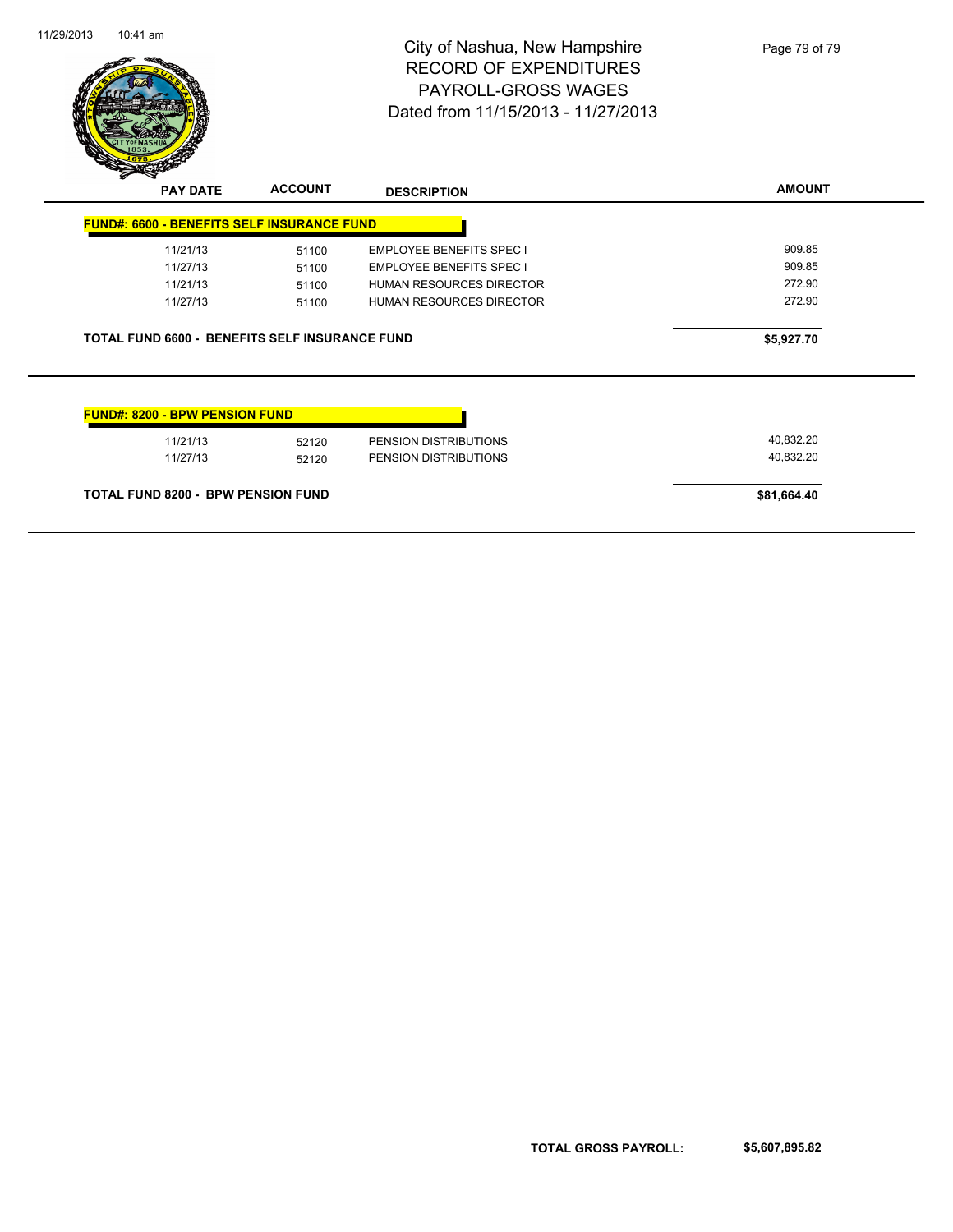# City of Nashua, New Hampshire
## RECORD OF EXPENDITURES
## PAYROLL-GROSS WAGES
## Dated from 11/15/2013 - 11/27/2013

| PAY DATE | ACCOUNT | DESCRIPTION | AMOUNT |
|---|---|---|---|
| **FUND#: 6600 - BENEFITS SELF INSURANCE FUND** | | | |
| 11/21/13 | 51100 | EMPLOYEE BENEFITS SPEC I | 909.85 |
| 11/27/13 | 51100 | EMPLOYEE BENEFITS SPEC I | 909.85 |
| 11/21/13 | 51100 | HUMAN RESOURCES DIRECTOR | 272.90 |
| 11/27/13 | 51100 | HUMAN RESOURCES DIRECTOR | 272.90 |
| **TOTAL FUND 6600 - BENEFITS SELF INSURANCE FUND** | | | **$5,927.70** |

| PAY DATE | ACCOUNT | DESCRIPTION | AMOUNT |
|---|---|---|---|
| **FUND#: 8200 - BPW PENSION FUND** | | | |
| 11/21/13 | 52120 | PENSION DISTRIBUTIONS | 40,832.20 |
| 11/27/13 | 52120 | PENSION DISTRIBUTIONS | 40,832.20 |
| **TOTAL FUND 8200 - BPW PENSION FUND** | | | **$81,664.40** |

**TOTAL GROSS PAYROLL: $5,607,895.82**